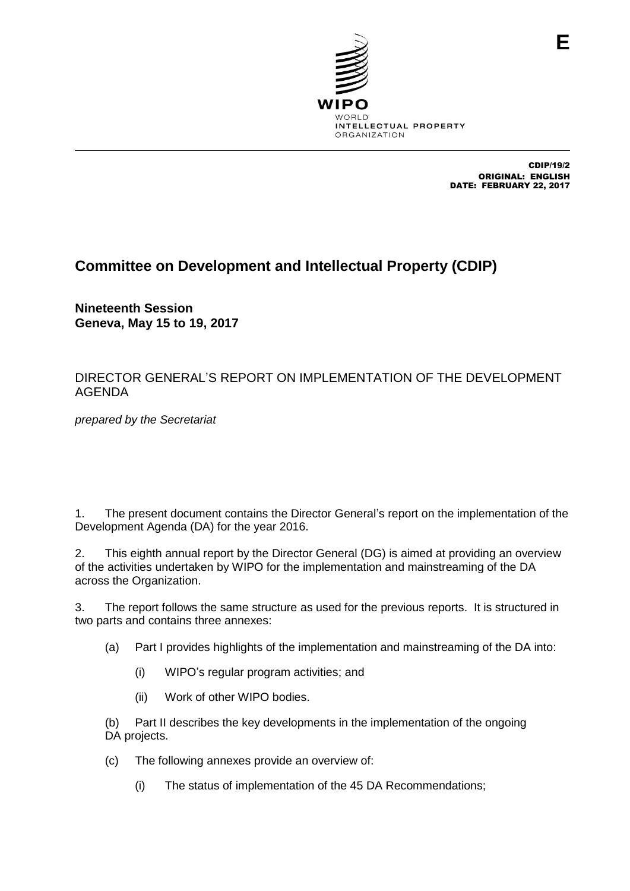E

WIPO
WORLD
INTELLECTUAL PROPERTY
ORGANIZATION

CDIP/19/2
ORIGINAL: ENGLISH
DATE: FEBRUARY 22, 2017

# Committee on Development and Intellectual Property (CDIP)

**Nineteenth Session**
**Geneva, May 15 to 19, 2017**

## DIRECTOR GENERAL'S REPORT ON IMPLEMENTATION OF THE DEVELOPMENT AGENDA

*prepared by the Secretariat*

1. The present document contains the Director General's report on the implementation of the Development Agenda (DA) for the year 2016.

2. This eighth annual report by the Director General (DG) is aimed at providing an overview of the activities undertaken by WIPO for the implementation and mainstreaming of the DA across the Organization.

3. The report follows the same structure as used for the previous reports. It is structured in two parts and contains three annexes:

   (a) Part I provides highlights of the implementation and mainstreaming of the DA into:

      (i) WIPO's regular program activities; and

      (ii) Work of other WIPO bodies.

   (b) Part II describes the key developments in the implementation of the ongoing DA projects.

   (c) The following annexes provide an overview of:

      (i) The status of implementation of the 45 DA Recommendations;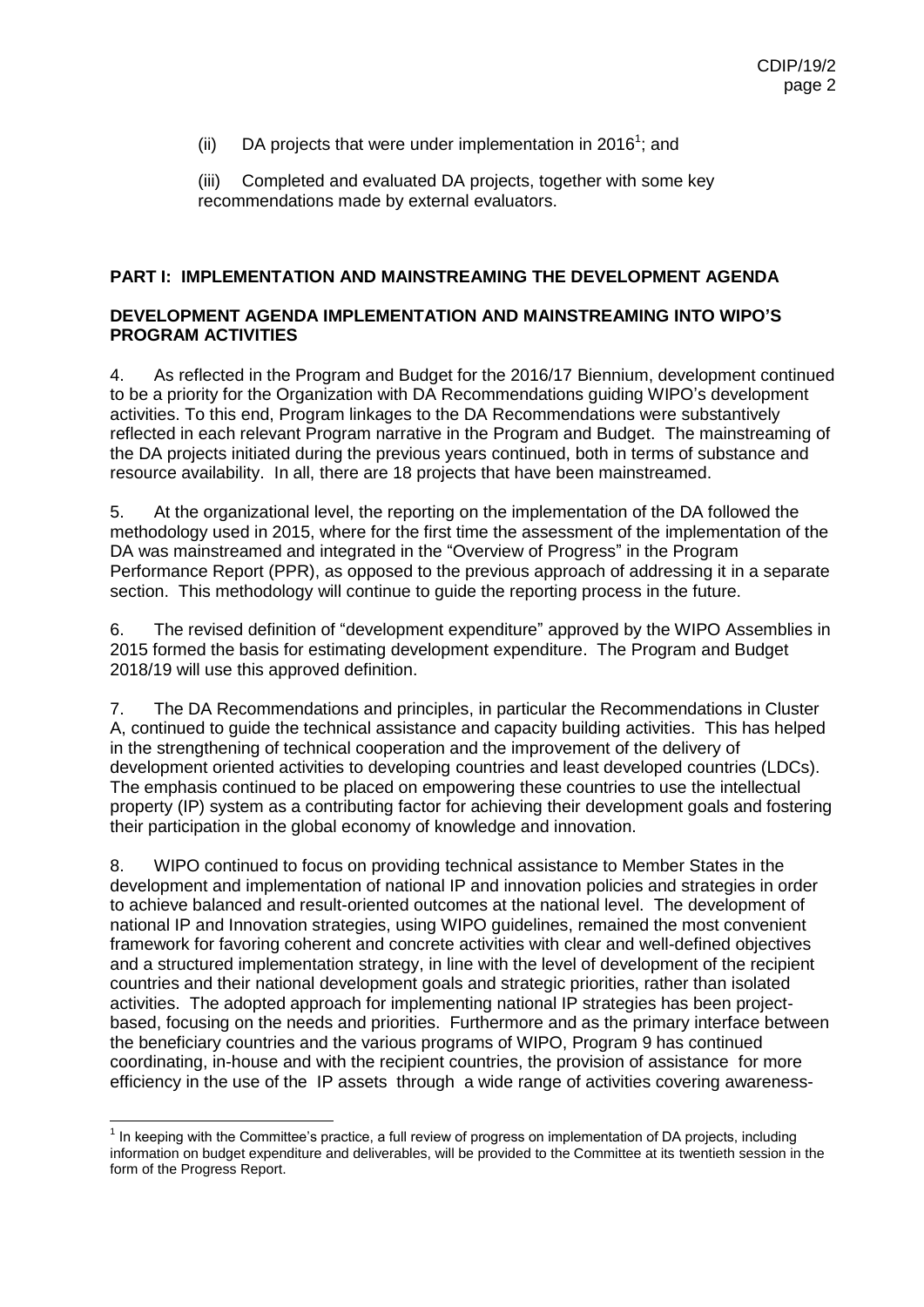(ii) DA projects that were under implementation in 2016[1]; and

(iii) Completed and evaluated DA projects, together with some key recommendations made by external evaluators.

## PART I: IMPLEMENTATION AND MAINSTREAMING THE DEVELOPMENT AGENDA

### DEVELOPMENT AGENDA IMPLEMENTATION AND MAINSTREAMING INTO WIPO'S PROGRAM ACTIVITIES

4. As reflected in the Program and Budget for the 2016/17 Biennium, development continued to be a priority for the Organization with DA Recommendations guiding WIPO's development activities. To this end, Program linkages to the DA Recommendations were substantively reflected in each relevant Program narrative in the Program and Budget. The mainstreaming of the DA projects initiated during the previous years continued, both in terms of substance and resource availability. In all, there are 18 projects that have been mainstreamed.

5. At the organizational level, the reporting on the implementation of the DA followed the methodology used in 2015, where for the first time the assessment of the implementation of the DA was mainstreamed and integrated in the "Overview of Progress" in the Program Performance Report (PPR), as opposed to the previous approach of addressing it in a separate section. This methodology will continue to guide the reporting process in the future.

6. The revised definition of "development expenditure" approved by the WIPO Assemblies in 2015 formed the basis for estimating development expenditure. The Program and Budget 2018/19 will use this approved definition.

7. The DA Recommendations and principles, in particular the Recommendations in Cluster A, continued to guide the technical assistance and capacity building activities. This has helped in the strengthening of technical cooperation and the improvement of the delivery of development oriented activities to developing countries and least developed countries (LDCs). The emphasis continued to be placed on empowering these countries to use the intellectual property (IP) system as a contributing factor for achieving their development goals and fostering their participation in the global economy of knowledge and innovation.

8. WIPO continued to focus on providing technical assistance to Member States in the development and implementation of national IP and innovation policies and strategies in order to achieve balanced and result-oriented outcomes at the national level. The development of national IP and Innovation strategies, using WIPO guidelines, remained the most convenient framework for favoring coherent and concrete activities with clear and well-defined objectives and a structured implementation strategy, in line with the level of development of the recipient countries and their national development goals and strategic priorities, rather than isolated activities. The adopted approach for implementing national IP strategies has been project-based, focusing on the needs and priorities. Furthermore and as the primary interface between the beneficiary countries and the various programs of WIPO, Program 9 has continued coordinating, in-house and with the recipient countries, the provision of assistance for more efficiency in the use of the IP assets through a wide range of activities covering awareness-

---

[1] In keeping with the Committee's practice, a full review of progress on implementation of DA projects, including information on budget expenditure and deliverables, will be provided to the Committee at its twentieth session in the form of the Progress Report.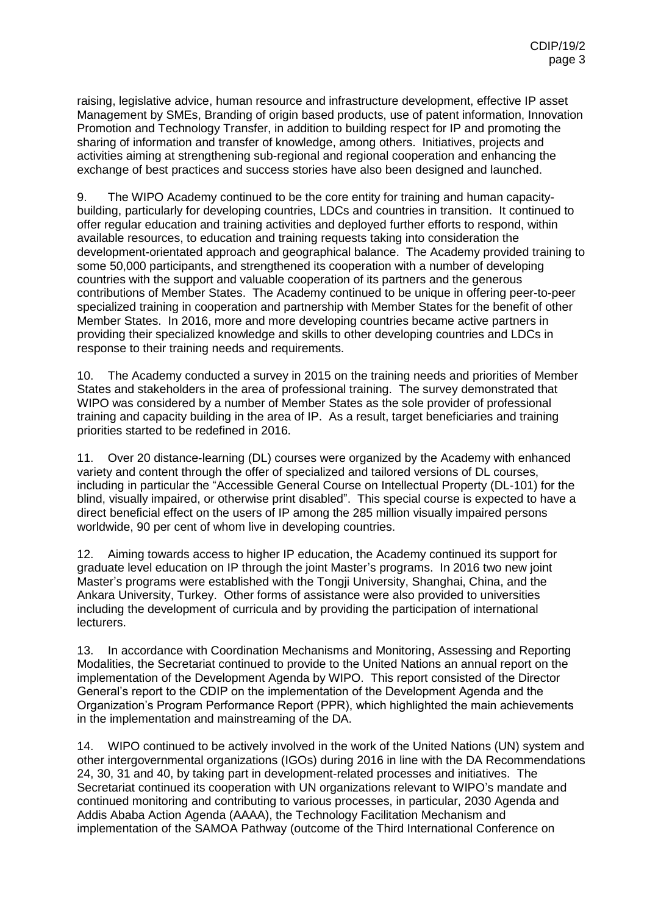raising, legislative advice, human resource and infrastructure development, effective IP asset Management by SMEs, Branding of origin based products, use of patent information, Innovation Promotion and Technology Transfer, in addition to building respect for IP and promoting the sharing of information and transfer of knowledge, among others. Initiatives, projects and activities aiming at strengthening sub-regional and regional cooperation and enhancing the exchange of best practices and success stories have also been designed and launched.

9. The WIPO Academy continued to be the core entity for training and human capacity-building, particularly for developing countries, LDCs and countries in transition. It continued to offer regular education and training activities and deployed further efforts to respond, within available resources, to education and training requests taking into consideration the development-orientated approach and geographical balance. The Academy provided training to some 50,000 participants, and strengthened its cooperation with a number of developing countries with the support and valuable cooperation of its partners and the generous contributions of Member States. The Academy continued to be unique in offering peer-to-peer specialized training in cooperation and partnership with Member States for the benefit of other Member States. In 2016, more and more developing countries became active partners in providing their specialized knowledge and skills to other developing countries and LDCs in response to their training needs and requirements.

10. The Academy conducted a survey in 2015 on the training needs and priorities of Member States and stakeholders in the area of professional training. The survey demonstrated that WIPO was considered by a number of Member States as the sole provider of professional training and capacity building in the area of IP. As a result, target beneficiaries and training priorities started to be redefined in 2016.

11. Over 20 distance-learning (DL) courses were organized by the Academy with enhanced variety and content through the offer of specialized and tailored versions of DL courses, including in particular the "Accessible General Course on Intellectual Property (DL-101) for the blind, visually impaired, or otherwise print disabled". This special course is expected to have a direct beneficial effect on the users of IP among the 285 million visually impaired persons worldwide, 90 per cent of whom live in developing countries.

12. Aiming towards access to higher IP education, the Academy continued its support for graduate level education on IP through the joint Master's programs. In 2016 two new joint Master's programs were established with the Tongji University, Shanghai, China, and the Ankara University, Turkey. Other forms of assistance were also provided to universities including the development of curricula and by providing the participation of international lecturers.

13. In accordance with Coordination Mechanisms and Monitoring, Assessing and Reporting Modalities, the Secretariat continued to provide to the United Nations an annual report on the implementation of the Development Agenda by WIPO. This report consisted of the Director General's report to the CDIP on the implementation of the Development Agenda and the Organization's Program Performance Report (PPR), which highlighted the main achievements in the implementation and mainstreaming of the DA.

14. WIPO continued to be actively involved in the work of the United Nations (UN) system and other intergovernmental organizations (IGOs) during 2016 in line with the DA Recommendations 24, 30, 31 and 40, by taking part in development-related processes and initiatives. The Secretariat continued its cooperation with UN organizations relevant to WIPO's mandate and continued monitoring and contributing to various processes, in particular, 2030 Agenda and Addis Ababa Action Agenda (AAAA), the Technology Facilitation Mechanism and implementation of the SAMOA Pathway (outcome of the Third International Conference on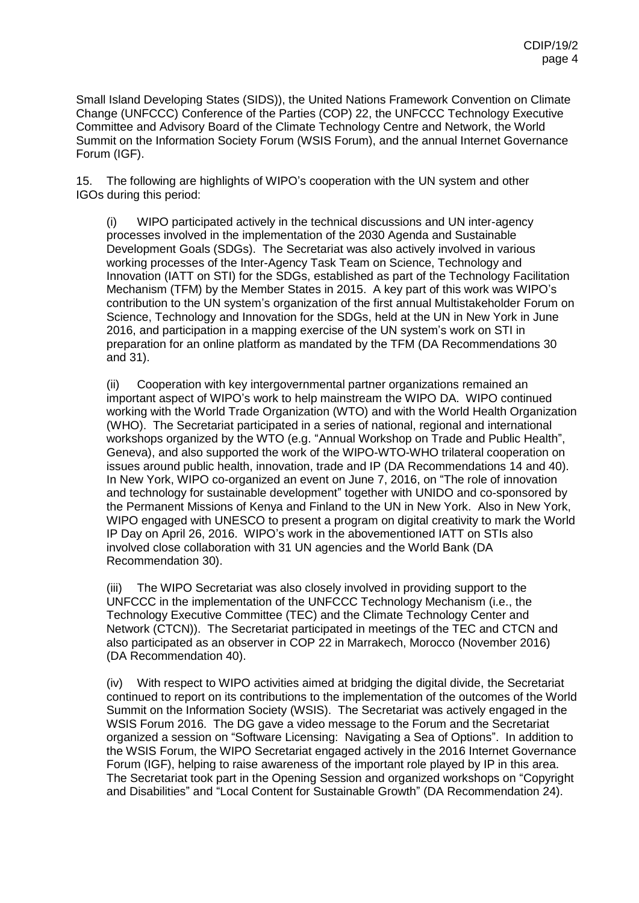Small Island Developing States (SIDS)), the United Nations Framework Convention on Climate Change (UNFCCC) Conference of the Parties (COP) 22, the UNFCCC Technology Executive Committee and Advisory Board of the Climate Technology Centre and Network, the World Summit on the Information Society Forum (WSIS Forum), and the annual Internet Governance Forum (IGF).

15. The following are highlights of WIPO's cooperation with the UN system and other IGOs during this period:

(i) WIPO participated actively in the technical discussions and UN inter-agency processes involved in the implementation of the 2030 Agenda and Sustainable Development Goals (SDGs). The Secretariat was also actively involved in various working processes of the Inter-Agency Task Team on Science, Technology and Innovation (IATT on STI) for the SDGs, established as part of the Technology Facilitation Mechanism (TFM) by the Member States in 2015. A key part of this work was WIPO's contribution to the UN system's organization of the first annual Multistakeholder Forum on Science, Technology and Innovation for the SDGs, held at the UN in New York in June 2016, and participation in a mapping exercise of the UN system's work on STI in preparation for an online platform as mandated by the TFM (DA Recommendations 30 and 31).

(ii) Cooperation with key intergovernmental partner organizations remained an important aspect of WIPO's work to help mainstream the WIPO DA. WIPO continued working with the World Trade Organization (WTO) and with the World Health Organization (WHO). The Secretariat participated in a series of national, regional and international workshops organized by the WTO (e.g. "Annual Workshop on Trade and Public Health", Geneva), and also supported the work of the WIPO-WTO-WHO trilateral cooperation on issues around public health, innovation, trade and IP (DA Recommendations 14 and 40). In New York, WIPO co-organized an event on June 7, 2016, on "The role of innovation and technology for sustainable development" together with UNIDO and co-sponsored by the Permanent Missions of Kenya and Finland to the UN in New York. Also in New York, WIPO engaged with UNESCO to present a program on digital creativity to mark the World IP Day on April 26, 2016. WIPO's work in the abovementioned IATT on STIs also involved close collaboration with 31 UN agencies and the World Bank (DA Recommendation 30).

(iii) The WIPO Secretariat was also closely involved in providing support to the UNFCCC in the implementation of the UNFCCC Technology Mechanism (i.e., the Technology Executive Committee (TEC) and the Climate Technology Center and Network (CTCN)). The Secretariat participated in meetings of the TEC and CTCN and also participated as an observer in COP 22 in Marrakech, Morocco (November 2016) (DA Recommendation 40).

(iv) With respect to WIPO activities aimed at bridging the digital divide, the Secretariat continued to report on its contributions to the implementation of the outcomes of the World Summit on the Information Society (WSIS). The Secretariat was actively engaged in the WSIS Forum 2016. The DG gave a video message to the Forum and the Secretariat organized a session on "Software Licensing: Navigating a Sea of Options". In addition to the WSIS Forum, the WIPO Secretariat engaged actively in the 2016 Internet Governance Forum (IGF), helping to raise awareness of the important role played by IP in this area. The Secretariat took part in the Opening Session and organized workshops on "Copyright and Disabilities" and "Local Content for Sustainable Growth" (DA Recommendation 24).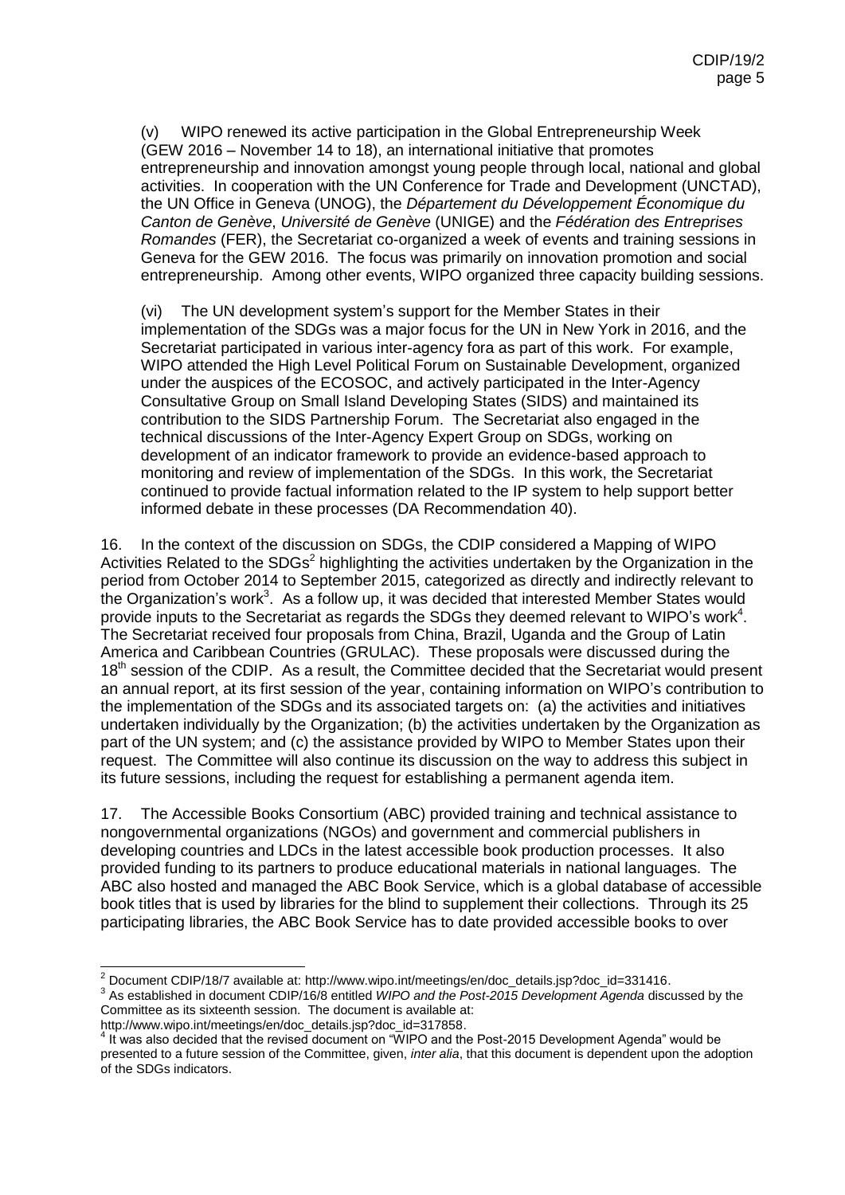(v) WIPO renewed its active participation in the Global Entrepreneurship Week (GEW 2016 – November 14 to 18), an international initiative that promotes entrepreneurship and innovation amongst young people through local, national and global activities. In cooperation with the UN Conference for Trade and Development (UNCTAD), the UN Office in Geneva (UNOG), the *Département du Développement Économique du Canton de Genève*, *Université de Genève* (UNIGE) and the *Fédération des Entreprises Romandes* (FER), the Secretariat co-organized a week of events and training sessions in Geneva for the GEW 2016. The focus was primarily on innovation promotion and social entrepreneurship. Among other events, WIPO organized three capacity building sessions.

(vi) The UN development system's support for the Member States in their implementation of the SDGs was a major focus for the UN in New York in 2016, and the Secretariat participated in various inter-agency fora as part of this work. For example, WIPO attended the High Level Political Forum on Sustainable Development, organized under the auspices of the ECOSOC, and actively participated in the Inter-Agency Consultative Group on Small Island Developing States (SIDS) and maintained its contribution to the SIDS Partnership Forum. The Secretariat also engaged in the technical discussions of the Inter-Agency Expert Group on SDGs, working on development of an indicator framework to provide an evidence-based approach to monitoring and review of implementation of the SDGs. In this work, the Secretariat continued to provide factual information related to the IP system to help support better informed debate in these processes (DA Recommendation 40).

16. In the context of the discussion on SDGs, the CDIP considered a Mapping of WIPO Activities Related to the SDGs[2] highlighting the activities undertaken by the Organization in the period from October 2014 to September 2015, categorized as directly and indirectly relevant to the Organization's work[3]. As a follow up, it was decided that interested Member States would provide inputs to the Secretariat as regards the SDGs they deemed relevant to WIPO's work[4]. The Secretariat received four proposals from China, Brazil, Uganda and the Group of Latin America and Caribbean Countries (GRULAC). These proposals were discussed during the 18th session of the CDIP. As a result, the Committee decided that the Secretariat would present an annual report, at its first session of the year, containing information on WIPO's contribution to the implementation of the SDGs and its associated targets on: (a) the activities and initiatives undertaken individually by the Organization; (b) the activities undertaken by the Organization as part of the UN system; and (c) the assistance provided by WIPO to Member States upon their request. The Committee will also continue its discussion on the way to address this subject in its future sessions, including the request for establishing a permanent agenda item.

17. The Accessible Books Consortium (ABC) provided training and technical assistance to nongovernmental organizations (NGOs) and government and commercial publishers in developing countries and LDCs in the latest accessible book production processes. It also provided funding to its partners to produce educational materials in national languages. The ABC also hosted and managed the ABC Book Service, which is a global database of accessible book titles that is used by libraries for the blind to supplement their collections. Through its 25 participating libraries, the ABC Book Service has to date provided accessible books to over

---

[2] Document CDIP/18/7 available at: http://www.wipo.int/meetings/en/doc_details.jsp?doc_id=331416.

[3] As established in document CDIP/16/8 entitled *WIPO and the Post-2015 Development Agenda* discussed by the Committee as its sixteenth session. The document is available at: http://www.wipo.int/meetings/en/doc_details.jsp?doc_id=317858.

[4] It was also decided that the revised document on "WIPO and the Post-2015 Development Agenda" would be presented to a future session of the Committee, given, *inter alia*, that this document is dependent upon the adoption of the SDGs indicators.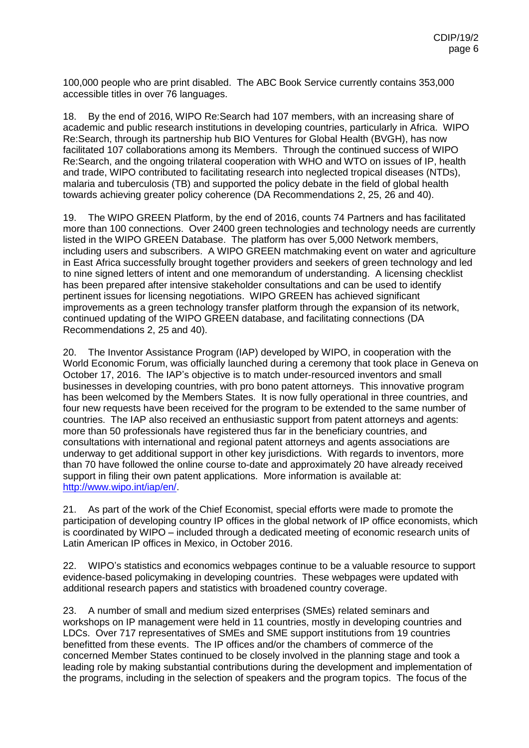100,000 people who are print disabled. The ABC Book Service currently contains 353,000 accessible titles in over 76 languages.

18. By the end of 2016, WIPO Re:Search had 107 members, with an increasing share of academic and public research institutions in developing countries, particularly in Africa. WIPO Re:Search, through its partnership hub BIO Ventures for Global Health (BVGH), has now facilitated 107 collaborations among its Members. Through the continued success of WIPO Re:Search, and the ongoing trilateral cooperation with WHO and WTO on issues of IP, health and trade, WIPO contributed to facilitating research into neglected tropical diseases (NTDs), malaria and tuberculosis (TB) and supported the policy debate in the field of global health towards achieving greater policy coherence (DA Recommendations 2, 25, 26 and 40).

19. The WIPO GREEN Platform, by the end of 2016, counts 74 Partners and has facilitated more than 100 connections. Over 2400 green technologies and technology needs are currently listed in the WIPO GREEN Database. The platform has over 5,000 Network members, including users and subscribers. A WIPO GREEN matchmaking event on water and agriculture in East Africa successfully brought together providers and seekers of green technology and led to nine signed letters of intent and one memorandum of understanding. A licensing checklist has been prepared after intensive stakeholder consultations and can be used to identify pertinent issues for licensing negotiations. WIPO GREEN has achieved significant improvements as a green technology transfer platform through the expansion of its network, continued updating of the WIPO GREEN database, and facilitating connections (DA Recommendations 2, 25 and 40).

20. The Inventor Assistance Program (IAP) developed by WIPO, in cooperation with the World Economic Forum, was officially launched during a ceremony that took place in Geneva on October 17, 2016. The IAP's objective is to match under-resourced inventors and small businesses in developing countries, with pro bono patent attorneys. This innovative program has been welcomed by the Members States. It is now fully operational in three countries, and four new requests have been received for the program to be extended to the same number of countries. The IAP also received an enthusiastic support from patent attorneys and agents: more than 50 professionals have registered thus far in the beneficiary countries, and consultations with international and regional patent attorneys and agents associations are underway to get additional support in other key jurisdictions. With regards to inventors, more than 70 have followed the online course to-date and approximately 20 have already received support in filing their own patent applications. More information is available at: [http://www.wipo.int/iap/en/](http://www.wipo.int/iap/en/).

21. As part of the work of the Chief Economist, special efforts were made to promote the participation of developing country IP offices in the global network of IP office economists, which is coordinated by WIPO – included through a dedicated meeting of economic research units of Latin American IP offices in Mexico, in October 2016.

22. WIPO's statistics and economics webpages continue to be a valuable resource to support evidence-based policymaking in developing countries. These webpages were updated with additional research papers and statistics with broadened country coverage.

23. A number of small and medium sized enterprises (SMEs) related seminars and workshops on IP management were held in 11 countries, mostly in developing countries and LDCs. Over 717 representatives of SMEs and SME support institutions from 19 countries benefitted from these events. The IP offices and/or the chambers of commerce of the concerned Member States continued to be closely involved in the planning stage and took a leading role by making substantial contributions during the development and implementation of the programs, including in the selection of speakers and the program topics. The focus of the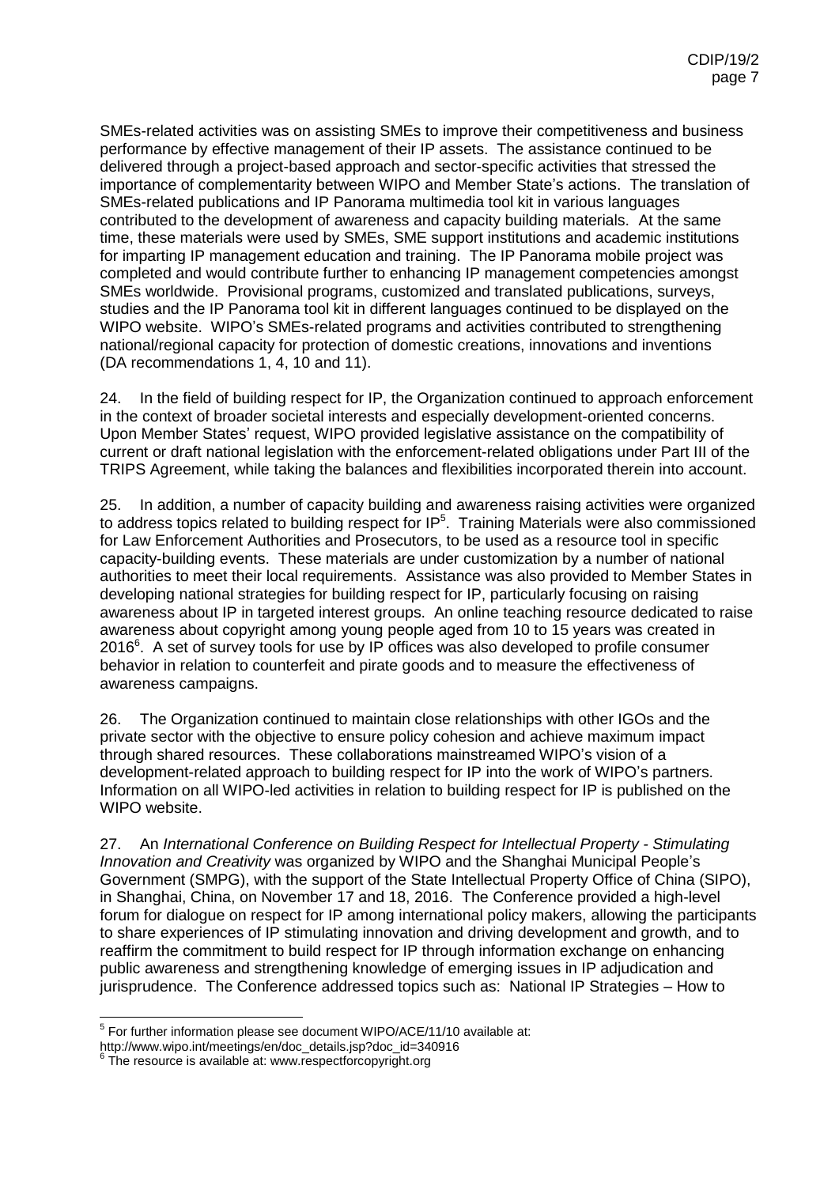SMEs-related activities was on assisting SMEs to improve their competitiveness and business performance by effective management of their IP assets. The assistance continued to be delivered through a project-based approach and sector-specific activities that stressed the importance of complementarity between WIPO and Member State's actions. The translation of SMEs-related publications and IP Panorama multimedia tool kit in various languages contributed to the development of awareness and capacity building materials. At the same time, these materials were used by SMEs, SME support institutions and academic institutions for imparting IP management education and training. The IP Panorama mobile project was completed and would contribute further to enhancing IP management competencies amongst SMEs worldwide. Provisional programs, customized and translated publications, surveys, studies and the IP Panorama tool kit in different languages continued to be displayed on the WIPO website. WIPO's SMEs-related programs and activities contributed to strengthening national/regional capacity for protection of domestic creations, innovations and inventions (DA recommendations 1, 4, 10 and 11).

24. In the field of building respect for IP, the Organization continued to approach enforcement in the context of broader societal interests and especially development-oriented concerns. Upon Member States' request, WIPO provided legislative assistance on the compatibility of current or draft national legislation with the enforcement-related obligations under Part III of the TRIPS Agreement, while taking the balances and flexibilities incorporated therein into account.

25. In addition, a number of capacity building and awareness raising activities were organized to address topics related to building respect for IP[5]. Training Materials were also commissioned for Law Enforcement Authorities and Prosecutors, to be used as a resource tool in specific capacity-building events. These materials are under customization by a number of national authorities to meet their local requirements. Assistance was also provided to Member States in developing national strategies for building respect for IP, particularly focusing on raising awareness about IP in targeted interest groups. An online teaching resource dedicated to raise awareness about copyright among young people aged from 10 to 15 years was created in 2016[6]. A set of survey tools for use by IP offices was also developed to profile consumer behavior in relation to counterfeit and pirate goods and to measure the effectiveness of awareness campaigns.

26. The Organization continued to maintain close relationships with other IGOs and the private sector with the objective to ensure policy cohesion and achieve maximum impact through shared resources. These collaborations mainstreamed WIPO's vision of a development-related approach to building respect for IP into the work of WIPO's partners. Information on all WIPO-led activities in relation to building respect for IP is published on the WIPO website.

27. An *International Conference on Building Respect for Intellectual Property - Stimulating Innovation and Creativity* was organized by WIPO and the Shanghai Municipal People's Government (SMPG), with the support of the State Intellectual Property Office of China (SIPO), in Shanghai, China, on November 17 and 18, 2016. The Conference provided a high-level forum for dialogue on respect for IP among international policy makers, allowing the participants to share experiences of IP stimulating innovation and driving development and growth, and to reaffirm the commitment to build respect for IP through information exchange on enhancing public awareness and strengthening knowledge of emerging issues in IP adjudication and jurisprudence. The Conference addressed topics such as: National IP Strategies – How to

---

[5] For further information please see document WIPO/ACE/11/10 available at: http://www.wipo.int/meetings/en/doc_details.jsp?doc_id=340916

[6] The resource is available at: www.respectforcopyright.org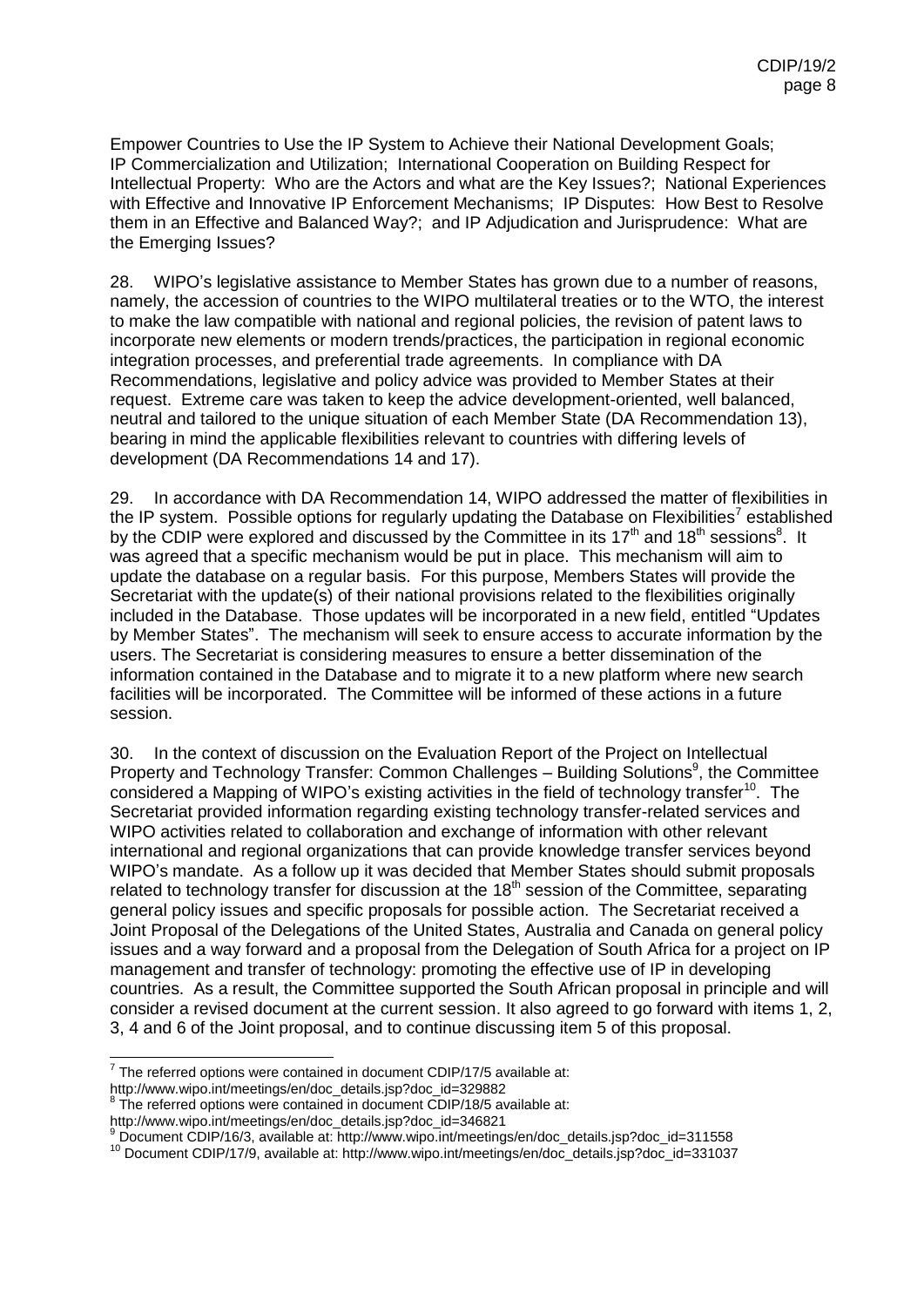Empower Countries to Use the IP System to Achieve their National Development Goals; IP Commercialization and Utilization; International Cooperation on Building Respect for Intellectual Property: Who are the Actors and what are the Key Issues?; National Experiences with Effective and Innovative IP Enforcement Mechanisms; IP Disputes: How Best to Resolve them in an Effective and Balanced Way?; and IP Adjudication and Jurisprudence: What are the Emerging Issues?

28. WIPO's legislative assistance to Member States has grown due to a number of reasons, namely, the accession of countries to the WIPO multilateral treaties or to the WTO, the interest to make the law compatible with national and regional policies, the revision of patent laws to incorporate new elements or modern trends/practices, the participation in regional economic integration processes, and preferential trade agreements. In compliance with DA Recommendations, legislative and policy advice was provided to Member States at their request. Extreme care was taken to keep the advice development-oriented, well balanced, neutral and tailored to the unique situation of each Member State (DA Recommendation 13), bearing in mind the applicable flexibilities relevant to countries with differing levels of development (DA Recommendations 14 and 17).

29. In accordance with DA Recommendation 14, WIPO addressed the matter of flexibilities in the IP system. Possible options for regularly updating the Database on Flexibilities[7] established by the CDIP were explored and discussed by the Committee in its 17th and 18th sessions[8]. It was agreed that a specific mechanism would be put in place. This mechanism will aim to update the database on a regular basis. For this purpose, Members States will provide the Secretariat with the update(s) of their national provisions related to the flexibilities originally included in the Database. Those updates will be incorporated in a new field, entitled "Updates by Member States". The mechanism will seek to ensure access to accurate information by the users. The Secretariat is considering measures to ensure a better dissemination of the information contained in the Database and to migrate it to a new platform where new search facilities will be incorporated. The Committee will be informed of these actions in a future session.

30. In the context of discussion on the Evaluation Report of the Project on Intellectual Property and Technology Transfer: Common Challenges – Building Solutions[9], the Committee considered a Mapping of WIPO's existing activities in the field of technology transfer[10]. The Secretariat provided information regarding existing technology transfer-related services and WIPO activities related to collaboration and exchange of information with other relevant international and regional organizations that can provide knowledge transfer services beyond WIPO's mandate. As a follow up it was decided that Member States should submit proposals related to technology transfer for discussion at the 18th session of the Committee, separating general policy issues and specific proposals for possible action. The Secretariat received a Joint Proposal of the Delegations of the United States, Australia and Canada on general policy issues and a way forward and a proposal from the Delegation of South Africa for a project on IP management and transfer of technology: promoting the effective use of IP in developing countries. As a result, the Committee supported the South African proposal in principle and will consider a revised document at the current session. It also agreed to go forward with items 1, 2, 3, 4 and 6 of the Joint proposal, and to continue discussing item 5 of this proposal.

---

[7] The referred options were contained in document CDIP/17/5 available at: http://www.wipo.int/meetings/en/doc_details.jsp?doc_id=329882

[8] The referred options were contained in document CDIP/18/5 available at: http://www.wipo.int/meetings/en/doc_details.jsp?doc_id=346821

[9] Document CDIP/16/3, available at: http://www.wipo.int/meetings/en/doc_details.jsp?doc_id=311558

[10] Document CDIP/17/9, available at: http://www.wipo.int/meetings/en/doc_details.jsp?doc_id=331037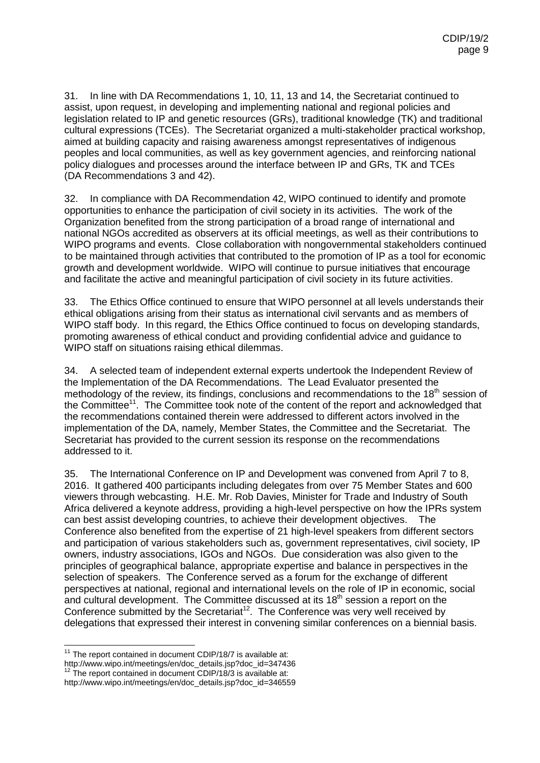31. In line with DA Recommendations 1, 10, 11, 13 and 14, the Secretariat continued to assist, upon request, in developing and implementing national and regional policies and legislation related to IP and genetic resources (GRs), traditional knowledge (TK) and traditional cultural expressions (TCEs). The Secretariat organized a multi-stakeholder practical workshop, aimed at building capacity and raising awareness amongst representatives of indigenous peoples and local communities, as well as key government agencies, and reinforcing national policy dialogues and processes around the interface between IP and GRs, TK and TCEs (DA Recommendations 3 and 42).

32. In compliance with DA Recommendation 42, WIPO continued to identify and promote opportunities to enhance the participation of civil society in its activities. The work of the Organization benefited from the strong participation of a broad range of international and national NGOs accredited as observers at its official meetings, as well as their contributions to WIPO programs and events. Close collaboration with nongovernmental stakeholders continued to be maintained through activities that contributed to the promotion of IP as a tool for economic growth and development worldwide. WIPO will continue to pursue initiatives that encourage and facilitate the active and meaningful participation of civil society in its future activities.

33. The Ethics Office continued to ensure that WIPO personnel at all levels understands their ethical obligations arising from their status as international civil servants and as members of WIPO staff body. In this regard, the Ethics Office continued to focus on developing standards, promoting awareness of ethical conduct and providing confidential advice and guidance to WIPO staff on situations raising ethical dilemmas.

34. A selected team of independent external experts undertook the Independent Review of the Implementation of the DA Recommendations. The Lead Evaluator presented the methodology of the review, its findings, conclusions and recommendations to the 18th session of the Committee[11]. The Committee took note of the content of the report and acknowledged that the recommendations contained therein were addressed to different actors involved in the implementation of the DA, namely, Member States, the Committee and the Secretariat. The Secretariat has provided to the current session its response on the recommendations addressed to it.

35. The International Conference on IP and Development was convened from April 7 to 8, 2016. It gathered 400 participants including delegates from over 75 Member States and 600 viewers through webcasting. H.E. Mr. Rob Davies, Minister for Trade and Industry of South Africa delivered a keynote address, providing a high-level perspective on how the IPRs system can best assist developing countries, to achieve their development objectives. The Conference also benefited from the expertise of 21 high-level speakers from different sectors and participation of various stakeholders such as, government representatives, civil society, IP owners, industry associations, IGOs and NGOs. Due consideration was also given to the principles of geographical balance, appropriate expertise and balance in perspectives in the selection of speakers. The Conference served as a forum for the exchange of different perspectives at national, regional and international levels on the role of IP in economic, social and cultural development. The Committee discussed at its 18th session a report on the Conference submitted by the Secretariat[12]. The Conference was very well received by delegations that expressed their interest in convening similar conferences on a biennial basis.

---

[11] The report contained in document CDIP/18/7 is available at: http://www.wipo.int/meetings/en/doc_details.jsp?doc_id=347436

[12] The report contained in document CDIP/18/3 is available at: http://www.wipo.int/meetings/en/doc_details.jsp?doc_id=346559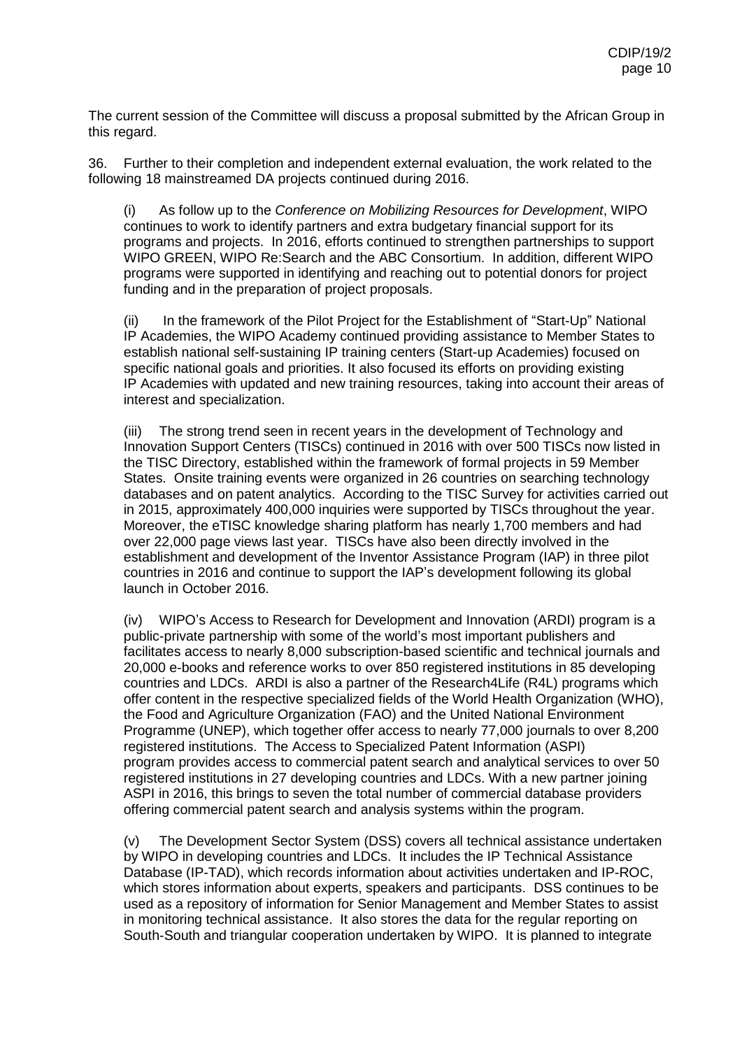The current session of the Committee will discuss a proposal submitted by the African Group in this regard.

36. Further to their completion and independent external evaluation, the work related to the following 18 mainstreamed DA projects continued during 2016.

(i) As follow up to the *Conference on Mobilizing Resources for Development*, WIPO continues to work to identify partners and extra budgetary financial support for its programs and projects. In 2016, efforts continued to strengthen partnerships to support WIPO GREEN, WIPO Re:Search and the ABC Consortium. In addition, different WIPO programs were supported in identifying and reaching out to potential donors for project funding and in the preparation of project proposals.

(ii) In the framework of the Pilot Project for the Establishment of "Start-Up" National IP Academies, the WIPO Academy continued providing assistance to Member States to establish national self-sustaining IP training centers (Start-up Academies) focused on specific national goals and priorities. It also focused its efforts on providing existing IP Academies with updated and new training resources, taking into account their areas of interest and specialization.

(iii) The strong trend seen in recent years in the development of Technology and Innovation Support Centers (TISCs) continued in 2016 with over 500 TISCs now listed in the TISC Directory, established within the framework of formal projects in 59 Member States. Onsite training events were organized in 26 countries on searching technology databases and on patent analytics. According to the TISC Survey for activities carried out in 2015, approximately 400,000 inquiries were supported by TISCs throughout the year. Moreover, the eTISC knowledge sharing platform has nearly 1,700 members and had over 22,000 page views last year. TISCs have also been directly involved in the establishment and development of the Inventor Assistance Program (IAP) in three pilot countries in 2016 and continue to support the IAP's development following its global launch in October 2016.

(iv) WIPO's Access to Research for Development and Innovation (ARDI) program is a public-private partnership with some of the world's most important publishers and facilitates access to nearly 8,000 subscription-based scientific and technical journals and 20,000 e-books and reference works to over 850 registered institutions in 85 developing countries and LDCs. ARDI is also a partner of the Research4Life (R4L) programs which offer content in the respective specialized fields of the World Health Organization (WHO), the Food and Agriculture Organization (FAO) and the United National Environment Programme (UNEP), which together offer access to nearly 77,000 journals to over 8,200 registered institutions. The Access to Specialized Patent Information (ASPI) program provides access to commercial patent search and analytical services to over 50 registered institutions in 27 developing countries and LDCs. With a new partner joining ASPI in 2016, this brings to seven the total number of commercial database providers offering commercial patent search and analysis systems within the program.

(v) The Development Sector System (DSS) covers all technical assistance undertaken by WIPO in developing countries and LDCs. It includes the IP Technical Assistance Database (IP-TAD), which records information about activities undertaken and IP-ROC, which stores information about experts, speakers and participants. DSS continues to be used as a repository of information for Senior Management and Member States to assist in monitoring technical assistance. It also stores the data for the regular reporting on South-South and triangular cooperation undertaken by WIPO. It is planned to integrate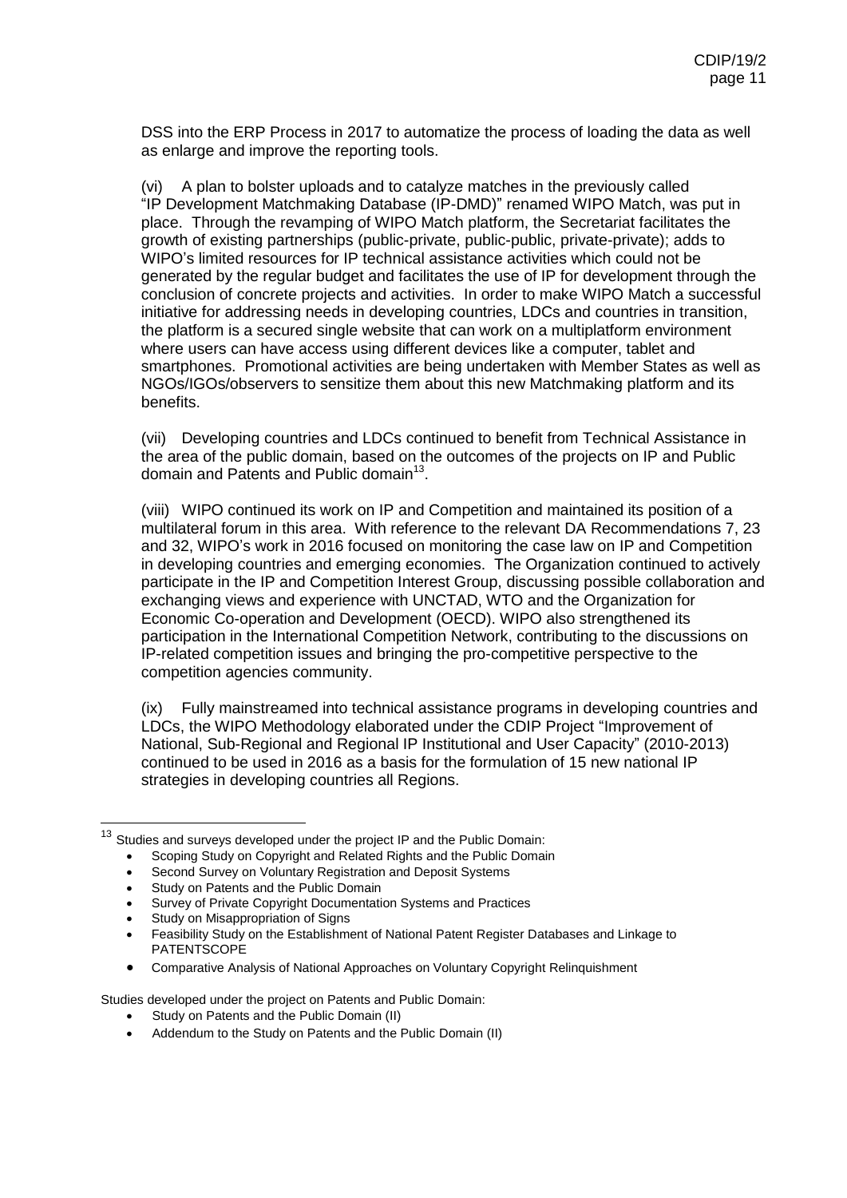DSS into the ERP Process in 2017 to automatize the process of loading the data as well as enlarge and improve the reporting tools.

(vi) A plan to bolster uploads and to catalyze matches in the previously called "IP Development Matchmaking Database (IP-DMD)" renamed WIPO Match, was put in place. Through the revamping of WIPO Match platform, the Secretariat facilitates the growth of existing partnerships (public-private, public-public, private-private); adds to WIPO's limited resources for IP technical assistance activities which could not be generated by the regular budget and facilitates the use of IP for development through the conclusion of concrete projects and activities. In order to make WIPO Match a successful initiative for addressing needs in developing countries, LDCs and countries in transition, the platform is a secured single website that can work on a multiplatform environment where users can have access using different devices like a computer, tablet and smartphones. Promotional activities are being undertaken with Member States as well as NGOs/IGOs/observers to sensitize them about this new Matchmaking platform and its benefits.

(vii) Developing countries and LDCs continued to benefit from Technical Assistance in the area of the public domain, based on the outcomes of the projects on IP and Public domain and Patents and Public domain[13].

(viii) WIPO continued its work on IP and Competition and maintained its position of a multilateral forum in this area. With reference to the relevant DA Recommendations 7, 23 and 32, WIPO's work in 2016 focused on monitoring the case law on IP and Competition in developing countries and emerging economies. The Organization continued to actively participate in the IP and Competition Interest Group, discussing possible collaboration and exchanging views and experience with UNCTAD, WTO and the Organization for Economic Co-operation and Development (OECD). WIPO also strengthened its participation in the International Competition Network, contributing to the discussions on IP-related competition issues and bringing the pro-competitive perspective to the competition agencies community.

(ix) Fully mainstreamed into technical assistance programs in developing countries and LDCs, the WIPO Methodology elaborated under the CDIP Project "Improvement of National, Sub-Regional and Regional IP Institutional and User Capacity" (2010-2013) continued to be used in 2016 as a basis for the formulation of 15 new national IP strategies in developing countries all Regions.

---

[13] Studies and surveys developed under the project IP and the Public Domain:

- Scoping Study on Copyright and Related Rights and the Public Domain
- Second Survey on Voluntary Registration and Deposit Systems
- Study on Patents and the Public Domain
- Survey of Private Copyright Documentation Systems and Practices
- Study on Misappropriation of Signs
- Feasibility Study on the Establishment of National Patent Register Databases and Linkage to PATENTSCOPE
- Comparative Analysis of National Approaches on Voluntary Copyright Relinquishment

Studies developed under the project on Patents and Public Domain:

- Study on Patents and the Public Domain (II)
- Addendum to the Study on Patents and the Public Domain (II)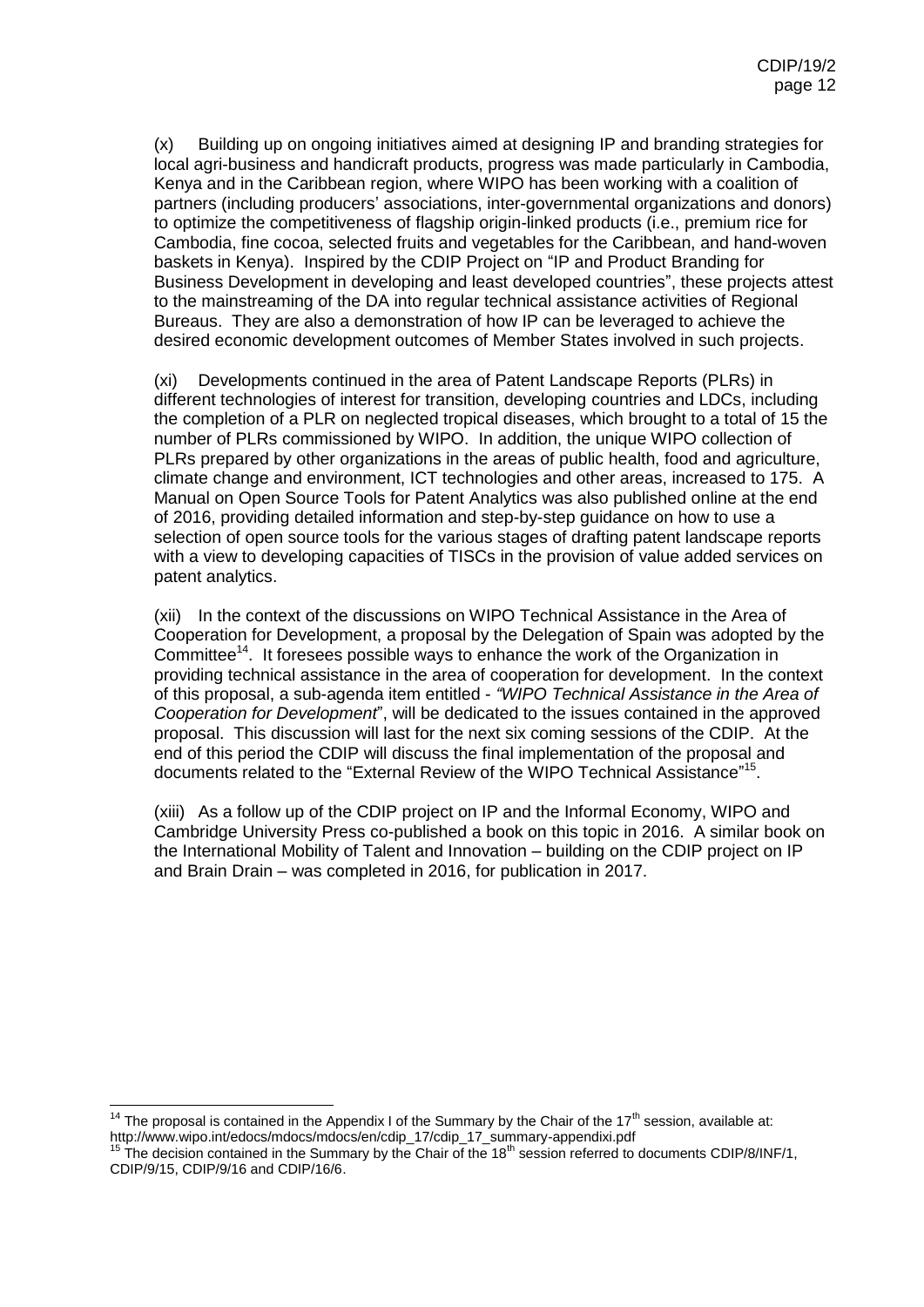(x) Building up on ongoing initiatives aimed at designing IP and branding strategies for local agri-business and handicraft products, progress was made particularly in Cambodia, Kenya and in the Caribbean region, where WIPO has been working with a coalition of partners (including producers' associations, inter-governmental organizations and donors) to optimize the competitiveness of flagship origin-linked products (i.e., premium rice for Cambodia, fine cocoa, selected fruits and vegetables for the Caribbean, and hand-woven baskets in Kenya). Inspired by the CDIP Project on "IP and Product Branding for Business Development in developing and least developed countries", these projects attest to the mainstreaming of the DA into regular technical assistance activities of Regional Bureaus. They are also a demonstration of how IP can be leveraged to achieve the desired economic development outcomes of Member States involved in such projects.

(xi) Developments continued in the area of Patent Landscape Reports (PLRs) in different technologies of interest for transition, developing countries and LDCs, including the completion of a PLR on neglected tropical diseases, which brought to a total of 15 the number of PLRs commissioned by WIPO. In addition, the unique WIPO collection of PLRs prepared by other organizations in the areas of public health, food and agriculture, climate change and environment, ICT technologies and other areas, increased to 175. A Manual on Open Source Tools for Patent Analytics was also published online at the end of 2016, providing detailed information and step-by-step guidance on how to use a selection of open source tools for the various stages of drafting patent landscape reports with a view to developing capacities of TISCs in the provision of value added services on patent analytics.

(xii) In the context of the discussions on WIPO Technical Assistance in the Area of Cooperation for Development, a proposal by the Delegation of Spain was adopted by the Committee[14]. It foresees possible ways to enhance the work of the Organization in providing technical assistance in the area of cooperation for development. In the context of this proposal, a sub-agenda item entitled - *"WIPO Technical Assistance in the Area of Cooperation for Development*", will be dedicated to the issues contained in the approved proposal. This discussion will last for the next six coming sessions of the CDIP. At the end of this period the CDIP will discuss the final implementation of the proposal and documents related to the "External Review of the WIPO Technical Assistance"[15].

(xiii) As a follow up of the CDIP project on IP and the Informal Economy, WIPO and Cambridge University Press co-published a book on this topic in 2016. A similar book on the International Mobility of Talent and Innovation – building on the CDIP project on IP and Brain Drain – was completed in 2016, for publication in 2017.

---

[14] The proposal is contained in the Appendix I of the Summary by the Chair of the 17th session, available at: http://www.wipo.int/edocs/mdocs/mdocs/en/cdip_17/cdip_17_summary-appendixi.pdf

[15] The decision contained in the Summary by the Chair of the 18th session referred to documents CDIP/8/INF/1, CDIP/9/15, CDIP/9/16 and CDIP/16/6.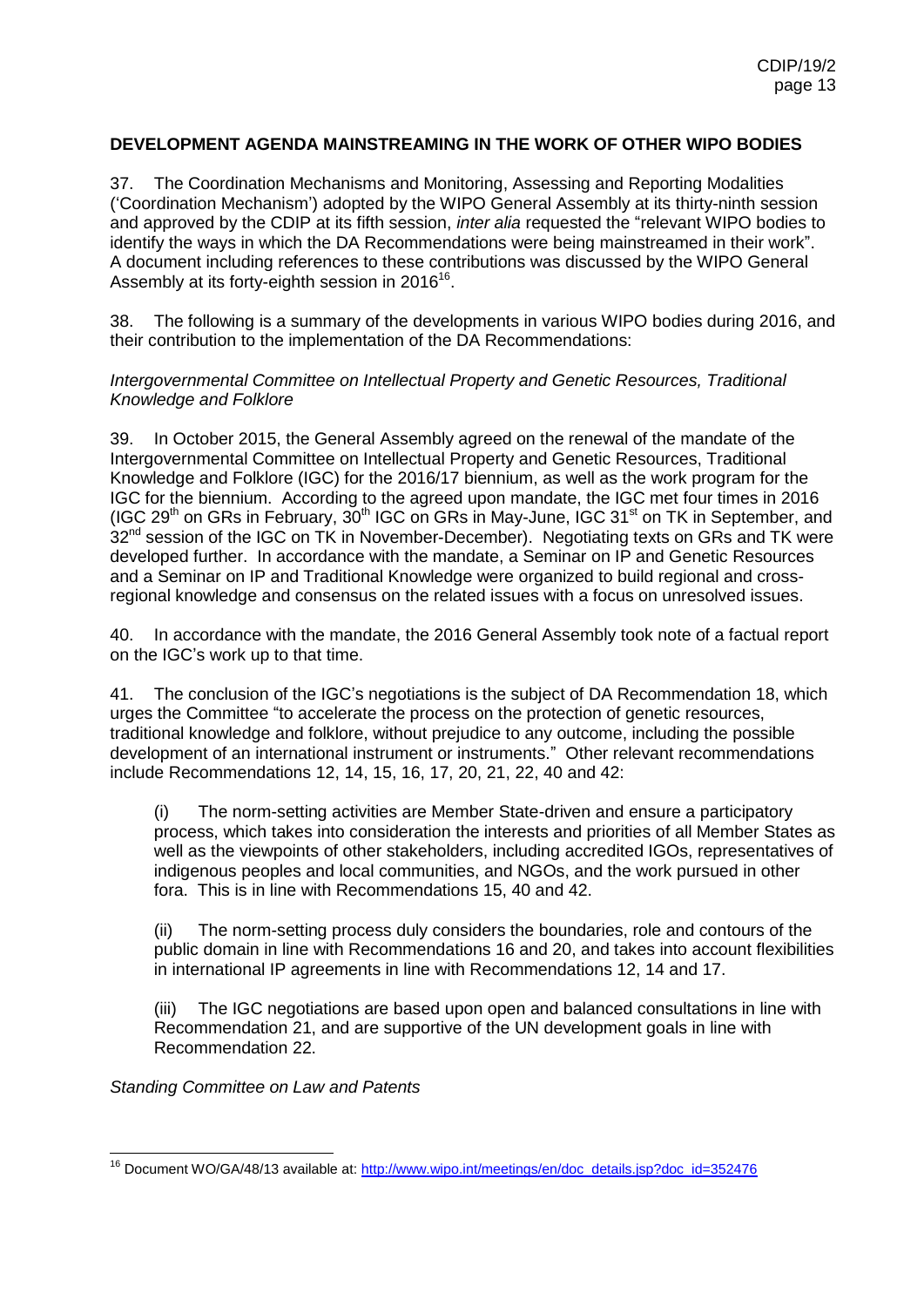## DEVELOPMENT AGENDA MAINSTREAMING IN THE WORK OF OTHER WIPO BODIES

37. The Coordination Mechanisms and Monitoring, Assessing and Reporting Modalities ('Coordination Mechanism') adopted by the WIPO General Assembly at its thirty-ninth session and approved by the CDIP at its fifth session, *inter alia* requested the "relevant WIPO bodies to identify the ways in which the DA Recommendations were being mainstreamed in their work". A document including references to these contributions was discussed by the WIPO General Assembly at its forty-eighth session in 2016[16].

38. The following is a summary of the developments in various WIPO bodies during 2016, and their contribution to the implementation of the DA Recommendations:

*Intergovernmental Committee on Intellectual Property and Genetic Resources, Traditional Knowledge and Folklore*

39. In October 2015, the General Assembly agreed on the renewal of the mandate of the Intergovernmental Committee on Intellectual Property and Genetic Resources, Traditional Knowledge and Folklore (IGC) for the 2016/17 biennium, as well as the work program for the IGC for the biennium. According to the agreed upon mandate, the IGC met four times in 2016 (IGC 29th on GRs in February, 30th IGC on GRs in May-June, IGC 31st on TK in September, and 32nd session of the IGC on TK in November-December). Negotiating texts on GRs and TK were developed further. In accordance with the mandate, a Seminar on IP and Genetic Resources and a Seminar on IP and Traditional Knowledge were organized to build regional and cross-regional knowledge and consensus on the related issues with a focus on unresolved issues.

40. In accordance with the mandate, the 2016 General Assembly took note of a factual report on the IGC's work up to that time.

41. The conclusion of the IGC's negotiations is the subject of DA Recommendation 18, which urges the Committee "to accelerate the process on the protection of genetic resources, traditional knowledge and folklore, without prejudice to any outcome, including the possible development of an international instrument or instruments." Other relevant recommendations include Recommendations 12, 14, 15, 16, 17, 20, 21, 22, 40 and 42:

(i) The norm-setting activities are Member State-driven and ensure a participatory process, which takes into consideration the interests and priorities of all Member States as well as the viewpoints of other stakeholders, including accredited IGOs, representatives of indigenous peoples and local communities, and NGOs, and the work pursued in other fora. This is in line with Recommendations 15, 40 and 42.

(ii) The norm-setting process duly considers the boundaries, role and contours of the public domain in line with Recommendations 16 and 20, and takes into account flexibilities in international IP agreements in line with Recommendations 12, 14 and 17.

(iii) The IGC negotiations are based upon open and balanced consultations in line with Recommendation 21, and are supportive of the UN development goals in line with Recommendation 22.

*Standing Committee on Law and Patents*

[16] Document WO/GA/48/13 available at: http://www.wipo.int/meetings/en/doc_details.jsp?doc_id=352476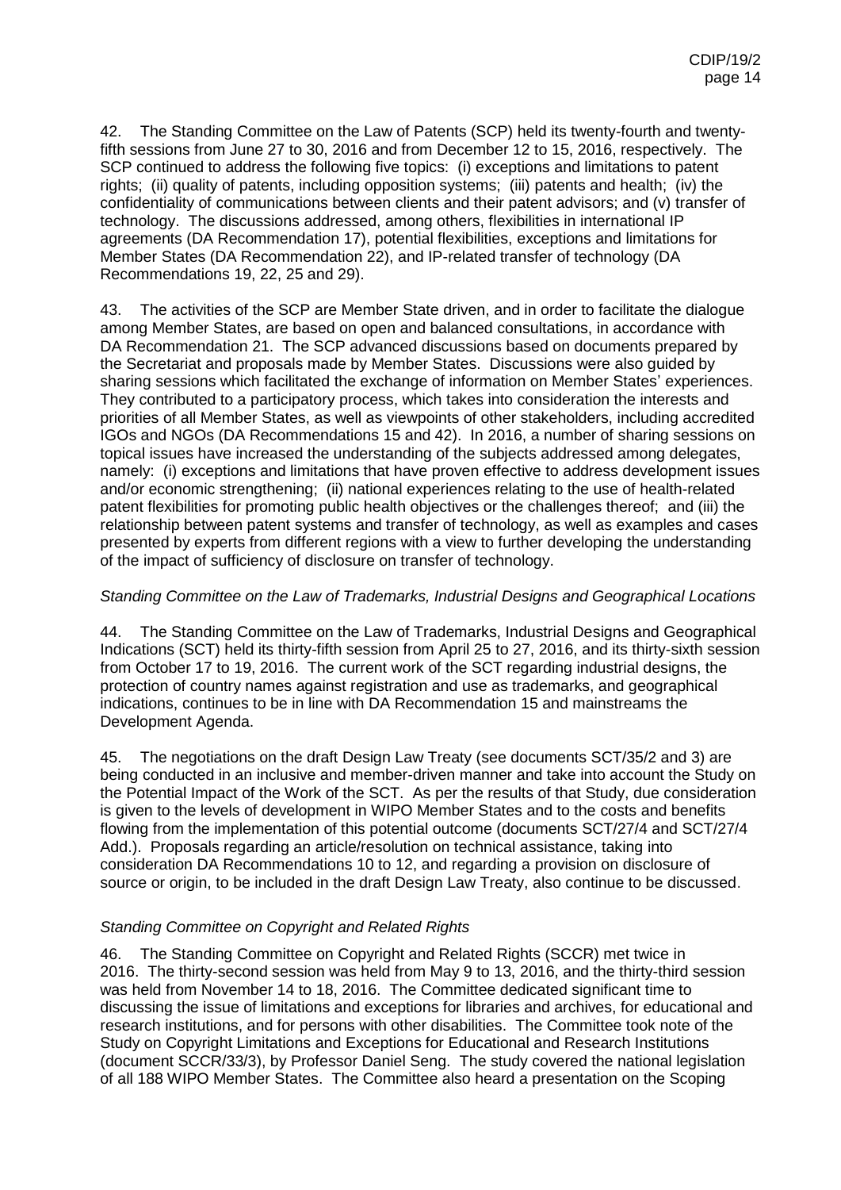42. The Standing Committee on the Law of Patents (SCP) held its twenty-fourth and twenty-fifth sessions from June 27 to 30, 2016 and from December 12 to 15, 2016, respectively. The SCP continued to address the following five topics: (i) exceptions and limitations to patent rights; (ii) quality of patents, including opposition systems; (iii) patents and health; (iv) the confidentiality of communications between clients and their patent advisors; and (v) transfer of technology. The discussions addressed, among others, flexibilities in international IP agreements (DA Recommendation 17), potential flexibilities, exceptions and limitations for Member States (DA Recommendation 22), and IP-related transfer of technology (DA Recommendations 19, 22, 25 and 29).

43. The activities of the SCP are Member State driven, and in order to facilitate the dialogue among Member States, are based on open and balanced consultations, in accordance with DA Recommendation 21. The SCP advanced discussions based on documents prepared by the Secretariat and proposals made by Member States. Discussions were also guided by sharing sessions which facilitated the exchange of information on Member States' experiences. They contributed to a participatory process, which takes into consideration the interests and priorities of all Member States, as well as viewpoints of other stakeholders, including accredited IGOs and NGOs (DA Recommendations 15 and 42). In 2016, a number of sharing sessions on topical issues have increased the understanding of the subjects addressed among delegates, namely: (i) exceptions and limitations that have proven effective to address development issues and/or economic strengthening; (ii) national experiences relating to the use of health-related patent flexibilities for promoting public health objectives or the challenges thereof; and (iii) the relationship between patent systems and transfer of technology, as well as examples and cases presented by experts from different regions with a view to further developing the understanding of the impact of sufficiency of disclosure on transfer of technology.

*Standing Committee on the Law of Trademarks, Industrial Designs and Geographical Locations*

44. The Standing Committee on the Law of Trademarks, Industrial Designs and Geographical Indications (SCT) held its thirty-fifth session from April 25 to 27, 2016, and its thirty-sixth session from October 17 to 19, 2016. The current work of the SCT regarding industrial designs, the protection of country names against registration and use as trademarks, and geographical indications, continues to be in line with DA Recommendation 15 and mainstreams the Development Agenda.

45. The negotiations on the draft Design Law Treaty (see documents SCT/35/2 and 3) are being conducted in an inclusive and member-driven manner and take into account the Study on the Potential Impact of the Work of the SCT. As per the results of that Study, due consideration is given to the levels of development in WIPO Member States and to the costs and benefits flowing from the implementation of this potential outcome (documents SCT/27/4 and SCT/27/4 Add.). Proposals regarding an article/resolution on technical assistance, taking into consideration DA Recommendations 10 to 12, and regarding a provision on disclosure of source or origin, to be included in the draft Design Law Treaty, also continue to be discussed.

*Standing Committee on Copyright and Related Rights*

46. The Standing Committee on Copyright and Related Rights (SCCR) met twice in 2016. The thirty-second session was held from May 9 to 13, 2016, and the thirty-third session was held from November 14 to 18, 2016. The Committee dedicated significant time to discussing the issue of limitations and exceptions for libraries and archives, for educational and research institutions, and for persons with other disabilities. The Committee took note of the Study on Copyright Limitations and Exceptions for Educational and Research Institutions (document SCCR/33/3), by Professor Daniel Seng. The study covered the national legislation of all 188 WIPO Member States. The Committee also heard a presentation on the Scoping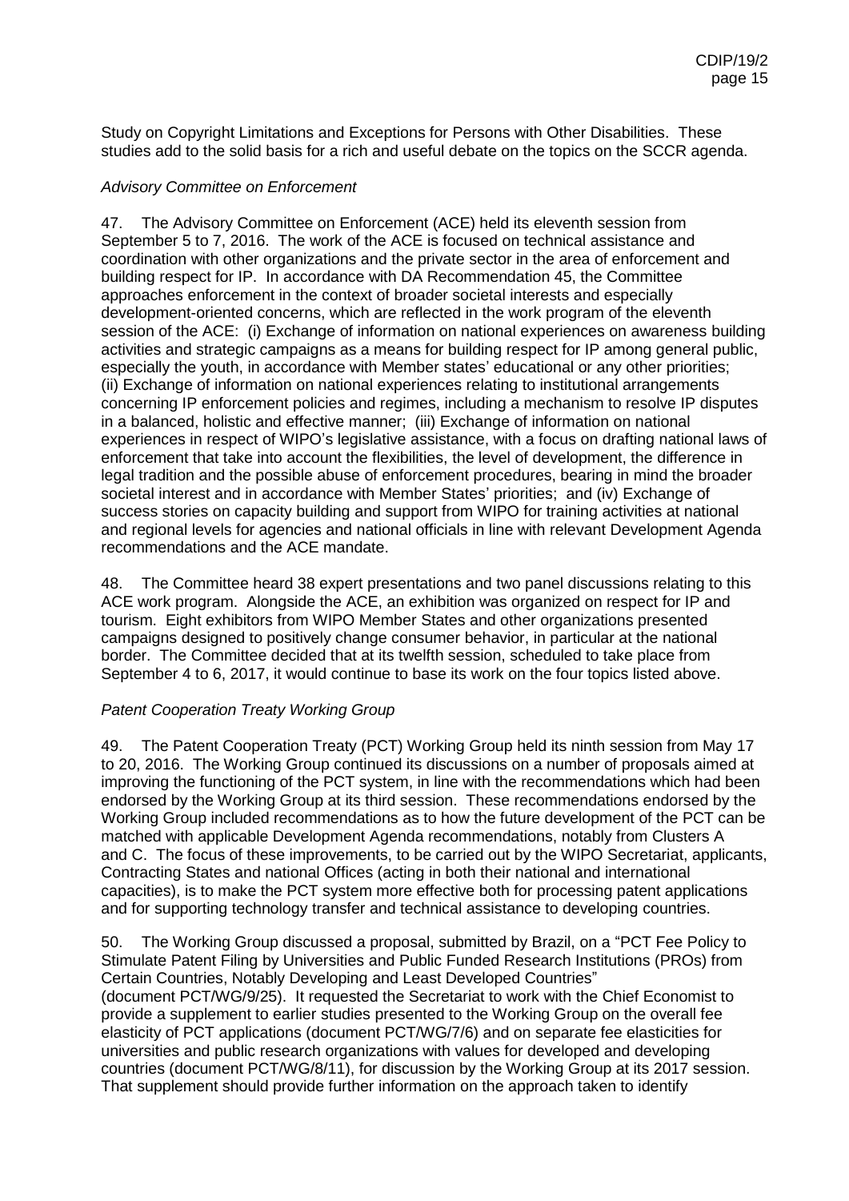Study on Copyright Limitations and Exceptions for Persons with Other Disabilities. These studies add to the solid basis for a rich and useful debate on the topics on the SCCR agenda.

*Advisory Committee on Enforcement*

47. The Advisory Committee on Enforcement (ACE) held its eleventh session from September 5 to 7, 2016. The work of the ACE is focused on technical assistance and coordination with other organizations and the private sector in the area of enforcement and building respect for IP. In accordance with DA Recommendation 45, the Committee approaches enforcement in the context of broader societal interests and especially development-oriented concerns, which are reflected in the work program of the eleventh session of the ACE: (i) Exchange of information on national experiences on awareness building activities and strategic campaigns as a means for building respect for IP among general public, especially the youth, in accordance with Member states' educational or any other priorities; (ii) Exchange of information on national experiences relating to institutional arrangements concerning IP enforcement policies and regimes, including a mechanism to resolve IP disputes in a balanced, holistic and effective manner; (iii) Exchange of information on national experiences in respect of WIPO's legislative assistance, with a focus on drafting national laws of enforcement that take into account the flexibilities, the level of development, the difference in legal tradition and the possible abuse of enforcement procedures, bearing in mind the broader societal interest and in accordance with Member States' priorities; and (iv) Exchange of success stories on capacity building and support from WIPO for training activities at national and regional levels for agencies and national officials in line with relevant Development Agenda recommendations and the ACE mandate.

48. The Committee heard 38 expert presentations and two panel discussions relating to this ACE work program. Alongside the ACE, an exhibition was organized on respect for IP and tourism. Eight exhibitors from WIPO Member States and other organizations presented campaigns designed to positively change consumer behavior, in particular at the national border. The Committee decided that at its twelfth session, scheduled to take place from September 4 to 6, 2017, it would continue to base its work on the four topics listed above.

*Patent Cooperation Treaty Working Group*

49. The Patent Cooperation Treaty (PCT) Working Group held its ninth session from May 17 to 20, 2016. The Working Group continued its discussions on a number of proposals aimed at improving the functioning of the PCT system, in line with the recommendations which had been endorsed by the Working Group at its third session. These recommendations endorsed by the Working Group included recommendations as to how the future development of the PCT can be matched with applicable Development Agenda recommendations, notably from Clusters A and C. The focus of these improvements, to be carried out by the WIPO Secretariat, applicants, Contracting States and national Offices (acting in both their national and international capacities), is to make the PCT system more effective both for processing patent applications and for supporting technology transfer and technical assistance to developing countries.

50. The Working Group discussed a proposal, submitted by Brazil, on a "PCT Fee Policy to Stimulate Patent Filing by Universities and Public Funded Research Institutions (PROs) from Certain Countries, Notably Developing and Least Developed Countries" (document PCT/WG/9/25). It requested the Secretariat to work with the Chief Economist to provide a supplement to earlier studies presented to the Working Group on the overall fee elasticity of PCT applications (document PCT/WG/7/6) and on separate fee elasticities for universities and public research organizations with values for developed and developing countries (document PCT/WG/8/11), for discussion by the Working Group at its 2017 session. That supplement should provide further information on the approach taken to identify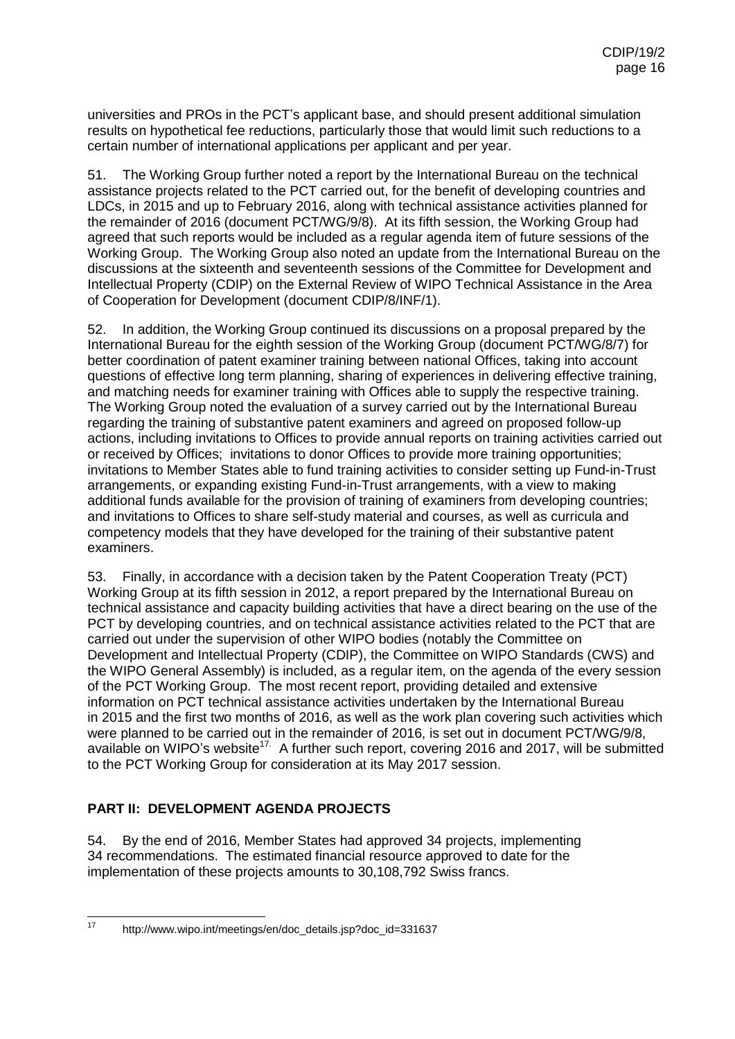universities and PROs in the PCT's applicant base, and should present additional simulation results on hypothetical fee reductions, particularly those that would limit such reductions to a certain number of international applications per applicant and per year.

51. The Working Group further noted a report by the International Bureau on the technical assistance projects related to the PCT carried out, for the benefit of developing countries and LDCs, in 2015 and up to February 2016, along with technical assistance activities planned for the remainder of 2016 (document PCT/WG/9/8). At its fifth session, the Working Group had agreed that such reports would be included as a regular agenda item of future sessions of the Working Group. The Working Group also noted an update from the International Bureau on the discussions at the sixteenth and seventeenth sessions of the Committee for Development and Intellectual Property (CDIP) on the External Review of WIPO Technical Assistance in the Area of Cooperation for Development (document CDIP/8/INF/1).

52. In addition, the Working Group continued its discussions on a proposal prepared by the International Bureau for the eighth session of the Working Group (document PCT/WG/8/7) for better coordination of patent examiner training between national Offices, taking into account questions of effective long term planning, sharing of experiences in delivering effective training, and matching needs for examiner training with Offices able to supply the respective training. The Working Group noted the evaluation of a survey carried out by the International Bureau regarding the training of substantive patent examiners and agreed on proposed follow-up actions, including invitations to Offices to provide annual reports on training activities carried out or received by Offices; invitations to donor Offices to provide more training opportunities; invitations to Member States able to fund training activities to consider setting up Fund-in-Trust arrangements, or expanding existing Fund-in-Trust arrangements, with a view to making additional funds available for the provision of training of examiners from developing countries; and invitations to Offices to share self-study material and courses, as well as curricula and competency models that they have developed for the training of their substantive patent examiners.

53. Finally, in accordance with a decision taken by the Patent Cooperation Treaty (PCT) Working Group at its fifth session in 2012, a report prepared by the International Bureau on technical assistance and capacity building activities that have a direct bearing on the use of the PCT by developing countries, and on technical assistance activities related to the PCT that are carried out under the supervision of other WIPO bodies (notably the Committee on Development and Intellectual Property (CDIP), the Committee on WIPO Standards (CWS) and the WIPO General Assembly) is included, as a regular item, on the agenda of the every session of the PCT Working Group. The most recent report, providing detailed and extensive information on PCT technical assistance activities undertaken by the International Bureau in 2015 and the first two months of 2016, as well as the work plan covering such activities which were planned to be carried out in the remainder of 2016, is set out in document PCT/WG/9/8, available on WIPO's website[17]. A further such report, covering 2016 and 2017, will be submitted to the PCT Working Group for consideration at its May 2017 session.

## PART II: DEVELOPMENT AGENDA PROJECTS

54. By the end of 2016, Member States had approved 34 projects, implementing 34 recommendations. The estimated financial resource approved to date for the implementation of these projects amounts to 30,108,792 Swiss francs.

---

[17] http://www.wipo.int/meetings/en/doc_details.jsp?doc_id=331637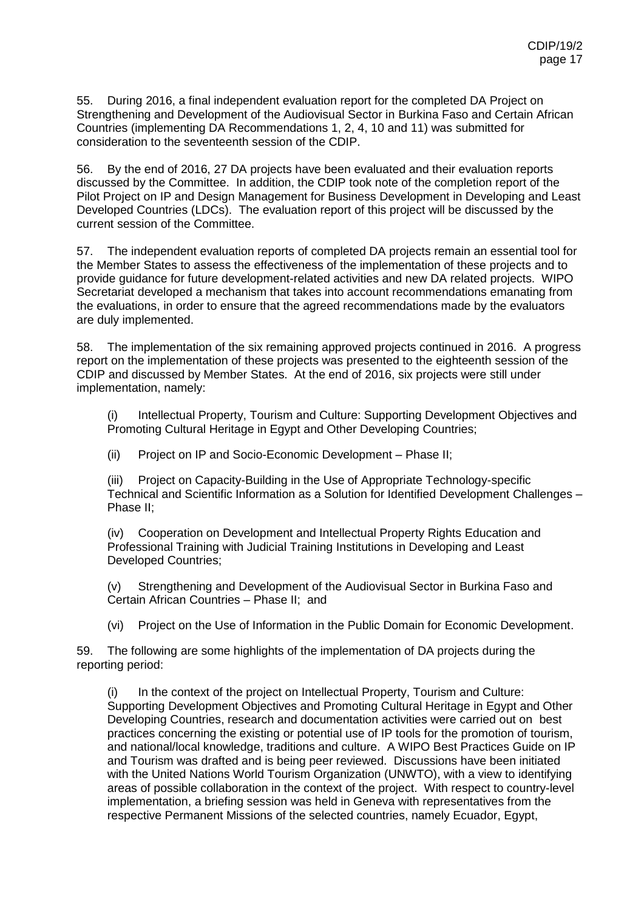55. During 2016, a final independent evaluation report for the completed DA Project on Strengthening and Development of the Audiovisual Sector in Burkina Faso and Certain African Countries (implementing DA Recommendations 1, 2, 4, 10 and 11) was submitted for consideration to the seventeenth session of the CDIP.

56. By the end of 2016, 27 DA projects have been evaluated and their evaluation reports discussed by the Committee. In addition, the CDIP took note of the completion report of the Pilot Project on IP and Design Management for Business Development in Developing and Least Developed Countries (LDCs). The evaluation report of this project will be discussed by the current session of the Committee.

57. The independent evaluation reports of completed DA projects remain an essential tool for the Member States to assess the effectiveness of the implementation of these projects and to provide guidance for future development-related activities and new DA related projects. WIPO Secretariat developed a mechanism that takes into account recommendations emanating from the evaluations, in order to ensure that the agreed recommendations made by the evaluators are duly implemented.

58. The implementation of the six remaining approved projects continued in 2016. A progress report on the implementation of these projects was presented to the eighteenth session of the CDIP and discussed by Member States. At the end of 2016, six projects were still under implementation, namely:

(i) Intellectual Property, Tourism and Culture: Supporting Development Objectives and Promoting Cultural Heritage in Egypt and Other Developing Countries;

(ii) Project on IP and Socio-Economic Development – Phase II;

(iii) Project on Capacity-Building in the Use of Appropriate Technology-specific Technical and Scientific Information as a Solution for Identified Development Challenges – Phase II;

(iv) Cooperation on Development and Intellectual Property Rights Education and Professional Training with Judicial Training Institutions in Developing and Least Developed Countries;

(v) Strengthening and Development of the Audiovisual Sector in Burkina Faso and Certain African Countries – Phase II; and

(vi) Project on the Use of Information in the Public Domain for Economic Development.

59. The following are some highlights of the implementation of DA projects during the reporting period:

(i) In the context of the project on Intellectual Property, Tourism and Culture: Supporting Development Objectives and Promoting Cultural Heritage in Egypt and Other Developing Countries, research and documentation activities were carried out on best practices concerning the existing or potential use of IP tools for the promotion of tourism, and national/local knowledge, traditions and culture. A WIPO Best Practices Guide on IP and Tourism was drafted and is being peer reviewed. Discussions have been initiated with the United Nations World Tourism Organization (UNWTO), with a view to identifying areas of possible collaboration in the context of the project. With respect to country-level implementation, a briefing session was held in Geneva with representatives from the respective Permanent Missions of the selected countries, namely Ecuador, Egypt,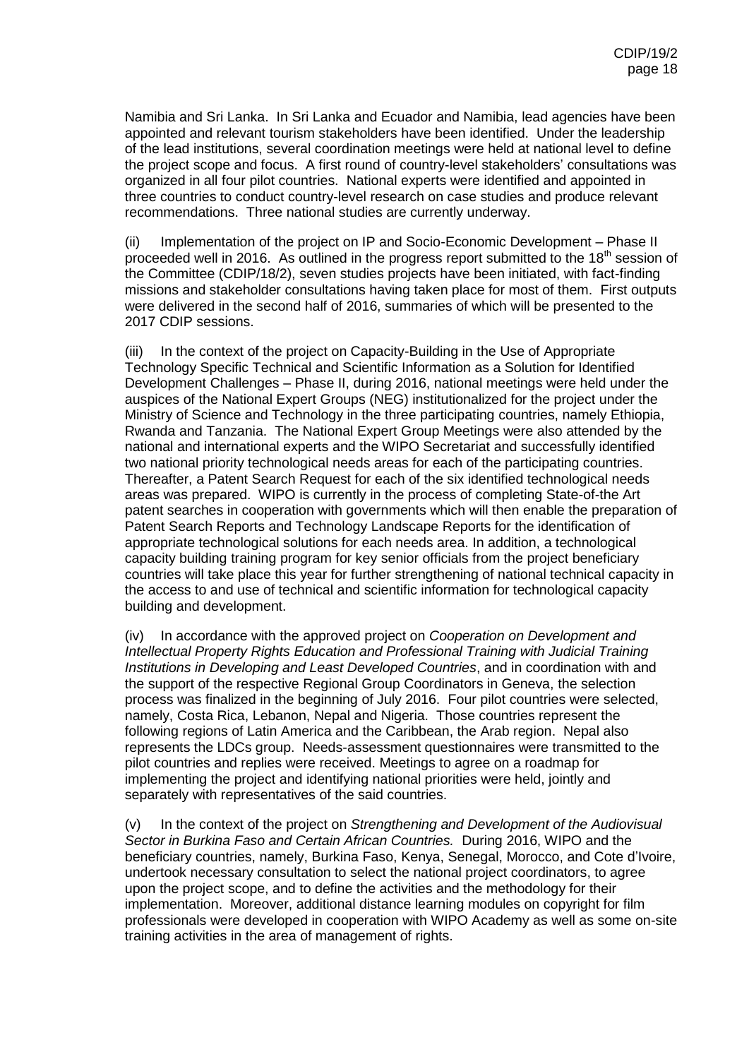Namibia and Sri Lanka. In Sri Lanka and Ecuador and Namibia, lead agencies have been appointed and relevant tourism stakeholders have been identified. Under the leadership of the lead institutions, several coordination meetings were held at national level to define the project scope and focus. A first round of country-level stakeholders' consultations was organized in all four pilot countries. National experts were identified and appointed in three countries to conduct country-level research on case studies and produce relevant recommendations. Three national studies are currently underway.

(ii) Implementation of the project on IP and Socio-Economic Development – Phase II proceeded well in 2016. As outlined in the progress report submitted to the 18th session of the Committee (CDIP/18/2), seven studies projects have been initiated, with fact-finding missions and stakeholder consultations having taken place for most of them. First outputs were delivered in the second half of 2016, summaries of which will be presented to the 2017 CDIP sessions.

(iii) In the context of the project on Capacity-Building in the Use of Appropriate Technology Specific Technical and Scientific Information as a Solution for Identified Development Challenges – Phase II, during 2016, national meetings were held under the auspices of the National Expert Groups (NEG) institutionalized for the project under the Ministry of Science and Technology in the three participating countries, namely Ethiopia, Rwanda and Tanzania. The National Expert Group Meetings were also attended by the national and international experts and the WIPO Secretariat and successfully identified two national priority technological needs areas for each of the participating countries. Thereafter, a Patent Search Request for each of the six identified technological needs areas was prepared. WIPO is currently in the process of completing State-of-the Art patent searches in cooperation with governments which will then enable the preparation of Patent Search Reports and Technology Landscape Reports for the identification of appropriate technological solutions for each needs area. In addition, a technological capacity building training program for key senior officials from the project beneficiary countries will take place this year for further strengthening of national technical capacity in the access to and use of technical and scientific information for technological capacity building and development.

(iv) In accordance with the approved project on *Cooperation on Development and Intellectual Property Rights Education and Professional Training with Judicial Training Institutions in Developing and Least Developed Countries*, and in coordination with and the support of the respective Regional Group Coordinators in Geneva, the selection process was finalized in the beginning of July 2016. Four pilot countries were selected, namely, Costa Rica, Lebanon, Nepal and Nigeria. Those countries represent the following regions of Latin America and the Caribbean, the Arab region. Nepal also represents the LDCs group. Needs-assessment questionnaires were transmitted to the pilot countries and replies were received. Meetings to agree on a roadmap for implementing the project and identifying national priorities were held, jointly and separately with representatives of the said countries.

(v) In the context of the project on *Strengthening and Development of the Audiovisual Sector in Burkina Faso and Certain African Countries.* During 2016, WIPO and the beneficiary countries, namely, Burkina Faso, Kenya, Senegal, Morocco, and Cote d'Ivoire, undertook necessary consultation to select the national project coordinators, to agree upon the project scope, and to define the activities and the methodology for their implementation. Moreover, additional distance learning modules on copyright for film professionals were developed in cooperation with WIPO Academy as well as some on-site training activities in the area of management of rights.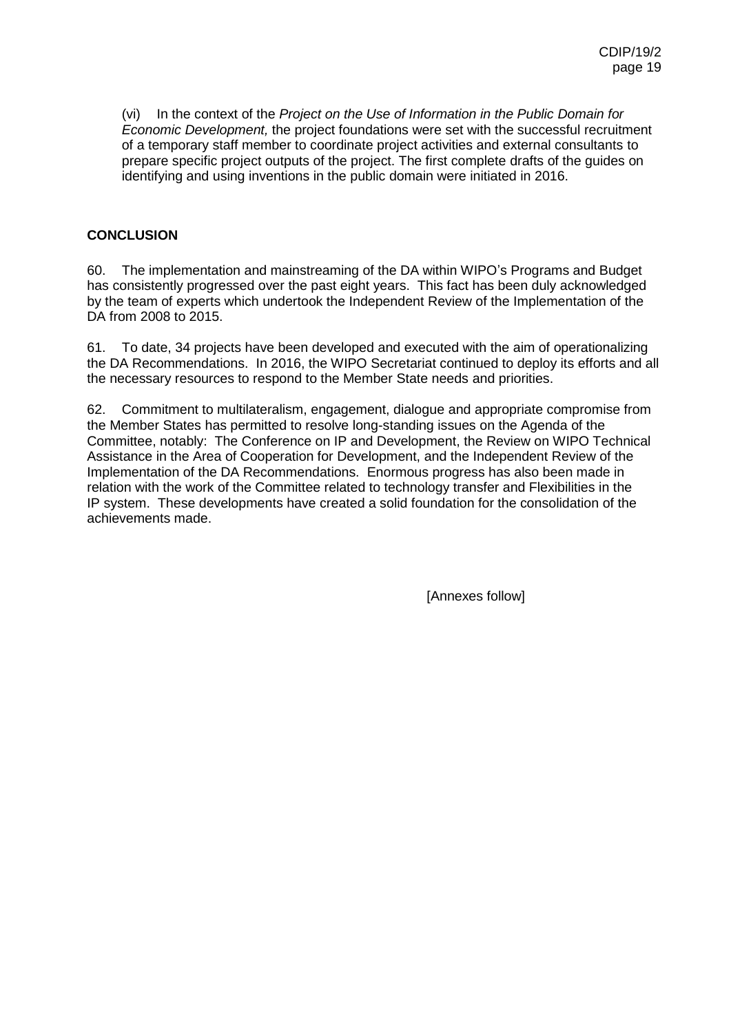(vi) In the context of the *Project on the Use of Information in the Public Domain for Economic Development,* the project foundations were set with the successful recruitment of a temporary staff member to coordinate project activities and external consultants to prepare specific project outputs of the project. The first complete drafts of the guides on identifying and using inventions in the public domain were initiated in 2016.

**CONCLUSION**

60. The implementation and mainstreaming of the DA within WIPO's Programs and Budget has consistently progressed over the past eight years. This fact has been duly acknowledged by the team of experts which undertook the Independent Review of the Implementation of the DA from 2008 to 2015.

61. To date, 34 projects have been developed and executed with the aim of operationalizing the DA Recommendations. In 2016, the WIPO Secretariat continued to deploy its efforts and all the necessary resources to respond to the Member State needs and priorities.

62. Commitment to multilateralism, engagement, dialogue and appropriate compromise from the Member States has permitted to resolve long-standing issues on the Agenda of the Committee, notably: The Conference on IP and Development, the Review on WIPO Technical Assistance in the Area of Cooperation for Development, and the Independent Review of the Implementation of the DA Recommendations. Enormous progress has also been made in relation with the work of the Committee related to technology transfer and Flexibilities in the IP system. These developments have created a solid foundation for the consolidation of the achievements made.

[Annexes follow]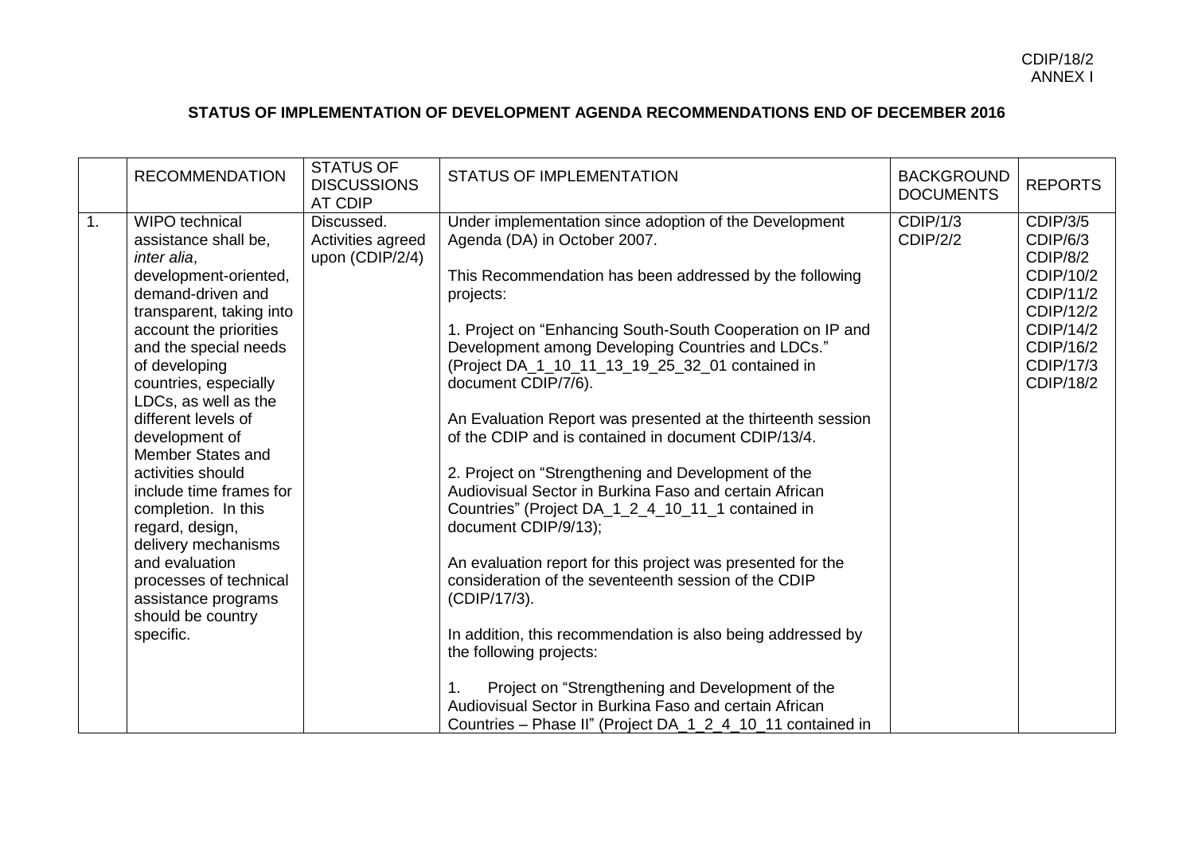## STATUS OF IMPLEMENTATION OF DEVELOPMENT AGENDA RECOMMENDATIONS END OF DECEMBER 2016

| | RECOMMENDATION | STATUS OF DISCUSSIONS AT CDIP | STATUS OF IMPLEMENTATION | BACKGROUND DOCUMENTS | REPORTS |
|---|---|---|---|---|---|
| 1. | WIPO technical assistance shall be, *inter alia*, development-oriented, demand-driven and transparent, taking into account the priorities and the special needs of developing countries, especially LDCs, as well as the different levels of development of Member States and activities should include time frames for completion. In this regard, design, delivery mechanisms and evaluation processes of technical assistance programs should be country specific. | Discussed. Activities agreed upon (CDIP/2/4) | Under implementation since adoption of the Development Agenda (DA) in October 2007.<br><br>This Recommendation has been addressed by the following projects:<br><br>1. Project on "Enhancing South-South Cooperation on IP and Development among Developing Countries and LDCs." (Project DA_1_10_11_13_19_25_32_01 contained in document CDIP/7/6).<br><br>An Evaluation Report was presented at the thirteenth session of the CDIP and is contained in document CDIP/13/4.<br><br>2. Project on "Strengthening and Development of the Audiovisual Sector in Burkina Faso and certain African Countries" (Project DA_1_2_4_10_11_1 contained in document CDIP/9/13);<br><br>An evaluation report for this project was presented for the consideration of the seventeenth session of the CDIP (CDIP/17/3).<br><br>In addition, this recommendation is also being addressed by the following projects:<br><br>1. Project on "Strengthening and Development of the Audiovisual Sector in Burkina Faso and certain African Countries – Phase II" (Project DA_1_2_4_10_11 contained in | CDIP/1/3<br>CDIP/2/2 | CDIP/3/5<br>CDIP/6/3<br>CDIP/8/2<br>CDIP/10/2<br>CDIP/11/2<br>CDIP/12/2<br>CDIP/14/2<br>CDIP/16/2<br>CDIP/17/3<br>CDIP/18/2 |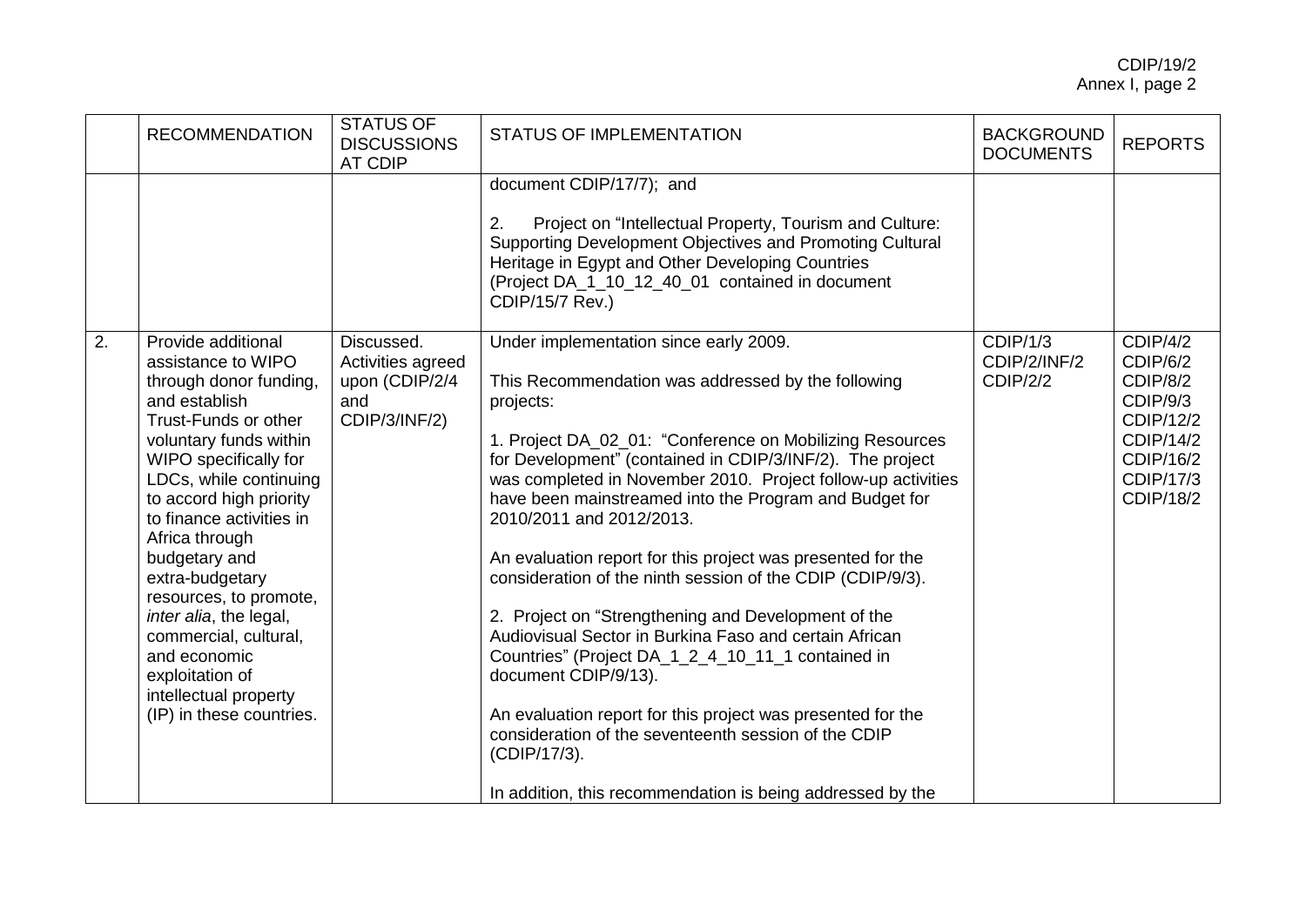| | RECOMMENDATION | STATUS OF DISCUSSIONS AT CDIP | STATUS OF IMPLEMENTATION | BACKGROUND DOCUMENTS | REPORTS |
|---|---|---|---|---|---|
| | | | document CDIP/17/7); and<br><br>2. Project on "Intellectual Property, Tourism and Culture: Supporting Development Objectives and Promoting Cultural Heritage in Egypt and Other Developing Countries (Project DA_1_10_12_40_01 contained in document CDIP/15/7 Rev.) | | |
| 2. | Provide additional assistance to WIPO through donor funding, and establish Trust-Funds or other voluntary funds within WIPO specifically for LDCs, while continuing to accord high priority to finance activities in Africa through budgetary and extra-budgetary resources, to promote, *inter alia*, the legal, commercial, cultural, and economic exploitation of intellectual property (IP) in these countries. | Discussed. Activities agreed upon (CDIP/2/4 and CDIP/3/INF/2) | Under implementation since early 2009.<br><br>This Recommendation was addressed by the following projects:<br><br>1. Project DA_02_01: "Conference on Mobilizing Resources for Development" (contained in CDIP/3/INF/2). The project was completed in November 2010. Project follow-up activities have been mainstreamed into the Program and Budget for 2010/2011 and 2012/2013.<br><br>An evaluation report for this project was presented for the consideration of the ninth session of the CDIP (CDIP/9/3).<br><br>2. Project on "Strengthening and Development of the Audiovisual Sector in Burkina Faso and certain African Countries" (Project DA_1_2_4_10_11_1 contained in document CDIP/9/13).<br><br>An evaluation report for this project was presented for the consideration of the seventeenth session of the CDIP (CDIP/17/3).<br><br>In addition, this recommendation is being addressed by the | CDIP/1/3<br>CDIP/2/INF/2<br>CDIP/2/2 | CDIP/4/2<br>CDIP/6/2<br>CDIP/8/2<br>CDIP/9/3<br>CDIP/12/2<br>CDIP/14/2<br>CDIP/16/2<br>CDIP/17/3<br>CDIP/18/2 |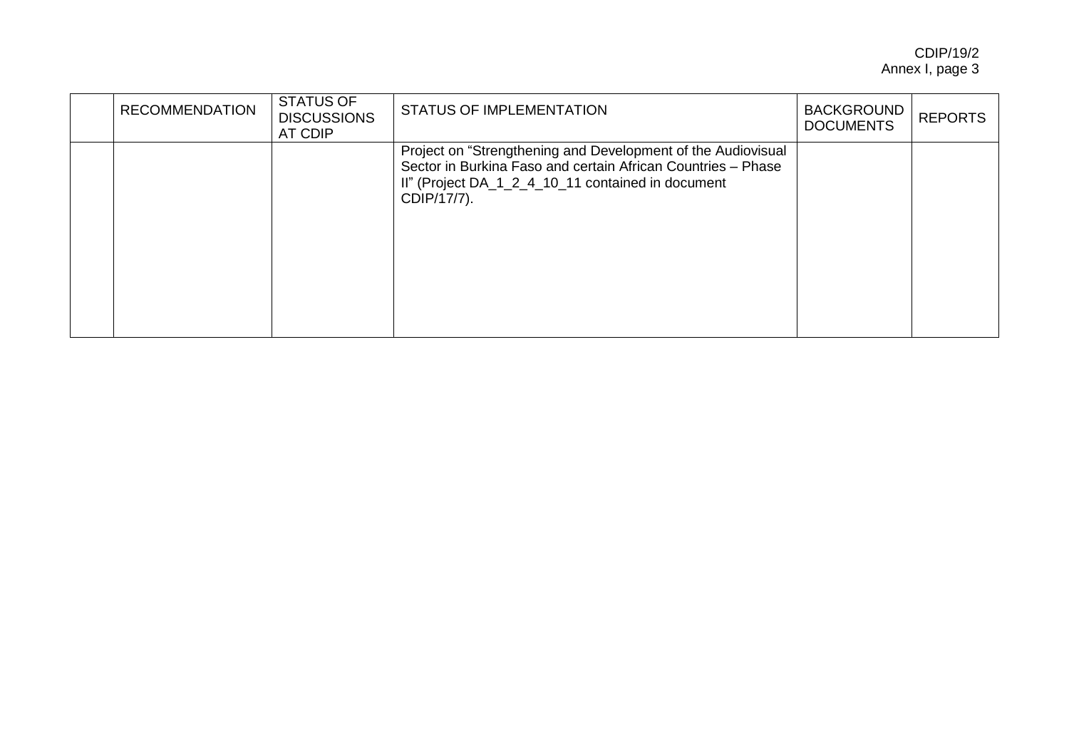| | RECOMMENDATION | STATUS OF DISCUSSIONS AT CDIP | STATUS OF IMPLEMENTATION | BACKGROUND DOCUMENTS | REPORTS |
|---|---|---|---|---|---|
| | | | Project on "Strengthening and Development of the Audiovisual Sector in Burkina Faso and certain African Countries – Phase II" (Project DA_1_2_4_10_11 contained in document CDIP/17/7). | | |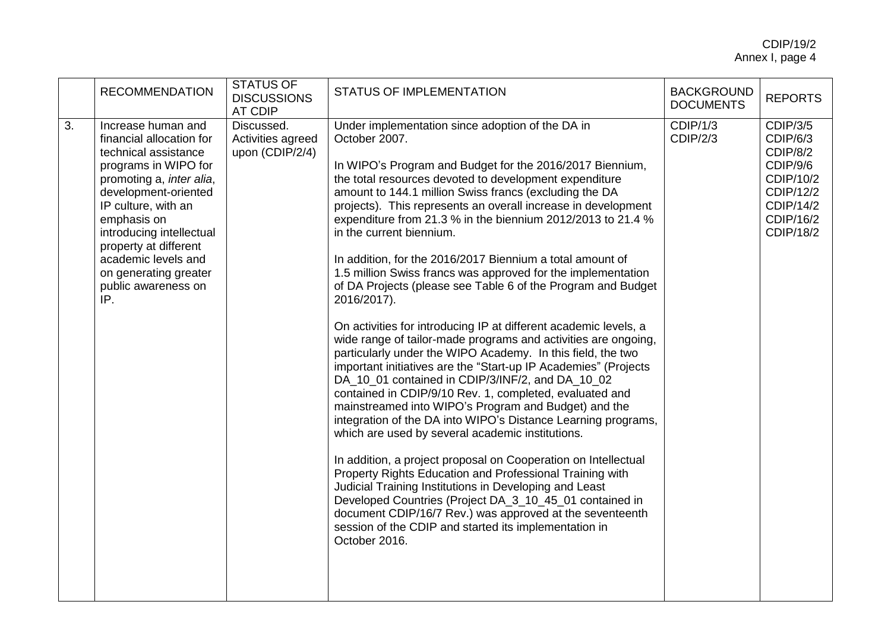| | RECOMMENDATION | STATUS OF DISCUSSIONS AT CDIP | STATUS OF IMPLEMENTATION | BACKGROUND DOCUMENTS | REPORTS |
|---|---|---|---|---|---|
| 3. | Increase human and financial allocation for technical assistance programs in WIPO for promoting a, *inter alia*, development-oriented IP culture, with an emphasis on introducing intellectual property at different academic levels and on generating greater public awareness on IP. | Discussed. Activities agreed upon (CDIP/2/4) | Under implementation since adoption of the DA in October 2007.<br><br>In WIPO's Program and Budget for the 2016/2017 Biennium, the total resources devoted to development expenditure amount to 144.1 million Swiss francs (excluding the DA projects). This represents an overall increase in development expenditure from 21.3 % in the biennium 2012/2013 to 21.4 % in the current biennium.<br><br>In addition, for the 2016/2017 Biennium a total amount of 1.5 million Swiss francs was approved for the implementation of DA Projects (please see Table 6 of the Program and Budget 2016/2017).<br><br>On activities for introducing IP at different academic levels, a wide range of tailor-made programs and activities are ongoing, particularly under the WIPO Academy. In this field, the two important initiatives are the "Start-up IP Academies" (Projects DA_10_01 contained in CDIP/3/INF/2, and DA_10_02 contained in CDIP/9/10 Rev. 1, completed, evaluated and mainstreamed into WIPO's Program and Budget) and the integration of the DA into WIPO's Distance Learning programs, which are used by several academic institutions.<br><br>In addition, a project proposal on Cooperation on Intellectual Property Rights Education and Professional Training with Judicial Training Institutions in Developing and Least Developed Countries (Project DA_3_10_45_01 contained in document CDIP/16/7 Rev.) was approved at the seventeenth session of the CDIP and started its implementation in October 2016. | CDIP/1/3<br>CDIP/2/3 | CDIP/3/5<br>CDIP/6/3<br>CDIP/8/2<br>CDIP/9/6<br>CDIP/10/2<br>CDIP/12/2<br>CDIP/14/2<br>CDIP/16/2<br>CDIP/18/2 |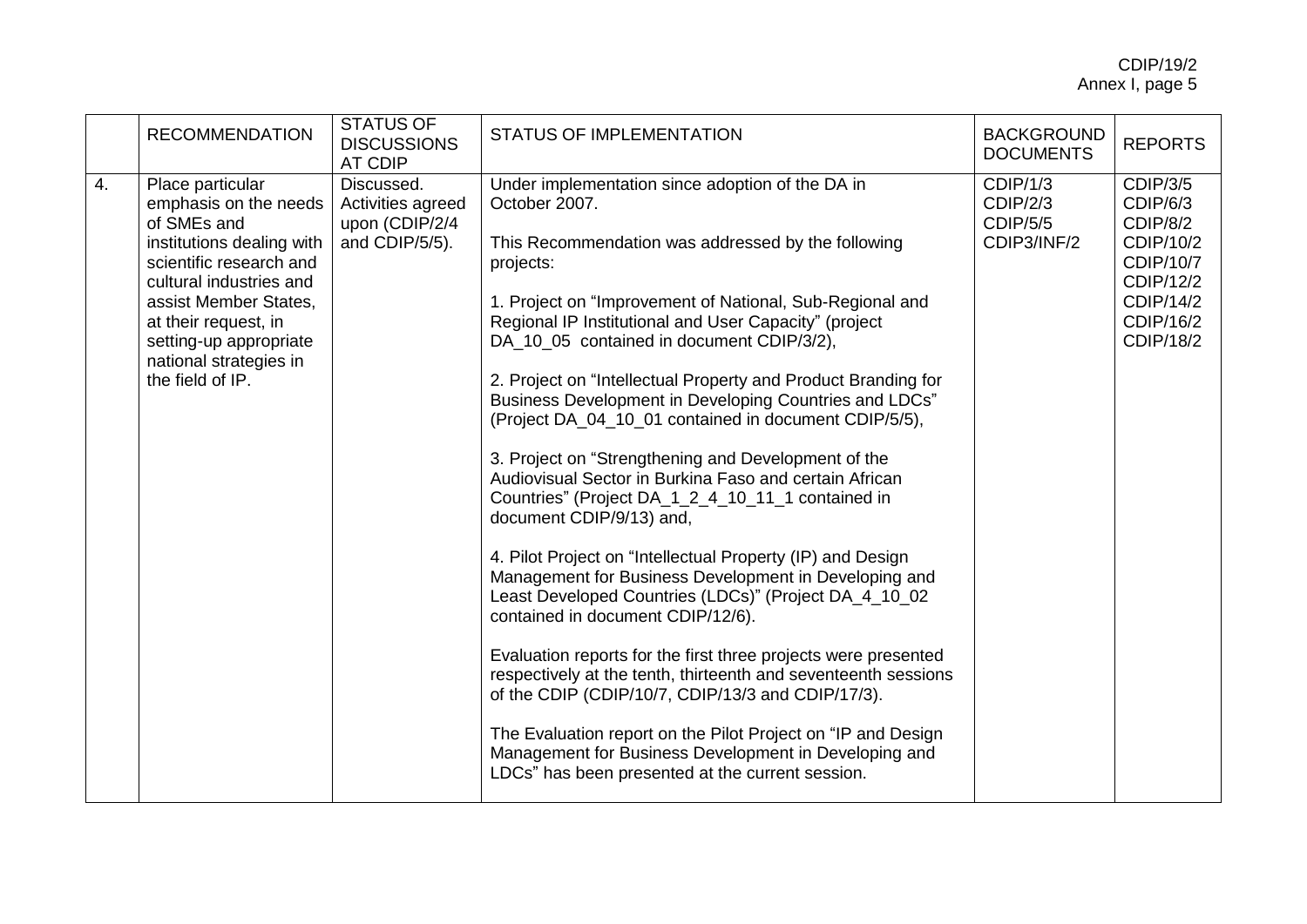|  | RECOMMENDATION | STATUS OF DISCUSSIONS AT CDIP | STATUS OF IMPLEMENTATION | BACKGROUND DOCUMENTS | REPORTS |
|---|---|---|---|---|---|
| 4. | Place particular emphasis on the needs of SMEs and institutions dealing with scientific research and cultural industries and assist Member States, at their request, in setting-up appropriate national strategies in the field of IP. | Discussed. Activities agreed upon (CDIP/2/4 and CDIP/5/5). | Under implementation since adoption of the DA in October 2007.<br><br>This Recommendation was addressed by the following projects:<br><br>1. Project on "Improvement of National, Sub-Regional and Regional IP Institutional and User Capacity" (project DA_10_05 contained in document CDIP/3/2),<br><br>2. Project on "Intellectual Property and Product Branding for Business Development in Developing Countries and LDCs" (Project DA_04_10_01 contained in document CDIP/5/5),<br><br>3. Project on "Strengthening and Development of the Audiovisual Sector in Burkina Faso and certain African Countries" (Project DA_1_2_4_10_11_1 contained in document CDIP/9/13) and,<br><br>4. Pilot Project on "Intellectual Property (IP) and Design Management for Business Development in Developing and Least Developed Countries (LDCs)" (Project DA_4_10_02 contained in document CDIP/12/6).<br><br>Evaluation reports for the first three projects were presented respectively at the tenth, thirteenth and seventeenth sessions of the CDIP (CDIP/10/7, CDIP/13/3 and CDIP/17/3).<br><br>The Evaluation report on the Pilot Project on "IP and Design Management for Business Development in Developing and LDCs" has been presented at the current session. | CDIP/1/3<br>CDIP/2/3<br>CDIP/5/5<br>CDIP3/INF/2 | CDIP/3/5<br>CDIP/6/3<br>CDIP/8/2<br>CDIP/10/2<br>CDIP/10/7<br>CDIP/12/2<br>CDIP/14/2<br>CDIP/16/2<br>CDIP/18/2 |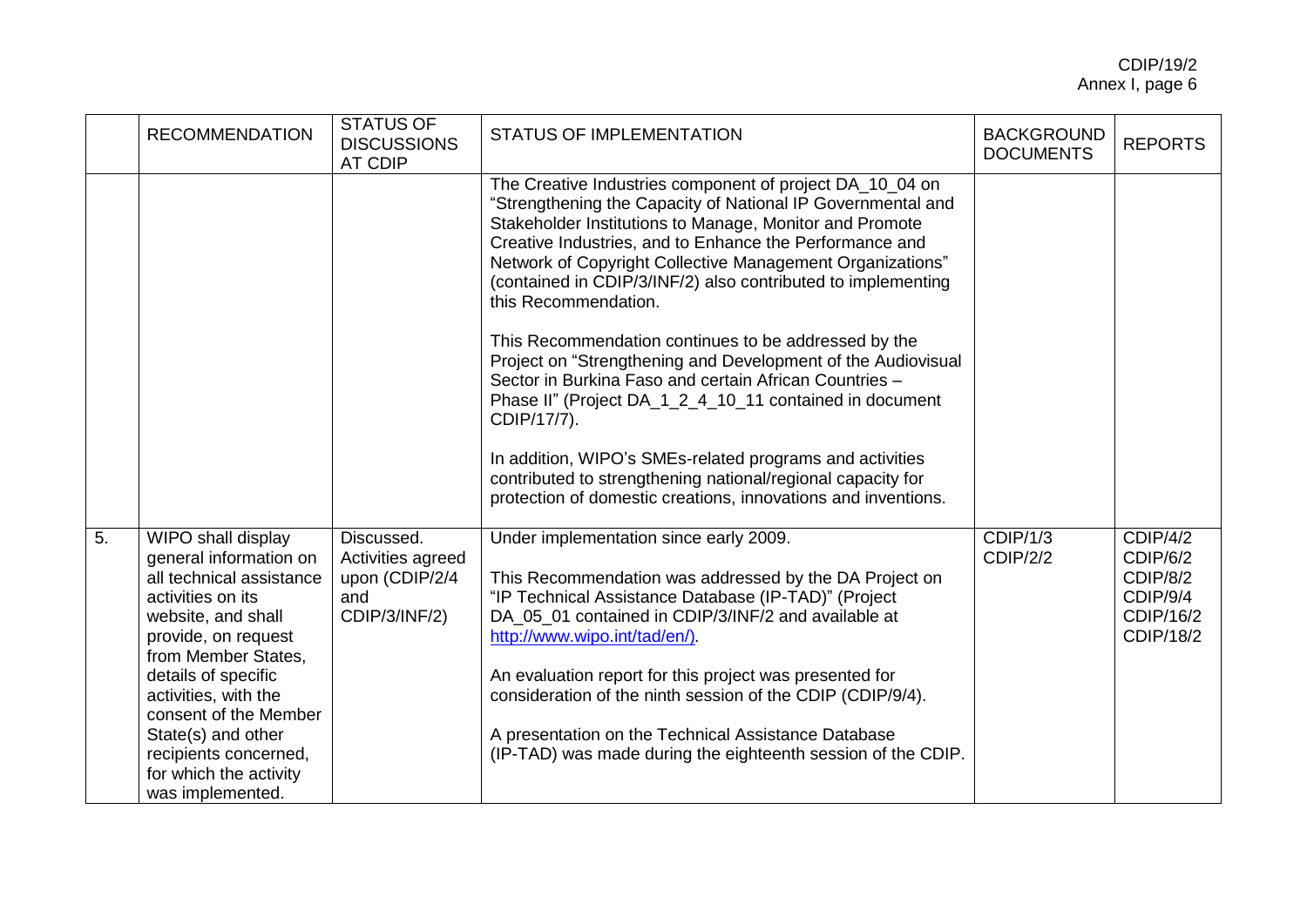| | RECOMMENDATION | STATUS OF DISCUSSIONS AT CDIP | STATUS OF IMPLEMENTATION | BACKGROUND DOCUMENTS | REPORTS |
|---|---|---|---|---|---|
| | | | The Creative Industries component of project DA_10_04 on "Strengthening the Capacity of National IP Governmental and Stakeholder Institutions to Manage, Monitor and Promote Creative Industries, and to Enhance the Performance and Network of Copyright Collective Management Organizations" (contained in CDIP/3/INF/2) also contributed to implementing this Recommendation.<br><br>This Recommendation continues to be addressed by the Project on "Strengthening and Development of the Audiovisual Sector in Burkina Faso and certain African Countries – Phase II" (Project DA_1_2_4_10_11 contained in document CDIP/17/7).<br><br>In addition, WIPO's SMEs-related programs and activities contributed to strengthening national/regional capacity for protection of domestic creations, innovations and inventions. | | |
| 5. | WIPO shall display general information on all technical assistance activities on its website, and shall provide, on request from Member States, details of specific activities, with the consent of the Member State(s) and other recipients concerned, for which the activity was implemented. | Discussed. Activities agreed upon (CDIP/2/4 and CDIP/3/INF/2) | Under implementation since early 2009.<br><br>This Recommendation was addressed by the DA Project on "IP Technical Assistance Database (IP-TAD)" (Project DA_05_01 contained in CDIP/3/INF/2 and available at http://www.wipo.int/tad/en/).<br><br>An evaluation report for this project was presented for consideration of the ninth session of the CDIP (CDIP/9/4).<br><br>A presentation on the Technical Assistance Database (IP-TAD) was made during the eighteenth session of the CDIP. | CDIP/1/3<br>CDIP/2/2 | CDIP/4/2<br>CDIP/6/2<br>CDIP/8/2<br>CDIP/9/4<br>CDIP/16/2<br>CDIP/18/2 |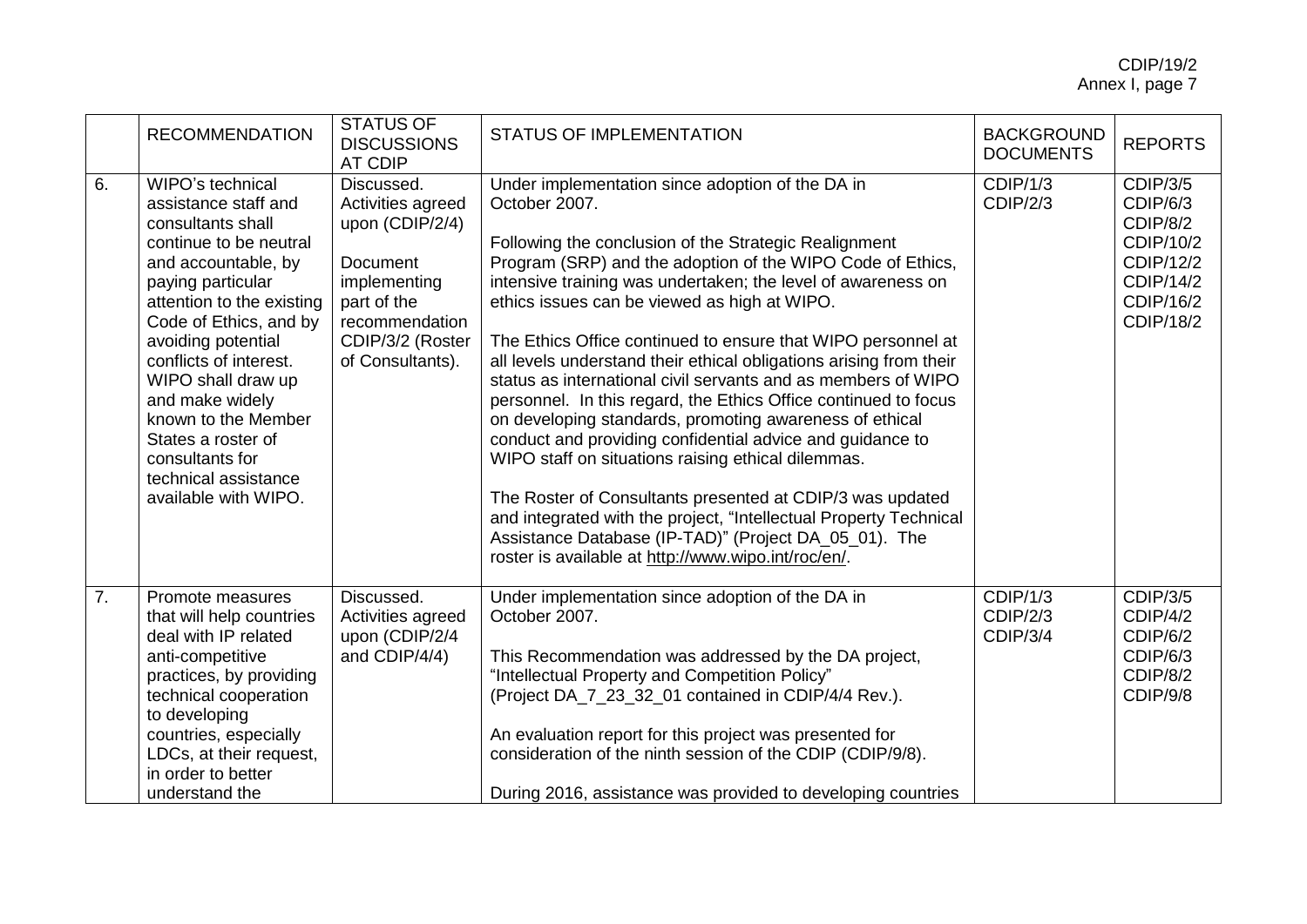| | RECOMMENDATION | STATUS OF DISCUSSIONS AT CDIP | STATUS OF IMPLEMENTATION | BACKGROUND DOCUMENTS | REPORTS |
|---|---|---|---|---|---|
| 6. | WIPO's technical assistance staff and consultants shall continue to be neutral and accountable, by paying particular attention to the existing Code of Ethics, and by avoiding potential conflicts of interest. WIPO shall draw up and make widely known to the Member States a roster of consultants for technical assistance available with WIPO. | Discussed. Activities agreed upon (CDIP/2/4)<br><br>Document implementing part of the recommendation CDIP/3/2 (Roster of Consultants). | Under implementation since adoption of the DA in October 2007.<br><br>Following the conclusion of the Strategic Realignment Program (SRP) and the adoption of the WIPO Code of Ethics, intensive training was undertaken; the level of awareness on ethics issues can be viewed as high at WIPO.<br><br>The Ethics Office continued to ensure that WIPO personnel at all levels understand their ethical obligations arising from their status as international civil servants and as members of WIPO personnel. In this regard, the Ethics Office continued to focus on developing standards, promoting awareness of ethical conduct and providing confidential advice and guidance to WIPO staff on situations raising ethical dilemmas.<br><br>The Roster of Consultants presented at CDIP/3 was updated and integrated with the project, "Intellectual Property Technical Assistance Database (IP-TAD)" (Project DA_05_01). The roster is available at http://www.wipo.int/roc/en/. | CDIP/1/3<br>CDIP/2/3 | CDIP/3/5<br>CDIP/6/3<br>CDIP/8/2<br>CDIP/10/2<br>CDIP/12/2<br>CDIP/14/2<br>CDIP/16/2<br>CDIP/18/2 |
| 7. | Promote measures that will help countries deal with IP related anti-competitive practices, by providing technical cooperation to developing countries, especially LDCs, at their request, in order to better understand the | Discussed. Activities agreed upon (CDIP/2/4 and CDIP/4/4) | Under implementation since adoption of the DA in October 2007.<br><br>This Recommendation was addressed by the DA project, "Intellectual Property and Competition Policy" (Project DA_7_23_32_01 contained in CDIP/4/4 Rev.).<br><br>An evaluation report for this project was presented for consideration of the ninth session of the CDIP (CDIP/9/8).<br><br>During 2016, assistance was provided to developing countries | CDIP/1/3<br>CDIP/2/3<br>CDIP/3/4 | CDIP/3/5<br>CDIP/4/2<br>CDIP/6/2<br>CDIP/6/3<br>CDIP/8/2<br>CDIP/9/8 |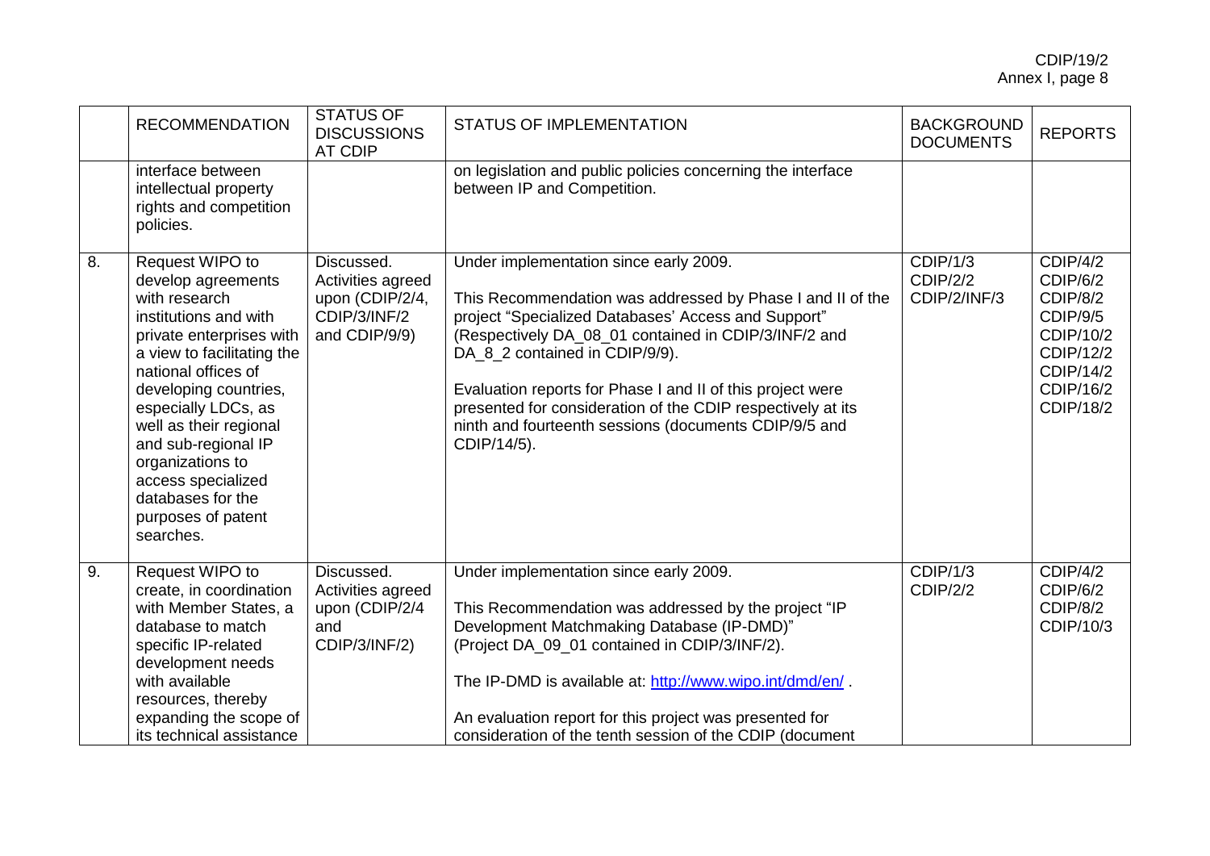| | RECOMMENDATION | STATUS OF DISCUSSIONS AT CDIP | STATUS OF IMPLEMENTATION | BACKGROUND DOCUMENTS | REPORTS |
|---|---|---|---|---|---|
| | interface between intellectual property rights and competition policies. | | on legislation and public policies concerning the interface between IP and Competition. | | |
| 8. | Request WIPO to develop agreements with research institutions and with private enterprises with a view to facilitating the national offices of developing countries, especially LDCs, as well as their regional and sub-regional IP organizations to access specialized databases for the purposes of patent searches. | Discussed. Activities agreed upon (CDIP/2/4, CDIP/3/INF/2 and CDIP/9/9) | Under implementation since early 2009.<br><br>This Recommendation was addressed by Phase I and II of the project "Specialized Databases' Access and Support" (Respectively DA_08_01 contained in CDIP/3/INF/2 and DA_8_2 contained in CDIP/9/9).<br><br>Evaluation reports for Phase I and II of this project were presented for consideration of the CDIP respectively at its ninth and fourteenth sessions (documents CDIP/9/5 and CDIP/14/5). | CDIP/1/3<br>CDIP/2/2<br>CDIP/2/INF/3 | CDIP/4/2<br>CDIP/6/2<br>CDIP/8/2<br>CDIP/9/5<br>CDIP/10/2<br>CDIP/12/2<br>CDIP/14/2<br>CDIP/16/2<br>CDIP/18/2 |
| 9. | Request WIPO to create, in coordination with Member States, a database to match specific IP-related development needs with available resources, thereby expanding the scope of its technical assistance | Discussed. Activities agreed upon (CDIP/2/4 and CDIP/3/INF/2) | Under implementation since early 2009.<br><br>This Recommendation was addressed by the project "IP Development Matchmaking Database (IP-DMD)" (Project DA_09_01 contained in CDIP/3/INF/2).<br><br>The IP-DMD is available at: http://www.wipo.int/dmd/en/ .<br><br>An evaluation report for this project was presented for consideration of the tenth session of the CDIP (document | CDIP/1/3<br>CDIP/2/2 | CDIP/4/2<br>CDIP/6/2<br>CDIP/8/2<br>CDIP/10/3 |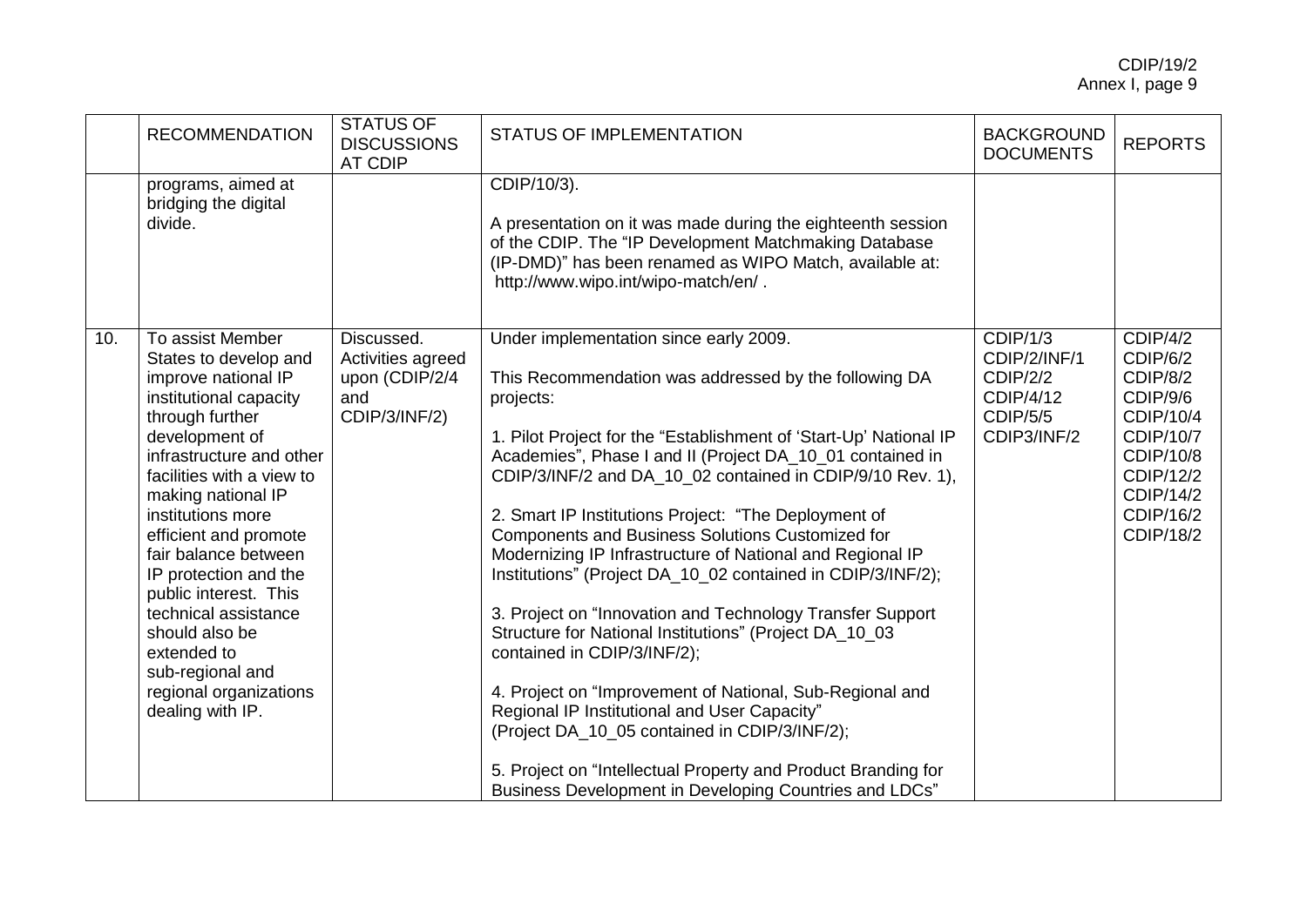|  | RECOMMENDATION | STATUS OF DISCUSSIONS AT CDIP | STATUS OF IMPLEMENTATION | BACKGROUND DOCUMENTS | REPORTS |
|---|---|---|---|---|---|
|  | programs, aimed at bridging the digital divide. |  | CDIP/10/3).<br><br>A presentation on it was made during the eighteenth session of the CDIP. The "IP Development Matchmaking Database (IP-DMD)" has been renamed as WIPO Match, available at: http://www.wipo.int/wipo-match/en/ . |  |  |
| 10. | To assist Member States to develop and improve national IP institutional capacity through further development of infrastructure and other facilities with a view to making national IP institutions more efficient and promote fair balance between IP protection and the public interest. This technical assistance should also be extended to sub-regional and regional organizations dealing with IP. | Discussed. Activities agreed upon (CDIP/2/4 and CDIP/3/INF/2) | Under implementation since early 2009.<br><br>This Recommendation was addressed by the following DA projects:<br><br>1. Pilot Project for the "Establishment of 'Start-Up' National IP Academies", Phase I and II (Project DA_10_01 contained in CDIP/3/INF/2 and DA_10_02 contained in CDIP/9/10 Rev. 1),<br><br>2. Smart IP Institutions Project: "The Deployment of Components and Business Solutions Customized for Modernizing IP Infrastructure of National and Regional IP Institutions" (Project DA_10_02 contained in CDIP/3/INF/2);<br><br>3. Project on "Innovation and Technology Transfer Support Structure for National Institutions" (Project DA_10_03 contained in CDIP/3/INF/2);<br><br>4. Project on "Improvement of National, Sub-Regional and Regional IP Institutional and User Capacity" (Project DA_10_05 contained in CDIP/3/INF/2);<br><br>5. Project on "Intellectual Property and Product Branding for Business Development in Developing Countries and LDCs" | CDIP/1/3<br>CDIP/2/INF/1<br>CDIP/2/2<br>CDIP/4/12<br>CDIP/5/5<br>CDIP3/INF/2 | CDIP/4/2<br>CDIP/6/2<br>CDIP/8/2<br>CDIP/9/6<br>CDIP/10/4<br>CDIP/10/7<br>CDIP/10/8<br>CDIP/12/2<br>CDIP/14/2<br>CDIP/16/2<br>CDIP/18/2 |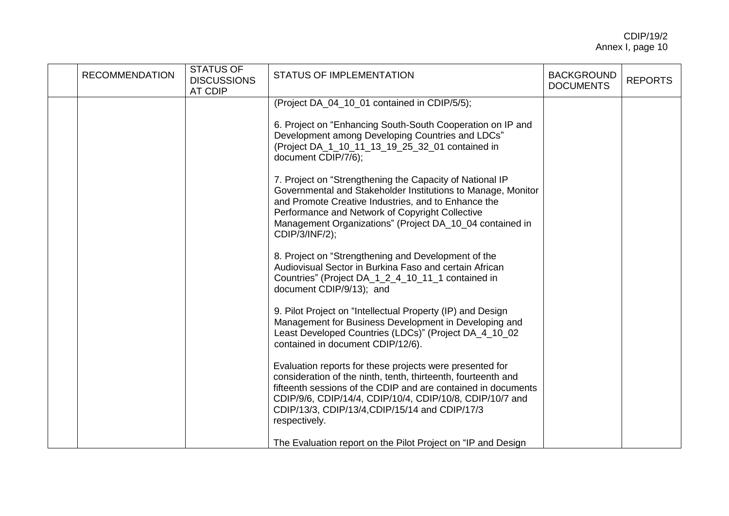|  | RECOMMENDATION | STATUS OF DISCUSSIONS AT CDIP | STATUS OF IMPLEMENTATION | BACKGROUND DOCUMENTS | REPORTS |
| --- | --- | --- | --- | --- | --- |
|  |  |  | (Project DA_04_10_01 contained in CDIP/5/5);<br><br>6. Project on "Enhancing South-South Cooperation on IP and Development among Developing Countries and LDCs" (Project DA_1_10_11_13_19_25_32_01 contained in document CDIP/7/6);<br><br>7. Project on "Strengthening the Capacity of National IP Governmental and Stakeholder Institutions to Manage, Monitor and Promote Creative Industries, and to Enhance the Performance and Network of Copyright Collective Management Organizations" (Project DA_10_04 contained in CDIP/3/INF/2);<br><br>8. Project on "Strengthening and Development of the Audiovisual Sector in Burkina Faso and certain African Countries" (Project DA_1_2_4_10_11_1 contained in document CDIP/9/13); and<br><br>9. Pilot Project on "Intellectual Property (IP) and Design Management for Business Development in Developing and Least Developed Countries (LDCs)" (Project DA_4_10_02 contained in document CDIP/12/6).<br><br>Evaluation reports for these projects were presented for consideration of the ninth, tenth, thirteenth, fourteenth and fifteenth sessions of the CDIP and are contained in documents CDIP/9/6, CDIP/14/4, CDIP/10/4, CDIP/10/8, CDIP/10/7 and CDIP/13/3, CDIP/13/4,CDIP/15/14 and CDIP/17/3 respectively.<br><br>The Evaluation report on the Pilot Project on "IP and Design |  |  |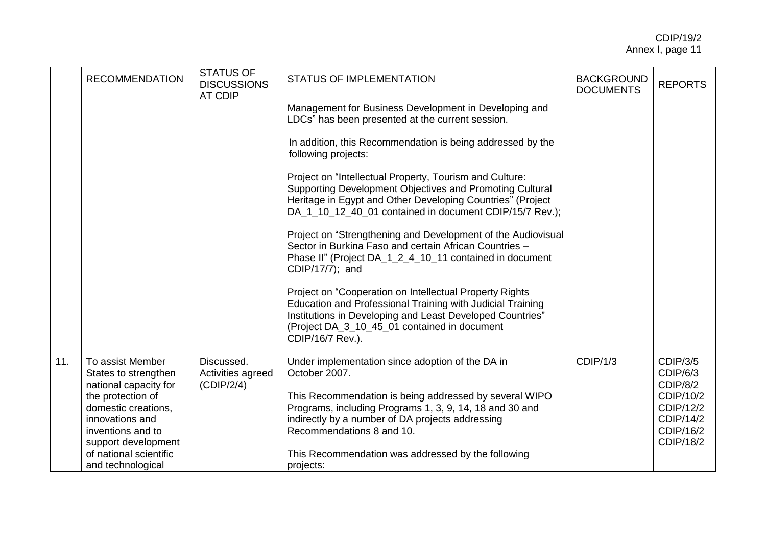| | RECOMMENDATION | STATUS OF DISCUSSIONS AT CDIP | STATUS OF IMPLEMENTATION | BACKGROUND DOCUMENTS | REPORTS |
|---|---|---|---|---|---|
| | | | Management for Business Development in Developing and LDCs" has been presented at the current session.<br><br>In addition, this Recommendation is being addressed by the following projects:<br><br>Project on "Intellectual Property, Tourism and Culture: Supporting Development Objectives and Promoting Cultural Heritage in Egypt and Other Developing Countries" (Project DA_1_10_12_40_01 contained in document CDIP/15/7 Rev.);<br><br>Project on "Strengthening and Development of the Audiovisual Sector in Burkina Faso and certain African Countries – Phase II" (Project DA_1_2_4_10_11 contained in document CDIP/17/7); and<br><br>Project on "Cooperation on Intellectual Property Rights Education and Professional Training with Judicial Training Institutions in Developing and Least Developed Countries" (Project DA_3_10_45_01 contained in document CDIP/16/7 Rev.). | | |
| 11. | To assist Member States to strengthen national capacity for the protection of domestic creations, innovations and inventions and to support development of national scientific and technological | Discussed. Activities agreed (CDIP/2/4) | Under implementation since adoption of the DA in October 2007.<br><br>This Recommendation is being addressed by several WIPO Programs, including Programs 1, 3, 9, 14, 18 and 30 and indirectly by a number of DA projects addressing Recommendations 8 and 10.<br><br>This Recommendation was addressed by the following projects: | CDIP/1/3 | CDIP/3/5<br>CDIP/6/3<br>CDIP/8/2<br>CDIP/10/2<br>CDIP/12/2<br>CDIP/14/2<br>CDIP/16/2<br>CDIP/18/2 |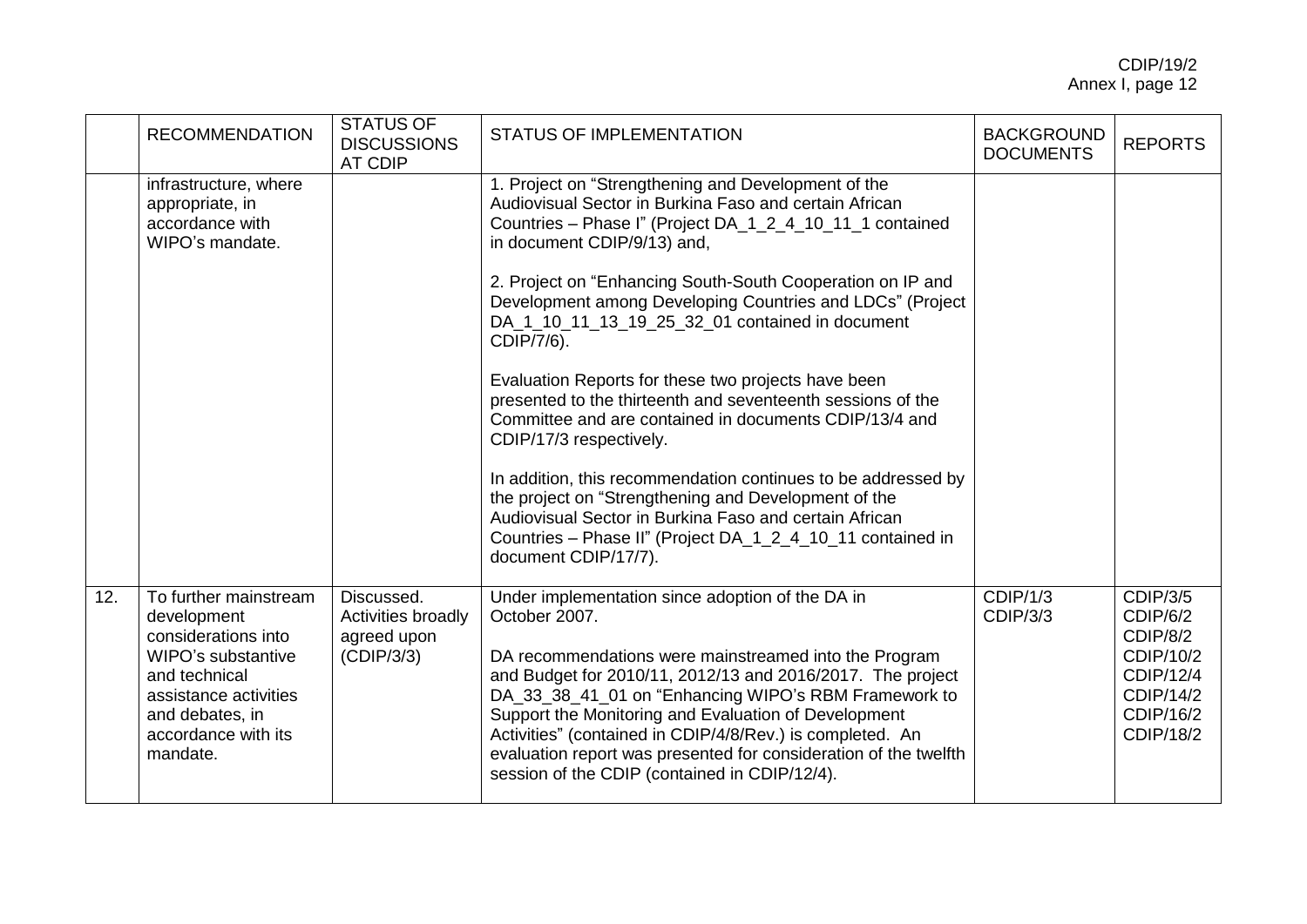| | RECOMMENDATION | STATUS OF DISCUSSIONS AT CDIP | STATUS OF IMPLEMENTATION | BACKGROUND DOCUMENTS | REPORTS |
|---|---|---|---|---|---|
| | infrastructure, where appropriate, in accordance with WIPO's mandate. | | 1. Project on "Strengthening and Development of the Audiovisual Sector in Burkina Faso and certain African Countries – Phase I" (Project DA_1_2_4_10_11_1 contained in document CDIP/9/13) and,<br><br>2. Project on "Enhancing South-South Cooperation on IP and Development among Developing Countries and LDCs" (Project DA_1_10_11_13_19_25_32_01 contained in document CDIP/7/6).<br><br>Evaluation Reports for these two projects have been presented to the thirteenth and seventeenth sessions of the Committee and are contained in documents CDIP/13/4 and CDIP/17/3 respectively.<br><br>In addition, this recommendation continues to be addressed by the project on "Strengthening and Development of the Audiovisual Sector in Burkina Faso and certain African Countries – Phase II" (Project DA_1_2_4_10_11 contained in document CDIP/17/7). | | |
| 12. | To further mainstream development considerations into WIPO's substantive and technical assistance activities and debates, in accordance with its mandate. | Discussed. Activities broadly agreed upon (CDIP/3/3) | Under implementation since adoption of the DA in October 2007.<br><br>DA recommendations were mainstreamed into the Program and Budget for 2010/11, 2012/13 and 2016/2017. The project DA_33_38_41_01 on "Enhancing WIPO's RBM Framework to Support the Monitoring and Evaluation of Development Activities" (contained in CDIP/4/8/Rev.) is completed. An evaluation report was presented for consideration of the twelfth session of the CDIP (contained in CDIP/12/4). | CDIP/1/3<br>CDIP/3/3 | CDIP/3/5<br>CDIP/6/2<br>CDIP/8/2<br>CDIP/10/2<br>CDIP/12/4<br>CDIP/14/2<br>CDIP/16/2<br>CDIP/18/2 |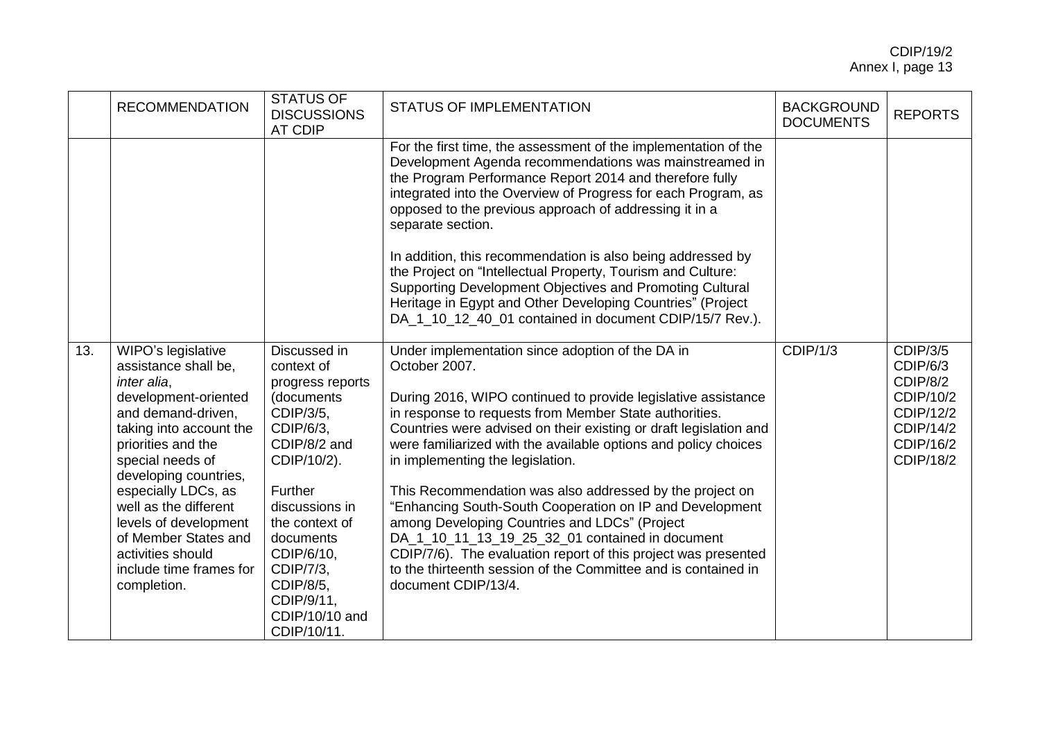| | RECOMMENDATION | STATUS OF DISCUSSIONS AT CDIP | STATUS OF IMPLEMENTATION | BACKGROUND DOCUMENTS | REPORTS |
|---|---|---|---|---|---|
| | | | For the first time, the assessment of the implementation of the Development Agenda recommendations was mainstreamed in the Program Performance Report 2014 and therefore fully integrated into the Overview of Progress for each Program, as opposed to the previous approach of addressing it in a separate section.<br><br>In addition, this recommendation is also being addressed by the Project on "Intellectual Property, Tourism and Culture: Supporting Development Objectives and Promoting Cultural Heritage in Egypt and Other Developing Countries" (Project DA_1_10_12_40_01 contained in document CDIP/15/7 Rev.). | | |
| 13. | WIPO's legislative assistance shall be, *inter alia*, development-oriented and demand-driven, taking into account the priorities and the special needs of developing countries, especially LDCs, as well as the different levels of development of Member States and activities should include time frames for completion. | Discussed in context of progress reports (documents CDIP/3/5, CDIP/6/3, CDIP/8/2 and CDIP/10/2).<br><br>Further discussions in the context of documents CDIP/6/10, CDIP/7/3, CDIP/8/5, CDIP/9/11, CDIP/10/10 and CDIP/10/11. | Under implementation since adoption of the DA in October 2007.<br><br>During 2016, WIPO continued to provide legislative assistance in response to requests from Member State authorities. Countries were advised on their existing or draft legislation and were familiarized with the available options and policy choices in implementing the legislation.<br><br>This Recommendation was also addressed by the project on "Enhancing South-South Cooperation on IP and Development among Developing Countries and LDCs" (Project DA_1_10_11_13_19_25_32_01 contained in document CDIP/7/6). The evaluation report of this project was presented to the thirteenth session of the Committee and is contained in document CDIP/13/4. | CDIP/1/3 | CDIP/3/5<br>CDIP/6/3<br>CDIP/8/2<br>CDIP/10/2<br>CDIP/12/2<br>CDIP/14/2<br>CDIP/16/2<br>CDIP/18/2 |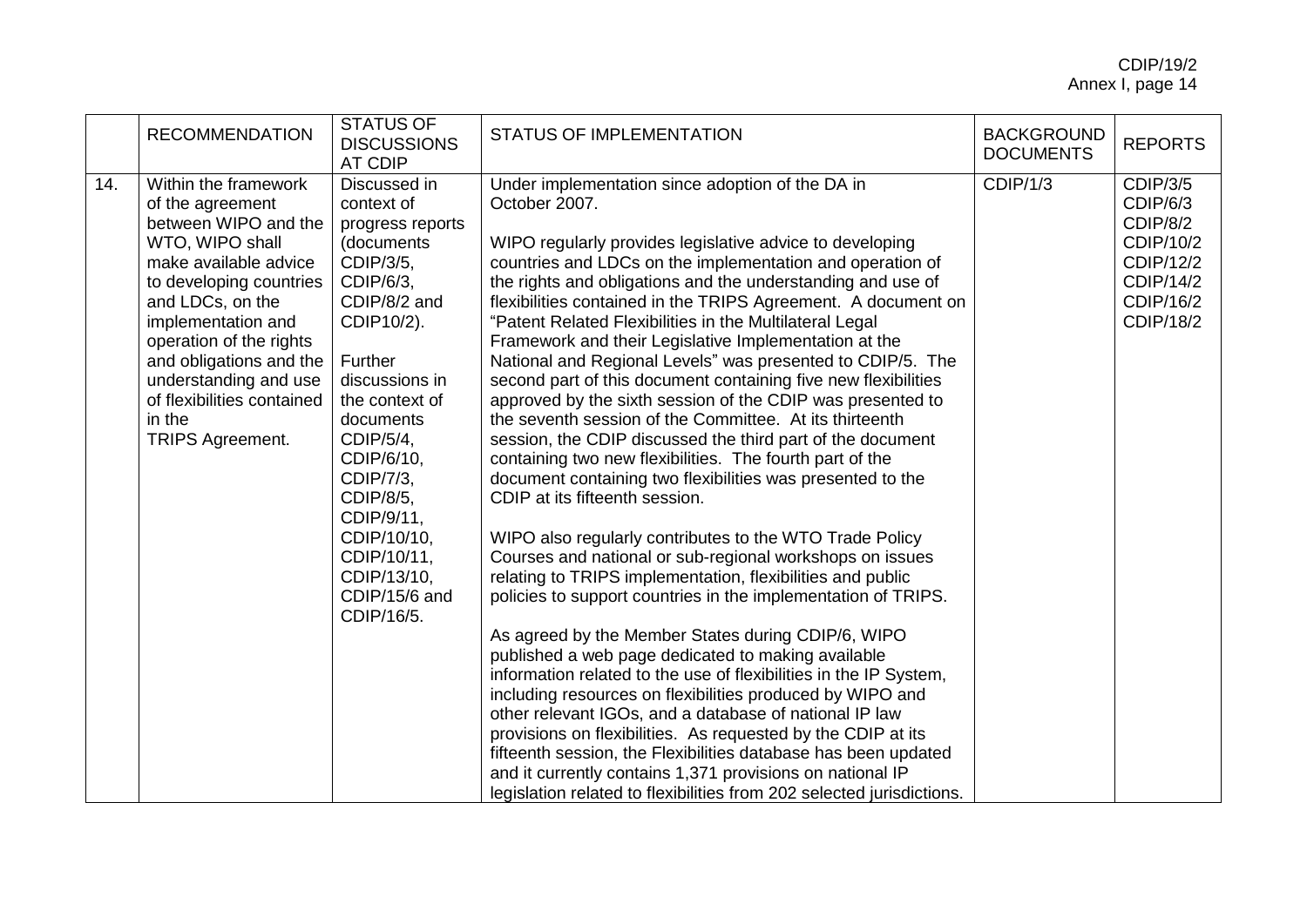| | RECOMMENDATION | STATUS OF DISCUSSIONS AT CDIP | STATUS OF IMPLEMENTATION | BACKGROUND DOCUMENTS | REPORTS |
|---|---|---|---|---|---|
| 14. | Within the framework of the agreement between WIPO and the WTO, WIPO shall make available advice to developing countries and LDCs, on the implementation and operation of the rights and obligations and the understanding and use of flexibilities contained in the TRIPS Agreement. | Discussed in context of progress reports (documents CDIP/3/5, CDIP/6/3, CDIP/8/2 and CDIP10/2).<br><br>Further discussions in the context of documents CDIP/5/4, CDIP/6/10, CDIP/7/3, CDIP/8/5, CDIP/9/11, CDIP/10/10, CDIP/10/11, CDIP/13/10, CDIP/15/6 and CDIP/16/5. | Under implementation since adoption of the DA in October 2007.<br><br>WIPO regularly provides legislative advice to developing countries and LDCs on the implementation and operation of the rights and obligations and the understanding and use of flexibilities contained in the TRIPS Agreement. A document on "Patent Related Flexibilities in the Multilateral Legal Framework and their Legislative Implementation at the National and Regional Levels" was presented to CDIP/5. The second part of this document containing five new flexibilities approved by the sixth session of the CDIP was presented to the seventh session of the Committee. At its thirteenth session, the CDIP discussed the third part of the document containing two new flexibilities. The fourth part of the document containing two flexibilities was presented to the CDIP at its fifteenth session.<br><br>WIPO also regularly contributes to the WTO Trade Policy Courses and national or sub-regional workshops on issues relating to TRIPS implementation, flexibilities and public policies to support countries in the implementation of TRIPS.<br><br>As agreed by the Member States during CDIP/6, WIPO published a web page dedicated to making available information related to the use of flexibilities in the IP System, including resources on flexibilities produced by WIPO and other relevant IGOs, and a database of national IP law provisions on flexibilities. As requested by the CDIP at its fifteenth session, the Flexibilities database has been updated and it currently contains 1,371 provisions on national IP legislation related to flexibilities from 202 selected jurisdictions. | CDIP/1/3 | CDIP/3/5<br>CDIP/6/3<br>CDIP/8/2<br>CDIP/10/2<br>CDIP/12/2<br>CDIP/14/2<br>CDIP/16/2<br>CDIP/18/2 |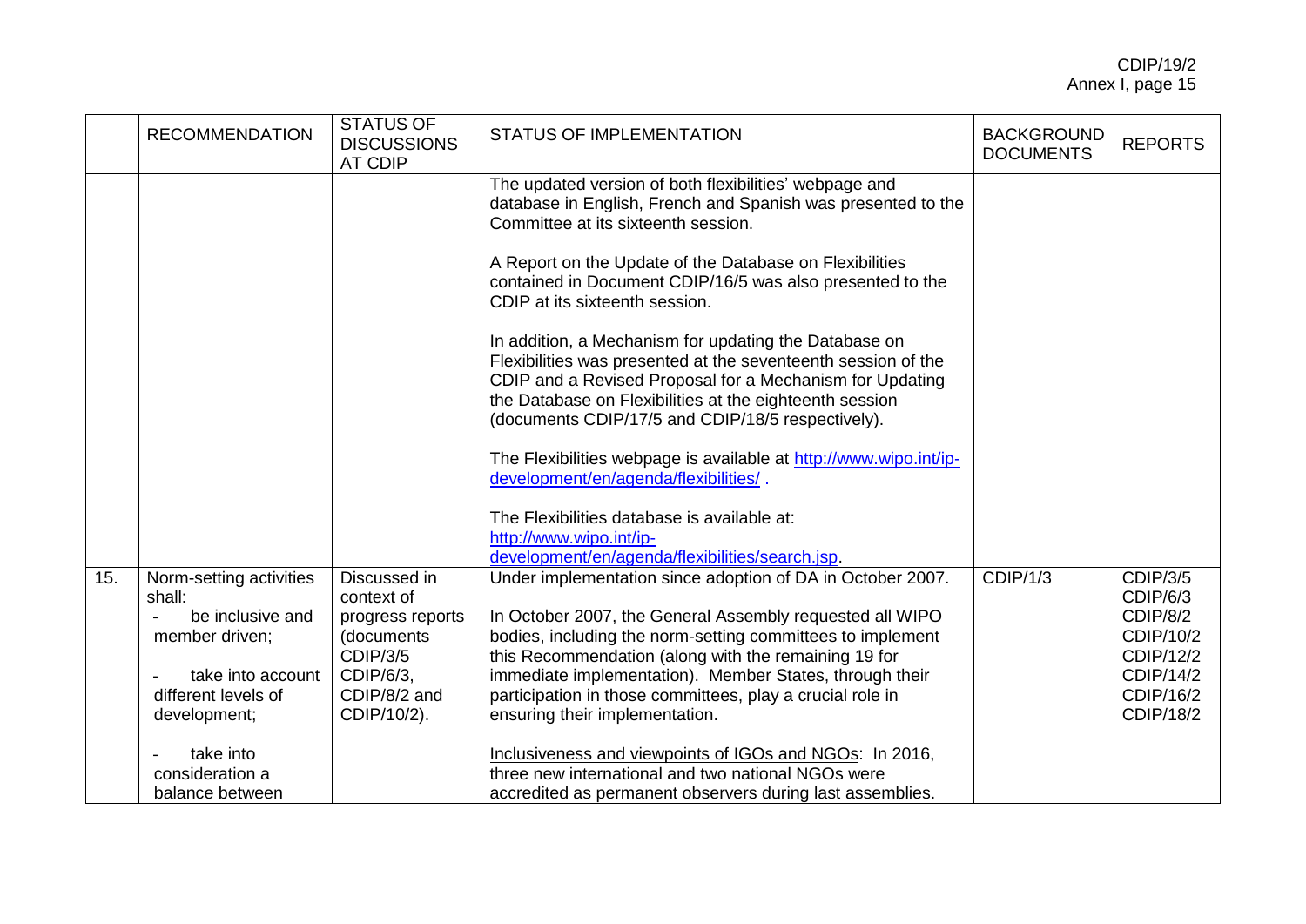| | RECOMMENDATION | STATUS OF DISCUSSIONS AT CDIP | STATUS OF IMPLEMENTATION | BACKGROUND DOCUMENTS | REPORTS |
|---|---|---|---|---|---|
| | | | The updated version of both flexibilities' webpage and database in English, French and Spanish was presented to the Committee at its sixteenth session.<br><br>A Report on the Update of the Database on Flexibilities contained in Document CDIP/16/5 was also presented to the CDIP at its sixteenth session.<br><br>In addition, a Mechanism for updating the Database on Flexibilities was presented at the seventeenth session of the CDIP and a Revised Proposal for a Mechanism for Updating the Database on Flexibilities at the eighteenth session (documents CDIP/17/5 and CDIP/18/5 respectively).<br><br>The Flexibilities webpage is available at [http://www.wipo.int/ip-development/en/agenda/flexibilities/](http://www.wipo.int/ip-development/en/agenda/flexibilities/) .<br><br>The Flexibilities database is available at: [http://www.wipo.int/ip-development/en/agenda/flexibilities/search.jsp](http://www.wipo.int/ip-development/en/agenda/flexibilities/search.jsp). | | |
| 15. | Norm-setting activities shall:<br>- be inclusive and member driven;<br>- take into account different levels of development;<br>- take into consideration a balance between | Discussed in context of progress reports (documents CDIP/3/5 CDIP/6/3, CDIP/8/2 and CDIP/10/2). | Under implementation since adoption of DA in October 2007.<br><br>In October 2007, the General Assembly requested all WIPO bodies, including the norm-setting committees to implement this Recommendation (along with the remaining 19 for immediate implementation). Member States, through their participation in those committees, play a crucial role in ensuring their implementation.<br><br><u>Inclusiveness and viewpoints of IGOs and NGOs</u>: In 2016, three new international and two national NGOs were accredited as permanent observers during last assemblies. | CDIP/1/3 | CDIP/3/5<br>CDIP/6/3<br>CDIP/8/2<br>CDIP/10/2<br>CDIP/12/2<br>CDIP/14/2<br>CDIP/16/2<br>CDIP/18/2 |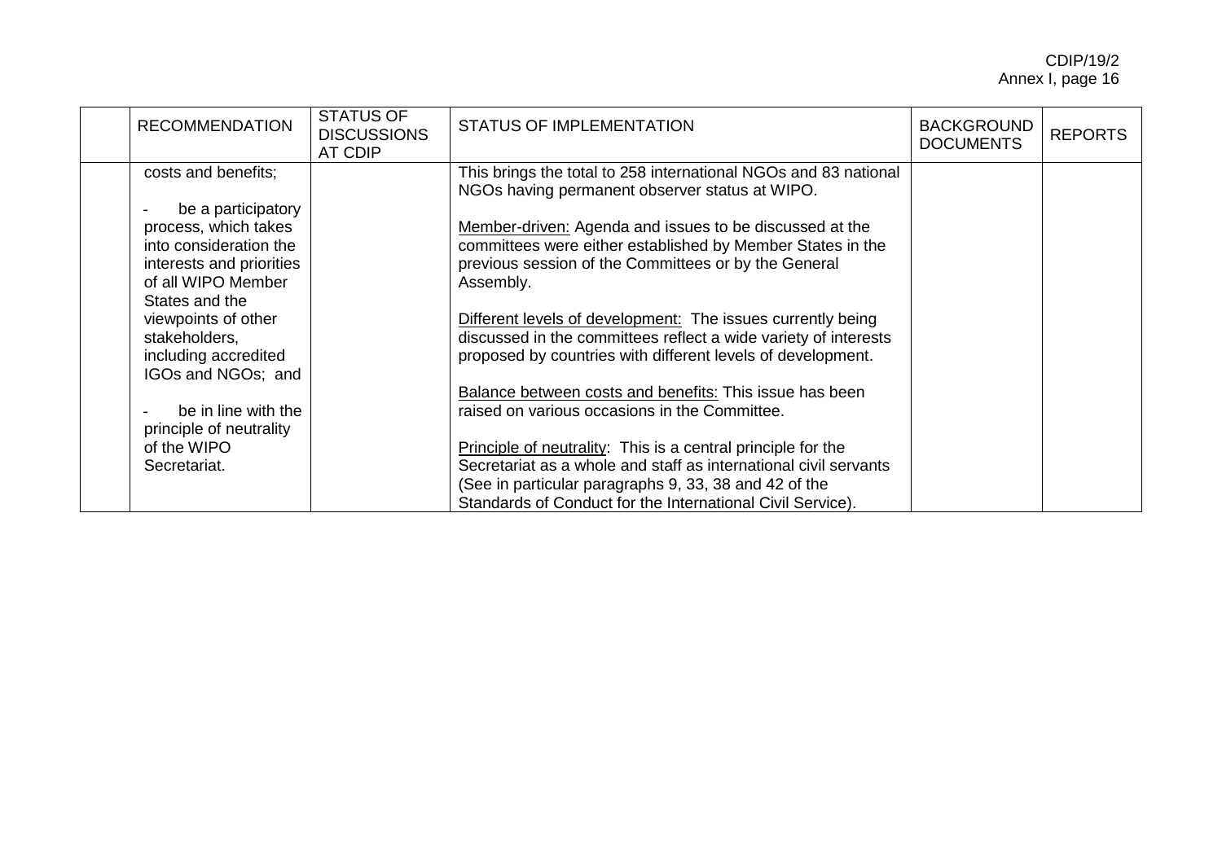| | RECOMMENDATION | STATUS OF DISCUSSIONS AT CDIP | STATUS OF IMPLEMENTATION | BACKGROUND DOCUMENTS | REPORTS |
|---|---|---|---|---|---|
| | costs and benefits;<br><br>- be a participatory process, which takes into consideration the interests and priorities of all WIPO Member States and the viewpoints of other stakeholders, including accredited IGOs and NGOs; and<br><br>- be in line with the principle of neutrality of the WIPO Secretariat. | | This brings the total to 258 international NGOs and 83 national NGOs having permanent observer status at WIPO.<br><br><u>Member-driven:</u> Agenda and issues to be discussed at the committees were either established by Member States in the previous session of the Committees or by the General Assembly.<br><br><u>Different levels of development:</u> The issues currently being discussed in the committees reflect a wide variety of interests proposed by countries with different levels of development.<br><br><u>Balance between costs and benefits:</u> This issue has been raised on various occasions in the Committee.<br><br><u>Principle of neutrality</u>: This is a central principle for the Secretariat as a whole and staff as international civil servants (See in particular paragraphs 9, 33, 38 and 42 of the Standards of Conduct for the International Civil Service). | | |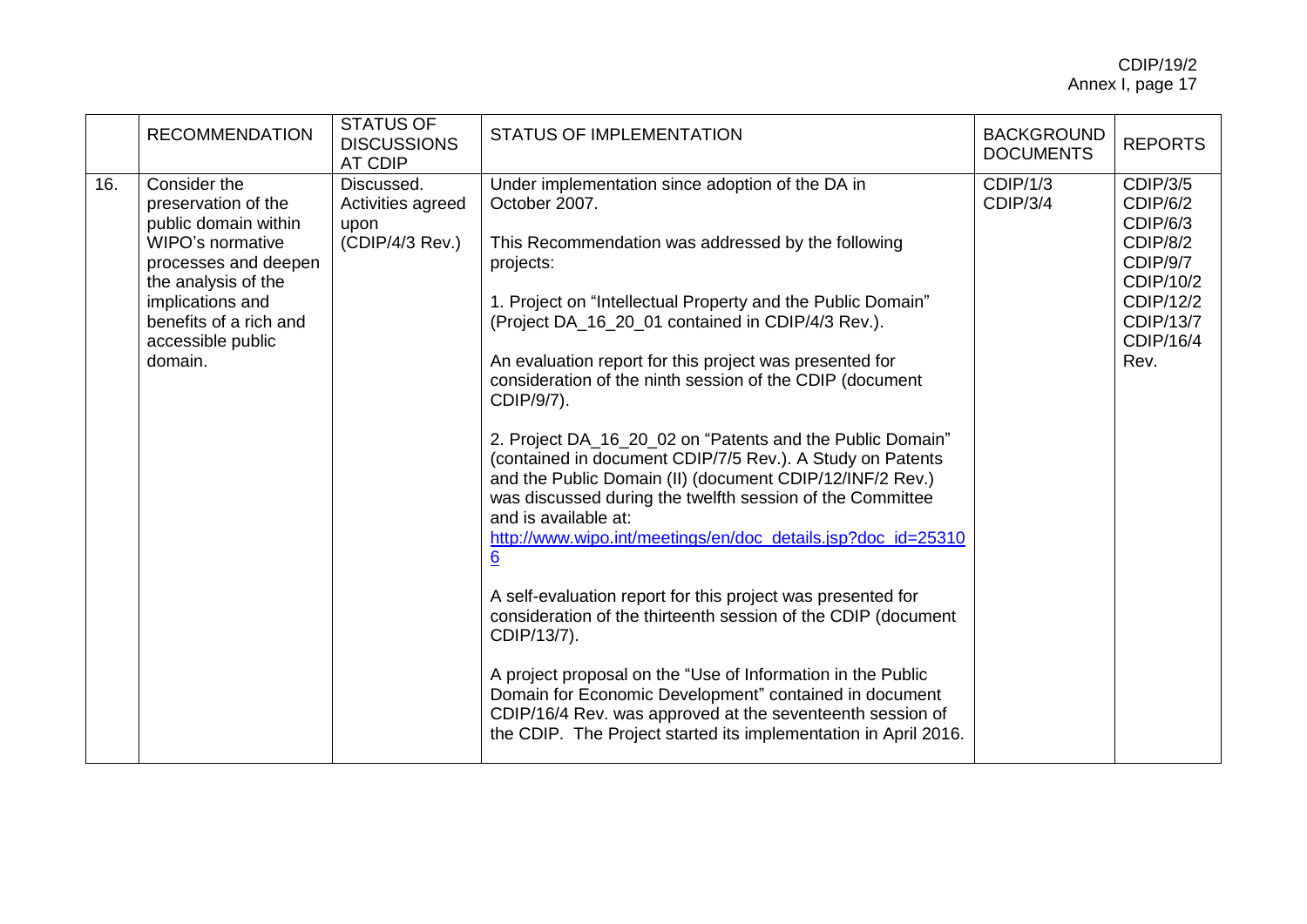|  | RECOMMENDATION | STATUS OF DISCUSSIONS AT CDIP | STATUS OF IMPLEMENTATION | BACKGROUND DOCUMENTS | REPORTS |
|---|---|---|---|---|---|
| 16. | Consider the preservation of the public domain within WIPO's normative processes and deepen the analysis of the implications and benefits of a rich and accessible public domain. | Discussed. Activities agreed upon (CDIP/4/3 Rev.) | Under implementation since adoption of the DA in October 2007.<br><br>This Recommendation was addressed by the following projects:<br><br>1. Project on "Intellectual Property and the Public Domain" (Project DA_16_20_01 contained in CDIP/4/3 Rev.).<br><br>An evaluation report for this project was presented for consideration of the ninth session of the CDIP (document CDIP/9/7).<br><br>2. Project DA_16_20_02 on "Patents and the Public Domain" (contained in document CDIP/7/5 Rev.). A Study on Patents and the Public Domain (II) (document CDIP/12/INF/2 Rev.) was discussed during the twelfth session of the Committee and is available at: http://www.wipo.int/meetings/en/doc_details.jsp?doc_id=253106<br><br>A self-evaluation report for this project was presented for consideration of the thirteenth session of the CDIP (document CDIP/13/7).<br><br>A project proposal on the "Use of Information in the Public Domain for Economic Development" contained in document CDIP/16/4 Rev. was approved at the seventeenth session of the CDIP. The Project started its implementation in April 2016. | CDIP/1/3<br>CDIP/3/4 | CDIP/3/5<br>CDIP/6/2<br>CDIP/6/3<br>CDIP/8/2<br>CDIP/9/7<br>CDIP/10/2<br>CDIP/12/2<br>CDIP/13/7<br>CDIP/16/4 Rev. |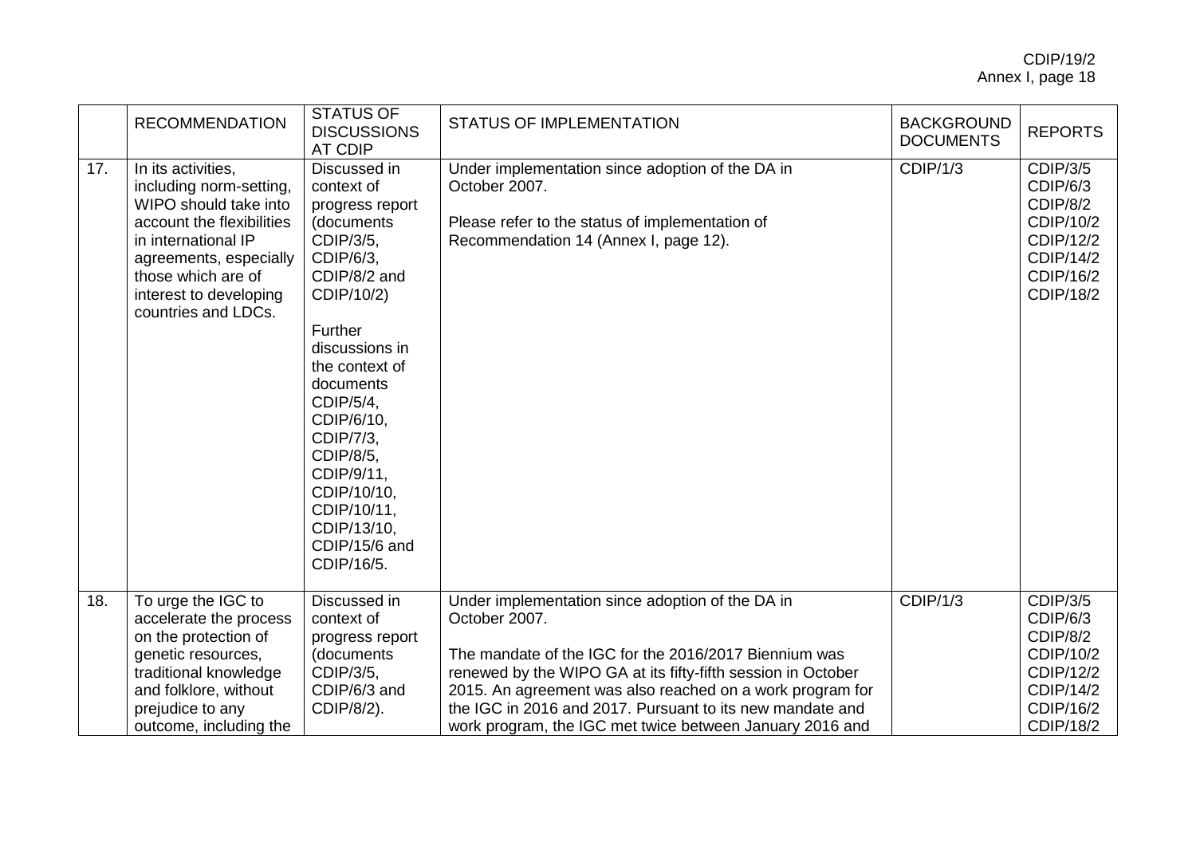| | RECOMMENDATION | STATUS OF DISCUSSIONS AT CDIP | STATUS OF IMPLEMENTATION | BACKGROUND DOCUMENTS | REPORTS |
|---|---|---|---|---|---|
| 17. | In its activities, including norm-setting, WIPO should take into account the flexibilities in international IP agreements, especially those which are of interest to developing countries and LDCs. | Discussed in context of progress report (documents CDIP/3/5, CDIP/6/3, CDIP/8/2 and CDIP/10/2)<br><br>Further discussions in the context of documents CDIP/5/4, CDIP/6/10, CDIP/7/3, CDIP/8/5, CDIP/9/11, CDIP/10/10, CDIP/10/11, CDIP/13/10, CDIP/15/6 and CDIP/16/5. | Under implementation since adoption of the DA in October 2007.<br><br>Please refer to the status of implementation of Recommendation 14 (Annex I, page 12). | CDIP/1/3 | CDIP/3/5<br>CDIP/6/3<br>CDIP/8/2<br>CDIP/10/2<br>CDIP/12/2<br>CDIP/14/2<br>CDIP/16/2<br>CDIP/18/2 |
| 18. | To urge the IGC to accelerate the process on the protection of genetic resources, traditional knowledge and folklore, without prejudice to any outcome, including the | Discussed in context of progress report (documents CDIP/3/5, CDIP/6/3 and CDIP/8/2). | Under implementation since adoption of the DA in October 2007.<br><br>The mandate of the IGC for the 2016/2017 Biennium was renewed by the WIPO GA at its fifty-fifth session in October 2015. An agreement was also reached on a work program for the IGC in 2016 and 2017. Pursuant to its new mandate and work program, the IGC met twice between January 2016 and | CDIP/1/3 | CDIP/3/5<br>CDIP/6/3<br>CDIP/8/2<br>CDIP/10/2<br>CDIP/12/2<br>CDIP/14/2<br>CDIP/16/2<br>CDIP/18/2 |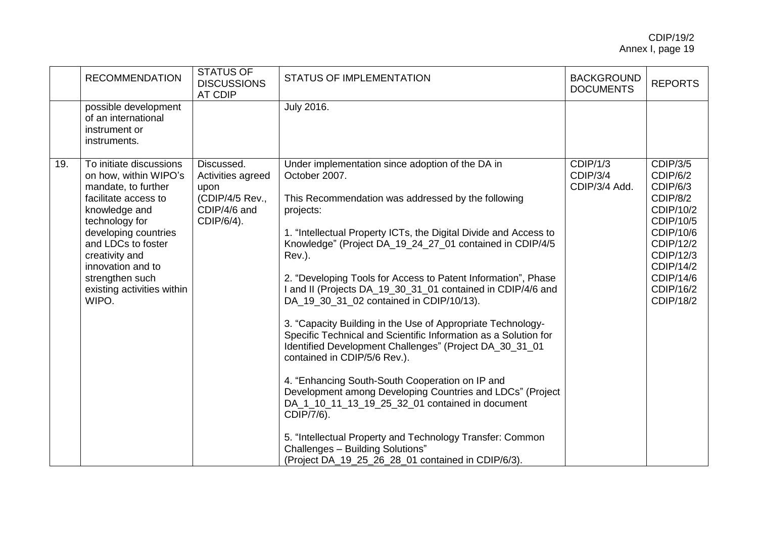| | RECOMMENDATION | STATUS OF DISCUSSIONS AT CDIP | STATUS OF IMPLEMENTATION | BACKGROUND DOCUMENTS | REPORTS |
|---|---|---|---|---|---|
| | possible development of an international instrument or instruments. | | July 2016. | | |
| 19. | To initiate discussions on how, within WIPO's mandate, to further facilitate access to knowledge and technology for developing countries and LDCs to foster creativity and innovation and to strengthen such existing activities within WIPO. | Discussed. Activities agreed upon (CDIP/4/5 Rev., CDIP/4/6 and CDIP/6/4). | Under implementation since adoption of the DA in October 2007.<br><br>This Recommendation was addressed by the following projects:<br><br>1. "Intellectual Property ICTs, the Digital Divide and Access to Knowledge" (Project DA_19_24_27_01 contained in CDIP/4/5 Rev.).<br><br>2. "Developing Tools for Access to Patent Information", Phase I and II (Projects DA_19_30_31_01 contained in CDIP/4/6 and DA_19_30_31_02 contained in CDIP/10/13).<br><br>3. "Capacity Building in the Use of Appropriate Technology-Specific Technical and Scientific Information as a Solution for Identified Development Challenges" (Project DA_30_31_01 contained in CDIP/5/6 Rev.).<br><br>4. "Enhancing South-South Cooperation on IP and Development among Developing Countries and LDCs" (Project DA_1_10_11_13_19_25_32_01 contained in document CDIP/7/6).<br><br>5. "Intellectual Property and Technology Transfer: Common Challenges – Building Solutions" (Project DA_19_25_26_28_01 contained in CDIP/6/3). | CDIP/1/3<br>CDIP/3/4<br>CDIP/3/4 Add. | CDIP/3/5<br>CDIP/6/2<br>CDIP/6/3<br>CDIP/8/2<br>CDIP/10/2<br>CDIP/10/5<br>CDIP/10/6<br>CDIP/12/2<br>CDIP/12/3<br>CDIP/14/2<br>CDIP/14/6<br>CDIP/16/2<br>CDIP/18/2 |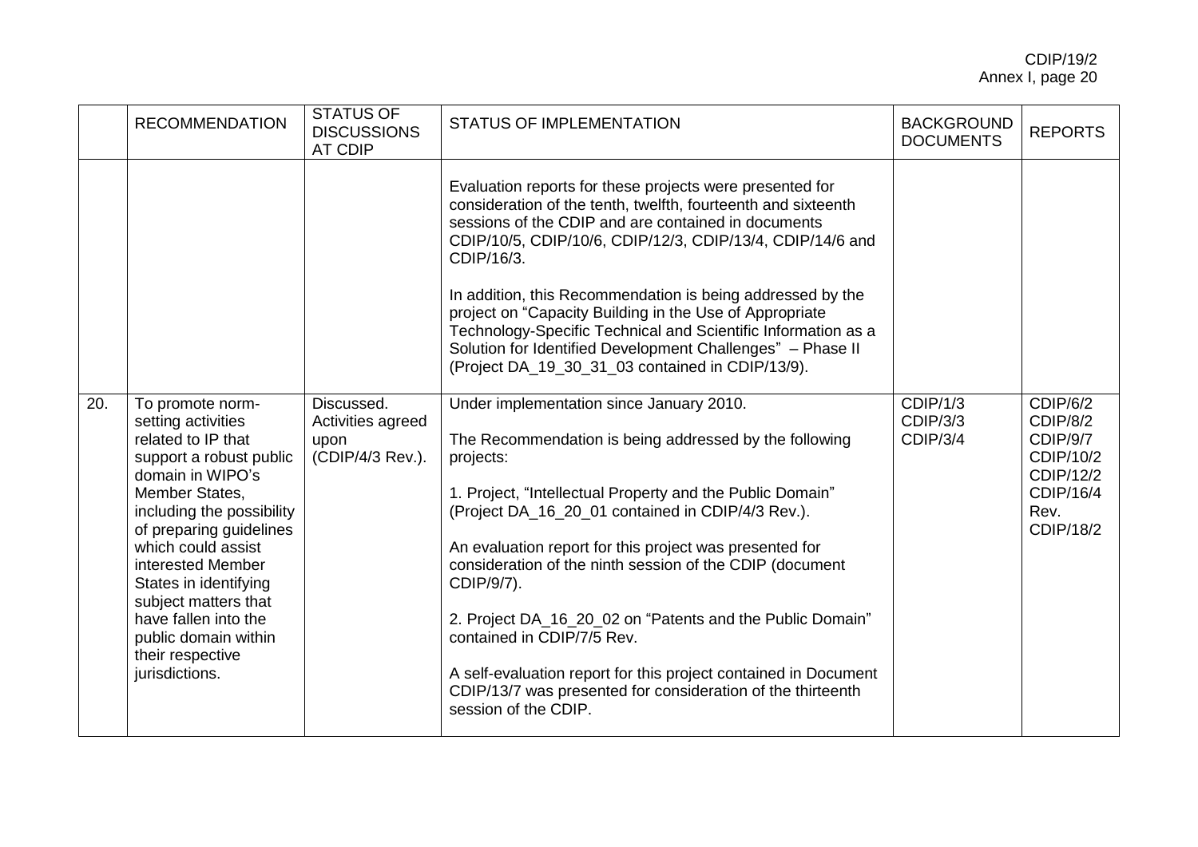| | RECOMMENDATION | STATUS OF DISCUSSIONS AT CDIP | STATUS OF IMPLEMENTATION | BACKGROUND DOCUMENTS | REPORTS |
|---|---|---|---|---|---|
| | | | Evaluation reports for these projects were presented for consideration of the tenth, twelfth, fourteenth and sixteenth sessions of the CDIP and are contained in documents CDIP/10/5, CDIP/10/6, CDIP/12/3, CDIP/13/4, CDIP/14/6 and CDIP/16/3.<br><br>In addition, this Recommendation is being addressed by the project on "Capacity Building in the Use of Appropriate Technology-Specific Technical and Scientific Information as a Solution for Identified Development Challenges" – Phase II (Project DA_19_30_31_03 contained in CDIP/13/9). | | |
| 20. | To promote norm-setting activities related to IP that support a robust public domain in WIPO's Member States, including the possibility of preparing guidelines which could assist interested Member States in identifying subject matters that have fallen into the public domain within their respective jurisdictions. | Discussed. Activities agreed upon (CDIP/4/3 Rev.). | Under implementation since January 2010.<br><br>The Recommendation is being addressed by the following projects:<br><br>1. Project, "Intellectual Property and the Public Domain" (Project DA_16_20_01 contained in CDIP/4/3 Rev.).<br><br>An evaluation report for this project was presented for consideration of the ninth session of the CDIP (document CDIP/9/7).<br><br>2. Project DA_16_20_02 on "Patents and the Public Domain" contained in CDIP/7/5 Rev.<br><br>A self-evaluation report for this project contained in Document CDIP/13/7 was presented for consideration of the thirteenth session of the CDIP. | CDIP/1/3<br>CDIP/3/3<br>CDIP/3/4 | CDIP/6/2<br>CDIP/8/2<br>CDIP/9/7<br>CDIP/10/2<br>CDIP/12/2<br>CDIP/16/4 Rev.<br>CDIP/18/2 |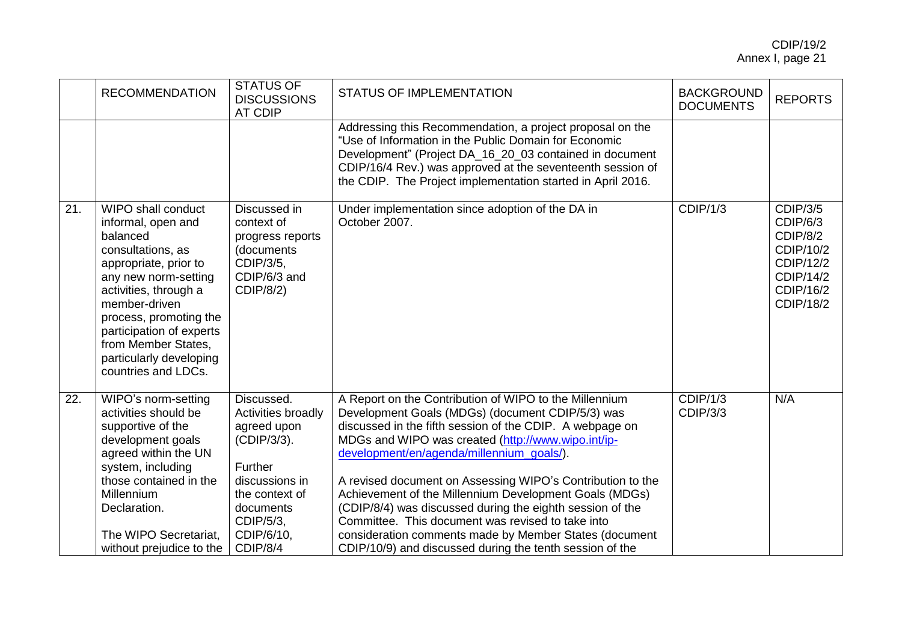| | RECOMMENDATION | STATUS OF DISCUSSIONS AT CDIP | STATUS OF IMPLEMENTATION | BACKGROUND DOCUMENTS | REPORTS |
|---|---|---|---|---|---|
| | | | Addressing this Recommendation, a project proposal on the "Use of Information in the Public Domain for Economic Development" (Project DA_16_20_03 contained in document CDIP/16/4 Rev.) was approved at the seventeenth session of the CDIP. The Project implementation started in April 2016. | | |
| 21. | WIPO shall conduct informal, open and balanced consultations, as appropriate, prior to any new norm-setting activities, through a member-driven process, promoting the participation of experts from Member States, particularly developing countries and LDCs. | Discussed in context of progress reports (documents CDIP/3/5, CDIP/6/3 and CDIP/8/2) | Under implementation since adoption of the DA in October 2007. | CDIP/1/3 | CDIP/3/5 CDIP/6/3 CDIP/8/2 CDIP/10/2 CDIP/12/2 CDIP/14/2 CDIP/16/2 CDIP/18/2 |
| 22. | WIPO's norm-setting activities should be supportive of the development goals agreed within the UN system, including those contained in the Millennium Declaration. The WIPO Secretariat, without prejudice to the | Discussed. Activities broadly agreed upon (CDIP/3/3). Further discussions in the context of documents CDIP/5/3, CDIP/6/10, CDIP/8/4 | A Report on the Contribution of WIPO to the Millennium Development Goals (MDGs) (document CDIP/5/3) was discussed in the fifth session of the CDIP. A webpage on MDGs and WIPO was created (http://www.wipo.int/ip-development/en/agenda/millennium_goals/). A revised document on Assessing WIPO's Contribution to the Achievement of the Millennium Development Goals (MDGs) (CDIP/8/4) was discussed during the eighth session of the Committee. This document was revised to take into consideration comments made by Member States (document CDIP/10/9) and discussed during the tenth session of the | CDIP/1/3 CDIP/3/3 | N/A |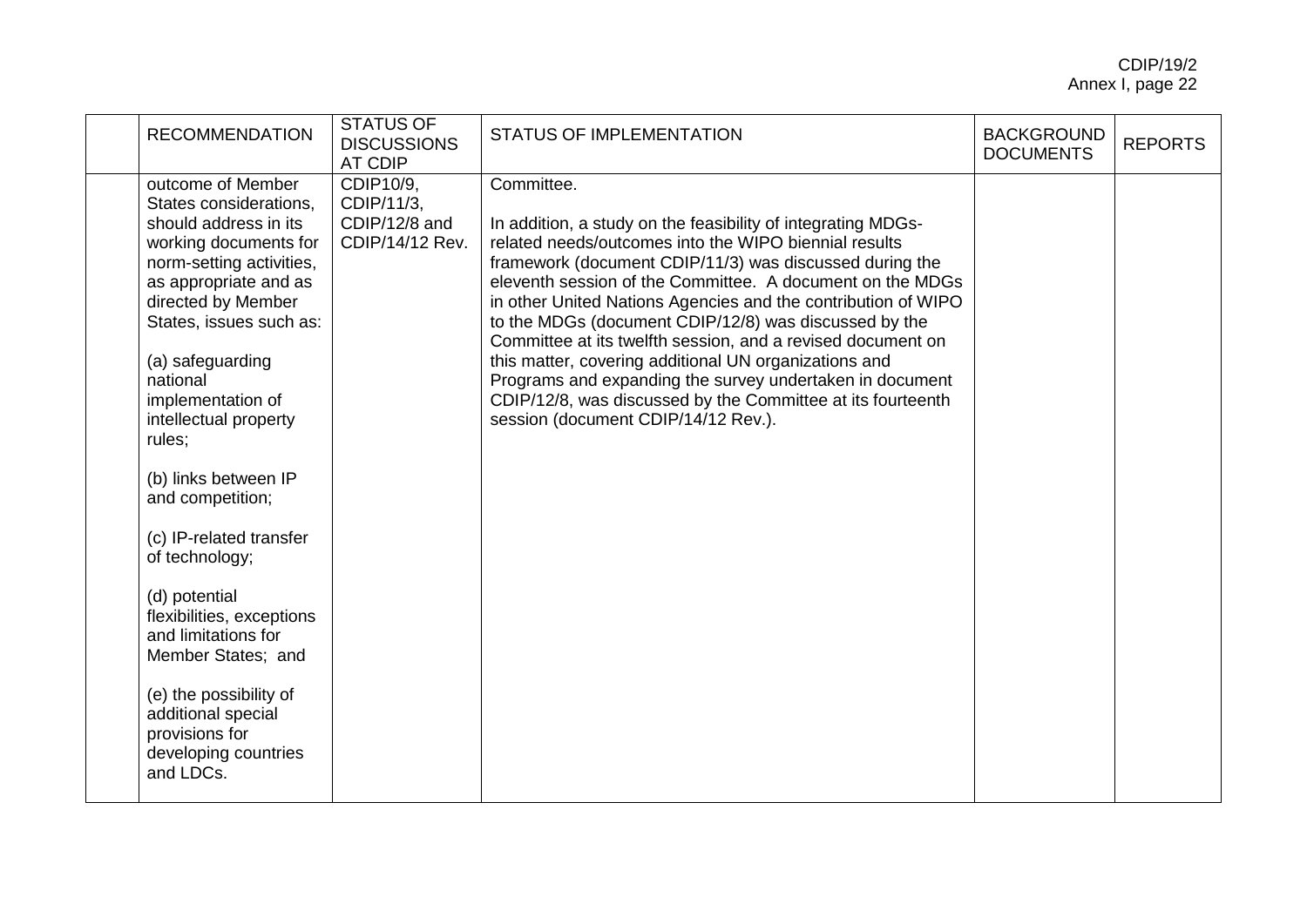| | RECOMMENDATION | STATUS OF DISCUSSIONS AT CDIP | STATUS OF IMPLEMENTATION | BACKGROUND DOCUMENTS | REPORTS |
|---|---|---|---|---|---|
| | outcome of Member States considerations, should address in its working documents for norm-setting activities, as appropriate and as directed by Member States, issues such as:<br><br>(a) safeguarding national implementation of intellectual property rules;<br><br>(b) links between IP and competition;<br><br>(c) IP-related transfer of technology;<br><br>(d) potential flexibilities, exceptions and limitations for Member States; and<br><br>(e) the possibility of additional special provisions for developing countries and LDCs. | CDIP10/9, CDIP/11/3, CDIP/12/8 and CDIP/14/12 Rev. | Committee.<br><br>In addition, a study on the feasibility of integrating MDGs-related needs/outcomes into the WIPO biennial results framework (document CDIP/11/3) was discussed during the eleventh session of the Committee. A document on the MDGs in other United Nations Agencies and the contribution of WIPO to the MDGs (document CDIP/12/8) was discussed by the Committee at its twelfth session, and a revised document on this matter, covering additional UN organizations and Programs and expanding the survey undertaken in document CDIP/12/8, was discussed by the Committee at its fourteenth session (document CDIP/14/12 Rev.). | | |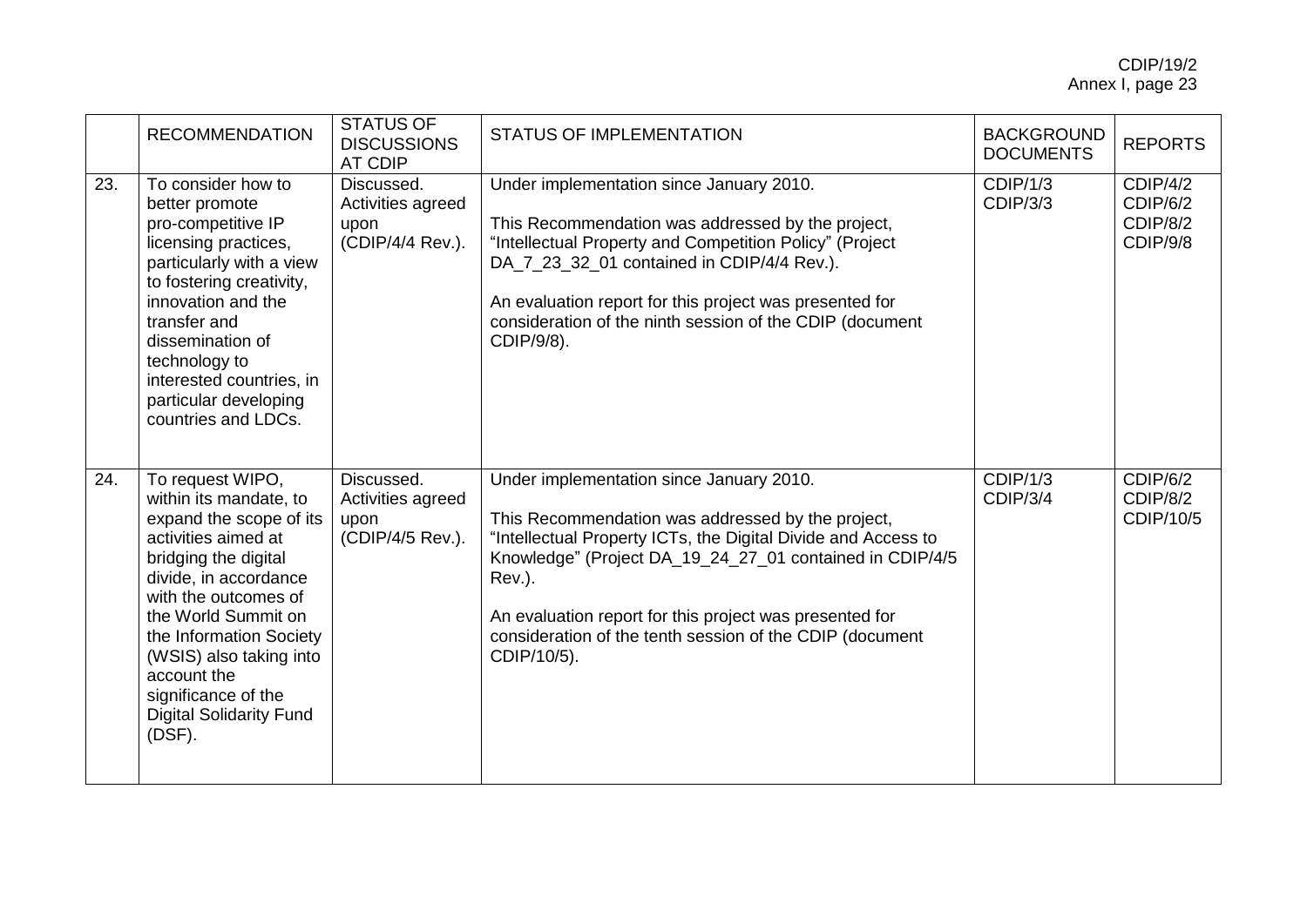|  | RECOMMENDATION | STATUS OF DISCUSSIONS AT CDIP | STATUS OF IMPLEMENTATION | BACKGROUND DOCUMENTS | REPORTS |
|---|---|---|---|---|---|
| 23. | To consider how to better promote pro-competitive IP licensing practices, particularly with a view to fostering creativity, innovation and the transfer and dissemination of technology to interested countries, in particular developing countries and LDCs. | Discussed. Activities agreed upon (CDIP/4/4 Rev.). | Under implementation since January 2010.<br><br>This Recommendation was addressed by the project, "Intellectual Property and Competition Policy" (Project DA_7_23_32_01 contained in CDIP/4/4 Rev.).<br><br>An evaluation report for this project was presented for consideration of the ninth session of the CDIP (document CDIP/9/8). | CDIP/1/3<br>CDIP/3/3 | CDIP/4/2<br>CDIP/6/2<br>CDIP/8/2<br>CDIP/9/8 |
| 24. | To request WIPO, within its mandate, to expand the scope of its activities aimed at bridging the digital divide, in accordance with the outcomes of the World Summit on the Information Society (WSIS) also taking into account the significance of the Digital Solidarity Fund (DSF). | Discussed. Activities agreed upon (CDIP/4/5 Rev.). | Under implementation since January 2010.<br><br>This Recommendation was addressed by the project, "Intellectual Property ICTs, the Digital Divide and Access to Knowledge" (Project DA_19_24_27_01 contained in CDIP/4/5 Rev.).<br><br>An evaluation report for this project was presented for consideration of the tenth session of the CDIP (document CDIP/10/5). | CDIP/1/3<br>CDIP/3/4 | CDIP/6/2<br>CDIP/8/2<br>CDIP/10/5 |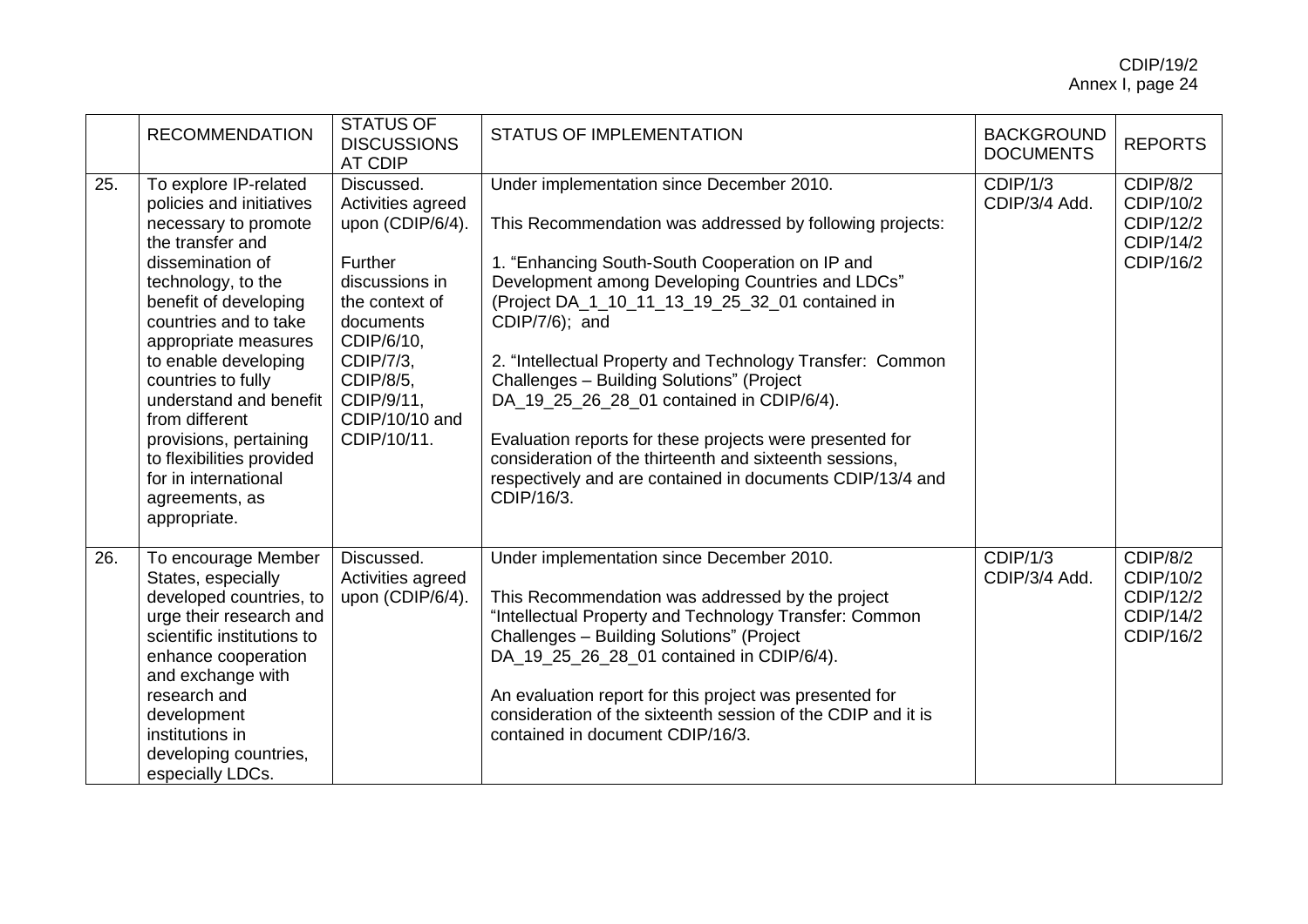| | RECOMMENDATION | STATUS OF DISCUSSIONS AT CDIP | STATUS OF IMPLEMENTATION | BACKGROUND DOCUMENTS | REPORTS |
|---|---|---|---|---|---|
| 25. | To explore IP-related policies and initiatives necessary to promote the transfer and dissemination of technology, to the benefit of developing countries and to take appropriate measures to enable developing countries to fully understand and benefit from different provisions, pertaining to flexibilities provided for in international agreements, as appropriate. | Discussed. Activities agreed upon (CDIP/6/4).<br><br>Further discussions in the context of documents CDIP/6/10, CDIP/7/3, CDIP/8/5, CDIP/9/11, CDIP/10/10 and CDIP/10/11. | Under implementation since December 2010.<br><br>This Recommendation was addressed by following projects:<br><br>1. "Enhancing South-South Cooperation on IP and Development among Developing Countries and LDCs" (Project DA_1_10_11_13_19_25_32_01 contained in CDIP/7/6); and<br><br>2. "Intellectual Property and Technology Transfer: Common Challenges – Building Solutions" (Project DA_19_25_26_28_01 contained in CDIP/6/4).<br><br>Evaluation reports for these projects were presented for consideration of the thirteenth and sixteenth sessions, respectively and are contained in documents CDIP/13/4 and CDIP/16/3. | CDIP/1/3<br>CDIP/3/4 Add. | CDIP/8/2<br>CDIP/10/2<br>CDIP/12/2<br>CDIP/14/2<br>CDIP/16/2 |
| 26. | To encourage Member States, especially developed countries, to urge their research and scientific institutions to enhance cooperation and exchange with research and development institutions in developing countries, especially LDCs. | Discussed. Activities agreed upon (CDIP/6/4). | Under implementation since December 2010.<br><br>This Recommendation was addressed by the project "Intellectual Property and Technology Transfer: Common Challenges – Building Solutions" (Project DA_19_25_26_28_01 contained in CDIP/6/4).<br><br>An evaluation report for this project was presented for consideration of the sixteenth session of the CDIP and it is contained in document CDIP/16/3. | CDIP/1/3<br>CDIP/3/4 Add. | CDIP/8/2<br>CDIP/10/2<br>CDIP/12/2<br>CDIP/14/2<br>CDIP/16/2 |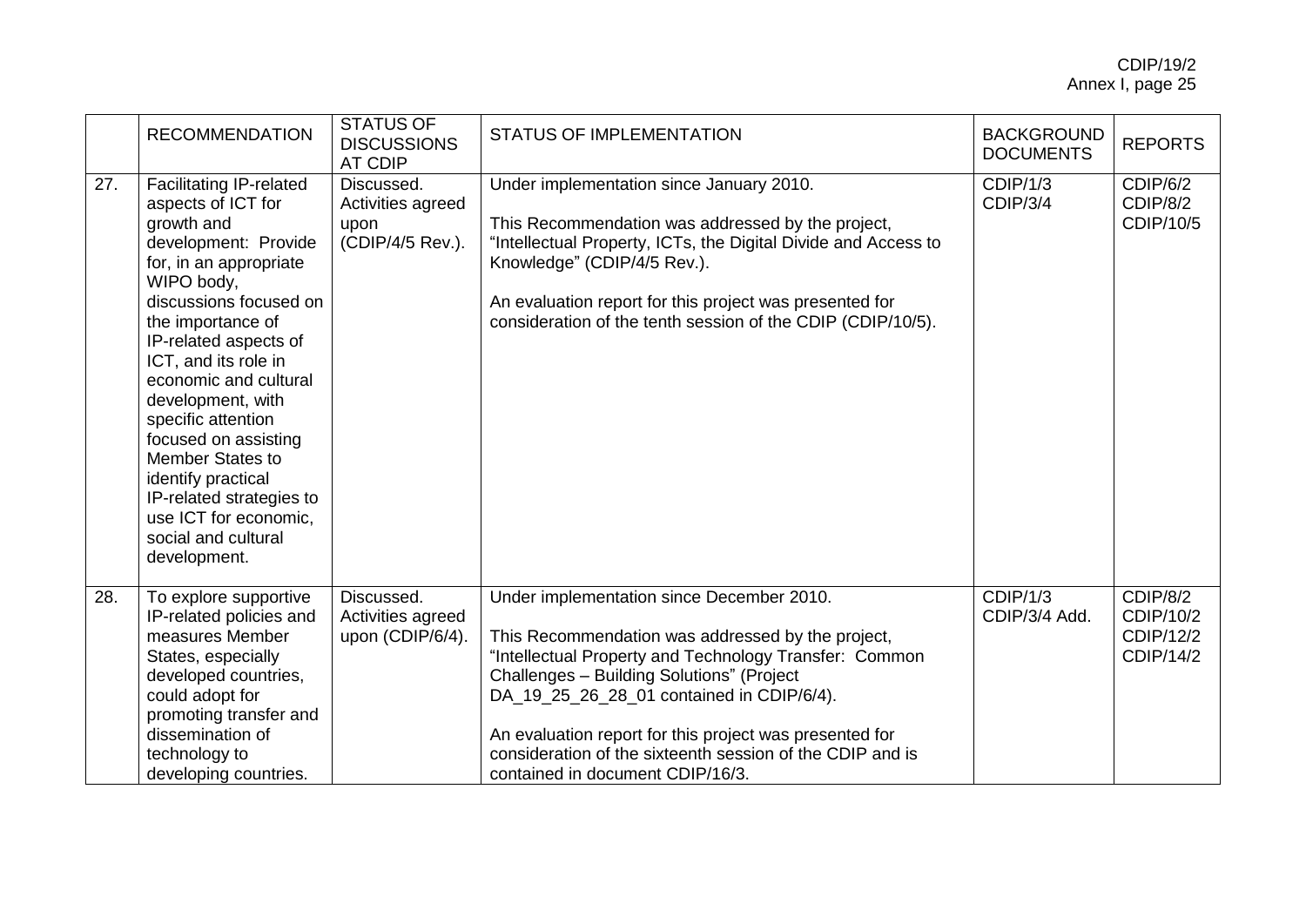|  | RECOMMENDATION | STATUS OF DISCUSSIONS AT CDIP | STATUS OF IMPLEMENTATION | BACKGROUND DOCUMENTS | REPORTS |
|---|---|---|---|---|---|
| 27. | Facilitating IP-related aspects of ICT for growth and development: Provide for, in an appropriate WIPO body, discussions focused on the importance of IP-related aspects of ICT, and its role in economic and cultural development, with specific attention focused on assisting Member States to identify practical IP-related strategies to use ICT for economic, social and cultural development. | Discussed. Activities agreed upon (CDIP/4/5 Rev.). | Under implementation since January 2010.<br><br>This Recommendation was addressed by the project, "Intellectual Property, ICTs, the Digital Divide and Access to Knowledge" (CDIP/4/5 Rev.).<br><br>An evaluation report for this project was presented for consideration of the tenth session of the CDIP (CDIP/10/5). | CDIP/1/3<br>CDIP/3/4 | CDIP/6/2<br>CDIP/8/2<br>CDIP/10/5 |
| 28. | To explore supportive IP-related policies and measures Member States, especially developed countries, could adopt for promoting transfer and dissemination of technology to developing countries. | Discussed. Activities agreed upon (CDIP/6/4). | Under implementation since December 2010.<br><br>This Recommendation was addressed by the project, "Intellectual Property and Technology Transfer: Common Challenges – Building Solutions" (Project DA_19_25_26_28_01 contained in CDIP/6/4).<br><br>An evaluation report for this project was presented for consideration of the sixteenth session of the CDIP and is contained in document CDIP/16/3. | CDIP/1/3<br>CDIP/3/4 Add. | CDIP/8/2<br>CDIP/10/2<br>CDIP/12/2<br>CDIP/14/2 |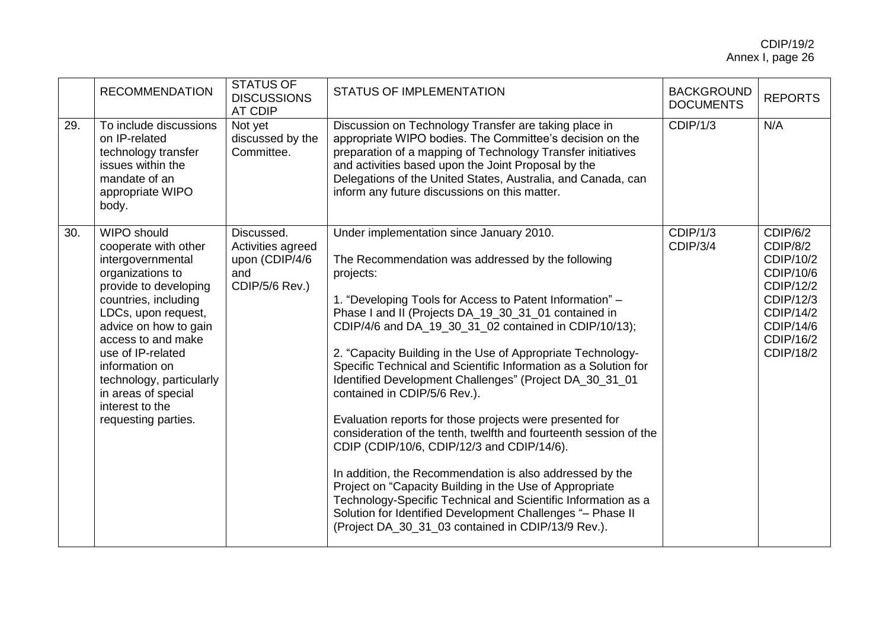| | RECOMMENDATION | STATUS OF DISCUSSIONS AT CDIP | STATUS OF IMPLEMENTATION | BACKGROUND DOCUMENTS | REPORTS |
|---|---|---|---|---|---|
| 29. | To include discussions on IP-related technology transfer issues within the mandate of an appropriate WIPO body. | Not yet discussed by the Committee. | Discussion on Technology Transfer are taking place in appropriate WIPO bodies. The Committee's decision on the preparation of a mapping of Technology Transfer initiatives and activities based upon the Joint Proposal by the Delegations of the United States, Australia, and Canada, can inform any future discussions on this matter. | CDIP/1/3 | N/A |
| 30. | WIPO should cooperate with other intergovernmental organizations to provide to developing countries, including LDCs, upon request, advice on how to gain access to and make use of IP-related information on technology, particularly in areas of special interest to the requesting parties. | Discussed. Activities agreed upon (CDIP/4/6 and CDIP/5/6 Rev.) | Under implementation since January 2010.<br><br>The Recommendation was addressed by the following projects:<br><br>1. "Developing Tools for Access to Patent Information" – Phase I and II (Projects DA_19_30_31_01 contained in CDIP/4/6 and DA_19_30_31_02 contained in CDIP/10/13);<br><br>2. "Capacity Building in the Use of Appropriate Technology-Specific Technical and Scientific Information as a Solution for Identified Development Challenges" (Project DA_30_31_01 contained in CDIP/5/6 Rev.).<br><br>Evaluation reports for those projects were presented for consideration of the tenth, twelfth and fourteenth session of the CDIP (CDIP/10/6, CDIP/12/3 and CDIP/14/6).<br><br>In addition, the Recommendation is also addressed by the Project on "Capacity Building in the Use of Appropriate Technology-Specific Technical and Scientific Information as a Solution for Identified Development Challenges "– Phase II (Project DA_30_31_03 contained in CDIP/13/9 Rev.). | CDIP/1/3<br>CDIP/3/4 | CDIP/6/2<br>CDIP/8/2<br>CDIP/10/2<br>CDIP/10/6<br>CDIP/12/2<br>CDIP/12/3<br>CDIP/14/2<br>CDIP/14/6<br>CDIP/16/2<br>CDIP/18/2 |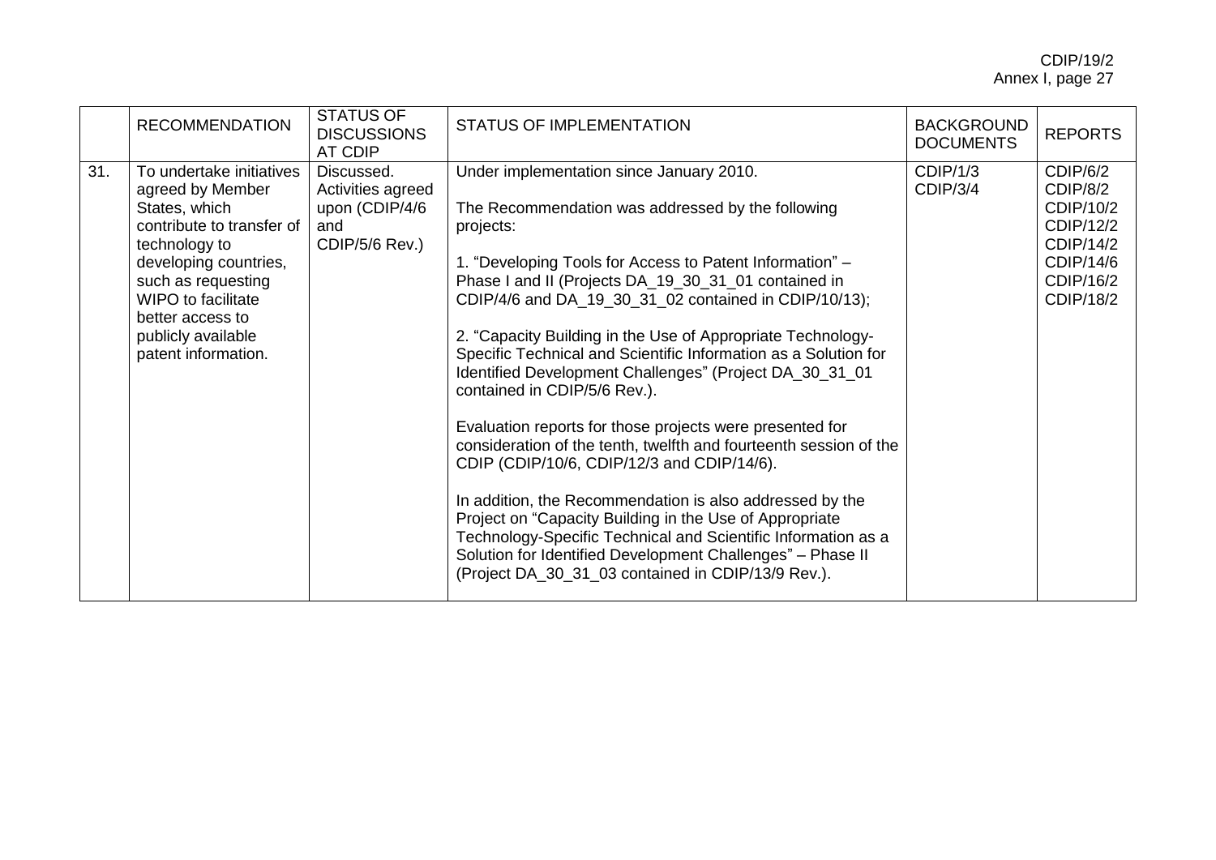| | RECOMMENDATION | STATUS OF DISCUSSIONS AT CDIP | STATUS OF IMPLEMENTATION | BACKGROUND DOCUMENTS | REPORTS |
|---|---|---|---|---|---|
| 31. | To undertake initiatives agreed by Member States, which contribute to transfer of technology to developing countries, such as requesting WIPO to facilitate better access to publicly available patent information. | Discussed. Activities agreed upon (CDIP/4/6 and CDIP/5/6 Rev.) | Under implementation since January 2010.<br><br>The Recommendation was addressed by the following projects:<br><br>1. "Developing Tools for Access to Patent Information" – Phase I and II (Projects DA_19_30_31_01 contained in CDIP/4/6 and DA_19_30_31_02 contained in CDIP/10/13);<br><br>2. "Capacity Building in the Use of Appropriate Technology-Specific Technical and Scientific Information as a Solution for Identified Development Challenges" (Project DA_30_31_01 contained in CDIP/5/6 Rev.).<br><br>Evaluation reports for those projects were presented for consideration of the tenth, twelfth and fourteenth session of the CDIP (CDIP/10/6, CDIP/12/3 and CDIP/14/6).<br><br>In addition, the Recommendation is also addressed by the Project on "Capacity Building in the Use of Appropriate Technology-Specific Technical and Scientific Information as a Solution for Identified Development Challenges" – Phase II (Project DA_30_31_03 contained in CDIP/13/9 Rev.). | CDIP/1/3<br>CDIP/3/4 | CDIP/6/2<br>CDIP/8/2<br>CDIP/10/2<br>CDIP/12/2<br>CDIP/14/2<br>CDIP/14/6<br>CDIP/16/2<br>CDIP/18/2 |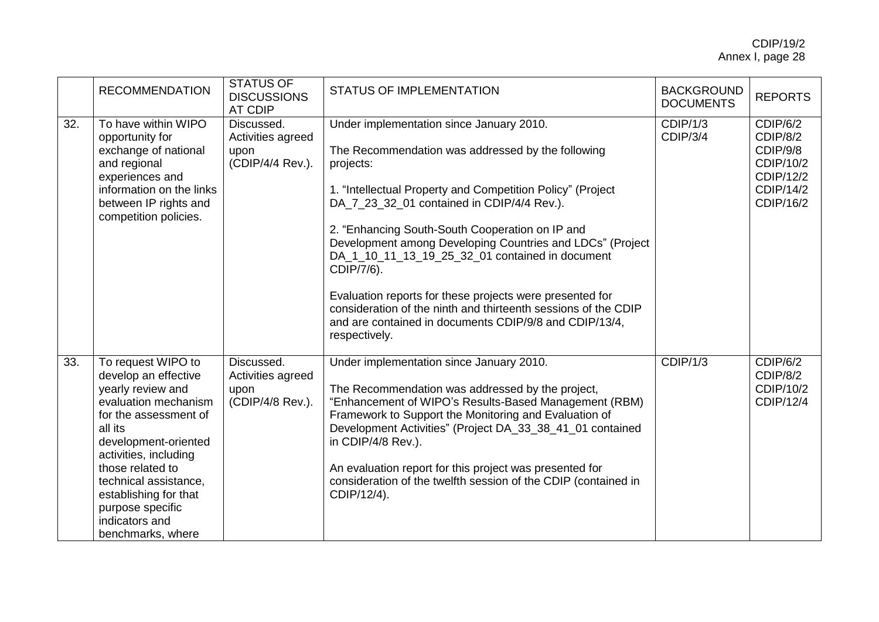| | RECOMMENDATION | STATUS OF DISCUSSIONS AT CDIP | STATUS OF IMPLEMENTATION | BACKGROUND DOCUMENTS | REPORTS |
|---|---|---|---|---|---|
| 32. | To have within WIPO opportunity for exchange of national and regional experiences and information on the links between IP rights and competition policies. | Discussed. Activities agreed upon (CDIP/4/4 Rev.). | Under implementation since January 2010.<br><br>The Recommendation was addressed by the following projects:<br><br>1. "Intellectual Property and Competition Policy" (Project DA_7_23_32_01 contained in CDIP/4/4 Rev.).<br><br>2. "Enhancing South-South Cooperation on IP and Development among Developing Countries and LDCs" (Project DA_1_10_11_13_19_25_32_01 contained in document CDIP/7/6).<br><br>Evaluation reports for these projects were presented for consideration of the ninth and thirteenth sessions of the CDIP and are contained in documents CDIP/9/8 and CDIP/13/4, respectively. | CDIP/1/3<br>CDIP/3/4 | CDIP/6/2<br>CDIP/8/2<br>CDIP/9/8<br>CDIP/10/2<br>CDIP/12/2<br>CDIP/14/2<br>CDIP/16/2 |
| 33. | To request WIPO to develop an effective yearly review and evaluation mechanism for the assessment of all its development-oriented activities, including those related to technical assistance, establishing for that purpose specific indicators and benchmarks, where | Discussed. Activities agreed upon (CDIP/4/8 Rev.). | Under implementation since January 2010.<br><br>The Recommendation was addressed by the project, "Enhancement of WIPO's Results-Based Management (RBM) Framework to Support the Monitoring and Evaluation of Development Activities" (Project DA_33_38_41_01 contained in CDIP/4/8 Rev.).<br><br>An evaluation report for this project was presented for consideration of the twelfth session of the CDIP (contained in CDIP/12/4). | CDIP/1/3 | CDIP/6/2<br>CDIP/8/2<br>CDIP/10/2<br>CDIP/12/4 |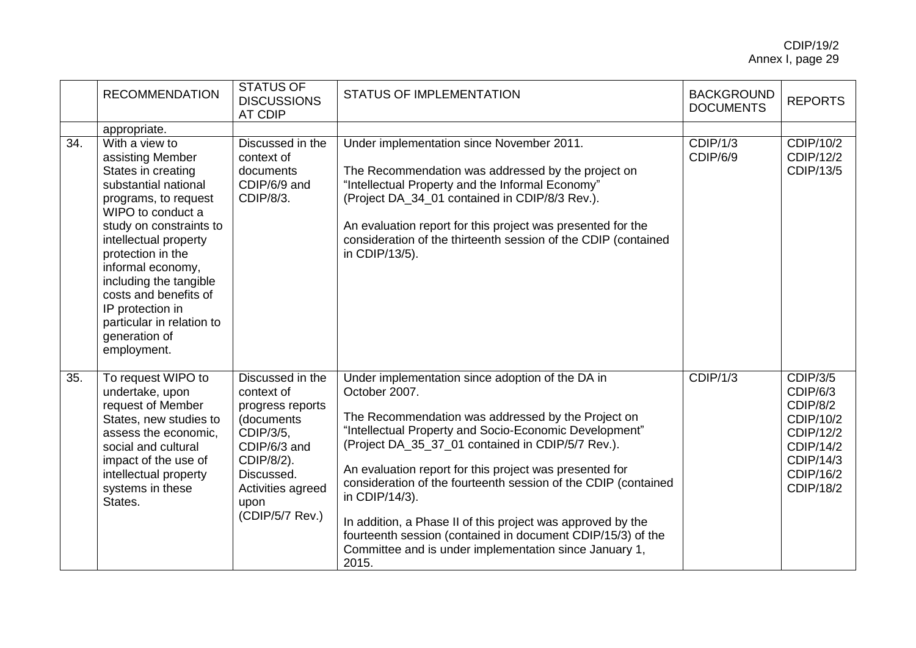| | RECOMMENDATION | STATUS OF DISCUSSIONS AT CDIP | STATUS OF IMPLEMENTATION | BACKGROUND DOCUMENTS | REPORTS |
|---|---|---|---|---|---|
| | appropriate. | | | | |
| 34. | With a view to assisting Member States in creating substantial national programs, to request WIPO to conduct a study on constraints to intellectual property protection in the informal economy, including the tangible costs and benefits of IP protection in particular in relation to generation of employment. | Discussed in the context of documents CDIP/6/9 and CDIP/8/3. | Under implementation since November 2011.<br><br>The Recommendation was addressed by the project on "Intellectual Property and the Informal Economy" (Project DA_34_01 contained in CDIP/8/3 Rev.).<br><br>An evaluation report for this project was presented for the consideration of the thirteenth session of the CDIP (contained in CDIP/13/5). | CDIP/1/3<br>CDIP/6/9 | CDIP/10/2<br>CDIP/12/2<br>CDIP/13/5 |
| 35. | To request WIPO to undertake, upon request of Member States, new studies to assess the economic, social and cultural impact of the use of intellectual property systems in these States. | Discussed in the context of progress reports (documents CDIP/3/5, CDIP/6/3 and CDIP/8/2). Discussed. Activities agreed upon (CDIP/5/7 Rev.) | Under implementation since adoption of the DA in October 2007.<br><br>The Recommendation was addressed by the Project on "Intellectual Property and Socio-Economic Development" (Project DA_35_37_01 contained in CDIP/5/7 Rev.).<br><br>An evaluation report for this project was presented for consideration of the fourteenth session of the CDIP (contained in CDIP/14/3).<br><br>In addition, a Phase II of this project was approved by the fourteenth session (contained in document CDIP/15/3) of the Committee and is under implementation since January 1, 2015. | CDIP/1/3 | CDIP/3/5<br>CDIP/6/3<br>CDIP/8/2<br>CDIP/10/2<br>CDIP/12/2<br>CDIP/14/2<br>CDIP/14/3<br>CDIP/16/2<br>CDIP/18/2 |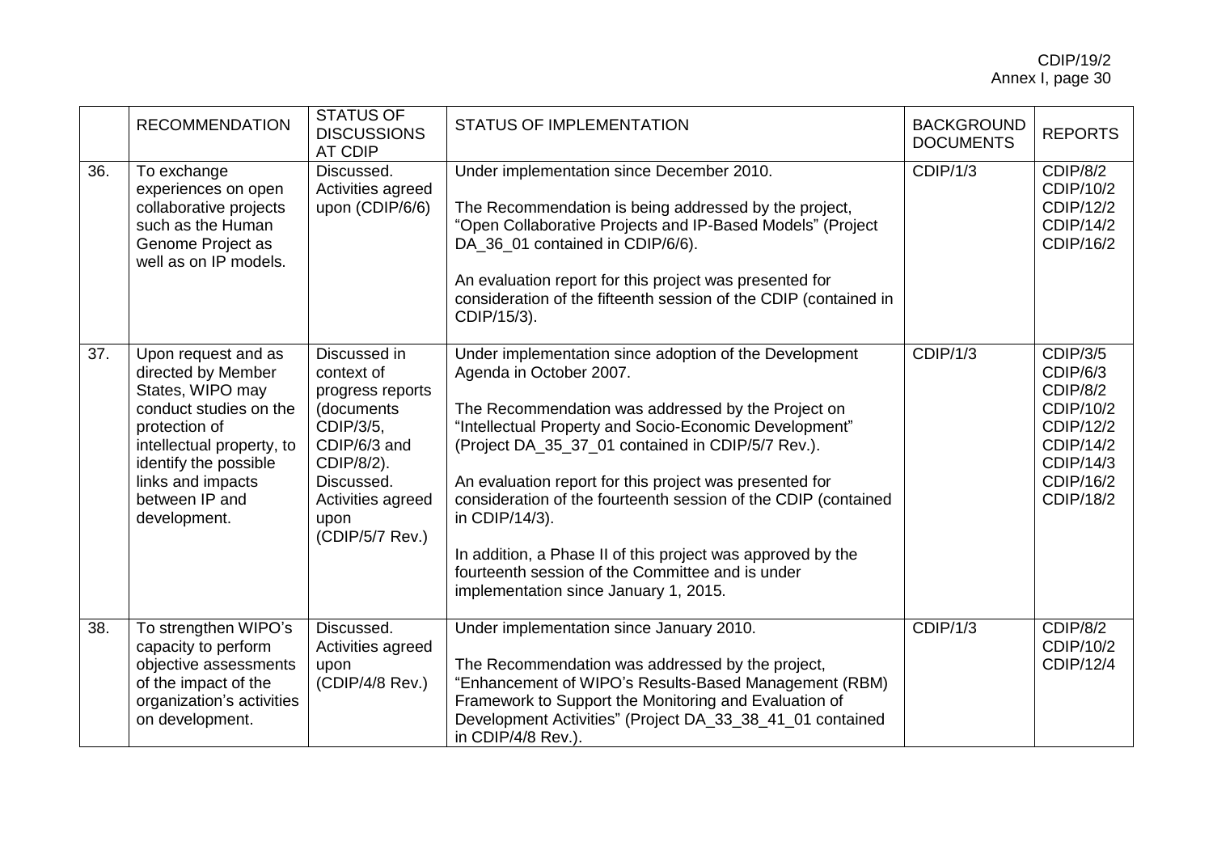| | RECOMMENDATION | STATUS OF DISCUSSIONS AT CDIP | STATUS OF IMPLEMENTATION | BACKGROUND DOCUMENTS | REPORTS |
|---|---|---|---|---|---|
| 36. | To exchange experiences on open collaborative projects such as the Human Genome Project as well as on IP models. | Discussed. Activities agreed upon (CDIP/6/6) | Under implementation since December 2010.<br><br>The Recommendation is being addressed by the project, "Open Collaborative Projects and IP-Based Models" (Project DA_36_01 contained in CDIP/6/6).<br><br>An evaluation report for this project was presented for consideration of the fifteenth session of the CDIP (contained in CDIP/15/3). | CDIP/1/3 | CDIP/8/2<br>CDIP/10/2<br>CDIP/12/2<br>CDIP/14/2<br>CDIP/16/2 |
| 37. | Upon request and as directed by Member States, WIPO may conduct studies on the protection of intellectual property, to identify the possible links and impacts between IP and development. | Discussed in context of progress reports (documents CDIP/3/5, CDIP/6/3 and CDIP/8/2). Discussed. Activities agreed upon (CDIP/5/7 Rev.) | Under implementation since adoption of the Development Agenda in October 2007.<br><br>The Recommendation was addressed by the Project on "Intellectual Property and Socio-Economic Development" (Project DA_35_37_01 contained in CDIP/5/7 Rev.).<br><br>An evaluation report for this project was presented for consideration of the fourteenth session of the CDIP (contained in CDIP/14/3).<br><br>In addition, a Phase II of this project was approved by the fourteenth session of the Committee and is under implementation since January 1, 2015. | CDIP/1/3 | CDIP/3/5<br>CDIP/6/3<br>CDIP/8/2<br>CDIP/10/2<br>CDIP/12/2<br>CDIP/14/2<br>CDIP/14/3<br>CDIP/16/2<br>CDIP/18/2 |
| 38. | To strengthen WIPO's capacity to perform objective assessments of the impact of the organization's activities on development. | Discussed. Activities agreed upon (CDIP/4/8 Rev.) | Under implementation since January 2010.<br><br>The Recommendation was addressed by the project, "Enhancement of WIPO's Results-Based Management (RBM) Framework to Support the Monitoring and Evaluation of Development Activities" (Project DA_33_38_41_01 contained in CDIP/4/8 Rev.). | CDIP/1/3 | CDIP/8/2<br>CDIP/10/2<br>CDIP/12/4 |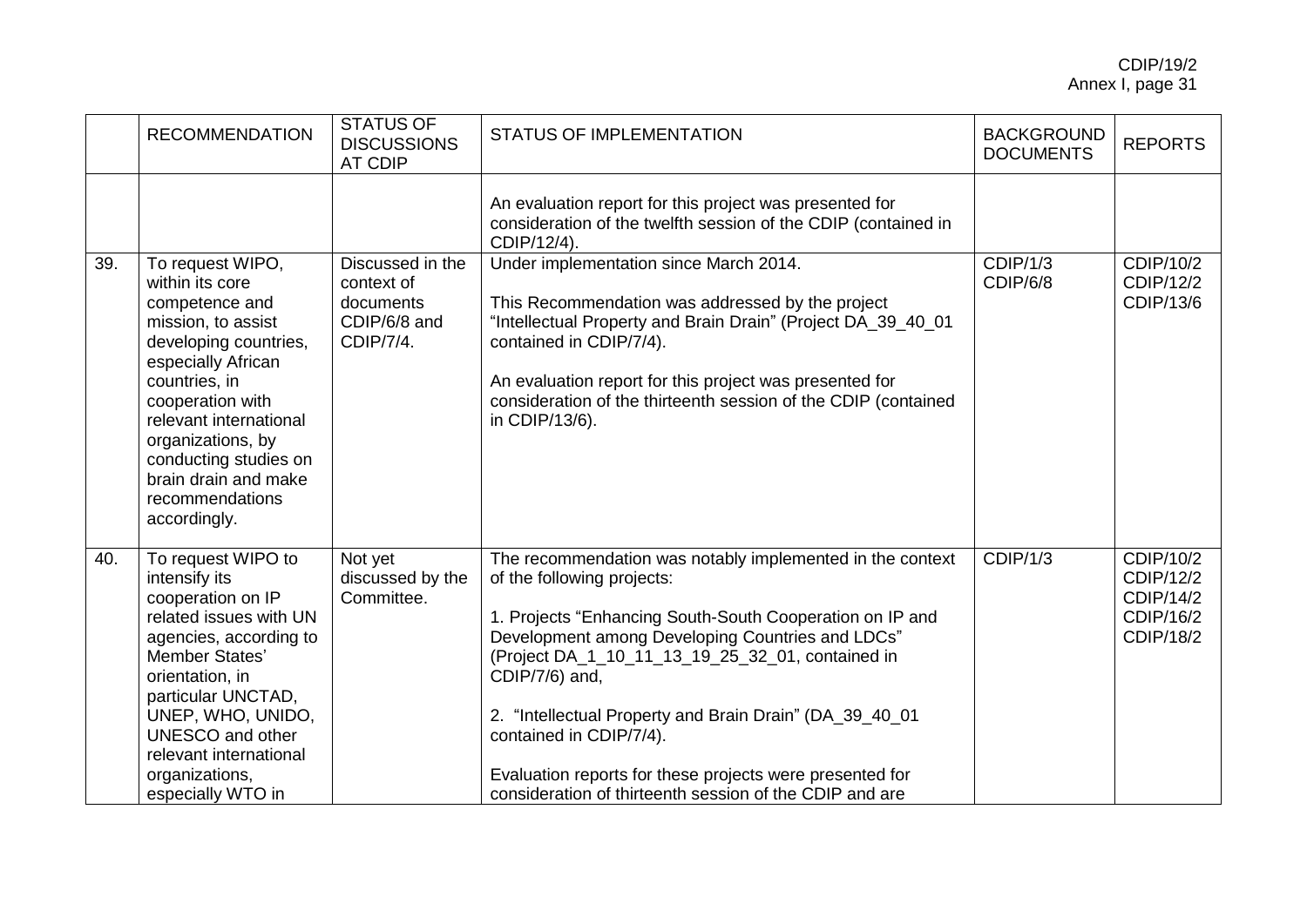| | RECOMMENDATION | STATUS OF DISCUSSIONS AT CDIP | STATUS OF IMPLEMENTATION | BACKGROUND DOCUMENTS | REPORTS |
|---|---|---|---|---|---|
| | | | An evaluation report for this project was presented for consideration of the twelfth session of the CDIP (contained in CDIP/12/4). | | |
| 39. | To request WIPO, within its core competence and mission, to assist developing countries, especially African countries, in cooperation with relevant international organizations, by conducting studies on brain drain and make recommendations accordingly. | Discussed in the context of documents CDIP/6/8 and CDIP/7/4. | Under implementation since March 2014.<br><br>This Recommendation was addressed by the project "Intellectual Property and Brain Drain" (Project DA_39_40_01 contained in CDIP/7/4).<br><br>An evaluation report for this project was presented for consideration of the thirteenth session of the CDIP (contained in CDIP/13/6). | CDIP/1/3<br>CDIP/6/8 | CDIP/10/2<br>CDIP/12/2<br>CDIP/13/6 |
| 40. | To request WIPO to intensify its cooperation on IP related issues with UN agencies, according to Member States' orientation, in particular UNCTAD, UNEP, WHO, UNIDO, UNESCO and other relevant international organizations, especially WTO in | Not yet discussed by the Committee. | The recommendation was notably implemented in the context of the following projects:<br><br>1. Projects "Enhancing South-South Cooperation on IP and Development among Developing Countries and LDCs" (Project DA_1_10_11_13_19_25_32_01, contained in CDIP/7/6) and,<br><br>2. "Intellectual Property and Brain Drain" (DA_39_40_01 contained in CDIP/7/4).<br><br>Evaluation reports for these projects were presented for consideration of thirteenth session of the CDIP and are | CDIP/1/3 | CDIP/10/2<br>CDIP/12/2<br>CDIP/14/2<br>CDIP/16/2<br>CDIP/18/2 |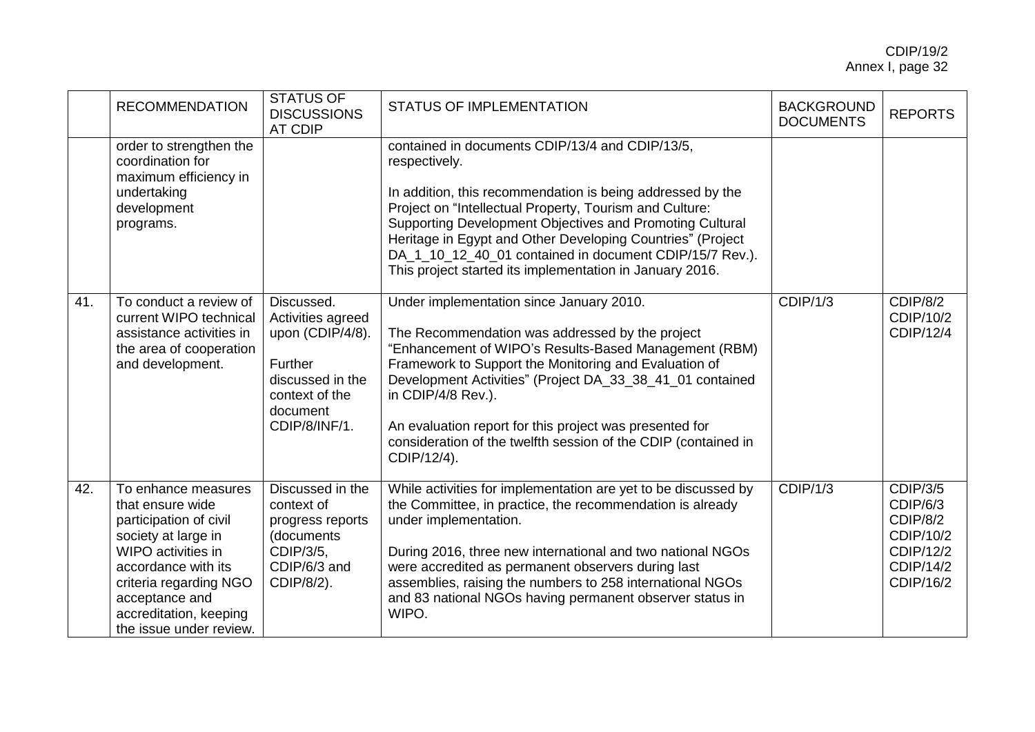| | RECOMMENDATION | STATUS OF DISCUSSIONS AT CDIP | STATUS OF IMPLEMENTATION | BACKGROUND DOCUMENTS | REPORTS |
|---|---|---|---|---|---|
| | order to strengthen the coordination for maximum efficiency in undertaking development programs. | | contained in documents CDIP/13/4 and CDIP/13/5, respectively.<br><br>In addition, this recommendation is being addressed by the Project on "Intellectual Property, Tourism and Culture: Supporting Development Objectives and Promoting Cultural Heritage in Egypt and Other Developing Countries" (Project DA_1_10_12_40_01 contained in document CDIP/15/7 Rev.). This project started its implementation in January 2016. | | |
| 41. | To conduct a review of current WIPO technical assistance activities in the area of cooperation and development. | Discussed. Activities agreed upon (CDIP/4/8).<br><br>Further discussed in the context of the document CDIP/8/INF/1. | Under implementation since January 2010.<br><br>The Recommendation was addressed by the project "Enhancement of WIPO's Results-Based Management (RBM) Framework to Support the Monitoring and Evaluation of Development Activities" (Project DA_33_38_41_01 contained in CDIP/4/8 Rev.).<br><br>An evaluation report for this project was presented for consideration of the twelfth session of the CDIP (contained in CDIP/12/4). | CDIP/1/3 | CDIP/8/2<br>CDIP/10/2<br>CDIP/12/4 |
| 42. | To enhance measures that ensure wide participation of civil society at large in WIPO activities in accordance with its criteria regarding NGO acceptance and accreditation, keeping the issue under review. | Discussed in the context of progress reports (documents CDIP/3/5, CDIP/6/3 and CDIP/8/2). | While activities for implementation are yet to be discussed by the Committee, in practice, the recommendation is already under implementation.<br><br>During 2016, three new international and two national NGOs were accredited as permanent observers during last assemblies, raising the numbers to 258 international NGOs and 83 national NGOs having permanent observer status in WIPO. | CDIP/1/3 | CDIP/3/5<br>CDIP/6/3<br>CDIP/8/2<br>CDIP/10/2<br>CDIP/12/2<br>CDIP/14/2<br>CDIP/16/2 |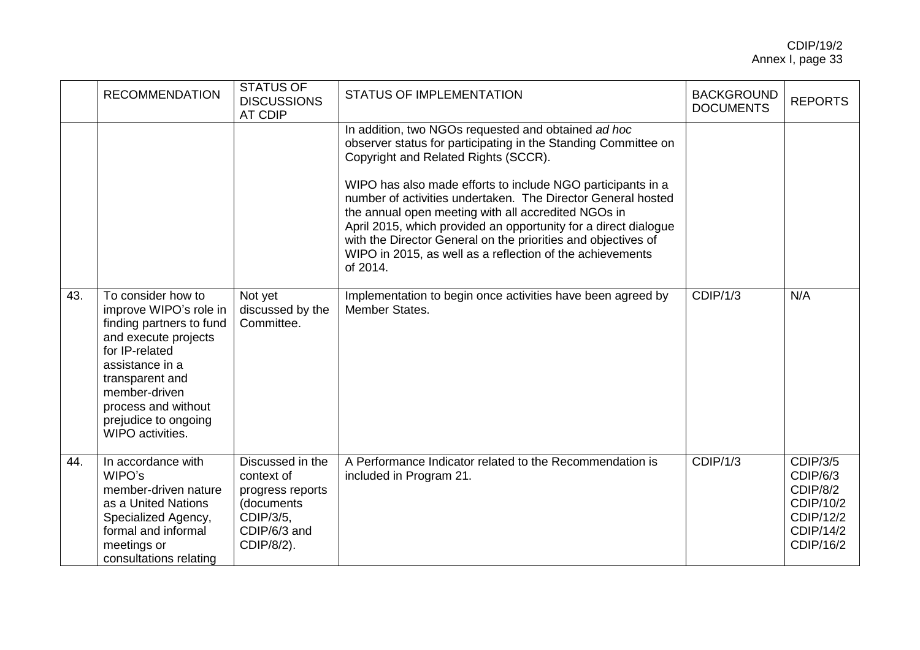| | RECOMMENDATION | STATUS OF DISCUSSIONS AT CDIP | STATUS OF IMPLEMENTATION | BACKGROUND DOCUMENTS | REPORTS |
|---|---|---|---|---|---|
| | | | In addition, two NGOs requested and obtained *ad hoc* observer status for participating in the Standing Committee on Copyright and Related Rights (SCCR).<br><br>WIPO has also made efforts to include NGO participants in a number of activities undertaken. The Director General hosted the annual open meeting with all accredited NGOs in April 2015, which provided an opportunity for a direct dialogue with the Director General on the priorities and objectives of WIPO in 2015, as well as a reflection of the achievements of 2014. | | |
| 43. | To consider how to improve WIPO's role in finding partners to fund and execute projects for IP-related assistance in a transparent and member-driven process and without prejudice to ongoing WIPO activities. | Not yet discussed by the Committee. | Implementation to begin once activities have been agreed by Member States. | CDIP/1/3 | N/A |
| 44. | In accordance with WIPO's member-driven nature as a United Nations Specialized Agency, formal and informal meetings or consultations relating | Discussed in the context of progress reports (documents CDIP/3/5, CDIP/6/3 and CDIP/8/2). | A Performance Indicator related to the Recommendation is included in Program 21. | CDIP/1/3 | CDIP/3/5<br>CDIP/6/3<br>CDIP/8/2<br>CDIP/10/2<br>CDIP/12/2<br>CDIP/14/2<br>CDIP/16/2 |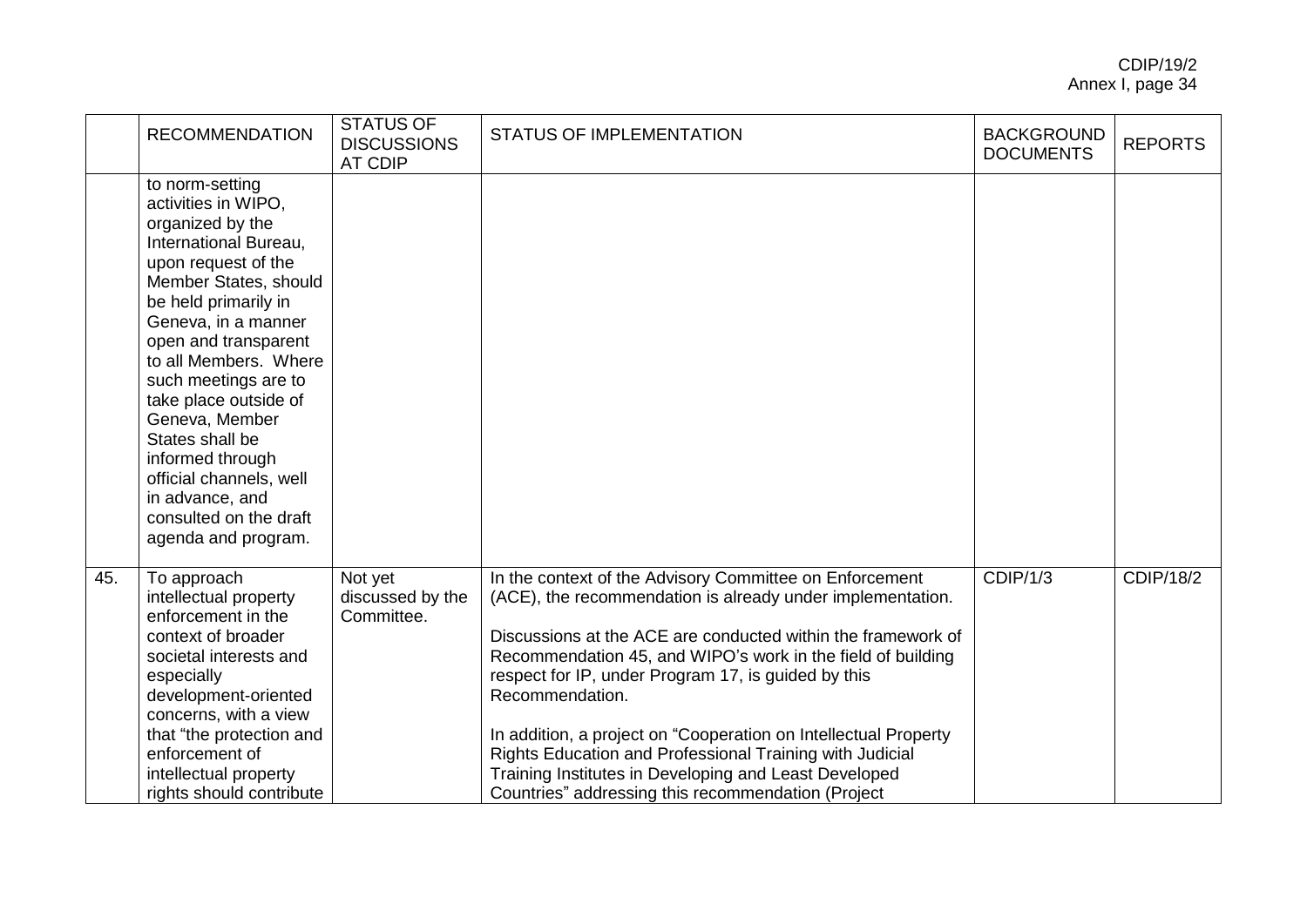|  | RECOMMENDATION | STATUS OF DISCUSSIONS AT CDIP | STATUS OF IMPLEMENTATION | BACKGROUND DOCUMENTS | REPORTS |
|---|---|---|---|---|---|
|  | to norm-setting activities in WIPO, organized by the International Bureau, upon request of the Member States, should be held primarily in Geneva, in a manner open and transparent to all Members. Where such meetings are to take place outside of Geneva, Member States shall be informed through official channels, well in advance, and consulted on the draft agenda and program. |  |  |  |  |
| 45. | To approach intellectual property enforcement in the context of broader societal interests and especially development-oriented concerns, with a view that "the protection and enforcement of intellectual property rights should contribute | Not yet discussed by the Committee. | In the context of the Advisory Committee on Enforcement (ACE), the recommendation is already under implementation.<br><br>Discussions at the ACE are conducted within the framework of Recommendation 45, and WIPO's work in the field of building respect for IP, under Program 17, is guided by this Recommendation.<br><br>In addition, a project on "Cooperation on Intellectual Property Rights Education and Professional Training with Judicial Training Institutes in Developing and Least Developed Countries" addressing this recommendation (Project | CDIP/1/3 | CDIP/18/2 |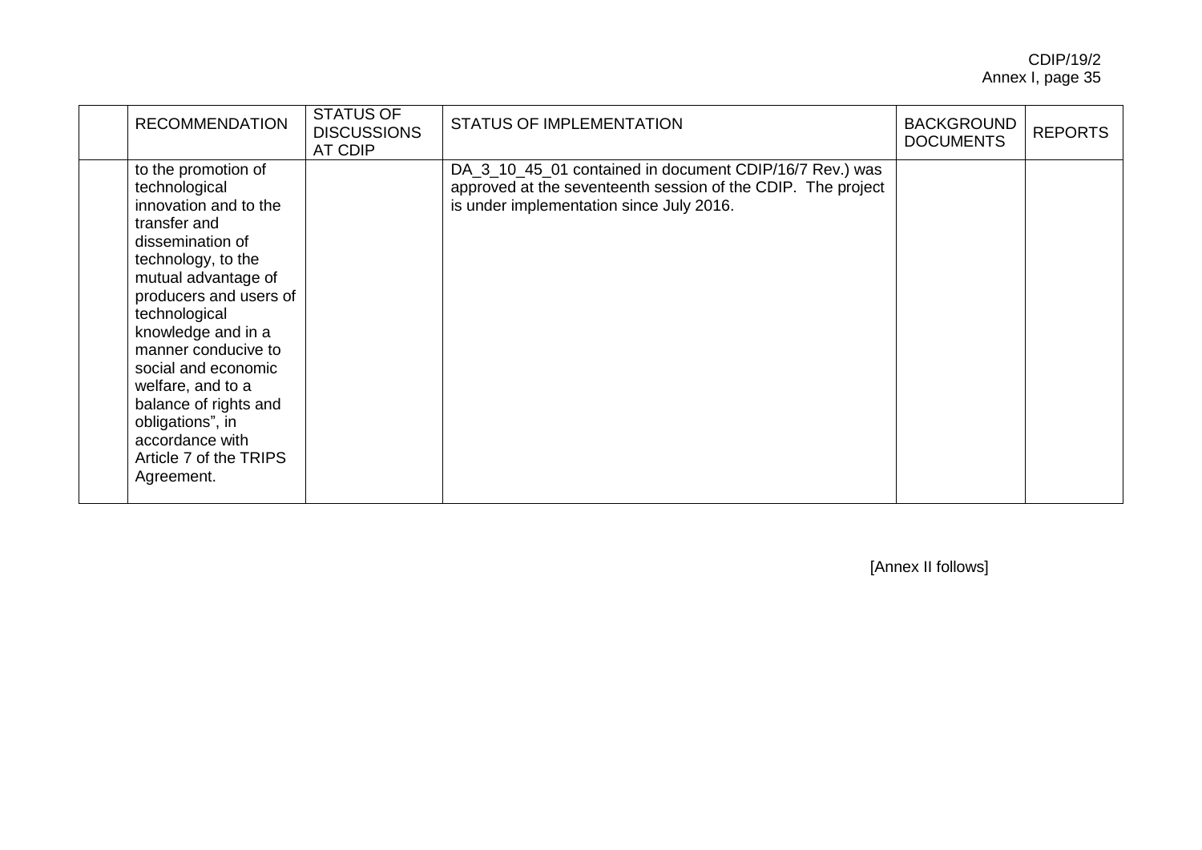| | RECOMMENDATION | STATUS OF DISCUSSIONS AT CDIP | STATUS OF IMPLEMENTATION | BACKGROUND DOCUMENTS | REPORTS |
|---|---|---|---|---|---|
| | to the promotion of technological innovation and to the transfer and dissemination of technology, to the mutual advantage of producers and users of technological knowledge and in a manner conducive to social and economic welfare, and to a balance of rights and obligations", in accordance with Article 7 of the TRIPS Agreement. | | DA_3_10_45_01 contained in document CDIP/16/7 Rev.) was approved at the seventeenth session of the CDIP. The project is under implementation since July 2016. | | |

[Annex II follows]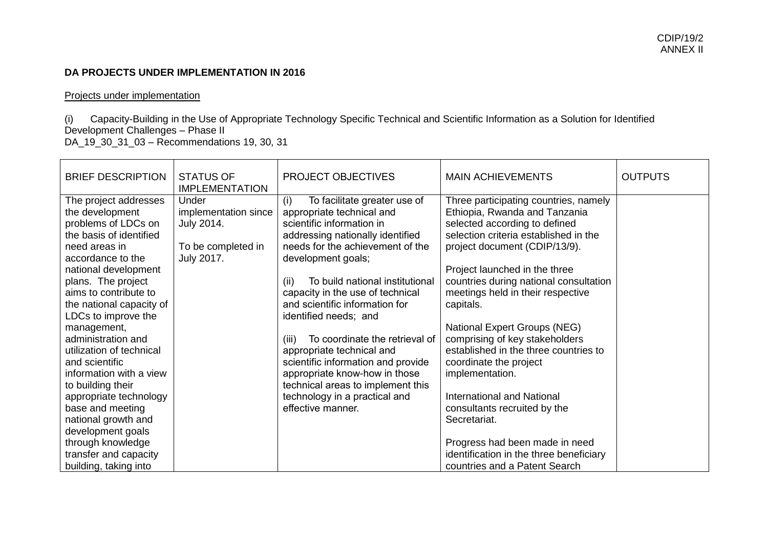**DA PROJECTS UNDER IMPLEMENTATION IN 2016**

Projects under implementation

(i) Capacity-Building in the Use of Appropriate Technology Specific Technical and Scientific Information as a Solution for Identified Development Challenges – Phase II
DA_19_30_31_03 – Recommendations 19, 30, 31

| BRIEF DESCRIPTION | STATUS OF IMPLEMENTATION | PROJECT OBJECTIVES | MAIN ACHIEVEMENTS | OUTPUTS |
|---|---|---|---|---|
| The project addresses the development problems of LDCs on the basis of identified need areas in accordance to the national development plans. The project aims to contribute to the national capacity of LDCs to improve the management, administration and utilization of technical and scientific information with a view to building their appropriate technology base and meeting national growth and development goals through knowledge transfer and capacity building, taking into | Under implementation since July 2014.<br><br>To be completed in July 2017. | (i) To facilitate greater use of appropriate technical and scientific information in addressing nationally identified needs for the achievement of the development goals;<br><br>(ii) To build national institutional capacity in the use of technical and scientific information for identified needs; and<br><br>(iii) To coordinate the retrieval of appropriate technical and scientific information and provide appropriate know-how in those technical areas to implement this technology in a practical and effective manner. | Three participating countries, namely Ethiopia, Rwanda and Tanzania selected according to defined selection criteria established in the project document (CDIP/13/9).<br><br>Project launched in the three countries during national consultation meetings held in their respective capitals.<br><br>National Expert Groups (NEG) comprising of key stakeholders established in the three countries to coordinate the project implementation.<br><br>International and National consultants recruited by the Secretariat.<br><br>Progress had been made in need identification in the three beneficiary countries and a Patent Search | |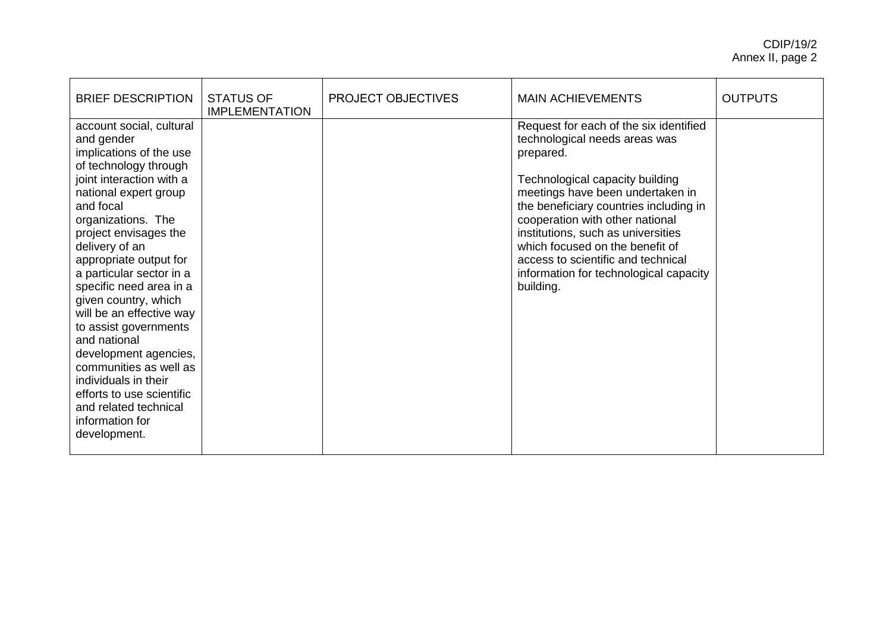| BRIEF DESCRIPTION | STATUS OF IMPLEMENTATION | PROJECT OBJECTIVES | MAIN ACHIEVEMENTS | OUTPUTS |
|---|---|---|---|---|
| account social, cultural and gender implications of the use of technology through joint interaction with a national expert group and focal organizations. The project envisages the delivery of an appropriate output for a particular sector in a specific need area in a given country, which will be an effective way to assist governments and national development agencies, communities as well as individuals in their efforts to use scientific and related technical information for development. | | | Request for each of the six identified technological needs areas was prepared.<br><br>Technological capacity building meetings have been undertaken in the beneficiary countries including in cooperation with other national institutions, such as universities which focused on the benefit of access to scientific and technical information for technological capacity building. | |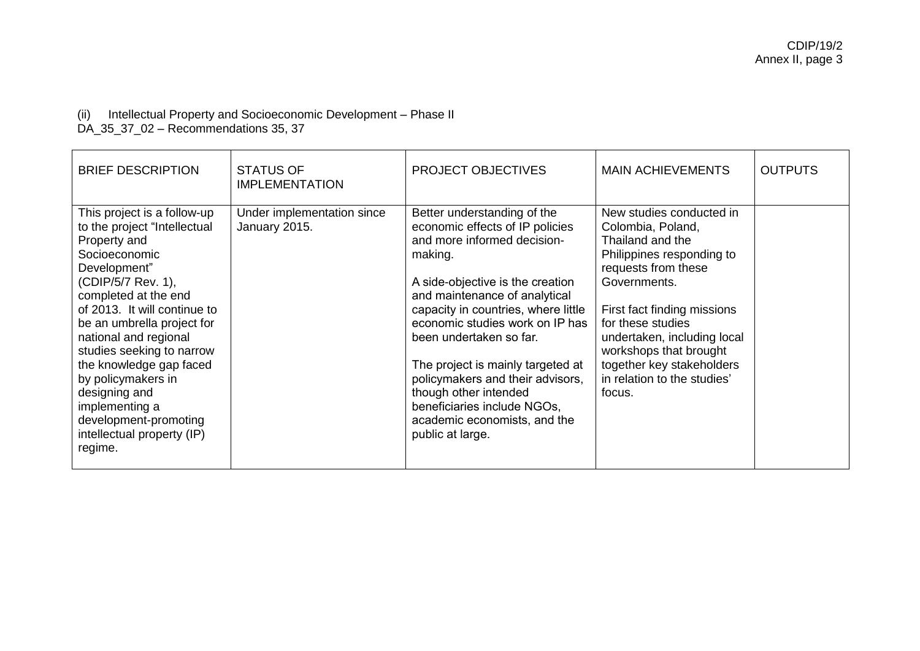(ii) Intellectual Property and Socioeconomic Development – Phase II
DA_35_37_02 – Recommendations 35, 37

| BRIEF DESCRIPTION | STATUS OF IMPLEMENTATION | PROJECT OBJECTIVES | MAIN ACHIEVEMENTS | OUTPUTS |
|---|---|---|---|---|
| This project is a follow-up to the project "Intellectual Property and Socioeconomic Development" (CDIP/5/7 Rev. 1), completed at the end of 2013. It will continue to be an umbrella project for national and regional studies seeking to narrow the knowledge gap faced by policymakers in designing and implementing a development-promoting intellectual property (IP) regime. | Under implementation since January 2015. | Better understanding of the economic effects of IP policies and more informed decision-making.<br><br>A side-objective is the creation and maintenance of analytical capacity in countries, where little economic studies work on IP has been undertaken so far.<br><br>The project is mainly targeted at policymakers and their advisors, though other intended beneficiaries include NGOs, academic economists, and the public at large. | New studies conducted in Colombia, Poland, Thailand and the Philippines responding to requests from these Governments.<br><br>First fact finding missions for these studies undertaken, including local workshops that brought together key stakeholders in relation to the studies' focus. | |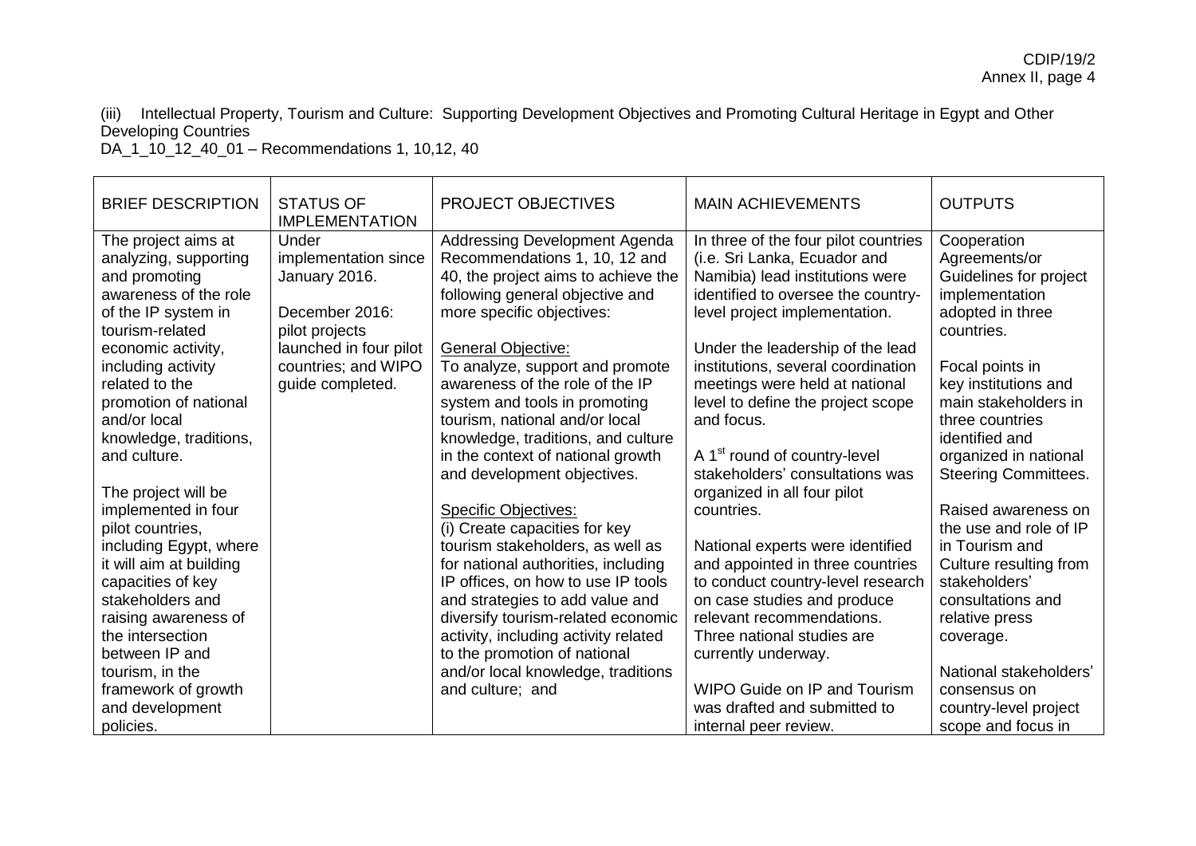(iii) Intellectual Property, Tourism and Culture: Supporting Development Objectives and Promoting Cultural Heritage in Egypt and Other Developing Countries
DA_1_10_12_40_01 – Recommendations 1, 10,12, 40

| BRIEF DESCRIPTION | STATUS OF IMPLEMENTATION | PROJECT OBJECTIVES | MAIN ACHIEVEMENTS | OUTPUTS |
|---|---|---|---|---|
| The project aims at analyzing, supporting and promoting awareness of the role of the IP system in tourism-related economic activity, including activity related to the promotion of national and/or local knowledge, traditions, and culture.<br><br>The project will be implemented in four pilot countries, including Egypt, where it will aim at building capacities of key stakeholders and raising awareness of the intersection between IP and tourism, in the framework of growth and development policies. | Under implementation since January 2016.<br><br>December 2016: pilot projects launched in four pilot countries; and WIPO guide completed. | Addressing Development Agenda Recommendations 1, 10, 12 and 40, the project aims to achieve the following general objective and more specific objectives:<br><br><u>General Objective:</u><br>To analyze, support and promote awareness of the role of the IP system and tools in promoting tourism, national and/or local knowledge, traditions, and culture in the context of national growth and development objectives.<br><br><u>Specific Objectives:</u><br>(i) Create capacities for key tourism stakeholders, as well as for national authorities, including IP offices, on how to use IP tools and strategies to add value and diversify tourism-related economic activity, including activity related to the promotion of national and/or local knowledge, traditions and culture; and | In three of the four pilot countries (i.e. Sri Lanka, Ecuador and Namibia) lead institutions were identified to oversee the country-level project implementation.<br><br>Under the leadership of the lead institutions, several coordination meetings were held at national level to define the project scope and focus.<br><br>A 1st round of country-level stakeholders' consultations was organized in all four pilot countries.<br><br>National experts were identified and appointed in three countries to conduct country-level research on case studies and produce relevant recommendations. Three national studies are currently underway.<br><br>WIPO Guide on IP and Tourism was drafted and submitted to internal peer review. | Cooperation Agreements/or Guidelines for project implementation adopted in three countries.<br><br>Focal points in key institutions and main stakeholders in three countries identified and organized in national Steering Committees.<br><br>Raised awareness on the use and role of IP in Tourism and Culture resulting from stakeholders' consultations and relative press coverage.<br><br>National stakeholders' consensus on country-level project scope and focus in |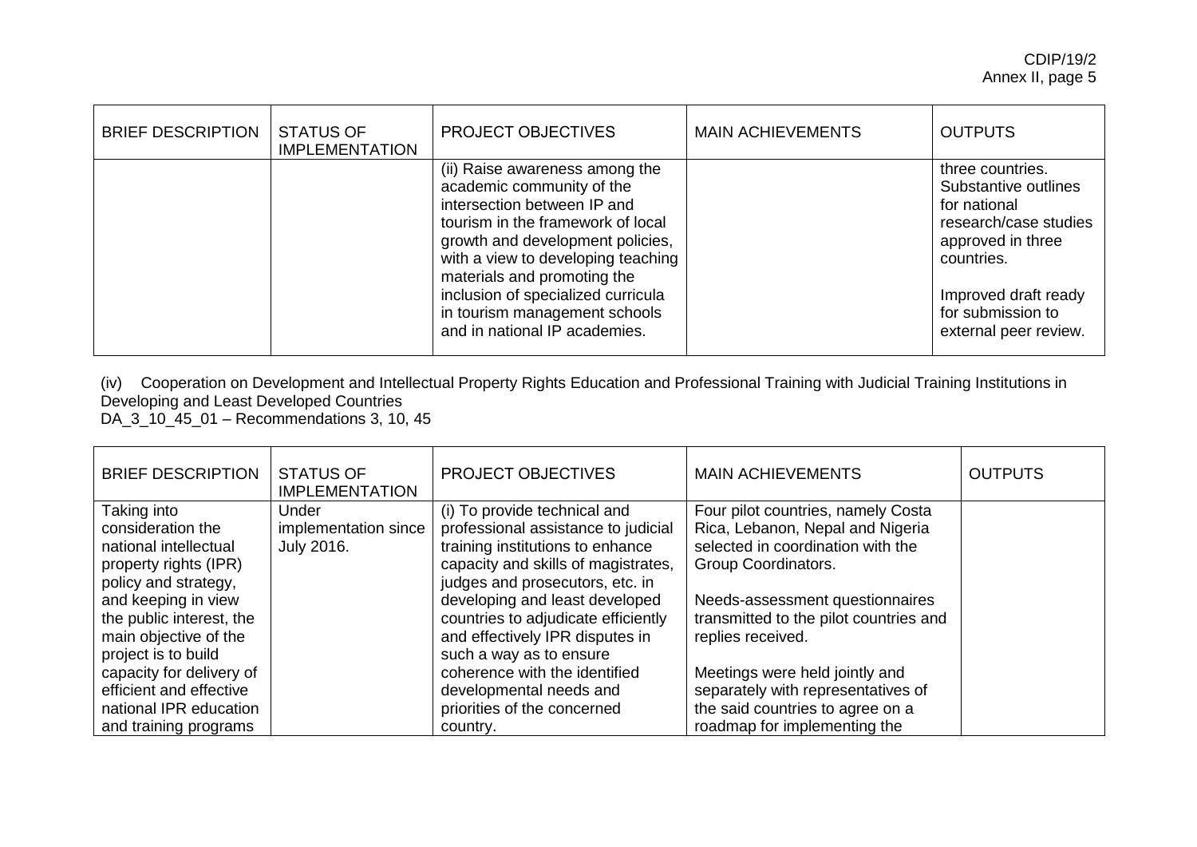| BRIEF DESCRIPTION | STATUS OF IMPLEMENTATION | PROJECT OBJECTIVES | MAIN ACHIEVEMENTS | OUTPUTS |
|---|---|---|---|---|
| | | (ii) Raise awareness among the academic community of the intersection between IP and tourism in the framework of local growth and development policies, with a view to developing teaching materials and promoting the inclusion of specialized curricula in tourism management schools and in national IP academies. | | three countries. Substantive outlines for national research/case studies approved in three countries.<br><br>Improved draft ready for submission to external peer review. |

(iv) Cooperation on Development and Intellectual Property Rights Education and Professional Training with Judicial Training Institutions in Developing and Least Developed Countries
DA_3_10_45_01 – Recommendations 3, 10, 45

| BRIEF DESCRIPTION | STATUS OF IMPLEMENTATION | PROJECT OBJECTIVES | MAIN ACHIEVEMENTS | OUTPUTS |
|---|---|---|---|---|
| Taking into consideration the national intellectual property rights (IPR) policy and strategy, and keeping in view the public interest, the main objective of the project is to build capacity for delivery of efficient and effective national IPR education and training programs | Under implementation since July 2016. | (i) To provide technical and professional assistance to judicial training institutions to enhance capacity and skills of magistrates, judges and prosecutors, etc. in developing and least developed countries to adjudicate efficiently and effectively IPR disputes in such a way as to ensure coherence with the identified developmental needs and priorities of the concerned country. | Four pilot countries, namely Costa Rica, Lebanon, Nepal and Nigeria selected in coordination with the Group Coordinators.<br><br>Needs-assessment questionnaires transmitted to the pilot countries and replies received.<br><br>Meetings were held jointly and separately with representatives of the said countries to agree on a roadmap for implementing the | |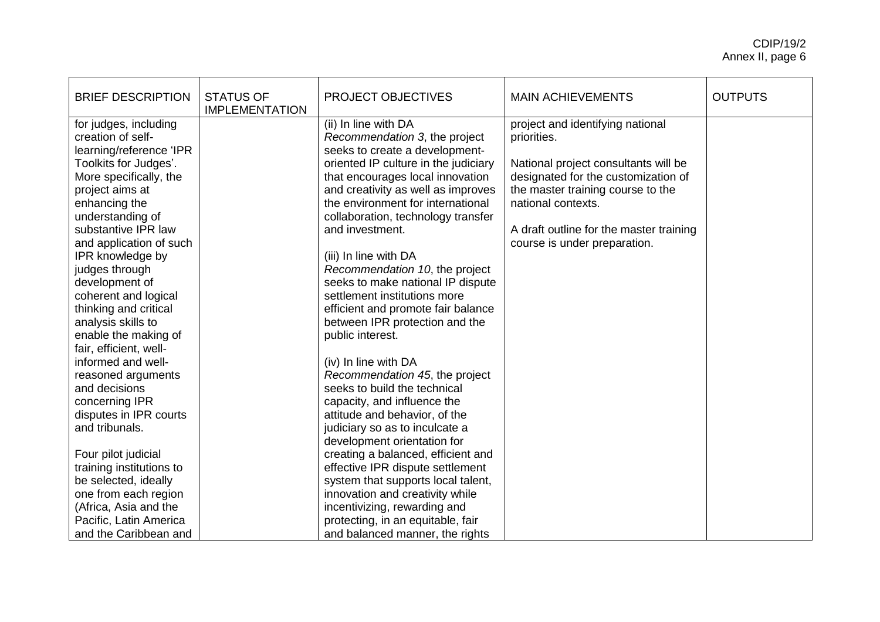| BRIEF DESCRIPTION | STATUS OF IMPLEMENTATION | PROJECT OBJECTIVES | MAIN ACHIEVEMENTS | OUTPUTS |
|---|---|---|---|---|
| for judges, including creation of self-learning/reference 'IPR Toolkits for Judges'. More specifically, the project aims at enhancing the understanding of substantive IPR law and application of such IPR knowledge by judges through development of coherent and logical thinking and critical analysis skills to enable the making of fair, efficient, well-informed and well-reasoned arguments and decisions concerning IPR disputes in IPR courts and tribunals.<br><br>Four pilot judicial training institutions to be selected, ideally one from each region (Africa, Asia and the Pacific, Latin America and the Caribbean and | | (ii) In line with DA *Recommendation 3*, the project seeks to create a development-oriented IP culture in the judiciary that encourages local innovation and creativity as well as improves the environment for international collaboration, technology transfer and investment.<br><br>(iii) In line with DA *Recommendation 10*, the project seeks to make national IP dispute settlement institutions more efficient and promote fair balance between IPR protection and the public interest.<br><br>(iv) In line with DA *Recommendation 45*, the project seeks to build the technical capacity, and influence the attitude and behavior, of the judiciary so as to inculcate a development orientation for creating a balanced, efficient and effective IPR dispute settlement system that supports local talent, innovation and creativity while incentivizing, rewarding and protecting, in an equitable, fair and balanced manner, the rights | project and identifying national priorities.<br><br>National project consultants will be designated for the customization of the master training course to the national contexts.<br><br>A draft outline for the master training course is under preparation. | |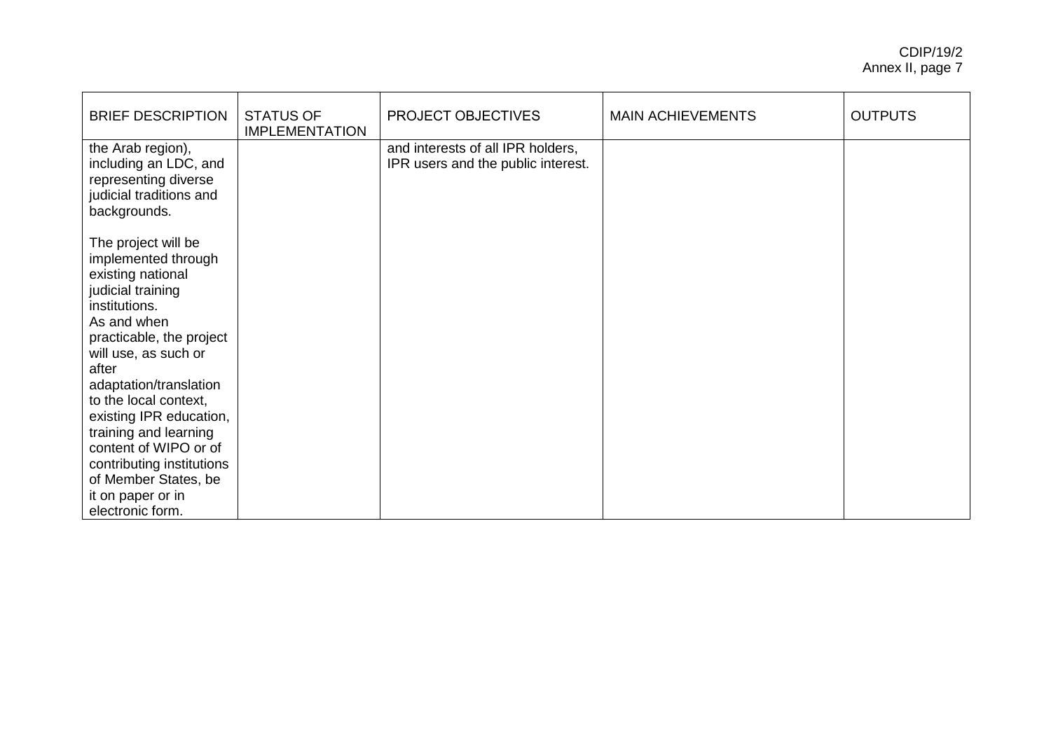| BRIEF DESCRIPTION | STATUS OF IMPLEMENTATION | PROJECT OBJECTIVES | MAIN ACHIEVEMENTS | OUTPUTS |
|---|---|---|---|---|
| the Arab region), including an LDC, and representing diverse judicial traditions and backgrounds.<br><br>The project will be implemented through existing national judicial training institutions.<br>As and when practicable, the project will use, as such or after adaptation/translation to the local context, existing IPR education, training and learning content of WIPO or of contributing institutions of Member States, be it on paper or in electronic form. | | and interests of all IPR holders, IPR users and the public interest. | | |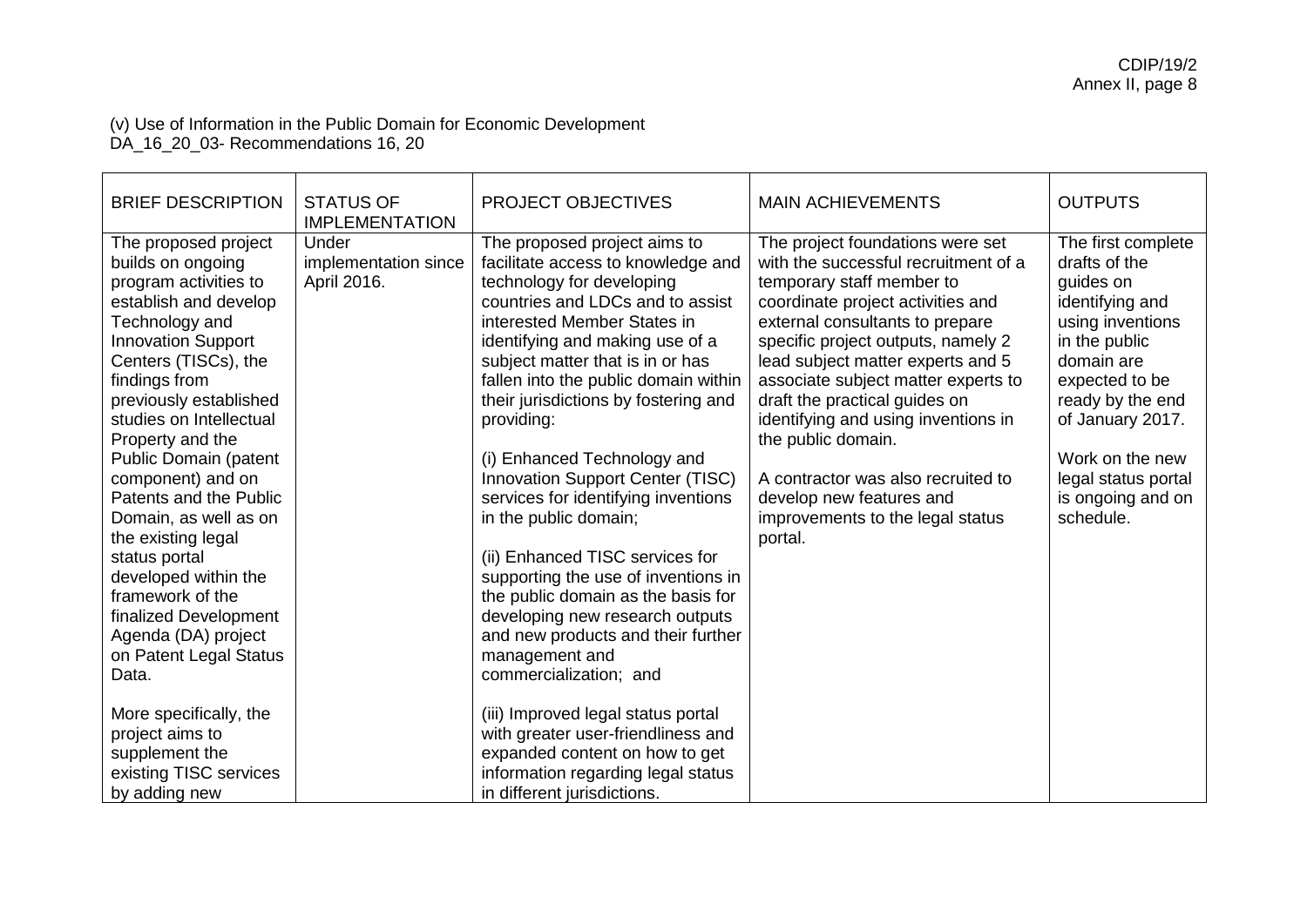(v) Use of Information in the Public Domain for Economic Development
DA_16_20_03- Recommendations 16, 20

| BRIEF DESCRIPTION | STATUS OF IMPLEMENTATION | PROJECT OBJECTIVES | MAIN ACHIEVEMENTS | OUTPUTS |
|---|---|---|---|---|
| The proposed project builds on ongoing program activities to establish and develop Technology and Innovation Support Centers (TISCs), the findings from previously established studies on Intellectual Property and the Public Domain (patent component) and on Patents and the Public Domain, as well as on the existing legal status portal developed within the framework of the finalized Development Agenda (DA) project on Patent Legal Status Data.<br><br>More specifically, the project aims to supplement the existing TISC services by adding new | Under implementation since April 2016. | The proposed project aims to facilitate access to knowledge and technology for developing countries and LDCs and to assist interested Member States in identifying and making use of a subject matter that is in or has fallen into the public domain within their jurisdictions by fostering and providing:<br><br>(i) Enhanced Technology and Innovation Support Center (TISC) services for identifying inventions in the public domain;<br><br>(ii) Enhanced TISC services for supporting the use of inventions in the public domain as the basis for developing new research outputs and new products and their further management and commercialization; and<br><br>(iii) Improved legal status portal with greater user-friendliness and expanded content on how to get information regarding legal status in different jurisdictions. | The project foundations were set with the successful recruitment of a temporary staff member to coordinate project activities and external consultants to prepare specific project outputs, namely 2 lead subject matter experts and 5 associate subject matter experts to draft the practical guides on identifying and using inventions in the public domain.<br><br>A contractor was also recruited to develop new features and improvements to the legal status portal. | The first complete drafts of the guides on identifying and using inventions in the public domain are expected to be ready by the end of January 2017.<br><br>Work on the new legal status portal is ongoing and on schedule. |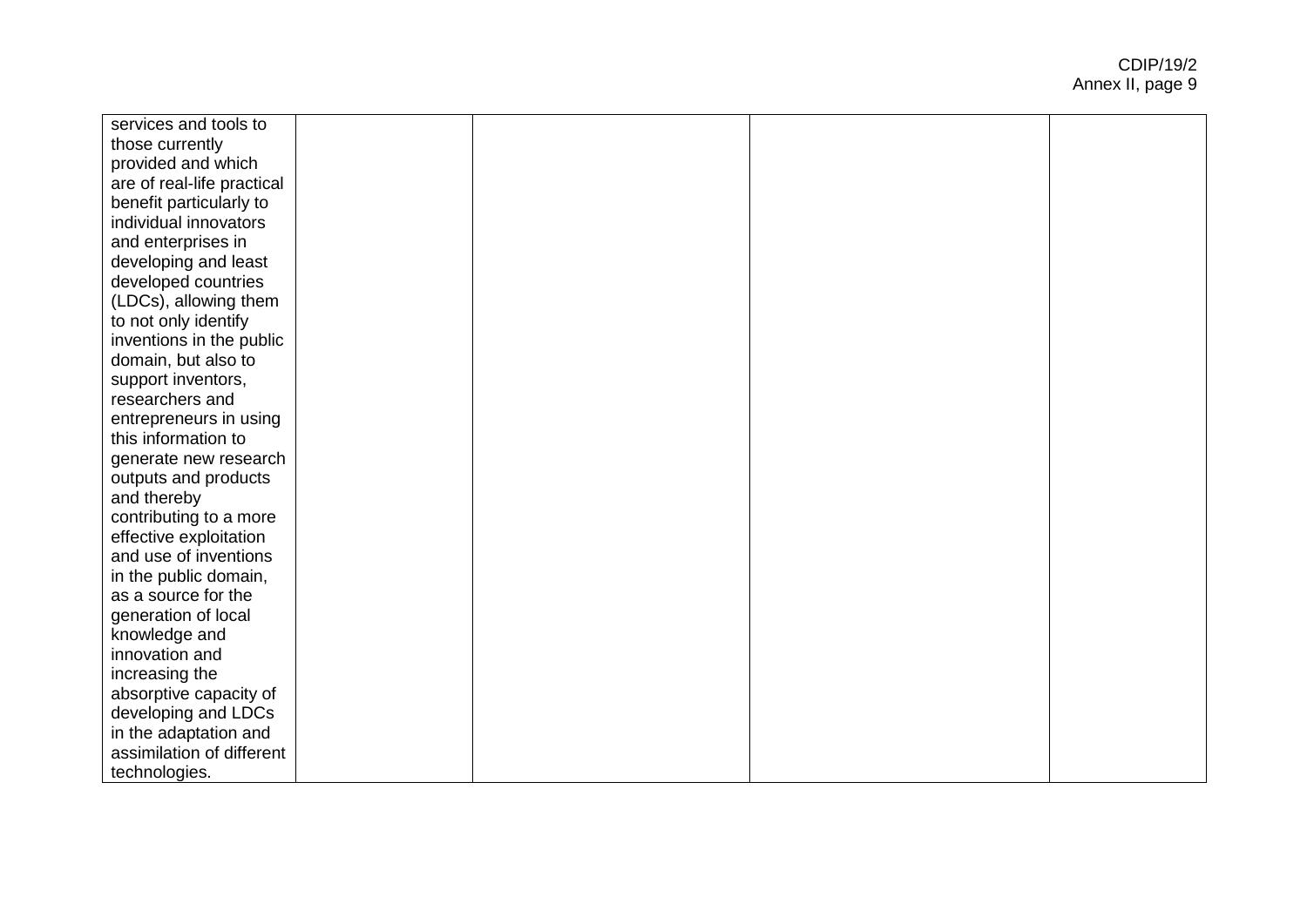| | | | | |
|---|---|---|---|---|
| services and tools to those currently provided and which are of real-life practical benefit particularly to individual innovators and enterprises in developing and least developed countries (LDCs), allowing them to not only identify inventions in the public domain, but also to support inventors, researchers and entrepreneurs in using this information to generate new research outputs and products and thereby contributing to a more effective exploitation and use of inventions in the public domain, as a source for the generation of local knowledge and innovation and increasing the absorptive capacity of developing and LDCs in the adaptation and assimilation of different technologies. | | | | |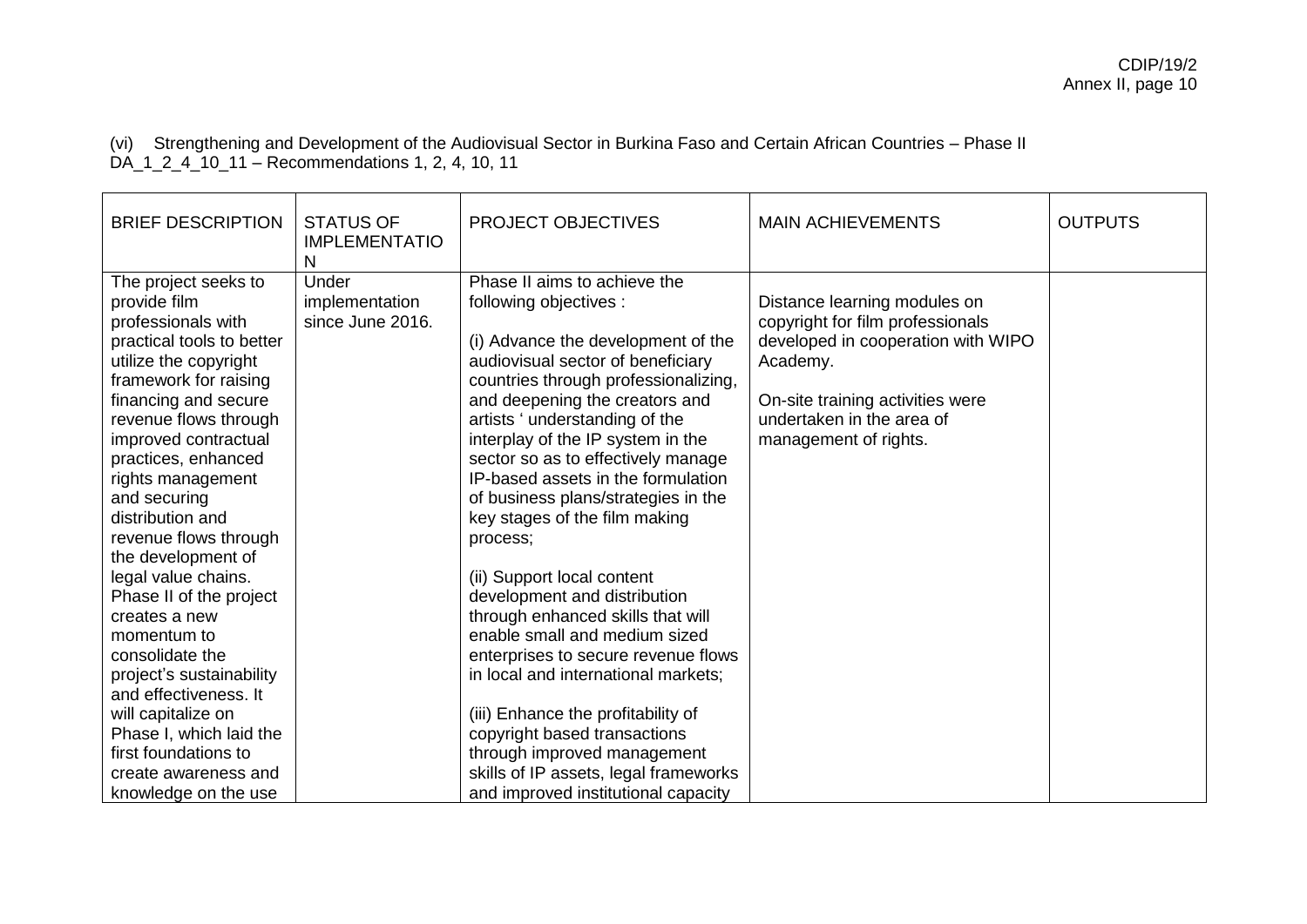(vi) Strengthening and Development of the Audiovisual Sector in Burkina Faso and Certain African Countries – Phase II
DA_1_2_4_10_11 – Recommendations 1, 2, 4, 10, 11

| BRIEF DESCRIPTION | STATUS OF IMPLEMENTATION | PROJECT OBJECTIVES | MAIN ACHIEVEMENTS | OUTPUTS |
|---|---|---|---|---|
| The project seeks to provide film professionals with practical tools to better utilize the copyright framework for raising financing and secure revenue flows through improved contractual practices, enhanced rights management and securing distribution and revenue flows through the development of legal value chains. Phase II of the project creates a new momentum to consolidate the project's sustainability and effectiveness. It will capitalize on Phase I, which laid the first foundations to create awareness and knowledge on the use | Under implementation since June 2016. | Phase II aims to achieve the following objectives :<br><br>(i) Advance the development of the audiovisual sector of beneficiary countries through professionalizing, and deepening the creators and artists ' understanding of the interplay of the IP system in the sector so as to effectively manage IP-based assets in the formulation of business plans/strategies in the key stages of the film making process;<br><br>(ii) Support local content development and distribution through enhanced skills that will enable small and medium sized enterprises to secure revenue flows in local and international markets;<br><br>(iii) Enhance the profitability of copyright based transactions through improved management skills of IP assets, legal frameworks and improved institutional capacity | Distance learning modules on copyright for film professionals developed in cooperation with WIPO Academy.<br><br>On-site training activities were undertaken in the area of management of rights. | |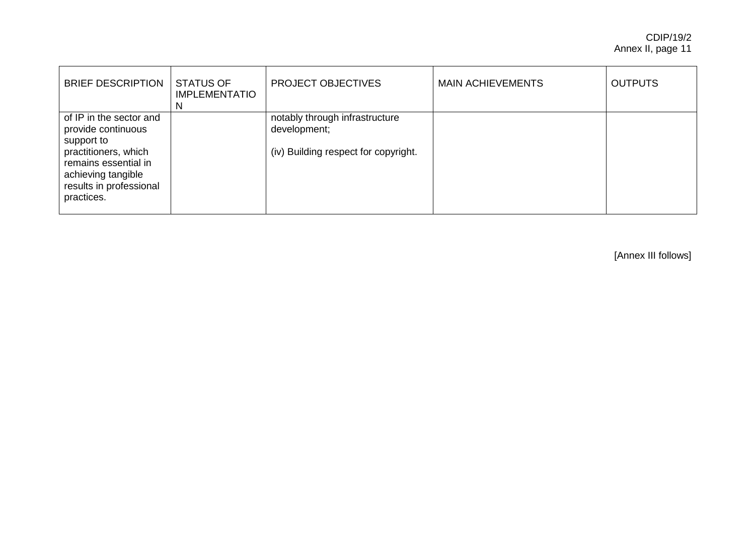| BRIEF DESCRIPTION | STATUS OF IMPLEMENTATION | PROJECT OBJECTIVES | MAIN ACHIEVEMENTS | OUTPUTS |
|---|---|---|---|---|
| of IP in the sector and provide continuous support to practitioners, which remains essential in achieving tangible results in professional practices. | | notably through infrastructure development;<br><br>(iv) Building respect for copyright. | | |

[Annex III follows]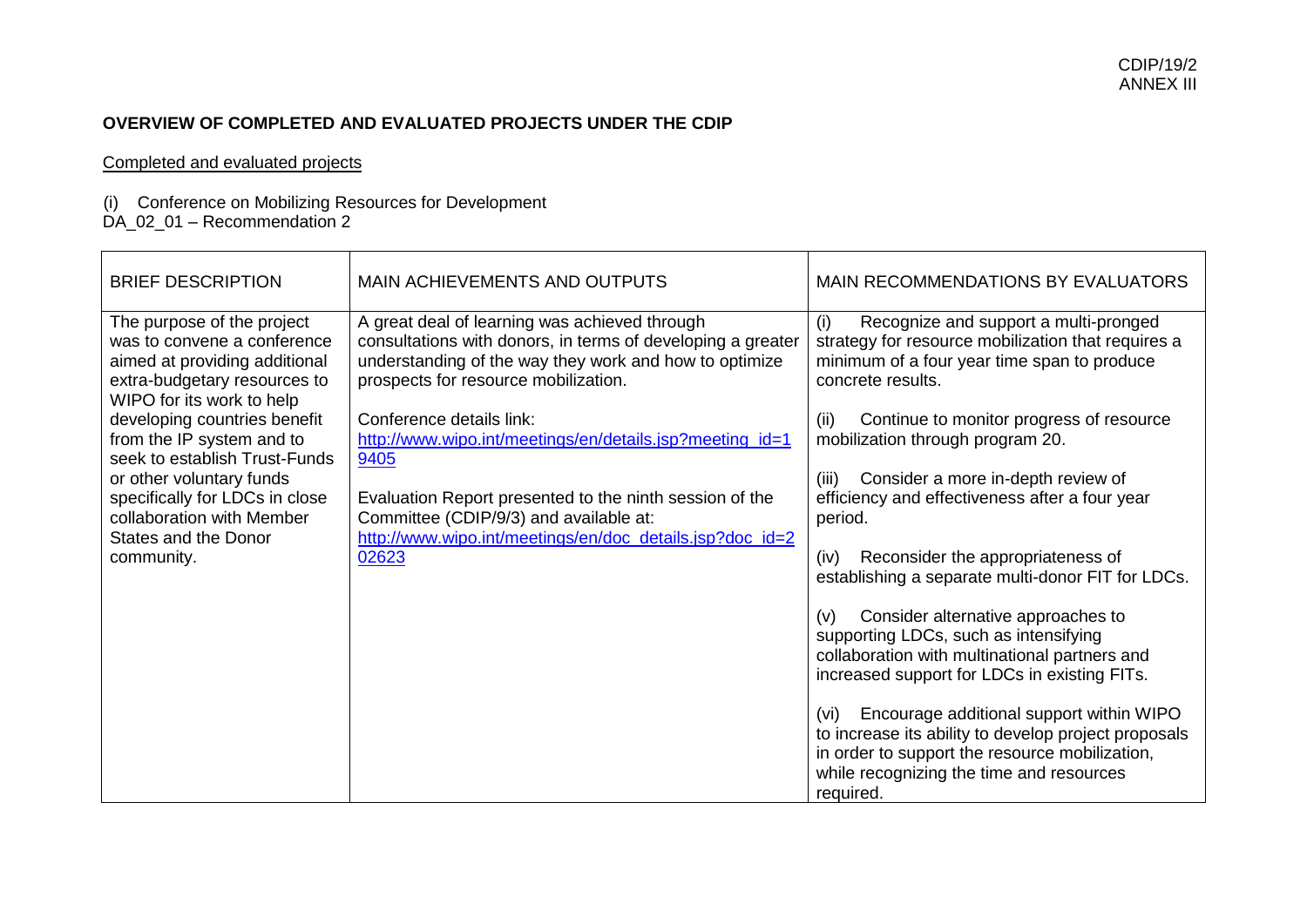**OVERVIEW OF COMPLETED AND EVALUATED PROJECTS UNDER THE CDIP**

Completed and evaluated projects

(i) Conference on Mobilizing Resources for Development
DA_02_01 – Recommendation 2

| BRIEF DESCRIPTION | MAIN ACHIEVEMENTS AND OUTPUTS | MAIN RECOMMENDATIONS BY EVALUATORS |
|---|---|---|
| The purpose of the project was to convene a conference aimed at providing additional extra-budgetary resources to WIPO for its work to help developing countries benefit from the IP system and to seek to establish Trust-Funds or other voluntary funds specifically for LDCs in close collaboration with Member States and the Donor community. | A great deal of learning was achieved through consultations with donors, in terms of developing a greater understanding of the way they work and how to optimize prospects for resource mobilization.<br><br>Conference details link: [http://www.wipo.int/meetings/en/details.jsp?meeting_id=19405](http://www.wipo.int/meetings/en/details.jsp?meeting_id=19405)<br><br>Evaluation Report presented to the ninth session of the Committee (CDIP/9/3) and available at: [http://www.wipo.int/meetings/en/doc_details.jsp?doc_id=202623](http://www.wipo.int/meetings/en/doc_details.jsp?doc_id=202623) | (i) Recognize and support a multi-pronged strategy for resource mobilization that requires a minimum of a four year time span to produce concrete results.<br><br>(ii) Continue to monitor progress of resource mobilization through program 20.<br><br>(iii) Consider a more in-depth review of efficiency and effectiveness after a four year period.<br><br>(iv) Reconsider the appropriateness of establishing a separate multi-donor FIT for LDCs.<br><br>(v) Consider alternative approaches to supporting LDCs, such as intensifying collaboration with multinational partners and increased support for LDCs in existing FITs.<br><br>(vi) Encourage additional support within WIPO to increase its ability to develop project proposals in order to support the resource mobilization, while recognizing the time and resources required. |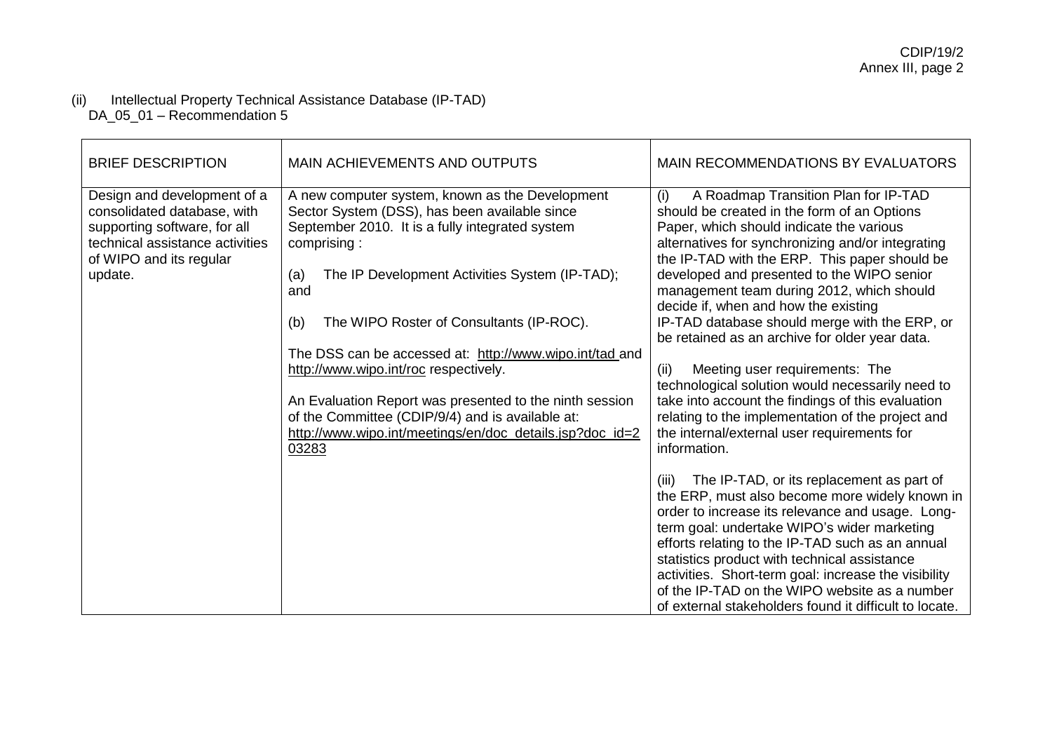(ii) Intellectual Property Technical Assistance Database (IP-TAD)
DA_05_01 – Recommendation 5

| BRIEF DESCRIPTION | MAIN ACHIEVEMENTS AND OUTPUTS | MAIN RECOMMENDATIONS BY EVALUATORS |
|---|---|---|
| Design and development of a consolidated database, with supporting software, for all technical assistance activities of WIPO and its regular update. | A new computer system, known as the Development Sector System (DSS), has been available since September 2010. It is a fully integrated system comprising :<br><br>(a) The IP Development Activities System (IP-TAD); and<br><br>(b) The WIPO Roster of Consultants (IP-ROC).<br><br>The DSS can be accessed at: http://www.wipo.int/tad and http://www.wipo.int/roc respectively.<br><br>An Evaluation Report was presented to the ninth session of the Committee (CDIP/9/4) and is available at: http://www.wipo.int/meetings/en/doc_details.jsp?doc_id=203283 | (i) A Roadmap Transition Plan for IP-TAD should be created in the form of an Options Paper, which should indicate the various alternatives for synchronizing and/or integrating the IP-TAD with the ERP. This paper should be developed and presented to the WIPO senior management team during 2012, which should decide if, when and how the existing IP-TAD database should merge with the ERP, or be retained as an archive for older year data.<br><br>(ii) Meeting user requirements: The technological solution would necessarily need to take into account the findings of this evaluation relating to the implementation of the project and the internal/external user requirements for information.<br><br>(iii) The IP-TAD, or its replacement as part of the ERP, must also become more widely known in order to increase its relevance and usage. Long-term goal: undertake WIPO's wider marketing efforts relating to the IP-TAD such as an annual statistics product with technical assistance activities. Short-term goal: increase the visibility of the IP-TAD on the WIPO website as a number of external stakeholders found it difficult to locate. |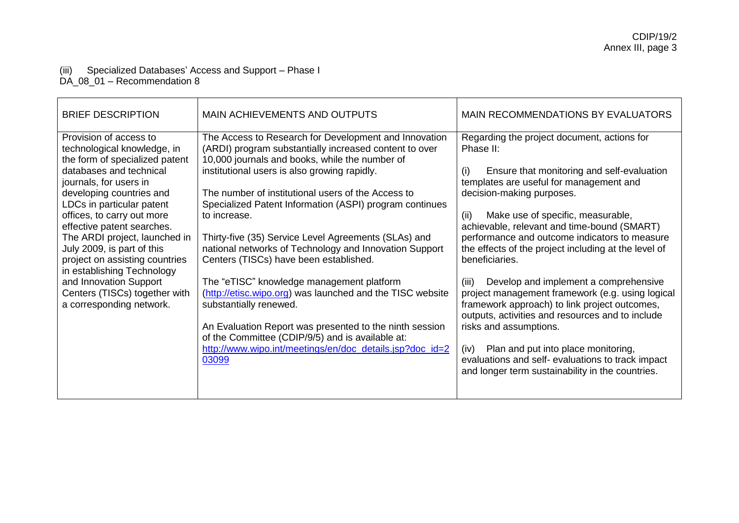(iii) Specialized Databases' Access and Support – Phase I
DA_08_01 – Recommendation 8

| BRIEF DESCRIPTION | MAIN ACHIEVEMENTS AND OUTPUTS | MAIN RECOMMENDATIONS BY EVALUATORS |
|---|---|---|
| Provision of access to technological knowledge, in the form of specialized patent databases and technical journals, for users in developing countries and LDCs in particular patent offices, to carry out more effective patent searches. The ARDI project, launched in July 2009, is part of this project on assisting countries in establishing Technology and Innovation Support Centers (TISCs) together with a corresponding network. | The Access to Research for Development and Innovation (ARDI) program substantially increased content to over 10,000 journals and books, while the number of institutional users is also growing rapidly.<br><br>The number of institutional users of the Access to Specialized Patent Information (ASPI) program continues to increase.<br><br>Thirty-five (35) Service Level Agreements (SLAs) and national networks of Technology and Innovation Support Centers (TISCs) have been established.<br><br>The "eTISC" knowledge management platform (http://etisc.wipo.org) was launched and the TISC website substantially renewed.<br><br>An Evaluation Report was presented to the ninth session of the Committee (CDIP/9/5) and is available at: http://www.wipo.int/meetings/en/doc_details.jsp?doc_id=203099 | Regarding the project document, actions for Phase II:<br><br>(i) Ensure that monitoring and self-evaluation templates are useful for management and decision-making purposes.<br><br>(ii) Make use of specific, measurable, achievable, relevant and time-bound (SMART) performance and outcome indicators to measure the effects of the project including at the level of beneficiaries.<br><br>(iii) Develop and implement a comprehensive project management framework (e.g. using logical framework approach) to link project outcomes, outputs, activities and resources and to include risks and assumptions.<br><br>(iv) Plan and put into place monitoring, evaluations and self- evaluations to track impact and longer term sustainability in the countries. |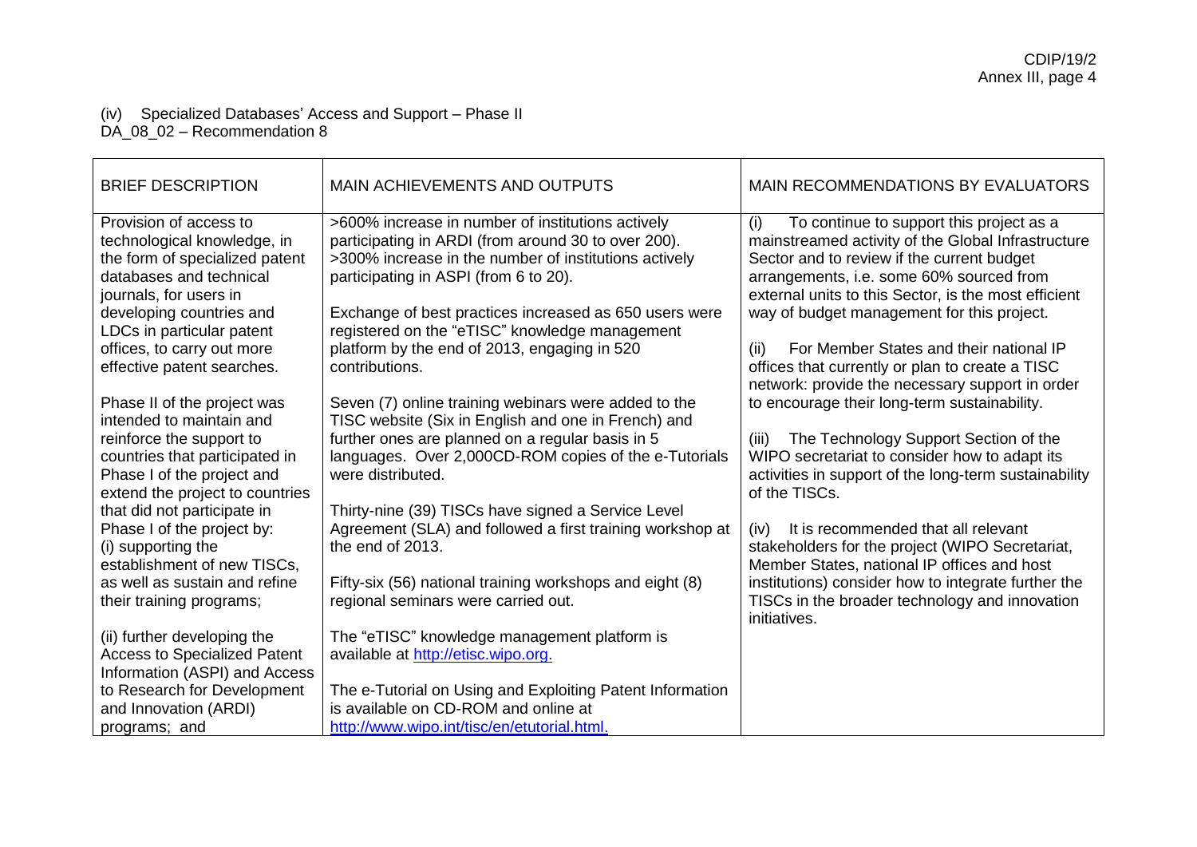(iv) Specialized Databases' Access and Support – Phase II
DA_08_02 – Recommendation 8

| BRIEF DESCRIPTION | MAIN ACHIEVEMENTS AND OUTPUTS | MAIN RECOMMENDATIONS BY EVALUATORS |
|---|---|---|
| Provision of access to technological knowledge, in the form of specialized patent databases and technical journals, for users in developing countries and LDCs in particular patent offices, to carry out more effective patent searches.<br><br>Phase II of the project was intended to maintain and reinforce the support to countries that participated in Phase I of the project and extend the project to countries that did not participate in Phase I of the project by:<br>(i) supporting the establishment of new TISCs, as well as sustain and refine their training programs;<br><br>(ii) further developing the Access to Specialized Patent Information (ASPI) and Access to Research for Development and Innovation (ARDI) programs; and | >600% increase in number of institutions actively participating in ARDI (from around 30 to over 200).<br>>300% increase in the number of institutions actively participating in ASPI (from 6 to 20).<br><br>Exchange of best practices increased as 650 users were registered on the "eTISC" knowledge management platform by the end of 2013, engaging in 520 contributions.<br><br>Seven (7) online training webinars were added to the TISC website (Six in English and one in French) and further ones are planned on a regular basis in 5 languages. Over 2,000CD-ROM copies of the e-Tutorials were distributed.<br><br>Thirty-nine (39) TISCs have signed a Service Level Agreement (SLA) and followed a first training workshop at the end of 2013.<br><br>Fifty-six (56) national training workshops and eight (8) regional seminars were carried out.<br><br>The "eTISC" knowledge management platform is available at http://etisc.wipo.org.<br><br>The e-Tutorial on Using and Exploiting Patent Information is available on CD-ROM and online at http://www.wipo.int/tisc/en/etutorial.html. | (i) To continue to support this project as a mainstreamed activity of the Global Infrastructure Sector and to review if the current budget arrangements, i.e. some 60% sourced from external units to this Sector, is the most efficient way of budget management for this project.<br><br>(ii) For Member States and their national IP offices that currently or plan to create a TISC network: provide the necessary support in order to encourage their long-term sustainability.<br><br>(iii) The Technology Support Section of the WIPO secretariat to consider how to adapt its activities in support of the long-term sustainability of the TISCs.<br><br>(iv) It is recommended that all relevant stakeholders for the project (WIPO Secretariat, Member States, national IP offices and host institutions) consider how to integrate further the TISCs in the broader technology and innovation initiatives. |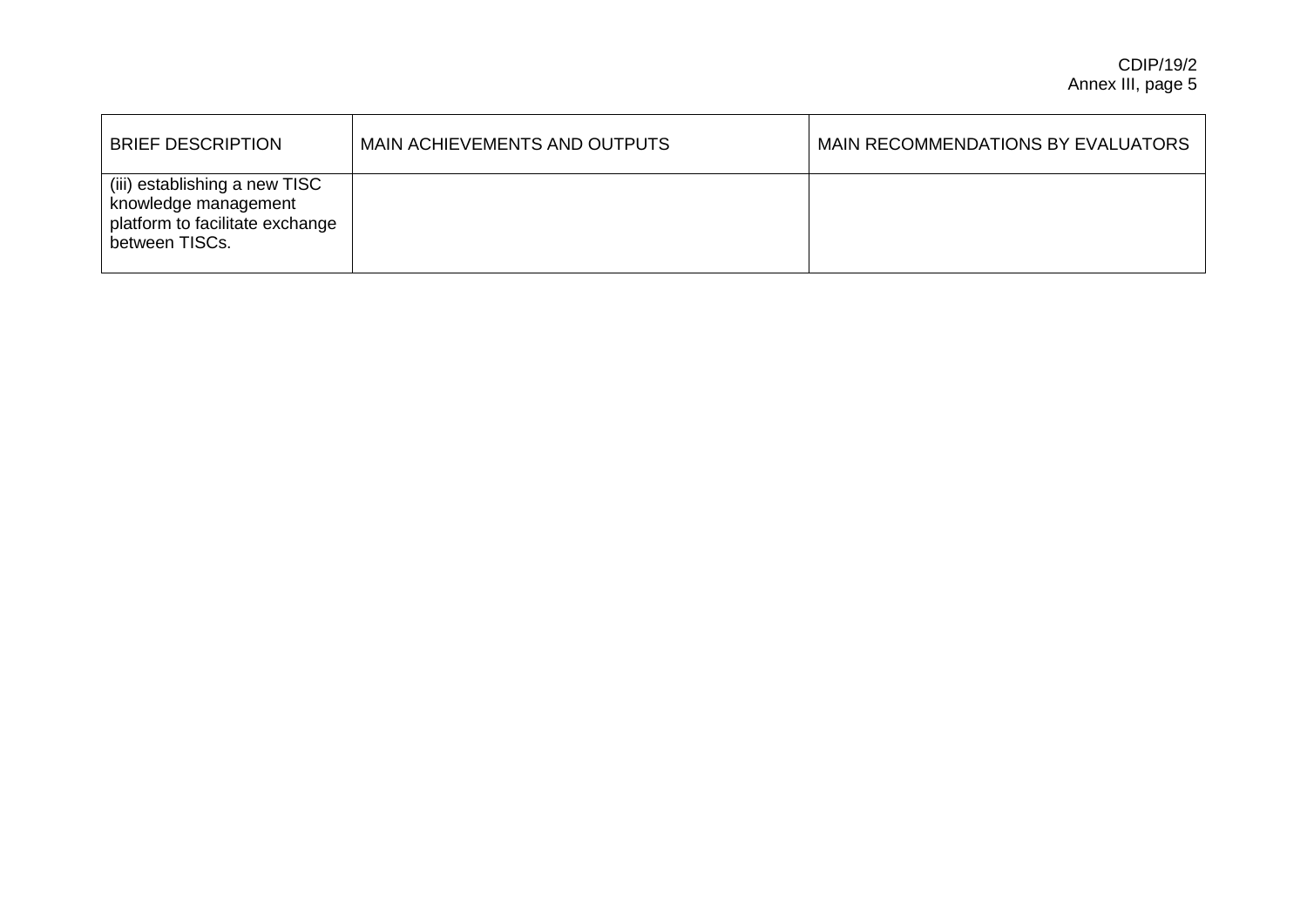| BRIEF DESCRIPTION | MAIN ACHIEVEMENTS AND OUTPUTS | MAIN RECOMMENDATIONS BY EVALUATORS |
|---|---|---|
| (iii) establishing a new TISC knowledge management platform to facilitate exchange between TISCs. | | |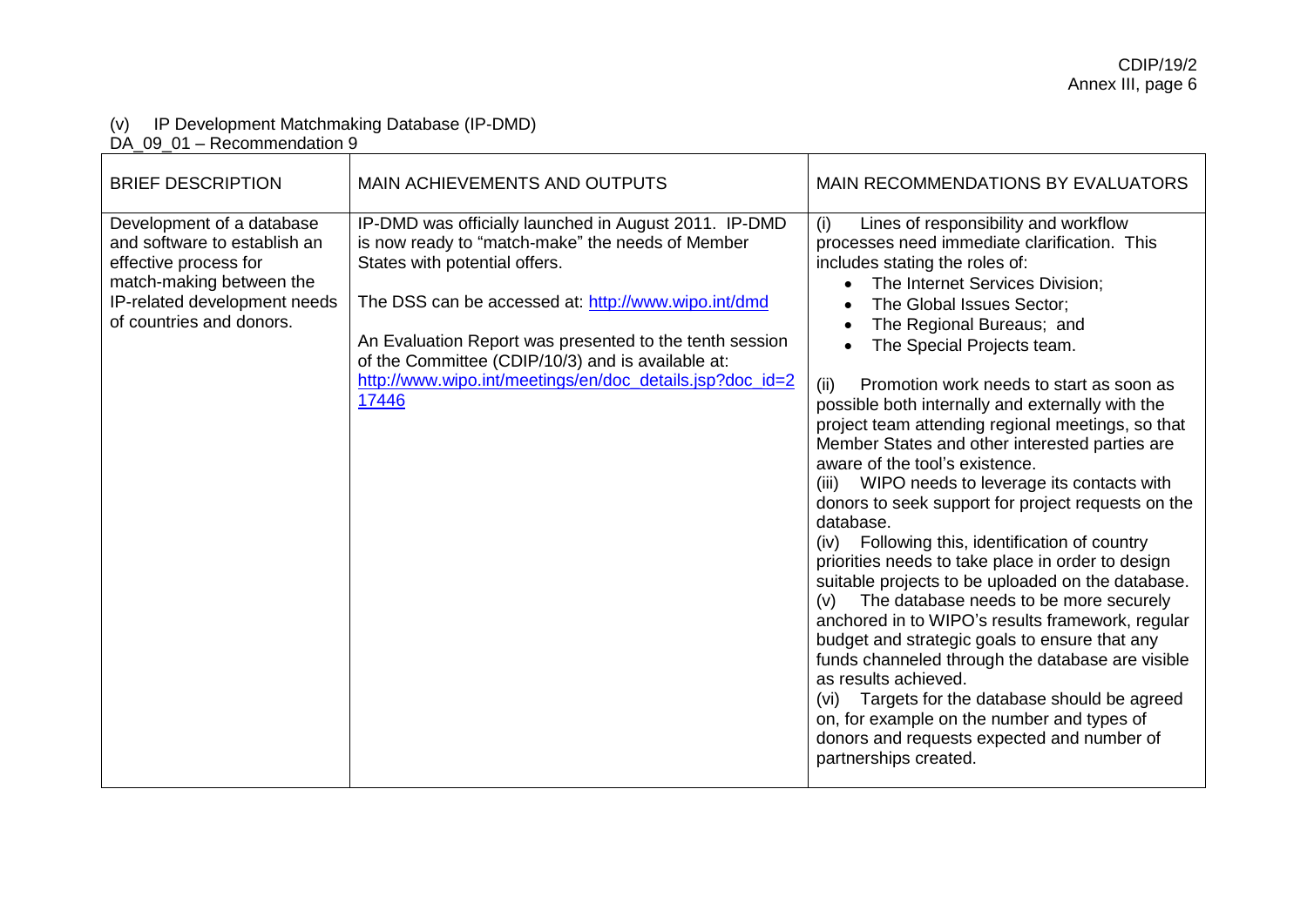(v) IP Development Matchmaking Database (IP-DMD)
DA_09_01 – Recommendation 9

| BRIEF DESCRIPTION | MAIN ACHIEVEMENTS AND OUTPUTS | MAIN RECOMMENDATIONS BY EVALUATORS |
|---|---|---|
| Development of a database and software to establish an effective process for match-making between the IP-related development needs of countries and donors. | IP-DMD was officially launched in August 2011. IP-DMD is now ready to "match-make" the needs of Member States with potential offers.<br><br>The DSS can be accessed at: http://www.wipo.int/dmd<br><br>An Evaluation Report was presented to the tenth session of the Committee (CDIP/10/3) and is available at: http://www.wipo.int/meetings/en/doc_details.jsp?doc_id=217446 | (i) Lines of responsibility and workflow processes need immediate clarification. This includes stating the roles of:<br>• The Internet Services Division;<br>• The Global Issues Sector;<br>• The Regional Bureaus; and<br>• The Special Projects team.<br><br>(ii) Promotion work needs to start as soon as possible both internally and externally with the project team attending regional meetings, so that Member States and other interested parties are aware of the tool's existence.<br>(iii) WIPO needs to leverage its contacts with donors to seek support for project requests on the database.<br>(iv) Following this, identification of country priorities needs to take place in order to design suitable projects to be uploaded on the database.<br>(v) The database needs to be more securely anchored in to WIPO's results framework, regular budget and strategic goals to ensure that any funds channeled through the database are visible as results achieved.<br>(vi) Targets for the database should be agreed on, for example on the number and types of donors and requests expected and number of partnerships created. |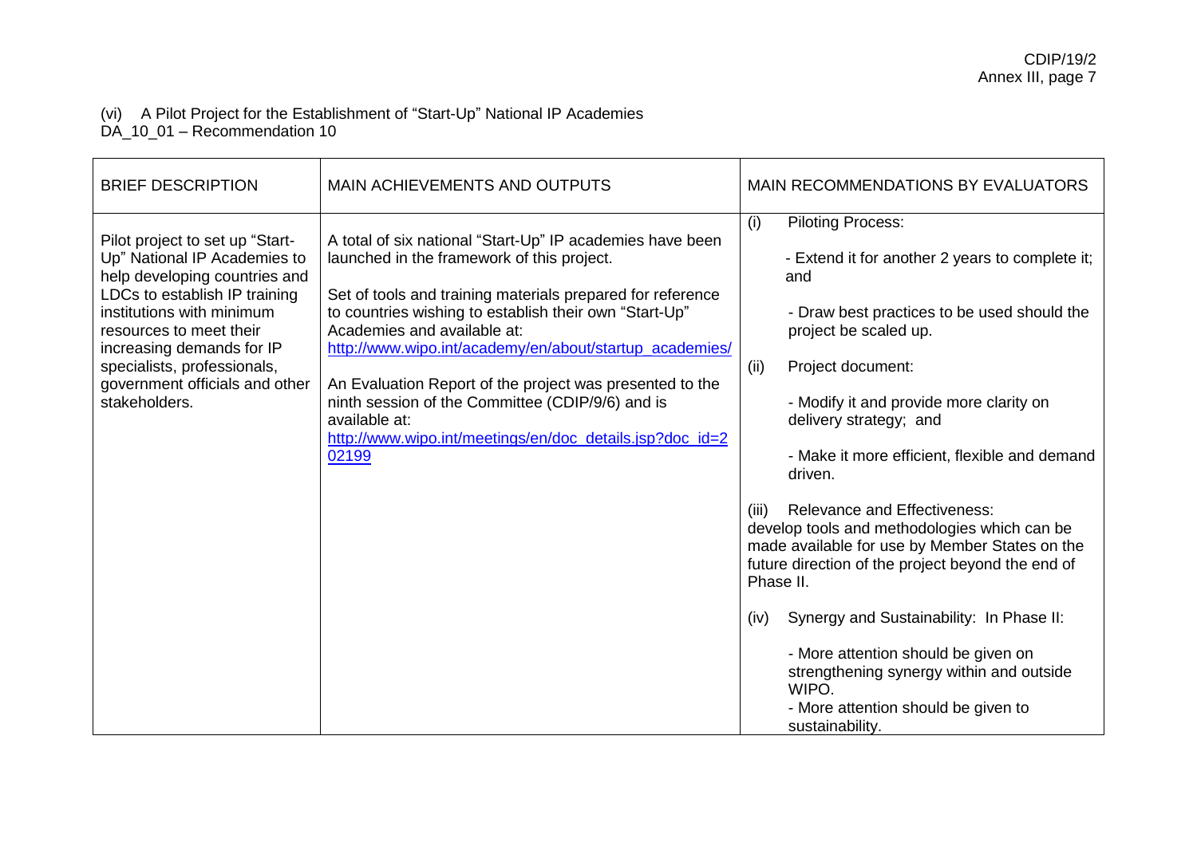(vi) A Pilot Project for the Establishment of "Start-Up" National IP Academies
DA_10_01 – Recommendation 10

| BRIEF DESCRIPTION | MAIN ACHIEVEMENTS AND OUTPUTS | MAIN RECOMMENDATIONS BY EVALUATORS |
| --- | --- | --- |
| Pilot project to set up "Start-Up" National IP Academies to help developing countries and LDCs to establish IP training institutions with minimum resources to meet their increasing demands for IP specialists, professionals, government officials and other stakeholders. | A total of six national "Start-Up" IP academies have been launched in the framework of this project.<br><br>Set of tools and training materials prepared for reference to countries wishing to establish their own "Start-Up" Academies and available at: http://www.wipo.int/academy/en/about/startup_academies/<br><br>An Evaluation Report of the project was presented to the ninth session of the Committee (CDIP/9/6) and is available at: http://www.wipo.int/meetings/en/doc_details.jsp?doc_id=202199 | (i) Piloting Process:<br><br>- Extend it for another 2 years to complete it; and<br><br>- Draw best practices to be used should the project be scaled up.<br><br>(ii) Project document:<br><br>- Modify it and provide more clarity on delivery strategy; and<br><br>- Make it more efficient, flexible and demand driven.<br><br>(iii) Relevance and Effectiveness: develop tools and methodologies which can be made available for use by Member States on the future direction of the project beyond the end of Phase II.<br><br>(iv) Synergy and Sustainability: In Phase II:<br><br>- More attention should be given on strengthening synergy within and outside WIPO.<br>- More attention should be given to sustainability. |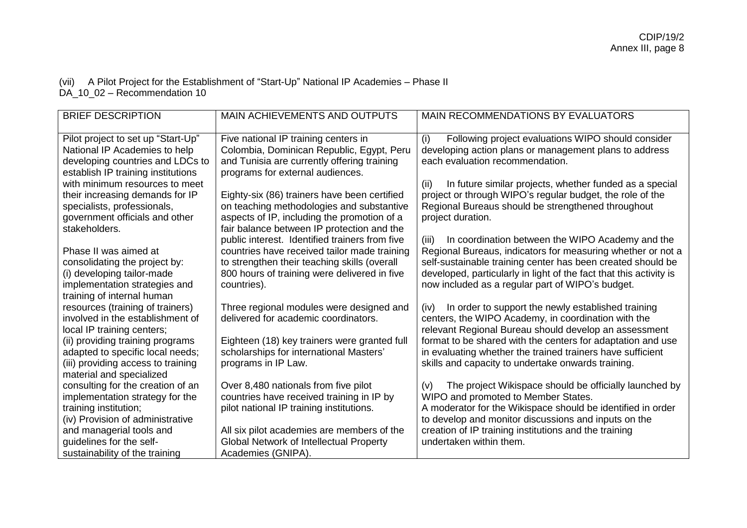(vii) A Pilot Project for the Establishment of "Start-Up" National IP Academies – Phase II
DA_10_02 – Recommendation 10

| BRIEF DESCRIPTION | MAIN ACHIEVEMENTS AND OUTPUTS | MAIN RECOMMENDATIONS BY EVALUATORS |
|---|---|---|
| Pilot project to set up "Start-Up" National IP Academies to help developing countries and LDCs to establish IP training institutions with minimum resources to meet their increasing demands for IP specialists, professionals, government officials and other stakeholders.<br><br>Phase II was aimed at consolidating the project by:<br>(i) developing tailor-made implementation strategies and training of internal human resources (training of trainers) involved in the establishment of local IP training centers;<br>(ii) providing training programs adapted to specific local needs;<br>(iii) providing access to training material and specialized consulting for the creation of an implementation strategy for the training institution;<br>(iv) Provision of administrative and managerial tools and guidelines for the self-sustainability of the training | Five national IP training centers in Colombia, Dominican Republic, Egypt, Peru and Tunisia are currently offering training programs for external audiences.<br><br>Eighty-six (86) trainers have been certified on teaching methodologies and substantive aspects of IP, including the promotion of a fair balance between IP protection and the public interest. Identified trainers from five countries have received tailor made training to strengthen their teaching skills (overall 800 hours of training were delivered in five countries).<br><br>Three regional modules were designed and delivered for academic coordinators.<br><br>Eighteen (18) key trainers were granted full scholarships for international Masters' programs in IP Law.<br><br>Over 8,480 nationals from five pilot countries have received training in IP by pilot national IP training institutions.<br><br>All six pilot academies are members of the Global Network of Intellectual Property Academies (GNIPA). | (i) Following project evaluations WIPO should consider developing action plans or management plans to address each evaluation recommendation.<br><br>(ii) In future similar projects, whether funded as a special project or through WIPO's regular budget, the role of the Regional Bureaus should be strengthened throughout project duration.<br><br>(iii) In coordination between the WIPO Academy and the Regional Bureaus, indicators for measuring whether or not a self-sustainable training center has been created should be developed, particularly in light of the fact that this activity is now included as a regular part of WIPO's budget.<br><br>(iv) In order to support the newly established training centers, the WIPO Academy, in coordination with the relevant Regional Bureau should develop an assessment format to be shared with the centers for adaptation and use in evaluating whether the trained trainers have sufficient skills and capacity to undertake onwards training.<br><br>(v) The project Wikispace should be officially launched by WIPO and promoted to Member States.<br>A moderator for the Wikispace should be identified in order to develop and monitor discussions and inputs on the creation of IP training institutions and the training undertaken within them. |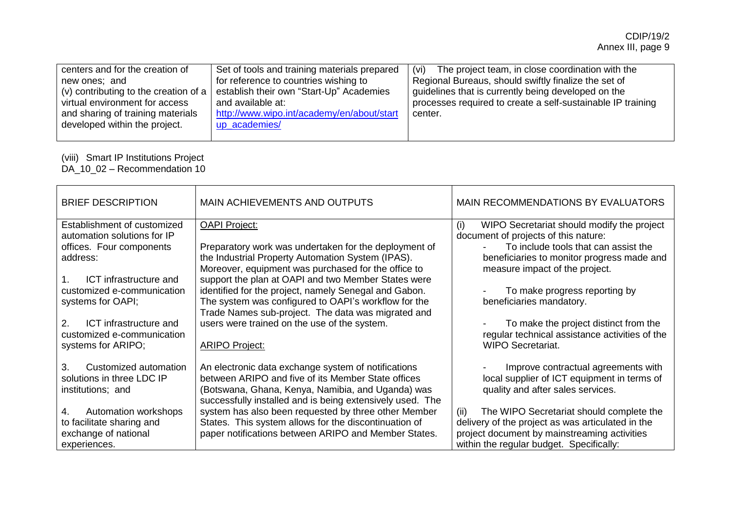| | | |
|---|---|---|
| centers and for the creation of new ones; and<br>(v) contributing to the creation of a virtual environment for access and sharing of training materials developed within the project. | Set of tools and training materials prepared for reference to countries wishing to establish their own "Start-Up" Academies and available at: [http://www.wipo.int/academy/en/about/startup_academies/](http://www.wipo.int/academy/en/about/startup_academies/) | (vi) The project team, in close coordination with the Regional Bureaus, should swiftly finalize the set of guidelines that is currently being developed on the processes required to create a self-sustainable IP training center. |

(viii) Smart IP Institutions Project
DA_10_02 – Recommendation 10

| BRIEF DESCRIPTION | MAIN ACHIEVEMENTS AND OUTPUTS | MAIN RECOMMENDATIONS BY EVALUATORS |
|---|---|---|
| Establishment of customized automation solutions for IP offices. Four components address:<br><br>1. ICT infrastructure and customized e-communication systems for OAPI;<br><br>2. ICT infrastructure and customized e-communication systems for ARIPO;<br><br>3. Customized automation solutions in three LDC IP institutions; and<br><br>4. Automation workshops to facilitate sharing and exchange of national experiences. | <u>OAPI Project:</u><br><br>Preparatory work was undertaken for the deployment of the Industrial Property Automation System (IPAS). Moreover, equipment was purchased for the office to support the plan at OAPI and two Member States were identified for the project, namely Senegal and Gabon. The system was configured to OAPI's workflow for the Trade Names sub-project. The data was migrated and users were trained on the use of the system.<br><br><u>ARIPO Project:</u><br><br>An electronic data exchange system of notifications between ARIPO and five of its Member State offices (Botswana, Ghana, Kenya, Namibia, and Uganda) was successfully installed and is being extensively used. The system has also been requested by three other Member States. This system allows for the discontinuation of paper notifications between ARIPO and Member States. | (i) WIPO Secretariat should modify the project document of projects of this nature:<br>- To include tools that can assist the beneficiaries to monitor progress made and measure impact of the project.<br><br>- To make progress reporting by beneficiaries mandatory.<br><br>- To make the project distinct from the regular technical assistance activities of the WIPO Secretariat.<br><br>- Improve contractual agreements with local supplier of ICT equipment in terms of quality and after sales services.<br><br>(ii) The WIPO Secretariat should complete the delivery of the project as was articulated in the project document by mainstreaming activities within the regular budget. Specifically: |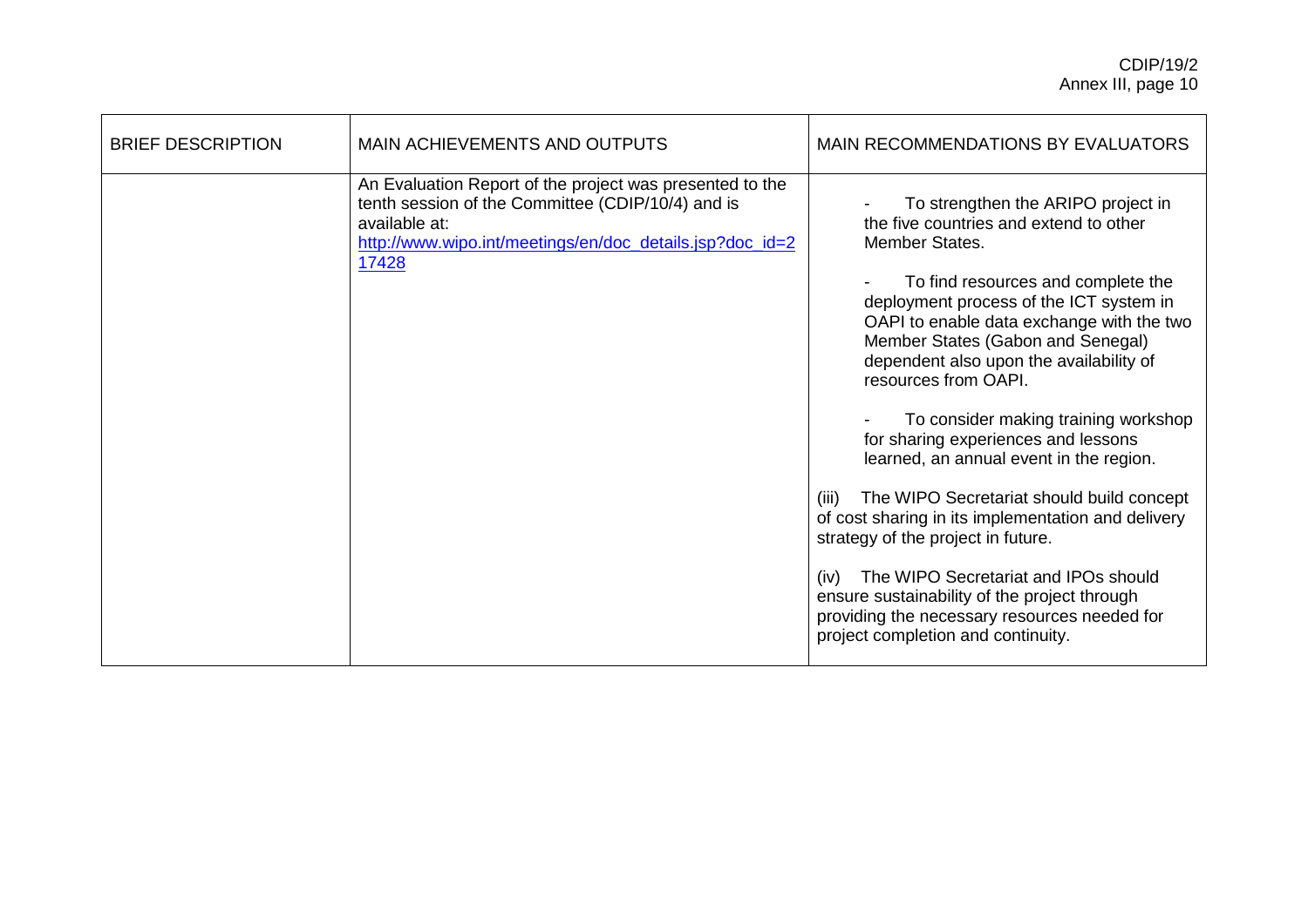| BRIEF DESCRIPTION | MAIN ACHIEVEMENTS AND OUTPUTS | MAIN RECOMMENDATIONS BY EVALUATORS |
|---|---|---|
| | An Evaluation Report of the project was presented to the tenth session of the Committee (CDIP/10/4) and is available at: [http://www.wipo.int/meetings/en/doc_details.jsp?doc_id=217428](http://www.wipo.int/meetings/en/doc_details.jsp?doc_id=217428) | - To strengthen the ARIPO project in the five countries and extend to other Member States.<br><br>- To find resources and complete the deployment process of the ICT system in OAPI to enable data exchange with the two Member States (Gabon and Senegal) dependent also upon the availability of resources from OAPI.<br><br>- To consider making training workshop for sharing experiences and lessons learned, an annual event in the region.<br><br>(iii) The WIPO Secretariat should build concept of cost sharing in its implementation and delivery strategy of the project in future.<br><br>(iv) The WIPO Secretariat and IPOs should ensure sustainability of the project through providing the necessary resources needed for project completion and continuity. |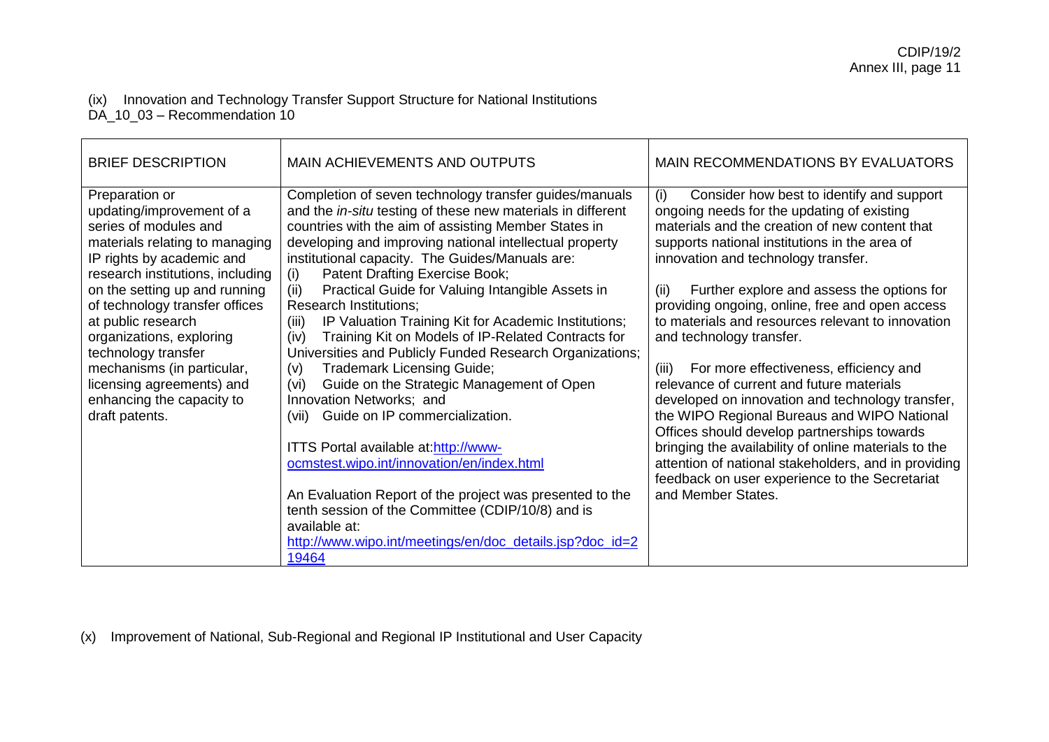(ix) Innovation and Technology Transfer Support Structure for National Institutions
DA_10_03 – Recommendation 10

| BRIEF DESCRIPTION | MAIN ACHIEVEMENTS AND OUTPUTS | MAIN RECOMMENDATIONS BY EVALUATORS |
| --- | --- | --- |
| Preparation or updating/improvement of a series of modules and materials relating to managing IP rights by academic and research institutions, including on the setting up and running of technology transfer offices at public research organizations, exploring technology transfer mechanisms (in particular, licensing agreements) and enhancing the capacity to draft patents. | Completion of seven technology transfer guides/manuals and the *in-situ* testing of these new materials in different countries with the aim of assisting Member States in developing and improving national intellectual property institutional capacity. The Guides/Manuals are:<br>(i) Patent Drafting Exercise Book;<br>(ii) Practical Guide for Valuing Intangible Assets in Research Institutions;<br>(iii) IP Valuation Training Kit for Academic Institutions;<br>(iv) Training Kit on Models of IP-Related Contracts for Universities and Publicly Funded Research Organizations;<br>(v) Trademark Licensing Guide;<br>(vi) Guide on the Strategic Management of Open Innovation Networks; and<br>(vii) Guide on IP commercialization.<br><br>ITTS Portal available at: http://www-ocmstest.wipo.int/innovation/en/index.html<br><br>An Evaluation Report of the project was presented to the tenth session of the Committee (CDIP/10/8) and is available at: http://www.wipo.int/meetings/en/doc_details.jsp?doc_id=219464 | (i) Consider how best to identify and support ongoing needs for the updating of existing materials and the creation of new content that supports national institutions in the area of innovation and technology transfer.<br><br>(ii) Further explore and assess the options for providing ongoing, online, free and open access to materials and resources relevant to innovation and technology transfer.<br><br>(iii) For more effectiveness, efficiency and relevance of current and future materials developed on innovation and technology transfer, the WIPO Regional Bureaus and WIPO National Offices should develop partnerships towards bringing the availability of online materials to the attention of national stakeholders, and in providing feedback on user experience to the Secretariat and Member States. |

(x) Improvement of National, Sub-Regional and Regional IP Institutional and User Capacity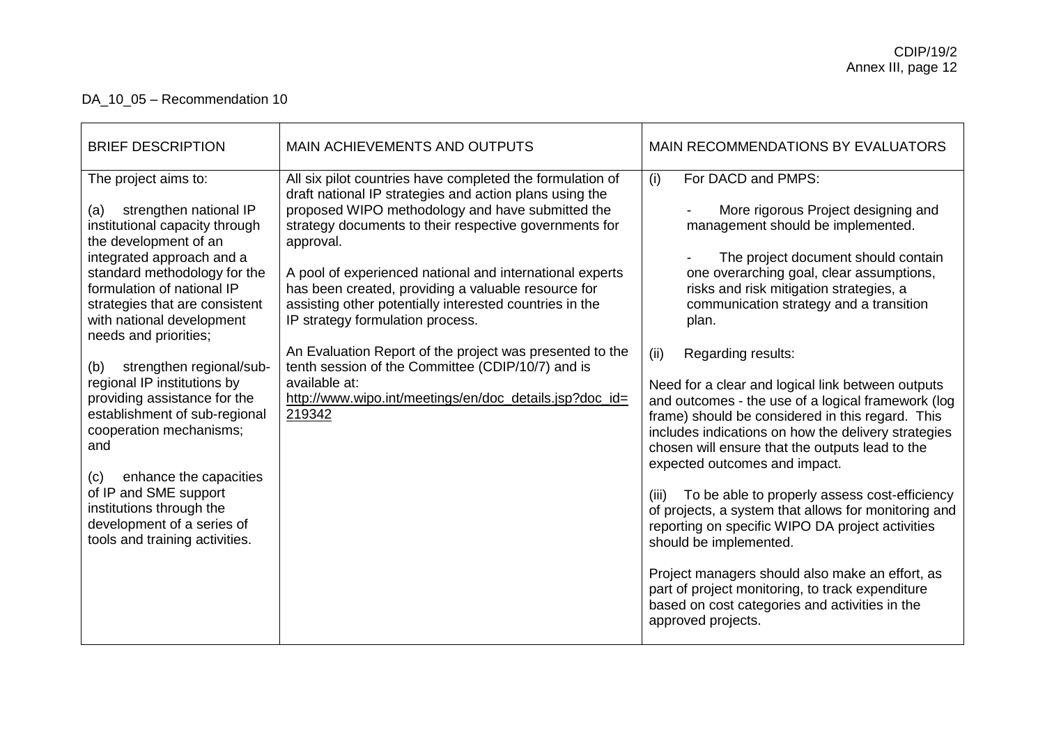DA_10_05 – Recommendation 10

| BRIEF DESCRIPTION | MAIN ACHIEVEMENTS AND OUTPUTS | MAIN RECOMMENDATIONS BY EVALUATORS |
|---|---|---|
| The project aims to:<br><br>(a) strengthen national IP institutional capacity through the development of an integrated approach and a standard methodology for the formulation of national IP strategies that are consistent with national development needs and priorities;<br><br>(b) strengthen regional/sub-regional IP institutions by providing assistance for the establishment of sub-regional cooperation mechanisms; and<br><br>(c) enhance the capacities of IP and SME support institutions through the development of a series of tools and training activities. | All six pilot countries have completed the formulation of draft national IP strategies and action plans using the proposed WIPO methodology and have submitted the strategy documents to their respective governments for approval.<br><br>A pool of experienced national and international experts has been created, providing a valuable resource for assisting other potentially interested countries in the IP strategy formulation process.<br><br>An Evaluation Report of the project was presented to the tenth session of the Committee (CDIP/10/7) and is available at: http://www.wipo.int/meetings/en/doc_details.jsp?doc_id=219342 | (i) For DACD and PMPS:<br><br>- More rigorous Project designing and management should be implemented.<br><br>- The project document should contain one overarching goal, clear assumptions, risks and risk mitigation strategies, a communication strategy and a transition plan.<br><br>(ii) Regarding results:<br><br>Need for a clear and logical link between outputs and outcomes - the use of a logical framework (log frame) should be considered in this regard. This includes indications on how the delivery strategies chosen will ensure that the outputs lead to the expected outcomes and impact.<br><br>(iii) To be able to properly assess cost-efficiency of projects, a system that allows for monitoring and reporting on specific WIPO DA project activities should be implemented.<br><br>Project managers should also make an effort, as part of project monitoring, to track expenditure based on cost categories and activities in the approved projects. |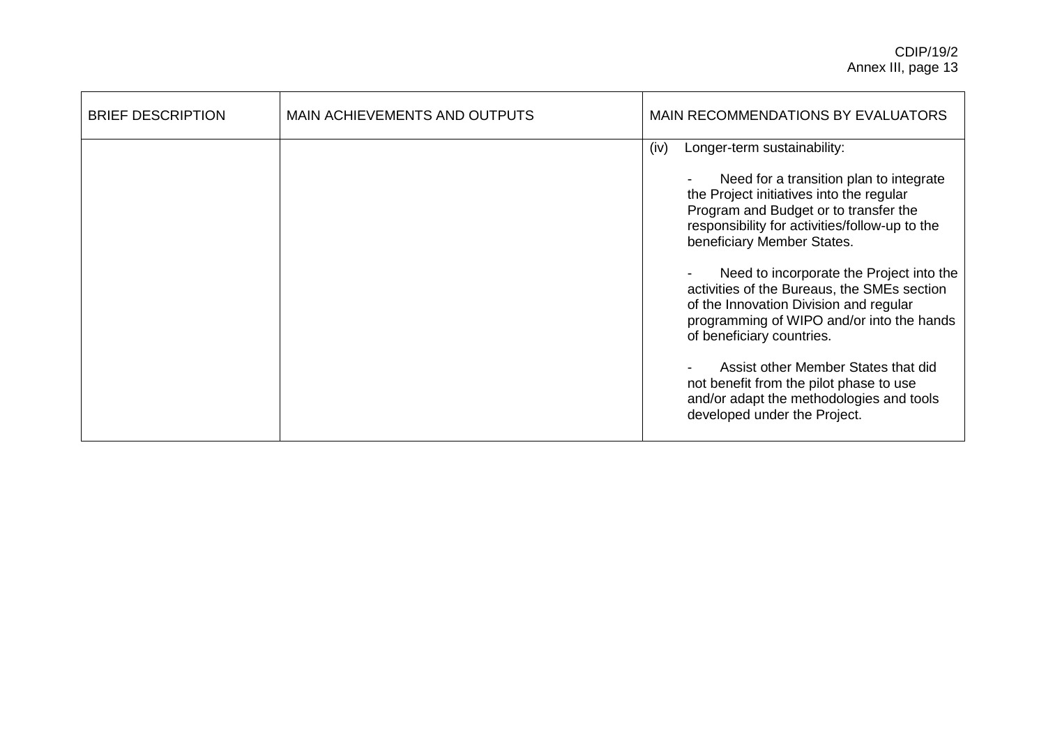| BRIEF DESCRIPTION | MAIN ACHIEVEMENTS AND OUTPUTS | MAIN RECOMMENDATIONS BY EVALUATORS |
|---|---|---|
| | | (iv) Longer-term sustainability:<br><br>- Need for a transition plan to integrate the Project initiatives into the regular Program and Budget or to transfer the responsibility for activities/follow-up to the beneficiary Member States.<br><br>- Need to incorporate the Project into the activities of the Bureaus, the SMEs section of the Innovation Division and regular programming of WIPO and/or into the hands of beneficiary countries.<br><br>- Assist other Member States that did not benefit from the pilot phase to use and/or adapt the methodologies and tools developed under the Project. |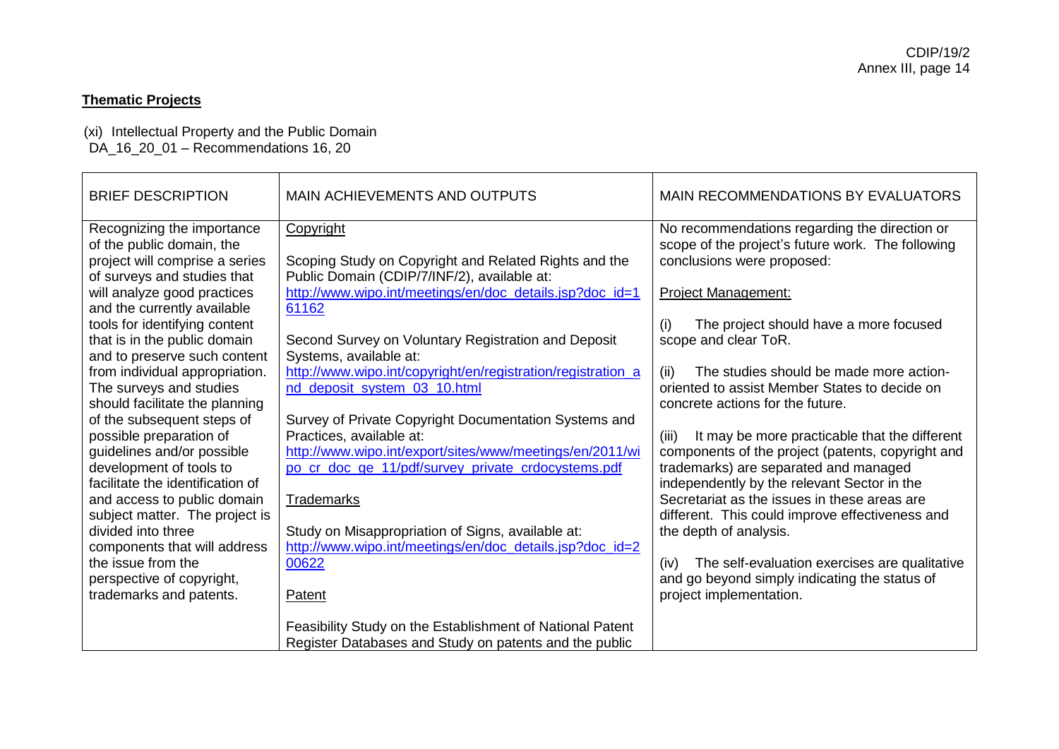**Thematic Projects**

(xi) Intellectual Property and the Public Domain
DA_16_20_01 – Recommendations 16, 20

| BRIEF DESCRIPTION | MAIN ACHIEVEMENTS AND OUTPUTS | MAIN RECOMMENDATIONS BY EVALUATORS |
|---|---|---|
| Recognizing the importance of the public domain, the project will comprise a series of surveys and studies that will analyze good practices and the currently available tools for identifying content that is in the public domain and to preserve such content from individual appropriation. The surveys and studies should facilitate the planning of the subsequent steps of possible preparation of guidelines and/or possible development of tools to facilitate the identification of and access to public domain subject matter. The project is divided into three components that will address the issue from the perspective of copyright, trademarks and patents. | Copyright<br><br>Scoping Study on Copyright and Related Rights and the Public Domain (CDIP/7/INF/2), available at: http://www.wipo.int/meetings/en/doc_details.jsp?doc_id=161162<br><br>Second Survey on Voluntary Registration and Deposit Systems, available at: http://www.wipo.int/copyright/en/registration/registration_and_deposit_system_03_10.html<br><br>Survey of Private Copyright Documentation Systems and Practices, available at: http://www.wipo.int/export/sites/www/meetings/en/2011/wipo_cr_doc_ge_11/pdf/survey_private_crdocystems.pdf<br><br>Trademarks<br><br>Study on Misappropriation of Signs, available at: http://www.wipo.int/meetings/en/doc_details.jsp?doc_id=200622<br><br>Patent<br><br>Feasibility Study on the Establishment of National Patent Register Databases and Study on patents and the public | No recommendations regarding the direction or scope of the project's future work. The following conclusions were proposed:<br><br>Project Management:<br><br>(i) The project should have a more focused scope and clear ToR.<br><br>(ii) The studies should be made more action-oriented to assist Member States to decide on concrete actions for the future.<br><br>(iii) It may be more practicable that the different components of the project (patents, copyright and trademarks) are separated and managed independently by the relevant Sector in the Secretariat as the issues in these areas are different. This could improve effectiveness and the depth of analysis.<br><br>(iv) The self-evaluation exercises are qualitative and go beyond simply indicating the status of project implementation. |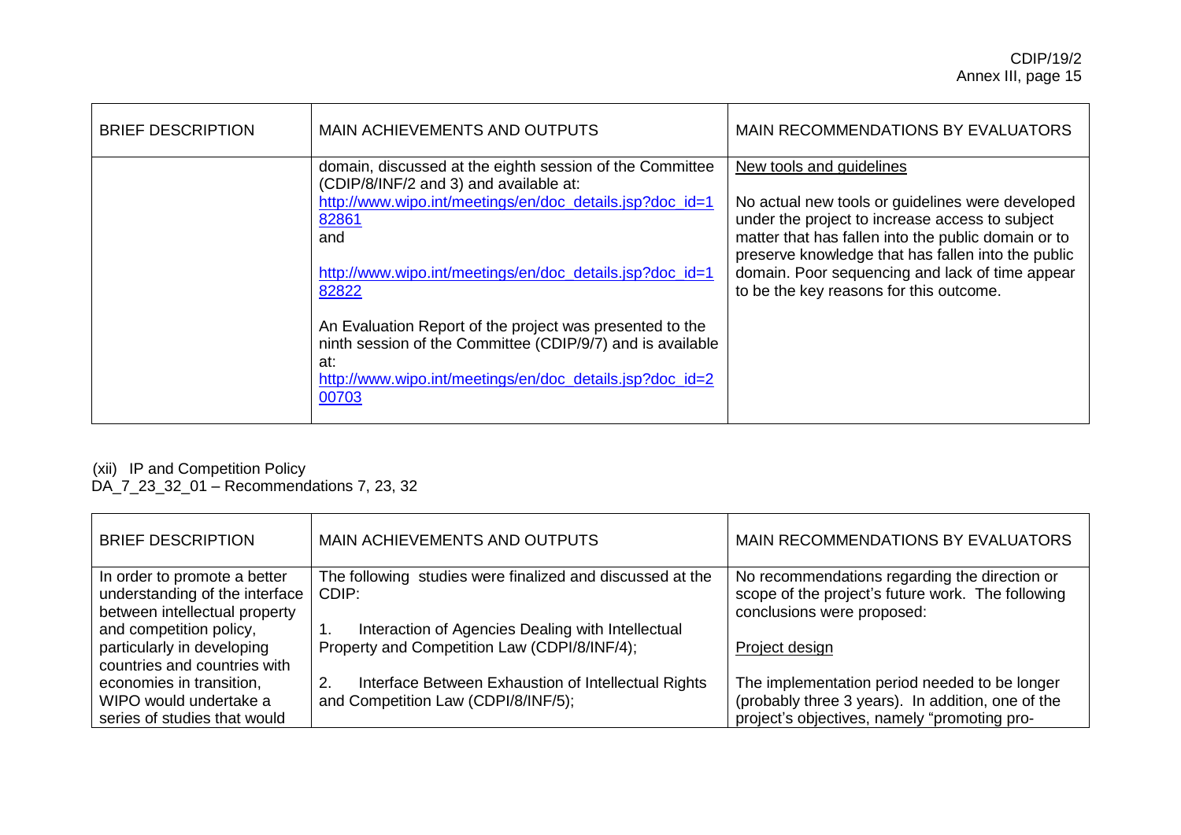| BRIEF DESCRIPTION | MAIN ACHIEVEMENTS AND OUTPUTS | MAIN RECOMMENDATIONS BY EVALUATORS |
|---|---|---|
| | domain, discussed at the eighth session of the Committee (CDIP/8/INF/2 and 3) and available at: http://www.wipo.int/meetings/en/doc_details.jsp?doc_id=182861 and http://www.wipo.int/meetings/en/doc_details.jsp?doc_id=182822<br><br>An Evaluation Report of the project was presented to the ninth session of the Committee (CDIP/9/7) and is available at: http://www.wipo.int/meetings/en/doc_details.jsp?doc_id=200703 | New tools and guidelines<br><br>No actual new tools or guidelines were developed under the project to increase access to subject matter that has fallen into the public domain or to preserve knowledge that has fallen into the public domain. Poor sequencing and lack of time appear to be the key reasons for this outcome. |

(xii) IP and Competition Policy
DA_7_23_32_01 – Recommendations 7, 23, 32

| BRIEF DESCRIPTION | MAIN ACHIEVEMENTS AND OUTPUTS | MAIN RECOMMENDATIONS BY EVALUATORS |
|---|---|---|
| In order to promote a better understanding of the interface between intellectual property and competition policy, particularly in developing countries and countries with economies in transition, WIPO would undertake a series of studies that would | The following studies were finalized and discussed at the CDIP:<br><br>1. Interaction of Agencies Dealing with Intellectual Property and Competition Law (CDPI/8/INF/4);<br><br>2. Interface Between Exhaustion of Intellectual Rights and Competition Law (CDPI/8/INF/5); | No recommendations regarding the direction or scope of the project's future work. The following conclusions were proposed:<br><br>Project design<br><br>The implementation period needed to be longer (probably three 3 years). In addition, one of the project's objectives, namely "promoting pro- |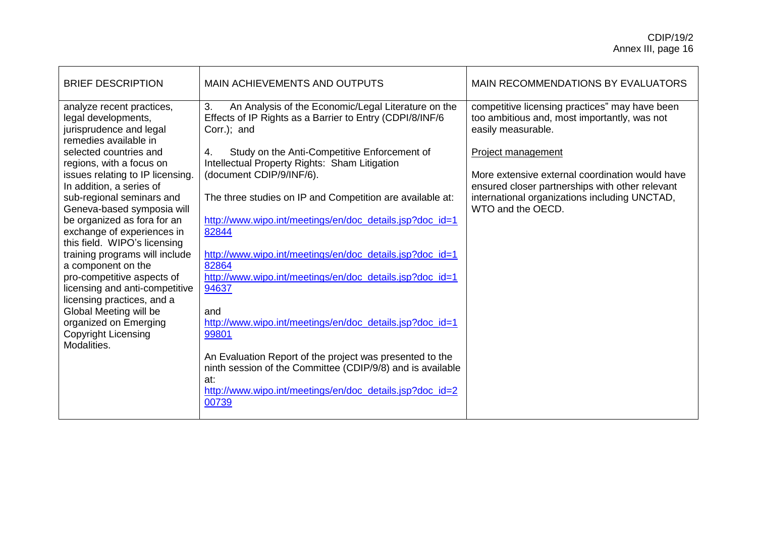| BRIEF DESCRIPTION | MAIN ACHIEVEMENTS AND OUTPUTS | MAIN RECOMMENDATIONS BY EVALUATORS |
|---|---|---|
| analyze recent practices, legal developments, jurisprudence and legal remedies available in selected countries and regions, with a focus on issues relating to IP licensing. In addition, a series of sub-regional seminars and Geneva-based symposia will be organized as fora for an exchange of experiences in this field. WIPO's licensing training programs will include a component on the pro-competitive aspects of licensing and anti-competitive licensing practices, and a Global Meeting will be organized on Emerging Copyright Licensing Modalities. | 3. An Analysis of the Economic/Legal Literature on the Effects of IP Rights as a Barrier to Entry (CDPI/8/INF/6 Corr.); and<br><br>4. Study on the Anti-Competitive Enforcement of Intellectual Property Rights: Sham Litigation (document CDIP/9/INF/6).<br><br>The three studies on IP and Competition are available at:<br><br>http://www.wipo.int/meetings/en/doc_details.jsp?doc_id=182844<br><br>http://www.wipo.int/meetings/en/doc_details.jsp?doc_id=182864<br>http://www.wipo.int/meetings/en/doc_details.jsp?doc_id=194637<br><br>and<br>http://www.wipo.int/meetings/en/doc_details.jsp?doc_id=199801<br><br>An Evaluation Report of the project was presented to the ninth session of the Committee (CDIP/9/8) and is available at:<br>http://www.wipo.int/meetings/en/doc_details.jsp?doc_id=200739 | competitive licensing practices" may have been too ambitious and, most importantly, was not easily measurable.<br><br><u>Project management</u><br><br>More extensive external coordination would have ensured closer partnerships with other relevant international organizations including UNCTAD, WTO and the OECD. |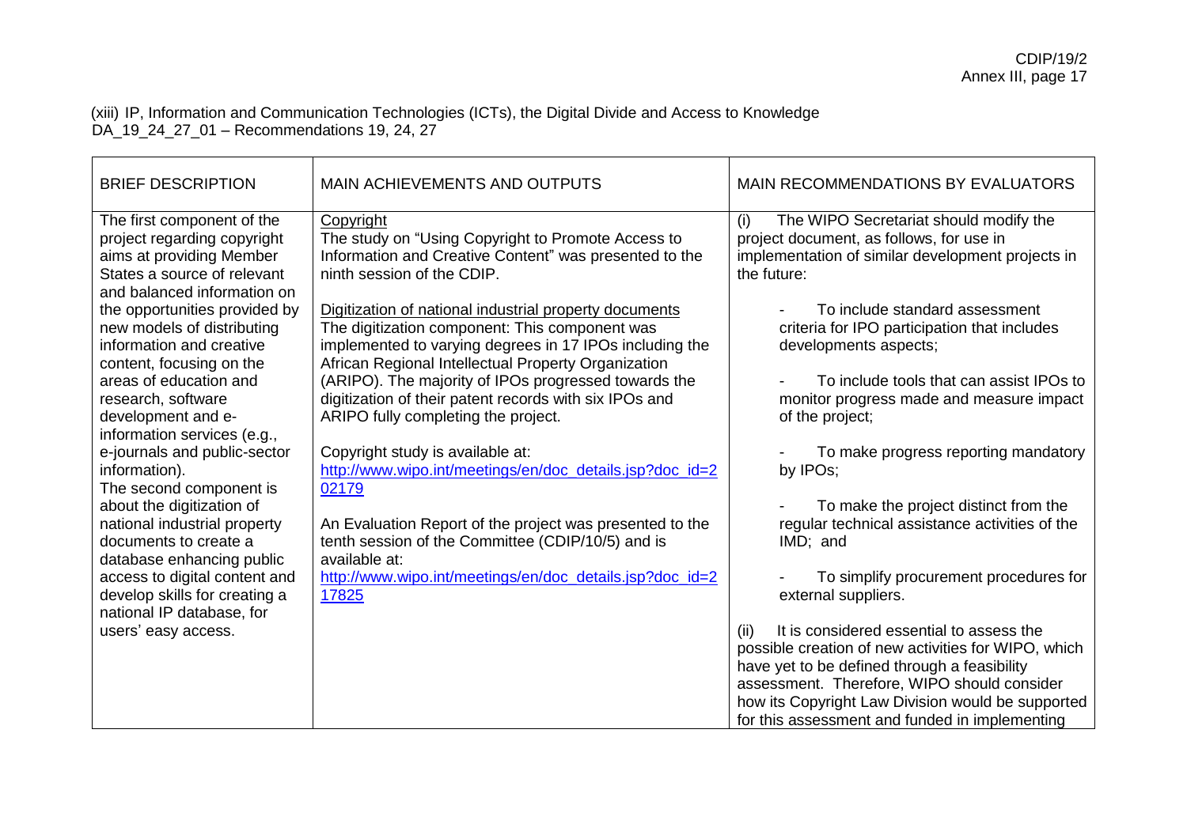(xiii) IP, Information and Communication Technologies (ICTs), the Digital Divide and Access to Knowledge
DA_19_24_27_01 – Recommendations 19, 24, 27

| BRIEF DESCRIPTION | MAIN ACHIEVEMENTS AND OUTPUTS | MAIN RECOMMENDATIONS BY EVALUATORS |
|---|---|---|
| The first component of the project regarding copyright aims at providing Member States a source of relevant and balanced information on the opportunities provided by new models of distributing information and creative content, focusing on the areas of education and research, software development and e-information services (e.g., e-journals and public-sector information).<br>The second component is about the digitization of national industrial property documents to create a database enhancing public access to digital content and develop skills for creating a national IP database, for users' easy access. | Copyright<br>The study on "Using Copyright to Promote Access to Information and Creative Content" was presented to the ninth session of the CDIP.<br><br>Digitization of national industrial property documents<br>The digitization component: This component was implemented to varying degrees in 17 IPOs including the African Regional Intellectual Property Organization (ARIPO). The majority of IPOs progressed towards the digitization of their patent records with six IPOs and ARIPO fully completing the project.<br><br>Copyright study is available at:<br>http://www.wipo.int/meetings/en/doc_details.jsp?doc_id=202179<br><br>An Evaluation Report of the project was presented to the tenth session of the Committee (CDIP/10/5) and is available at:<br>http://www.wipo.int/meetings/en/doc_details.jsp?doc_id=217825 | (i) The WIPO Secretariat should modify the project document, as follows, for use in implementation of similar development projects in the future:<br><br>- To include standard assessment criteria for IPO participation that includes developments aspects;<br><br>- To include tools that can assist IPOs to monitor progress made and measure impact of the project;<br><br>- To make progress reporting mandatory by IPOs;<br><br>- To make the project distinct from the regular technical assistance activities of the IMD; and<br><br>- To simplify procurement procedures for external suppliers.<br><br>(ii) It is considered essential to assess the possible creation of new activities for WIPO, which have yet to be defined through a feasibility assessment. Therefore, WIPO should consider how its Copyright Law Division would be supported for this assessment and funded in implementing |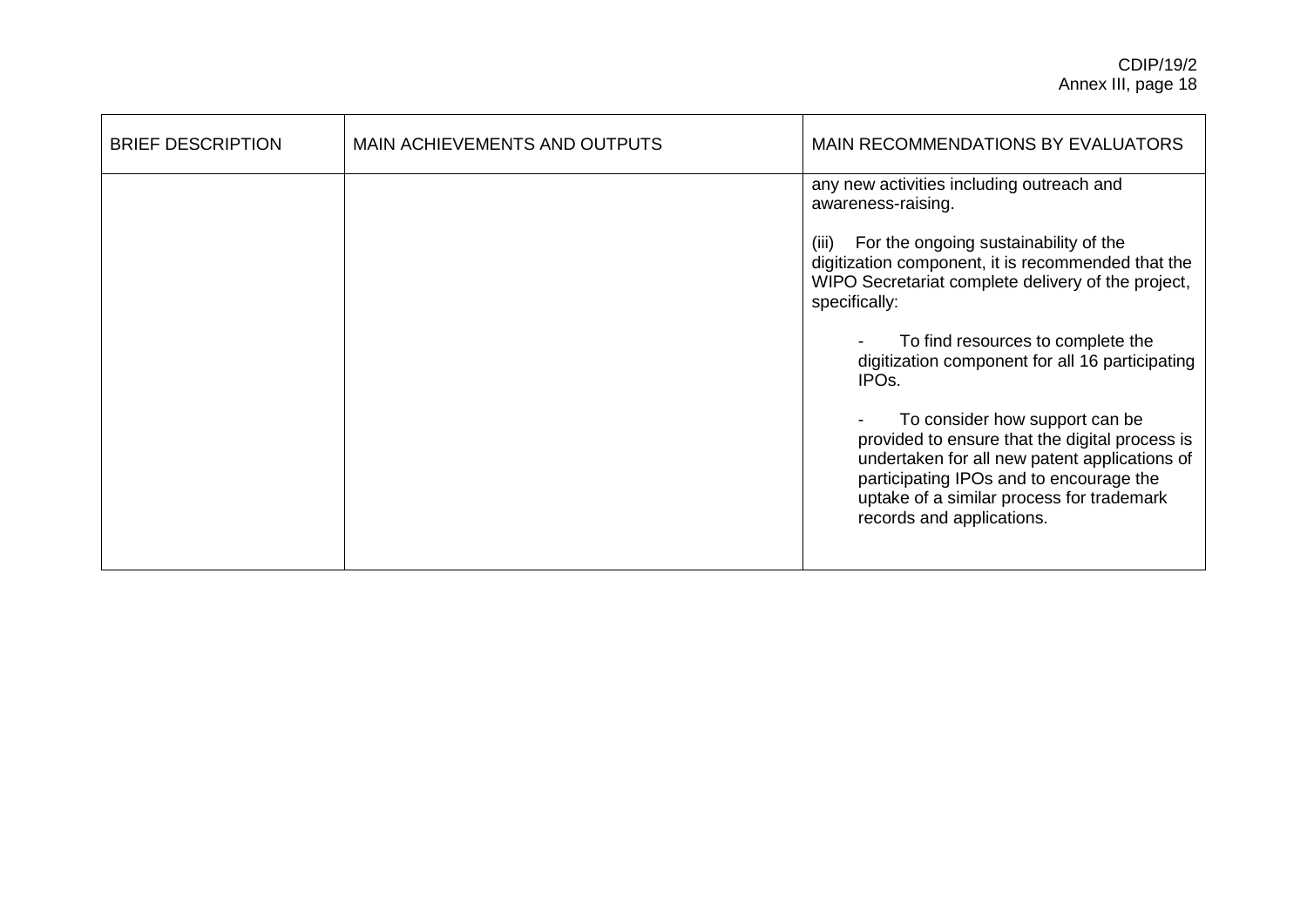| BRIEF DESCRIPTION | MAIN ACHIEVEMENTS AND OUTPUTS | MAIN RECOMMENDATIONS BY EVALUATORS |
|---|---|---|
| | | any new activities including outreach and awareness-raising.<br><br>(iii) For the ongoing sustainability of the digitization component, it is recommended that the WIPO Secretariat complete delivery of the project, specifically:<br><br>- To find resources to complete the digitization component for all 16 participating IPOs.<br><br>- To consider how support can be provided to ensure that the digital process is undertaken for all new patent applications of participating IPOs and to encourage the uptake of a similar process for trademark records and applications. |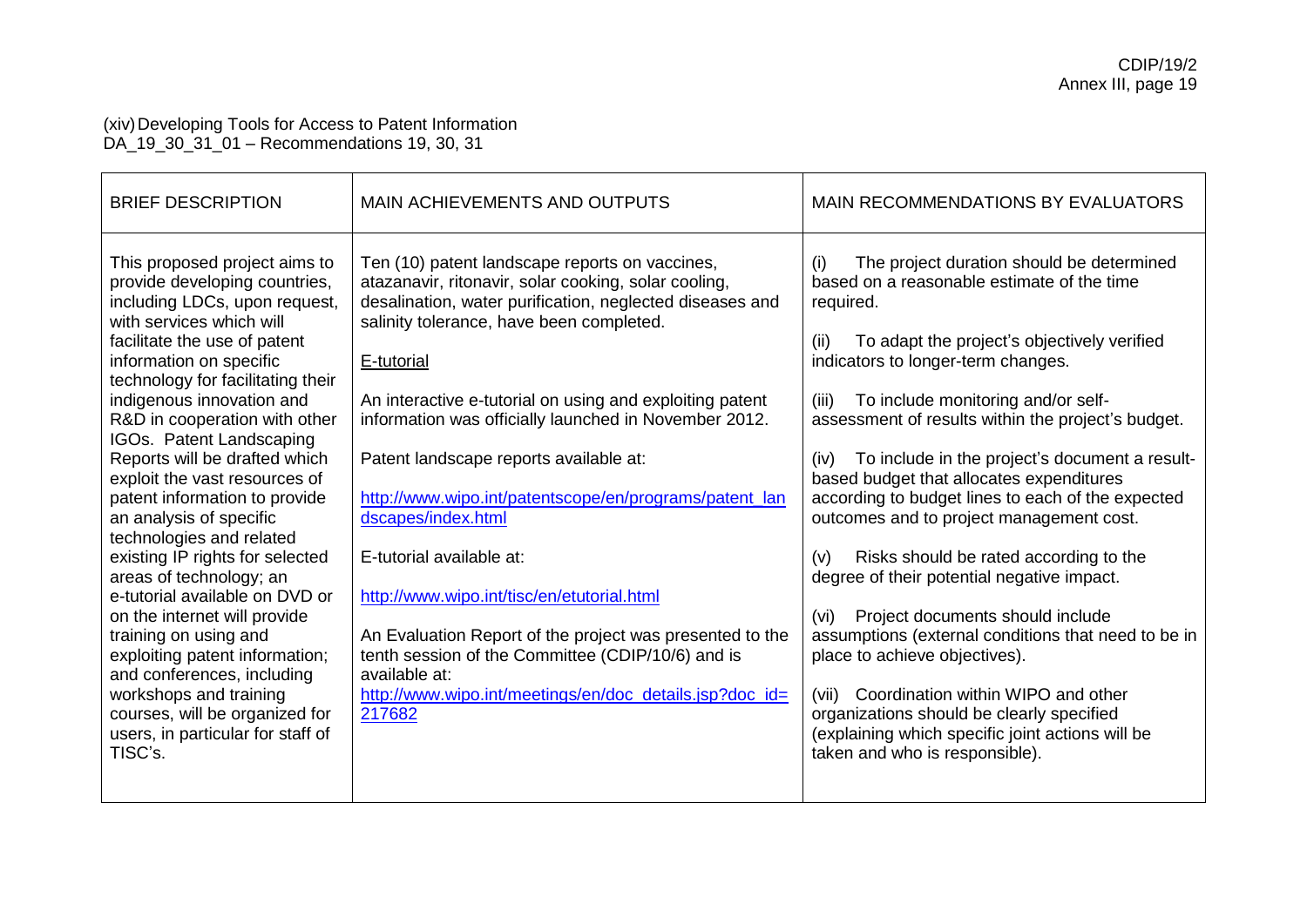(xiv) Developing Tools for Access to Patent Information
DA_19_30_31_01 – Recommendations 19, 30, 31

| BRIEF DESCRIPTION | MAIN ACHIEVEMENTS AND OUTPUTS | MAIN RECOMMENDATIONS BY EVALUATORS |
|---|---|---|
| This proposed project aims to provide developing countries, including LDCs, upon request, with services which will facilitate the use of patent information on specific technology for facilitating their indigenous innovation and R&D in cooperation with other IGOs. Patent Landscaping Reports will be drafted which exploit the vast resources of patent information to provide an analysis of specific technologies and related existing IP rights for selected areas of technology; an e-tutorial available on DVD or on the internet will provide training on using and exploiting patent information; and conferences, including workshops and training courses, will be organized for users, in particular for staff of TISC's. | Ten (10) patent landscape reports on vaccines, atazanavir, ritonavir, solar cooking, solar cooling, desalination, water purification, neglected diseases and salinity tolerance, have been completed.<br><br>E-tutorial<br><br>An interactive e-tutorial on using and exploiting patent information was officially launched in November 2012.<br><br>Patent landscape reports available at:<br><br>http://www.wipo.int/patentscope/en/programs/patent_landscapes/index.html<br><br>E-tutorial available at:<br><br>http://www.wipo.int/tisc/en/etutorial.html<br><br>An Evaluation Report of the project was presented to the tenth session of the Committee (CDIP/10/6) and is available at:<br>http://www.wipo.int/meetings/en/doc_details.jsp?doc_id=217682 | (i) The project duration should be determined based on a reasonable estimate of the time required.<br><br>(ii) To adapt the project's objectively verified indicators to longer-term changes.<br><br>(iii) To include monitoring and/or self-assessment of results within the project's budget.<br><br>(iv) To include in the project's document a result-based budget that allocates expenditures according to budget lines to each of the expected outcomes and to project management cost.<br><br>(v) Risks should be rated according to the degree of their potential negative impact.<br><br>(vi) Project documents should include assumptions (external conditions that need to be in place to achieve objectives).<br><br>(vii) Coordination within WIPO and other organizations should be clearly specified (explaining which specific joint actions will be taken and who is responsible). |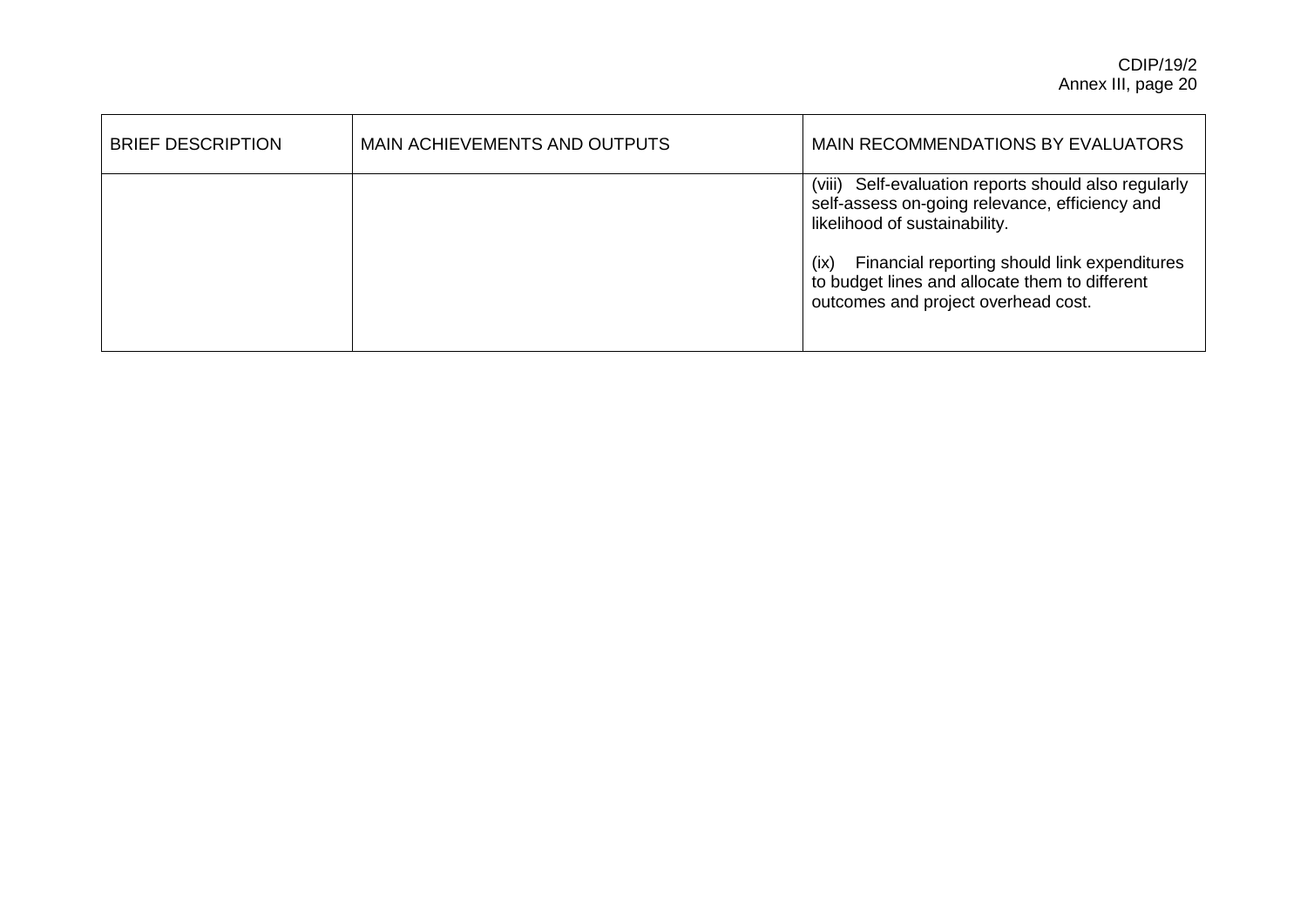| BRIEF DESCRIPTION | MAIN ACHIEVEMENTS AND OUTPUTS | MAIN RECOMMENDATIONS BY EVALUATORS |
|---|---|---|
| | | (viii) Self-evaluation reports should also regularly self-assess on-going relevance, efficiency and likelihood of sustainability.<br><br>(ix) Financial reporting should link expenditures to budget lines and allocate them to different outcomes and project overhead cost. |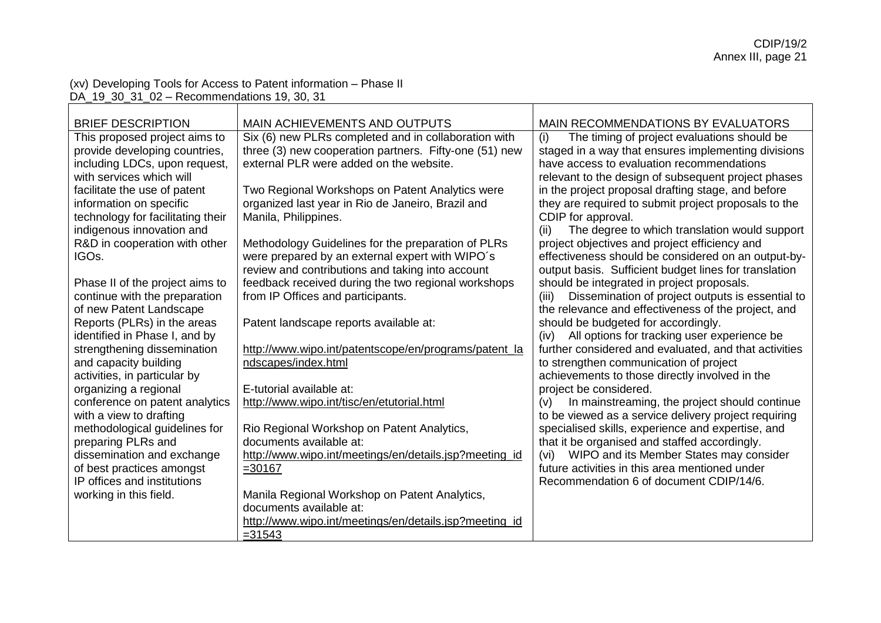(xv) Developing Tools for Access to Patent information – Phase II
DA_19_30_31_02 – Recommendations 19, 30, 31

| BRIEF DESCRIPTION | MAIN ACHIEVEMENTS AND OUTPUTS | MAIN RECOMMENDATIONS BY EVALUATORS |
|---|---|---|
| This proposed project aims to provide developing countries, including LDCs, upon request, with services which will facilitate the use of patent information on specific technology for facilitating their indigenous innovation and R&D in cooperation with other IGOs.<br><br>Phase II of the project aims to continue with the preparation of new Patent Landscape Reports (PLRs) in the areas identified in Phase I, and by strengthening dissemination and capacity building activities, in particular by organizing a regional conference on patent analytics with a view to drafting methodological guidelines for preparing PLRs and dissemination and exchange of best practices amongst IP offices and institutions working in this field. | Six (6) new PLRs completed and in collaboration with three (3) new cooperation partners. Fifty-one (51) new external PLR were added on the website.<br><br>Two Regional Workshops on Patent Analytics were organized last year in Rio de Janeiro, Brazil and Manila, Philippines.<br><br>Methodology Guidelines for the preparation of PLRs were prepared by an external expert with WIPO´s review and contributions and taking into account feedback received during the two regional workshops from IP Offices and participants.<br><br>Patent landscape reports available at:<br><br>http://www.wipo.int/patentscope/en/programs/patent_landscapes/index.html<br><br>E-tutorial available at:<br>http://www.wipo.int/tisc/en/etutorial.html<br><br>Rio Regional Workshop on Patent Analytics, documents available at:<br>http://www.wipo.int/meetings/en/details.jsp?meeting_id=30167<br><br>Manila Regional Workshop on Patent Analytics, documents available at:<br>http://www.wipo.int/meetings/en/details.jsp?meeting_id=31543 | (i) The timing of project evaluations should be staged in a way that ensures implementing divisions have access to evaluation recommendations relevant to the design of subsequent project phases in the project proposal drafting stage, and before they are required to submit project proposals to the CDIP for approval.<br>(ii) The degree to which translation would support project objectives and project efficiency and effectiveness should be considered on an output-by-output basis. Sufficient budget lines for translation should be integrated in project proposals.<br>(iii) Dissemination of project outputs is essential to the relevance and effectiveness of the project, and should be budgeted for accordingly.<br>(iv) All options for tracking user experience be further considered and evaluated, and that activities to strengthen communication of project achievements to those directly involved in the project be considered.<br>(v) In mainstreaming, the project should continue to be viewed as a service delivery project requiring specialised skills, experience and expertise, and that it be organised and staffed accordingly.<br>(vi) WIPO and its Member States may consider future activities in this area mentioned under Recommendation 6 of document CDIP/14/6. |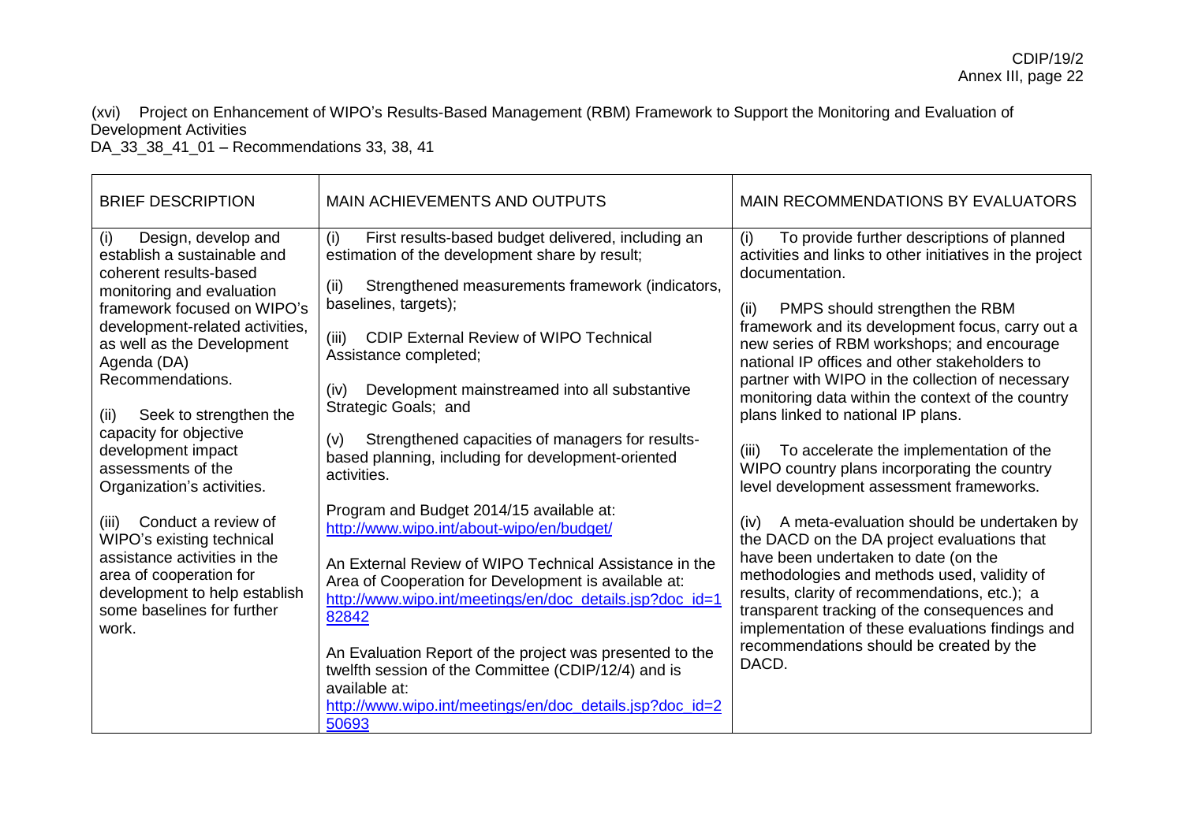(xvi) Project on Enhancement of WIPO's Results-Based Management (RBM) Framework to Support the Monitoring and Evaluation of Development Activities
DA_33_38_41_01 – Recommendations 33, 38, 41

| BRIEF DESCRIPTION | MAIN ACHIEVEMENTS AND OUTPUTS | MAIN RECOMMENDATIONS BY EVALUATORS |
|---|---|---|
| (i) Design, develop and establish a sustainable and coherent results-based monitoring and evaluation framework focused on WIPO's development-related activities, as well as the Development Agenda (DA) Recommendations.<br><br>(ii) Seek to strengthen the capacity for objective development impact assessments of the Organization's activities.<br><br>(iii) Conduct a review of WIPO's existing technical assistance activities in the area of cooperation for development to help establish some baselines for further work. | (i) First results-based budget delivered, including an estimation of the development share by result;<br><br>(ii) Strengthened measurements framework (indicators, baselines, targets);<br><br>(iii) CDIP External Review of WIPO Technical Assistance completed;<br><br>(iv) Development mainstreamed into all substantive Strategic Goals; and<br><br>(v) Strengthened capacities of managers for results-based planning, including for development-oriented activities.<br><br>Program and Budget 2014/15 available at: http://www.wipo.int/about-wipo/en/budget/<br><br>An External Review of WIPO Technical Assistance in the Area of Cooperation for Development is available at: http://www.wipo.int/meetings/en/doc_details.jsp?doc_id=182842<br><br>An Evaluation Report of the project was presented to the twelfth session of the Committee (CDIP/12/4) and is available at: http://www.wipo.int/meetings/en/doc_details.jsp?doc_id=250693 | (i) To provide further descriptions of planned activities and links to other initiatives in the project documentation.<br><br>(ii) PMPS should strengthen the RBM framework and its development focus, carry out a new series of RBM workshops; and encourage national IP offices and other stakeholders to partner with WIPO in the collection of necessary monitoring data within the context of the country plans linked to national IP plans.<br><br>(iii) To accelerate the implementation of the WIPO country plans incorporating the country level development assessment frameworks.<br><br>(iv) A meta-evaluation should be undertaken by the DACD on the DA project evaluations that have been undertaken to date (on the methodologies and methods used, validity of results, clarity of recommendations, etc.); a transparent tracking of the consequences and implementation of these evaluations findings and recommendations should be created by the DACD. |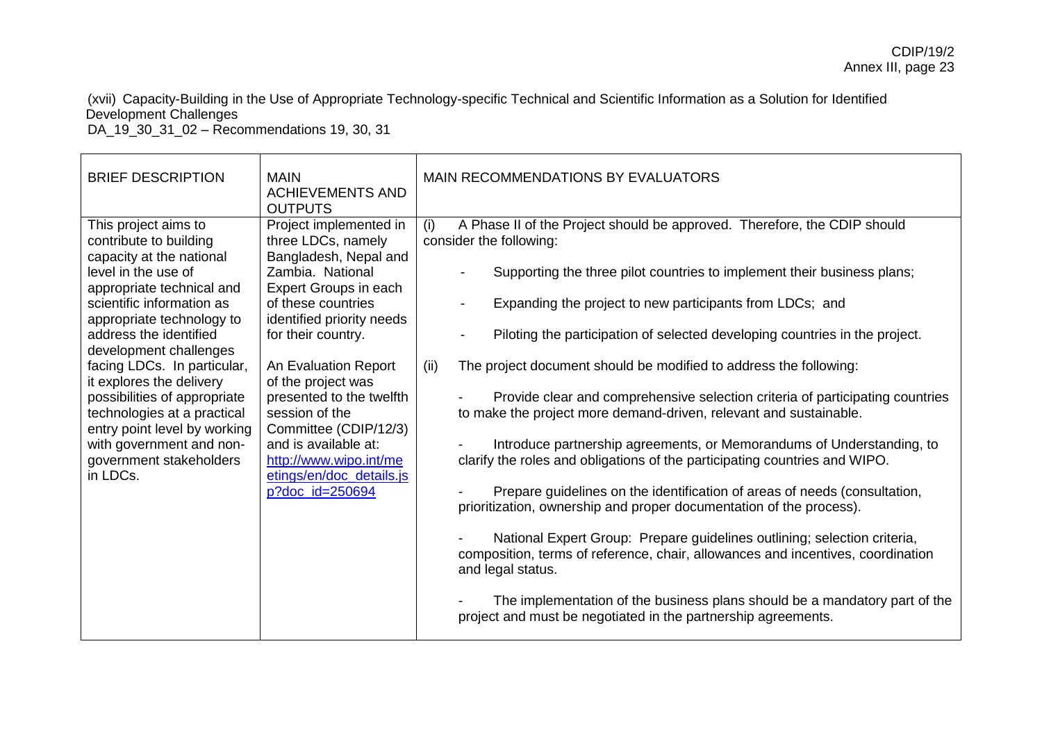(xvii) Capacity-Building in the Use of Appropriate Technology-specific Technical and Scientific Information as a Solution for Identified Development Challenges
DA_19_30_31_02 – Recommendations 19, 30, 31

| BRIEF DESCRIPTION | MAIN ACHIEVEMENTS AND OUTPUTS | MAIN RECOMMENDATIONS BY EVALUATORS |
|---|---|---|
| This project aims to contribute to building capacity at the national level in the use of appropriate technical and scientific information as appropriate technology to address the identified development challenges facing LDCs. In particular, it explores the delivery possibilities of appropriate technologies at a practical entry point level by working with government and non-government stakeholders in LDCs. | Project implemented in three LDCs, namely Bangladesh, Nepal and Zambia. National Expert Groups in each of these countries identified priority needs for their country.<br><br>An Evaluation Report of the project was presented to the twelfth session of the Committee (CDIP/12/3) and is available at: [http://www.wipo.int/meetings/en/doc_details.jsp?doc_id=250694](http://www.wipo.int/meetings/en/doc_details.jsp?doc_id=250694) | (i) A Phase II of the Project should be approved. Therefore, the CDIP should consider the following:<br><br>- Supporting the three pilot countries to implement their business plans;<br><br>- Expanding the project to new participants from LDCs; and<br><br>- Piloting the participation of selected developing countries in the project.<br><br>(ii) The project document should be modified to address the following:<br><br>- Provide clear and comprehensive selection criteria of participating countries to make the project more demand-driven, relevant and sustainable.<br><br>- Introduce partnership agreements, or Memorandums of Understanding, to clarify the roles and obligations of the participating countries and WIPO.<br><br>- Prepare guidelines on the identification of areas of needs (consultation, prioritization, ownership and proper documentation of the process).<br><br>- National Expert Group: Prepare guidelines outlining; selection criteria, composition, terms of reference, chair, allowances and incentives, coordination and legal status.<br><br>- The implementation of the business plans should be a mandatory part of the project and must be negotiated in the partnership agreements. |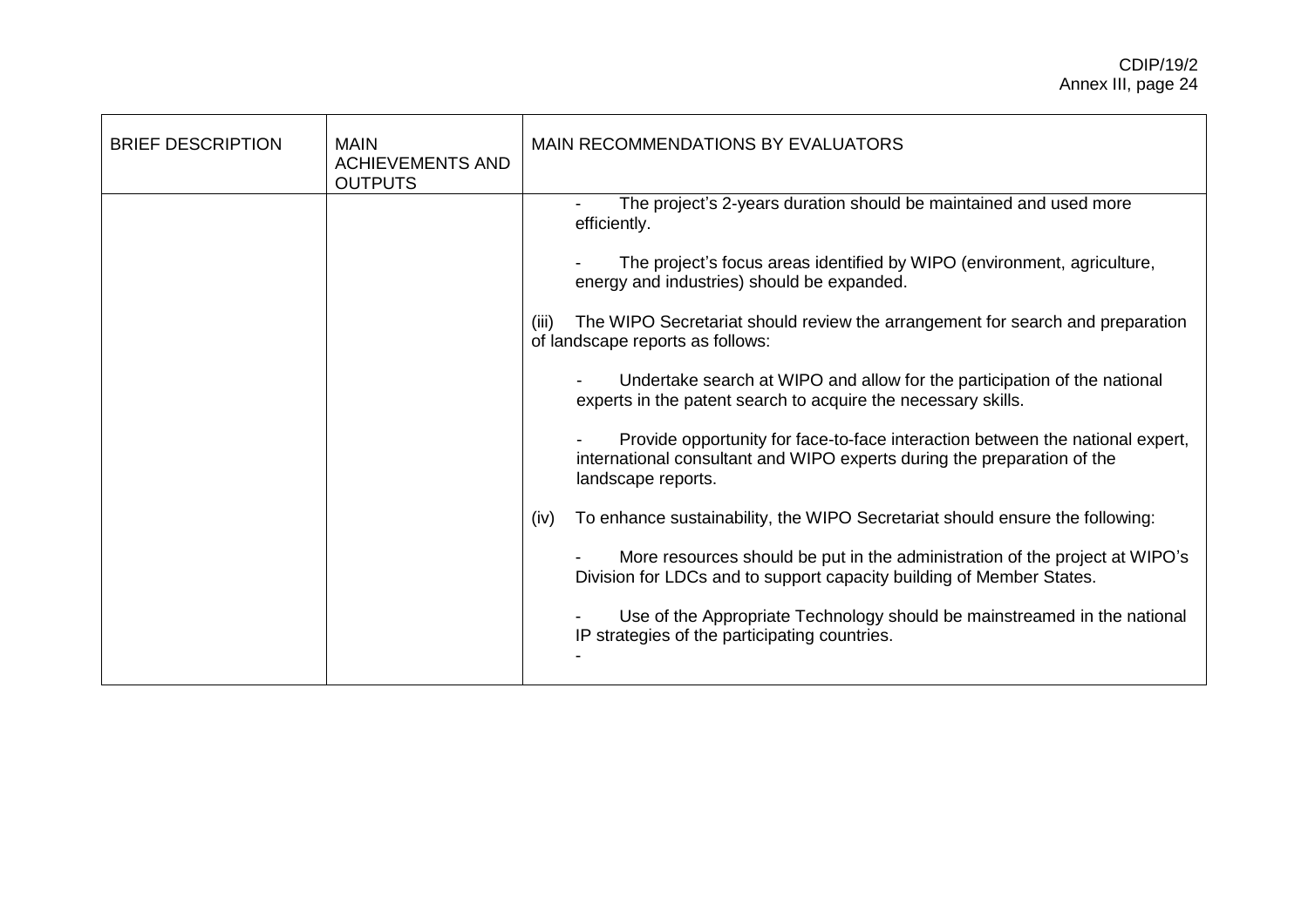| BRIEF DESCRIPTION | MAIN ACHIEVEMENTS AND OUTPUTS | MAIN RECOMMENDATIONS BY EVALUATORS |
|---|---|---|
| | | - The project's 2-years duration should be maintained and used more efficiently.<br><br>- The project's focus areas identified by WIPO (environment, agriculture, energy and industries) should be expanded.<br><br>(iii) The WIPO Secretariat should review the arrangement for search and preparation of landscape reports as follows:<br><br>- Undertake search at WIPO and allow for the participation of the national experts in the patent search to acquire the necessary skills.<br><br>- Provide opportunity for face-to-face interaction between the national expert, international consultant and WIPO experts during the preparation of the landscape reports.<br><br>(iv) To enhance sustainability, the WIPO Secretariat should ensure the following:<br><br>- More resources should be put in the administration of the project at WIPO's Division for LDCs and to support capacity building of Member States.<br><br>- Use of the Appropriate Technology should be mainstreamed in the national IP strategies of the participating countries.<br><br>- |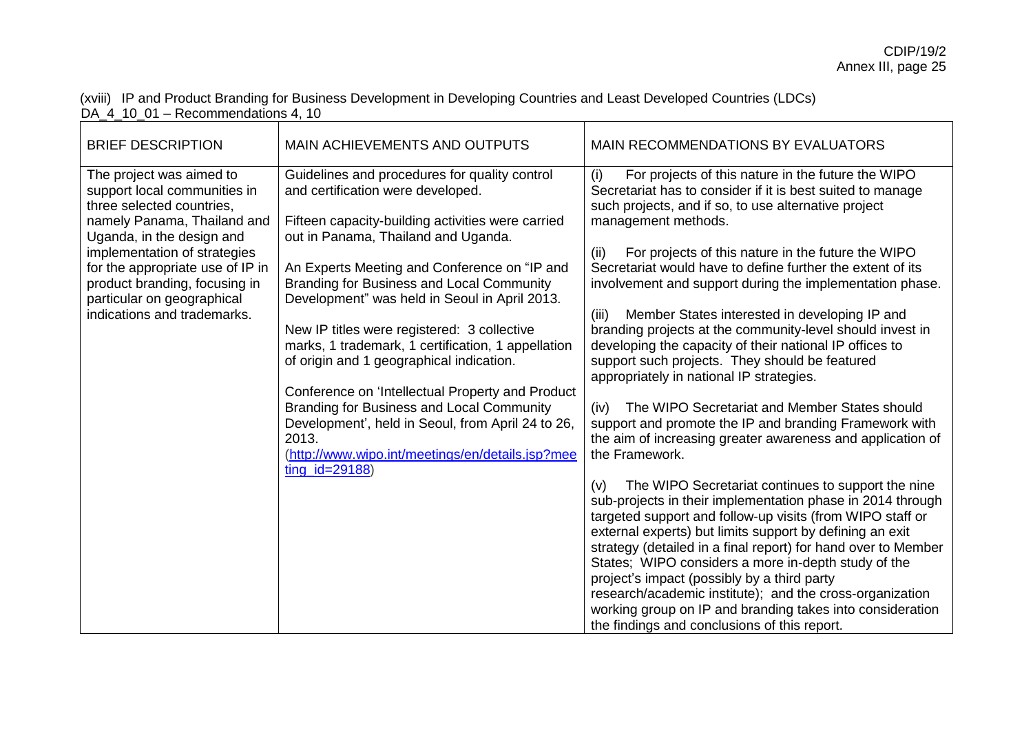(xviii) IP and Product Branding for Business Development in Developing Countries and Least Developed Countries (LDCs)
DA_4_10_01 – Recommendations 4, 10

| BRIEF DESCRIPTION | MAIN ACHIEVEMENTS AND OUTPUTS | MAIN RECOMMENDATIONS BY EVALUATORS |
|---|---|---|
| The project was aimed to support local communities in three selected countries, namely Panama, Thailand and Uganda, in the design and implementation of strategies for the appropriate use of IP in product branding, focusing in particular on geographical indications and trademarks. | Guidelines and procedures for quality control and certification were developed.<br><br>Fifteen capacity-building activities were carried out in Panama, Thailand and Uganda.<br><br>An Experts Meeting and Conference on "IP and Branding for Business and Local Community Development" was held in Seoul in April 2013.<br><br>New IP titles were registered: 3 collective marks, 1 trademark, 1 certification, 1 appellation of origin and 1 geographical indication.<br><br>Conference on 'Intellectual Property and Product Branding for Business and Local Community Development', held in Seoul, from April 24 to 26, 2013.<br>(http://www.wipo.int/meetings/en/details.jsp?meeting_id=29188) | (i) For projects of this nature in the future the WIPO Secretariat has to consider if it is best suited to manage such projects, and if so, to use alternative project management methods.<br><br>(ii) For projects of this nature in the future the WIPO Secretariat would have to define further the extent of its involvement and support during the implementation phase.<br><br>(iii) Member States interested in developing IP and branding projects at the community-level should invest in developing the capacity of their national IP offices to support such projects. They should be featured appropriately in national IP strategies.<br><br>(iv) The WIPO Secretariat and Member States should support and promote the IP and branding Framework with the aim of increasing greater awareness and application of the Framework.<br><br>(v) The WIPO Secretariat continues to support the nine sub-projects in their implementation phase in 2014 through targeted support and follow-up visits (from WIPO staff or external experts) but limits support by defining an exit strategy (detailed in a final report) for hand over to Member States; WIPO considers a more in-depth study of the project's impact (possibly by a third party research/academic institute); and the cross-organization working group on IP and branding takes into consideration the findings and conclusions of this report. |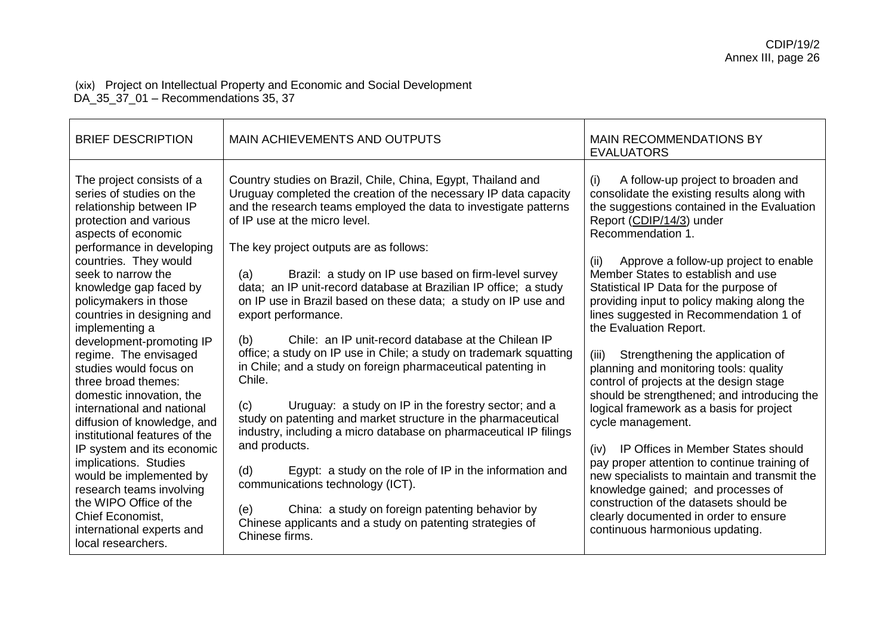(xix) Project on Intellectual Property and Economic and Social Development
DA_35_37_01 – Recommendations 35, 37

| BRIEF DESCRIPTION | MAIN ACHIEVEMENTS AND OUTPUTS | MAIN RECOMMENDATIONS BY EVALUATORS |
|---|---|---|
| The project consists of a series of studies on the relationship between IP protection and various aspects of economic performance in developing countries. They would seek to narrow the knowledge gap faced by policymakers in those countries in designing and implementing a development-promoting IP regime. The envisaged studies would focus on three broad themes: domestic innovation, the international and national diffusion of knowledge, and institutional features of the IP system and its economic implications. Studies would be implemented by research teams involving the WIPO Office of the Chief Economist, international experts and local researchers. | Country studies on Brazil, Chile, China, Egypt, Thailand and Uruguay completed the creation of the necessary IP data capacity and the research teams employed the data to investigate patterns of IP use at the micro level.<br><br>The key project outputs are as follows:<br><br>(a) Brazil: a study on IP use based on firm-level survey data; an IP unit-record database at Brazilian IP office; a study on IP use in Brazil based on these data; a study on IP use and export performance.<br><br>(b) Chile: an IP unit-record database at the Chilean IP office; a study on IP use in Chile; a study on trademark squatting in Chile; and a study on foreign pharmaceutical patenting in Chile.<br><br>(c) Uruguay: a study on IP in the forestry sector; and a study on patenting and market structure in the pharmaceutical industry, including a micro database on pharmaceutical IP filings and products.<br><br>(d) Egypt: a study on the role of IP in the information and communications technology (ICT).<br><br>(e) China: a study on foreign patenting behavior by Chinese applicants and a study on patenting strategies of Chinese firms. | (i) A follow-up project to broaden and consolidate the existing results along with the suggestions contained in the Evaluation Report (CDIP/14/3) under Recommendation 1.<br><br>(ii) Approve a follow-up project to enable Member States to establish and use Statistical IP Data for the purpose of providing input to policy making along the lines suggested in Recommendation 1 of the Evaluation Report.<br><br>(iii) Strengthening the application of planning and monitoring tools: quality control of projects at the design stage should be strengthened; and introducing the logical framework as a basis for project cycle management.<br><br>(iv) IP Offices in Member States should pay proper attention to continue training of new specialists to maintain and transmit the knowledge gained; and processes of construction of the datasets should be clearly documented in order to ensure continuous harmonious updating. |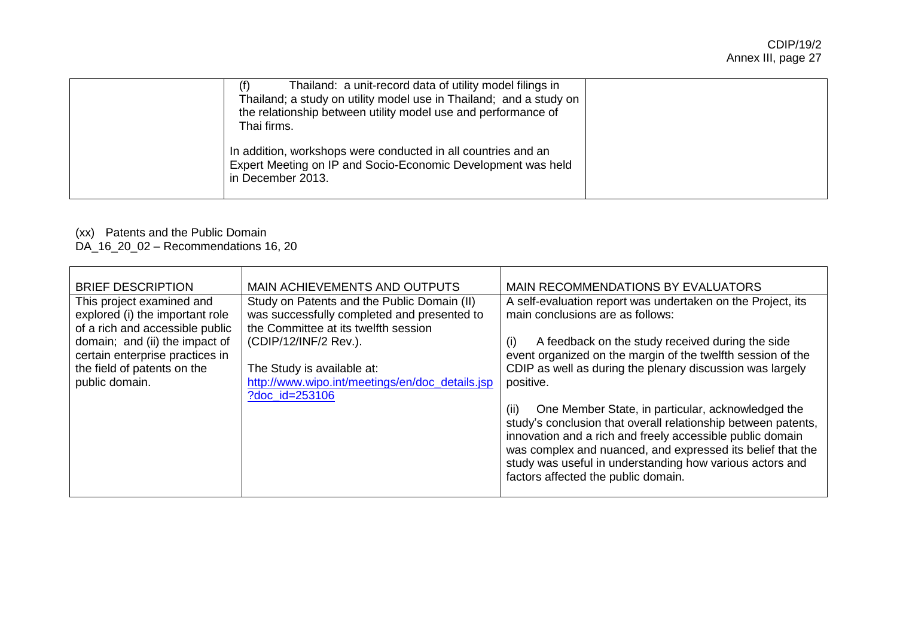| | (f) Thailand: a unit-record data of utility model filings in Thailand; a study on utility model use in Thailand; and a study on the relationship between utility model use and performance of Thai firms.<br><br>In addition, workshops were conducted in all countries and an Expert Meeting on IP and Socio-Economic Development was held in December 2013. | |
|---|---|---|

(xx) Patents and the Public Domain
DA_16_20_02 – Recommendations 16, 20

| BRIEF DESCRIPTION | MAIN ACHIEVEMENTS AND OUTPUTS | MAIN RECOMMENDATIONS BY EVALUATORS |
|---|---|---|
| This project examined and explored (i) the important role of a rich and accessible public domain; and (ii) the impact of certain enterprise practices in the field of patents on the public domain. | Study on Patents and the Public Domain (II) was successfully completed and presented to the Committee at its twelfth session (CDIP/12/INF/2 Rev.).<br><br>The Study is available at: http://www.wipo.int/meetings/en/doc_details.jsp?doc_id=253106 | A self-evaluation report was undertaken on the Project, its main conclusions are as follows:<br><br>(i) A feedback on the study received during the side event organized on the margin of the twelfth session of the CDIP as well as during the plenary discussion was largely positive.<br><br>(ii) One Member State, in particular, acknowledged the study's conclusion that overall relationship between patents, innovation and a rich and freely accessible public domain was complex and nuanced, and expressed its belief that the study was useful in understanding how various actors and factors affected the public domain. |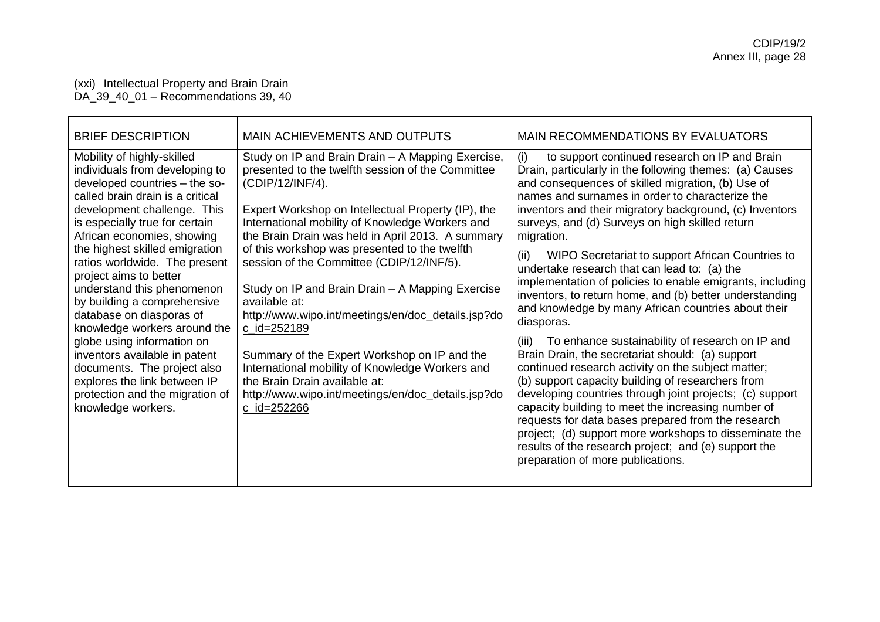(xxi) Intellectual Property and Brain Drain
DA_39_40_01 – Recommendations 39, 40

| BRIEF DESCRIPTION | MAIN ACHIEVEMENTS AND OUTPUTS | MAIN RECOMMENDATIONS BY EVALUATORS |
|---|---|---|
| Mobility of highly-skilled individuals from developing to developed countries – the so-called brain drain is a critical development challenge. This is especially true for certain African economies, showing the highest skilled emigration ratios worldwide. The present project aims to better understand this phenomenon by building a comprehensive database on diasporas of knowledge workers around the globe using information on inventors available in patent documents. The project also explores the link between IP protection and the migration of knowledge workers. | Study on IP and Brain Drain – A Mapping Exercise, presented to the twelfth session of the Committee (CDIP/12/INF/4).<br><br>Expert Workshop on Intellectual Property (IP), the International mobility of Knowledge Workers and the Brain Drain was held in April 2013. A summary of this workshop was presented to the twelfth session of the Committee (CDIP/12/INF/5).<br><br>Study on IP and Brain Drain – A Mapping Exercise available at: http://www.wipo.int/meetings/en/doc_details.jsp?doc_id=252189<br><br>Summary of the Expert Workshop on IP and the International mobility of Knowledge Workers and the Brain Drain available at: http://www.wipo.int/meetings/en/doc_details.jsp?doc_id=252266 | (i) to support continued research on IP and Brain Drain, particularly in the following themes: (a) Causes and consequences of skilled migration, (b) Use of names and surnames in order to characterize the inventors and their migratory background, (c) Inventors surveys, and (d) Surveys on high skilled return migration.<br><br>(ii) WIPO Secretariat to support African Countries to undertake research that can lead to: (a) the implementation of policies to enable emigrants, including inventors, to return home, and (b) better understanding and knowledge by many African countries about their diasporas.<br><br>(iii) To enhance sustainability of research on IP and Brain Drain, the secretariat should: (a) support continued research activity on the subject matter; (b) support capacity building of researchers from developing countries through joint projects; (c) support capacity building to meet the increasing number of requests for data bases prepared from the research project; (d) support more workshops to disseminate the results of the research project; and (e) support the preparation of more publications. |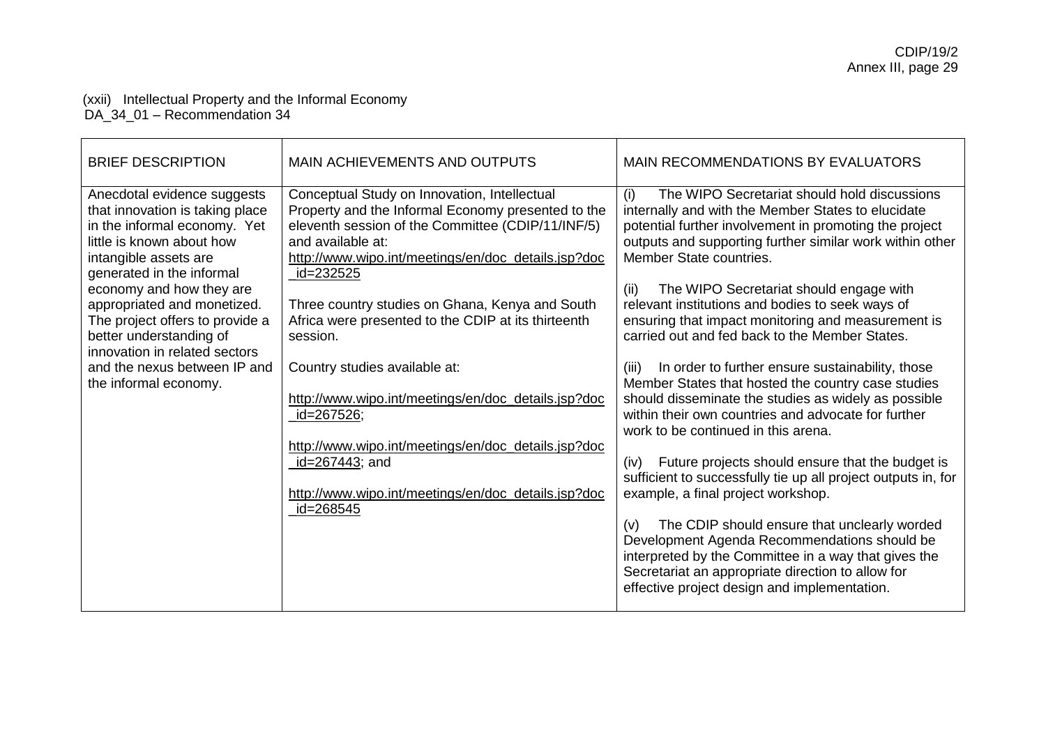(xxii) Intellectual Property and the Informal Economy
DA_34_01 – Recommendation 34

| BRIEF DESCRIPTION | MAIN ACHIEVEMENTS AND OUTPUTS | MAIN RECOMMENDATIONS BY EVALUATORS |
|---|---|---|
| Anecdotal evidence suggests that innovation is taking place in the informal economy. Yet little is known about how intangible assets are generated in the informal economy and how they are appropriated and monetized. The project offers to provide a better understanding of innovation in related sectors and the nexus between IP and the informal economy. | Conceptual Study on Innovation, Intellectual Property and the Informal Economy presented to the eleventh session of the Committee (CDIP/11/INF/5) and available at: http://www.wipo.int/meetings/en/doc_details.jsp?doc_id=232525<br><br>Three country studies on Ghana, Kenya and South Africa were presented to the CDIP at its thirteenth session.<br><br>Country studies available at:<br><br>http://www.wipo.int/meetings/en/doc_details.jsp?doc_id=267526;<br><br>http://www.wipo.int/meetings/en/doc_details.jsp?doc_id=267443; and<br><br>http://www.wipo.int/meetings/en/doc_details.jsp?doc_id=268545 | (i) The WIPO Secretariat should hold discussions internally and with the Member States to elucidate potential further involvement in promoting the project outputs and supporting further similar work within other Member State countries.<br><br>(ii) The WIPO Secretariat should engage with relevant institutions and bodies to seek ways of ensuring that impact monitoring and measurement is carried out and fed back to the Member States.<br><br>(iii) In order to further ensure sustainability, those Member States that hosted the country case studies should disseminate the studies as widely as possible within their own countries and advocate for further work to be continued in this arena.<br><br>(iv) Future projects should ensure that the budget is sufficient to successfully tie up all project outputs in, for example, a final project workshop.<br><br>(v) The CDIP should ensure that unclearly worded Development Agenda Recommendations should be interpreted by the Committee in a way that gives the Secretariat an appropriate direction to allow for effective project design and implementation. |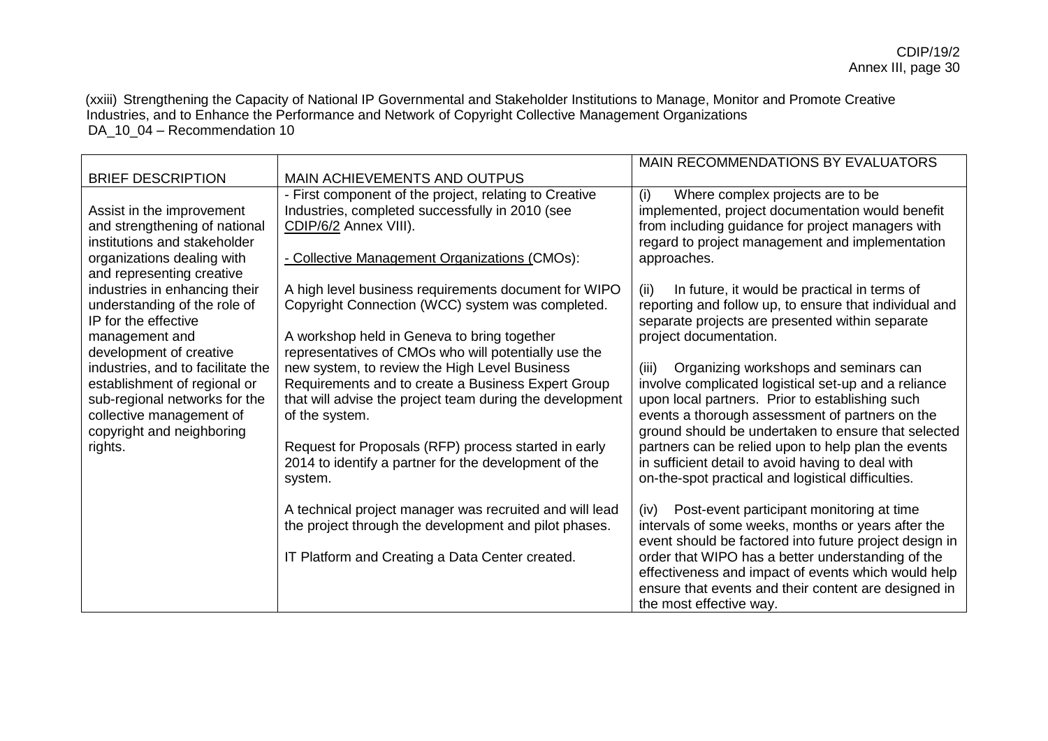(xxiii) Strengthening the Capacity of National IP Governmental and Stakeholder Institutions to Manage, Monitor and Promote Creative Industries, and to Enhance the Performance and Network of Copyright Collective Management Organizations
DA_10_04 – Recommendation 10

| BRIEF DESCRIPTION | MAIN ACHIEVEMENTS AND OUTPUS | MAIN RECOMMENDATIONS BY EVALUATORS |
|---|---|---|
| Assist in the improvement and strengthening of national institutions and stakeholder organizations dealing with and representing creative industries in enhancing their understanding of the role of IP for the effective management and development of creative industries, and to facilitate the establishment of regional or sub-regional networks for the collective management of copyright and neighboring rights. | - First component of the project, relating to Creative Industries, completed successfully in 2010 (see CDIP/6/2 Annex VIII).<br><br>- Collective Management Organizations (CMOs):<br><br>A high level business requirements document for WIPO Copyright Connection (WCC) system was completed.<br><br>A workshop held in Geneva to bring together representatives of CMOs who will potentially use the new system, to review the High Level Business Requirements and to create a Business Expert Group that will advise the project team during the development of the system.<br><br>Request for Proposals (RFP) process started in early 2014 to identify a partner for the development of the system.<br><br>A technical project manager was recruited and will lead the project through the development and pilot phases.<br><br>IT Platform and Creating a Data Center created. | (i) Where complex projects are to be implemented, project documentation would benefit from including guidance for project managers with regard to project management and implementation approaches.<br><br>(ii) In future, it would be practical in terms of reporting and follow up, to ensure that individual and separate projects are presented within separate project documentation.<br><br>(iii) Organizing workshops and seminars can involve complicated logistical set-up and a reliance upon local partners. Prior to establishing such events a thorough assessment of partners on the ground should be undertaken to ensure that selected partners can be relied upon to help plan the events in sufficient detail to avoid having to deal with on-the-spot practical and logistical difficulties.<br><br>(iv) Post-event participant monitoring at time intervals of some weeks, months or years after the event should be factored into future project design in order that WIPO has a better understanding of the effectiveness and impact of events which would help ensure that events and their content are designed in the most effective way. |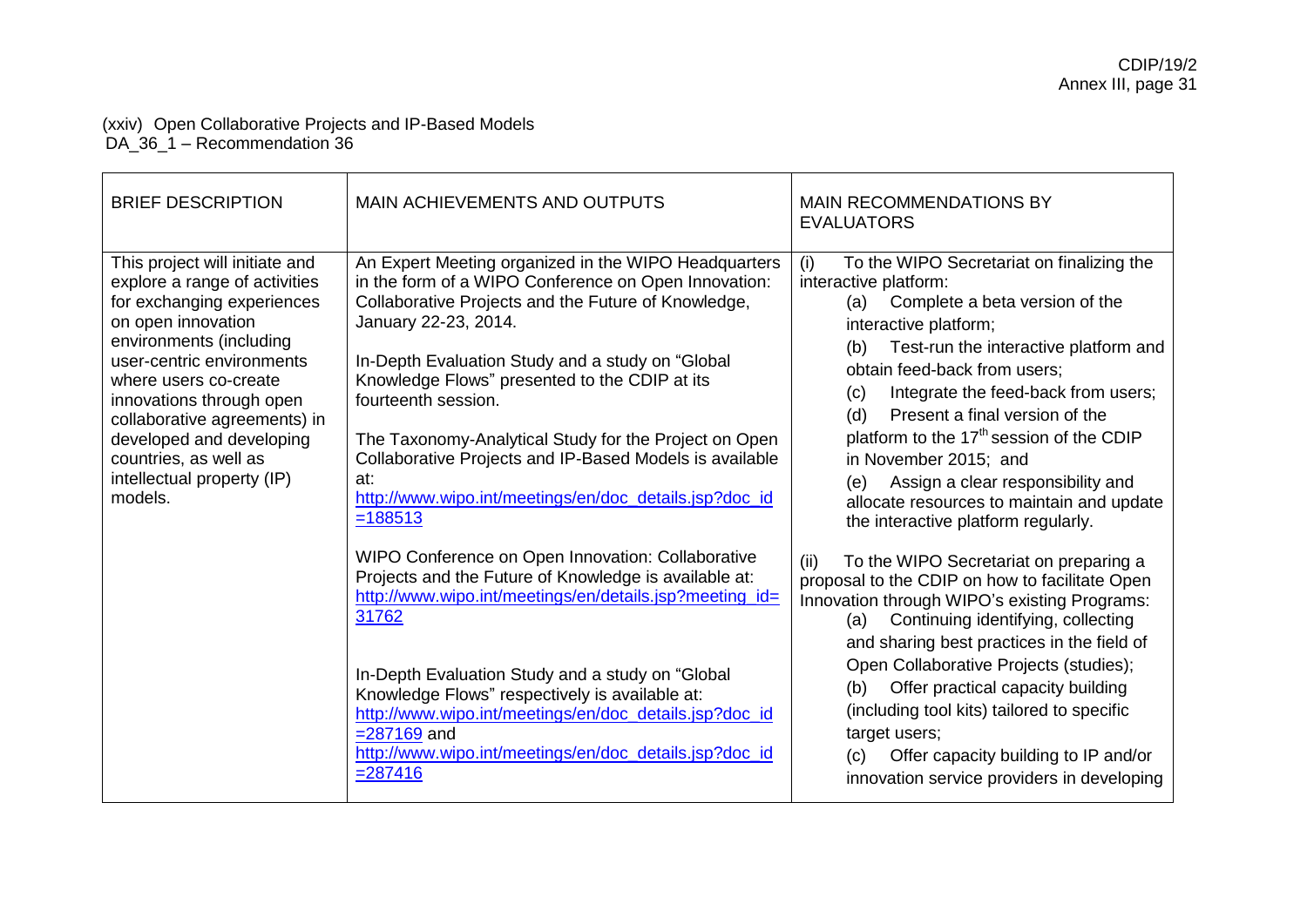(xxiv) Open Collaborative Projects and IP-Based Models
DA_36_1 – Recommendation 36

| BRIEF DESCRIPTION | MAIN ACHIEVEMENTS AND OUTPUTS | MAIN RECOMMENDATIONS BY EVALUATORS |
|---|---|---|
| This project will initiate and explore a range of activities for exchanging experiences on open innovation environments (including user-centric environments where users co-create innovations through open collaborative agreements) in developed and developing countries, as well as intellectual property (IP) models. | An Expert Meeting organized in the WIPO Headquarters in the form of a WIPO Conference on Open Innovation: Collaborative Projects and the Future of Knowledge, January 22-23, 2014.<br><br>In-Depth Evaluation Study and a study on "Global Knowledge Flows" presented to the CDIP at its fourteenth session.<br><br>The Taxonomy-Analytical Study for the Project on Open Collaborative Projects and IP-Based Models is available at: http://www.wipo.int/meetings/en/doc_details.jsp?doc_id=188513<br><br>WIPO Conference on Open Innovation: Collaborative Projects and the Future of Knowledge is available at: http://www.wipo.int/meetings/en/details.jsp?meeting_id=31762<br><br>In-Depth Evaluation Study and a study on "Global Knowledge Flows" respectively is available at: http://www.wipo.int/meetings/en/doc_details.jsp?doc_id=287169 and http://www.wipo.int/meetings/en/doc_details.jsp?doc_id=287416 | (i) To the WIPO Secretariat on finalizing the interactive platform:<br>(a) Complete a beta version of the interactive platform;<br>(b) Test-run the interactive platform and obtain feed-back from users;<br>(c) Integrate the feed-back from users;<br>(d) Present a final version of the platform to the 17th session of the CDIP in November 2015; and<br>(e) Assign a clear responsibility and allocate resources to maintain and update the interactive platform regularly.<br><br>(ii) To the WIPO Secretariat on preparing a proposal to the CDIP on how to facilitate Open Innovation through WIPO's existing Programs:<br>(a) Continuing identifying, collecting and sharing best practices in the field of Open Collaborative Projects (studies);<br>(b) Offer practical capacity building (including tool kits) tailored to specific target users;<br>(c) Offer capacity building to IP and/or innovation service providers in developing |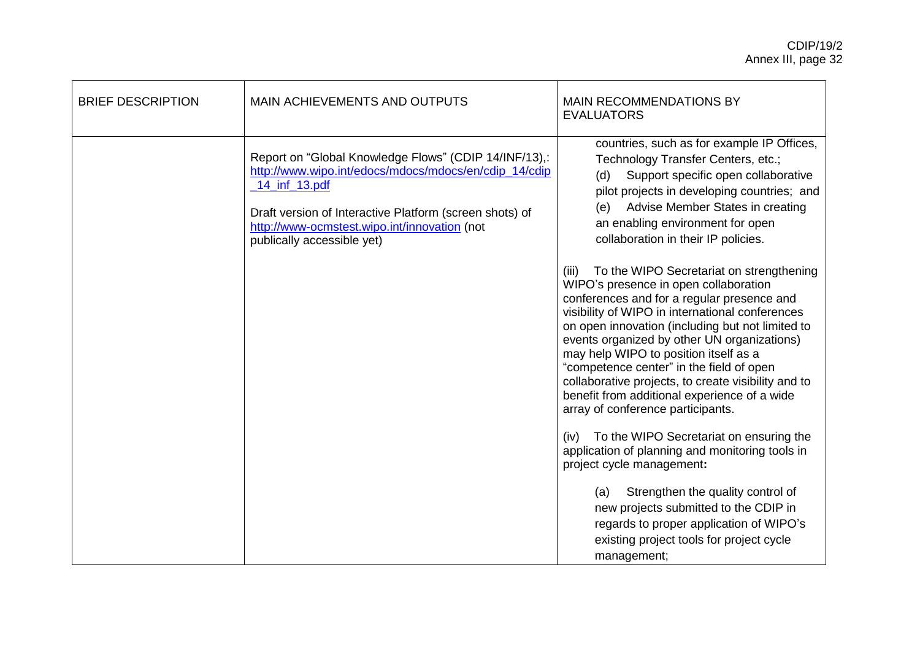| BRIEF DESCRIPTION | MAIN ACHIEVEMENTS AND OUTPUTS | MAIN RECOMMENDATIONS BY EVALUATORS |
|---|---|---|
| | Report on "Global Knowledge Flows" (CDIP 14/INF/13),: http://www.wipo.int/edocs/mdocs/mdocs/en/cdip_14/cdip_14_inf_13.pdf<br><br>Draft version of Interactive Platform (screen shots) of http://www-ocmstest.wipo.int/innovation (not publically accessible yet) | countries, such as for example IP Offices, Technology Transfer Centers, etc.;<br>(d) Support specific open collaborative pilot projects in developing countries; and<br>(e) Advise Member States in creating an enabling environment for open collaboration in their IP policies.<br><br>(iii) To the WIPO Secretariat on strengthening WIPO's presence in open collaboration conferences and for a regular presence and visibility of WIPO in international conferences on open innovation (including but not limited to events organized by other UN organizations) may help WIPO to position itself as a "competence center" in the field of open collaborative projects, to create visibility and to benefit from additional experience of a wide array of conference participants.<br><br>(iv) To the WIPO Secretariat on ensuring the application of planning and monitoring tools in project cycle management**:**<br><br>(a) Strengthen the quality control of new projects submitted to the CDIP in regards to proper application of WIPO's existing project tools for project cycle management; |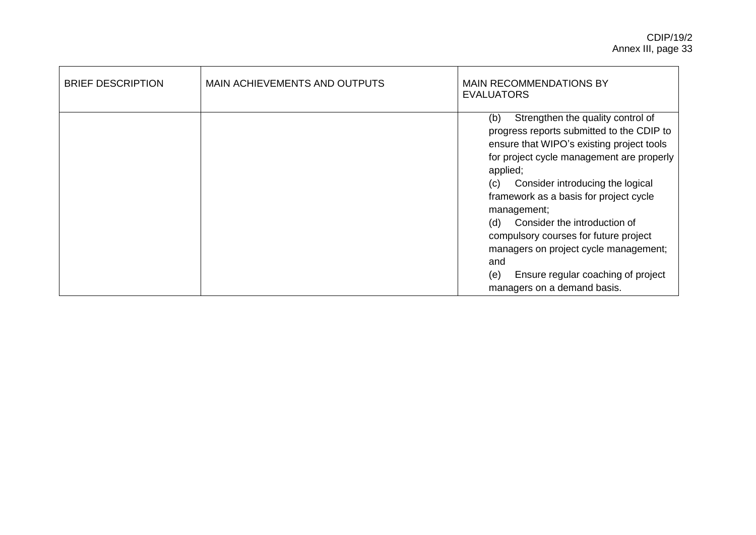| BRIEF DESCRIPTION | MAIN ACHIEVEMENTS AND OUTPUTS | MAIN RECOMMENDATIONS BY EVALUATORS |
|---|---|---|
| | | (b) Strengthen the quality control of progress reports submitted to the CDIP to ensure that WIPO's existing project tools for project cycle management are properly applied;<br>(c) Consider introducing the logical framework as a basis for project cycle management;<br>(d) Consider the introduction of compulsory courses for future project managers on project cycle management; and<br>(e) Ensure regular coaching of project managers on a demand basis. |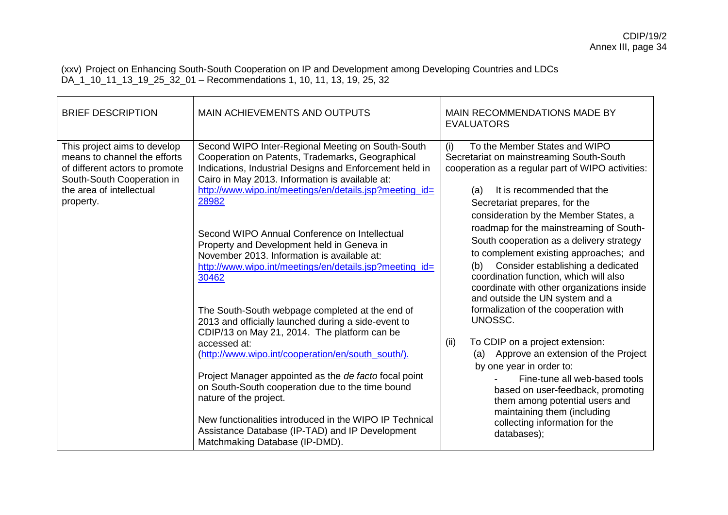(xxv) Project on Enhancing South-South Cooperation on IP and Development among Developing Countries and LDCs
DA_1_10_11_13_19_25_32_01 – Recommendations 1, 10, 11, 13, 19, 25, 32

| BRIEF DESCRIPTION | MAIN ACHIEVEMENTS AND OUTPUTS | MAIN RECOMMENDATIONS MADE BY EVALUATORS |
|---|---|---|
| This project aims to develop means to channel the efforts of different actors to promote South-South Cooperation in the area of intellectual property. | Second WIPO Inter-Regional Meeting on South-South Cooperation on Patents, Trademarks, Geographical Indications, Industrial Designs and Enforcement held in Cairo in May 2013. Information is available at: http://www.wipo.int/meetings/en/details.jsp?meeting_id=28982<br><br>Second WIPO Annual Conference on Intellectual Property and Development held in Geneva in November 2013. Information is available at: http://www.wipo.int/meetings/en/details.jsp?meeting_id=30462<br><br>The South-South webpage completed at the end of 2013 and officially launched during a side-event to CDIP/13 on May 21, 2014. The platform can be accessed at: (http://www.wipo.int/cooperation/en/south_south/).<br><br>Project Manager appointed as the *de facto* focal point on South-South cooperation due to the time bound nature of the project.<br><br>New functionalities introduced in the WIPO IP Technical Assistance Database (IP-TAD) and IP Development Matchmaking Database (IP-DMD). | (i) To the Member States and WIPO Secretariat on mainstreaming South-South cooperation as a regular part of WIPO activities:<br><br>(a) It is recommended that the Secretariat prepares, for the consideration by the Member States, a roadmap for the mainstreaming of South-South cooperation as a delivery strategy to complement existing approaches; and<br>(b) Consider establishing a dedicated coordination function, which will also coordinate with other organizations inside and outside the UN system and a formalization of the cooperation with UNOSSC.<br><br>(ii) To CDIP on a project extension:<br>(a) Approve an extension of the Project by one year in order to:<br>- Fine-tune all web-based tools based on user-feedback, promoting them among potential users and maintaining them (including collecting information for the databases); |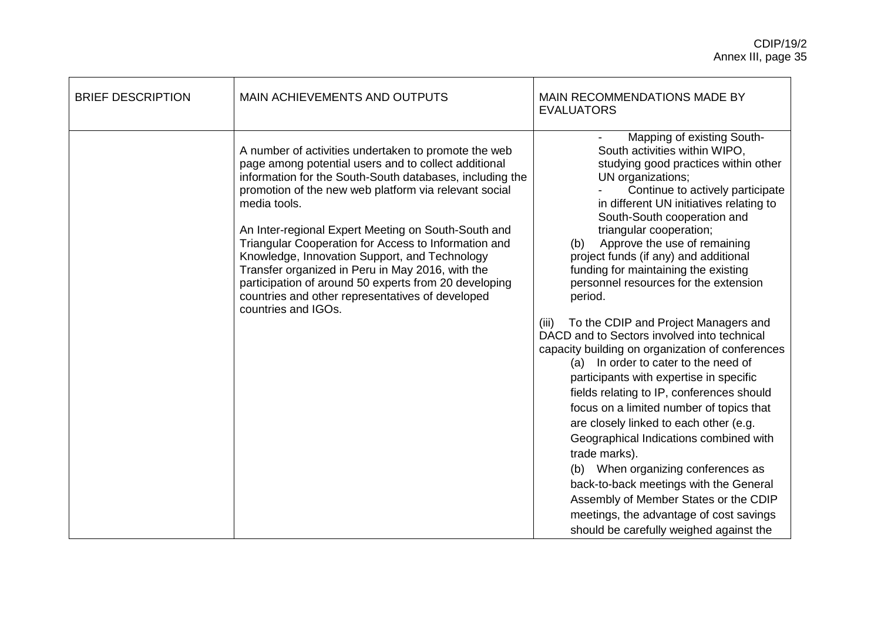| BRIEF DESCRIPTION | MAIN ACHIEVEMENTS AND OUTPUTS | MAIN RECOMMENDATIONS MADE BY EVALUATORS |
|---|---|---|
| | A number of activities undertaken to promote the web page among potential users and to collect additional information for the South-South databases, including the promotion of the new web platform via relevant social media tools.<br><br>An Inter-regional Expert Meeting on South-South and Triangular Cooperation for Access to Information and Knowledge, Innovation Support, and Technology Transfer organized in Peru in May 2016, with the participation of around 50 experts from 20 developing countries and other representatives of developed countries and IGOs. | - Mapping of existing South-South activities within WIPO, studying good practices within other UN organizations;<br>- Continue to actively participate in different UN initiatives relating to South-South cooperation and triangular cooperation;<br>(b) Approve the use of remaining project funds (if any) and additional funding for maintaining the existing personnel resources for the extension period.<br><br>(iii) To the CDIP and Project Managers and DACD and to Sectors involved into technical capacity building on organization of conferences<br>(a) In order to cater to the need of participants with expertise in specific fields relating to IP, conferences should focus on a limited number of topics that are closely linked to each other (e.g. Geographical Indications combined with trade marks).<br>(b) When organizing conferences as back-to-back meetings with the General Assembly of Member States or the CDIP meetings, the advantage of cost savings should be carefully weighed against the |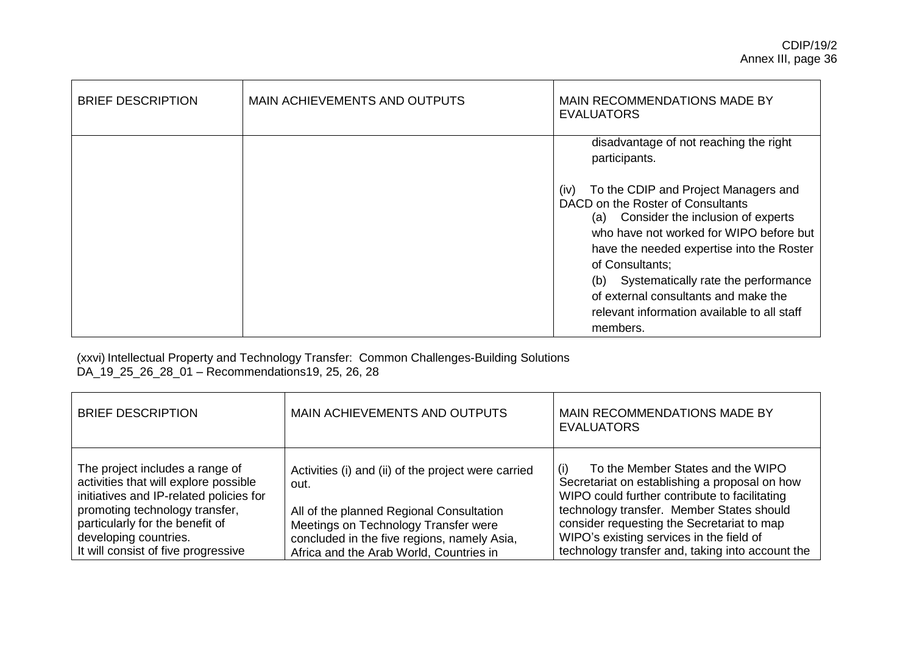| BRIEF DESCRIPTION | MAIN ACHIEVEMENTS AND OUTPUTS | MAIN RECOMMENDATIONS MADE BY EVALUATORS |
|---|---|---|
| | | disadvantage of not reaching the right participants.<br><br>(iv) To the CDIP and Project Managers and DACD on the Roster of Consultants<br>(a) Consider the inclusion of experts who have not worked for WIPO before but have the needed expertise into the Roster of Consultants;<br>(b) Systematically rate the performance of external consultants and make the relevant information available to all staff members. |

(xxvi) Intellectual Property and Technology Transfer: Common Challenges-Building Solutions
DA_19_25_26_28_01 – Recommendations19, 25, 26, 28

| BRIEF DESCRIPTION | MAIN ACHIEVEMENTS AND OUTPUTS | MAIN RECOMMENDATIONS MADE BY EVALUATORS |
|---|---|---|
| The project includes a range of activities that will explore possible initiatives and IP-related policies for promoting technology transfer, particularly for the benefit of developing countries.<br>It will consist of five progressive | Activities (i) and (ii) of the project were carried out.<br><br>All of the planned Regional Consultation Meetings on Technology Transfer were concluded in the five regions, namely Asia, Africa and the Arab World, Countries in | (i) To the Member States and the WIPO Secretariat on establishing a proposal on how WIPO could further contribute to facilitating technology transfer. Member States should consider requesting the Secretariat to map WIPO's existing services in the field of technology transfer and, taking into account the |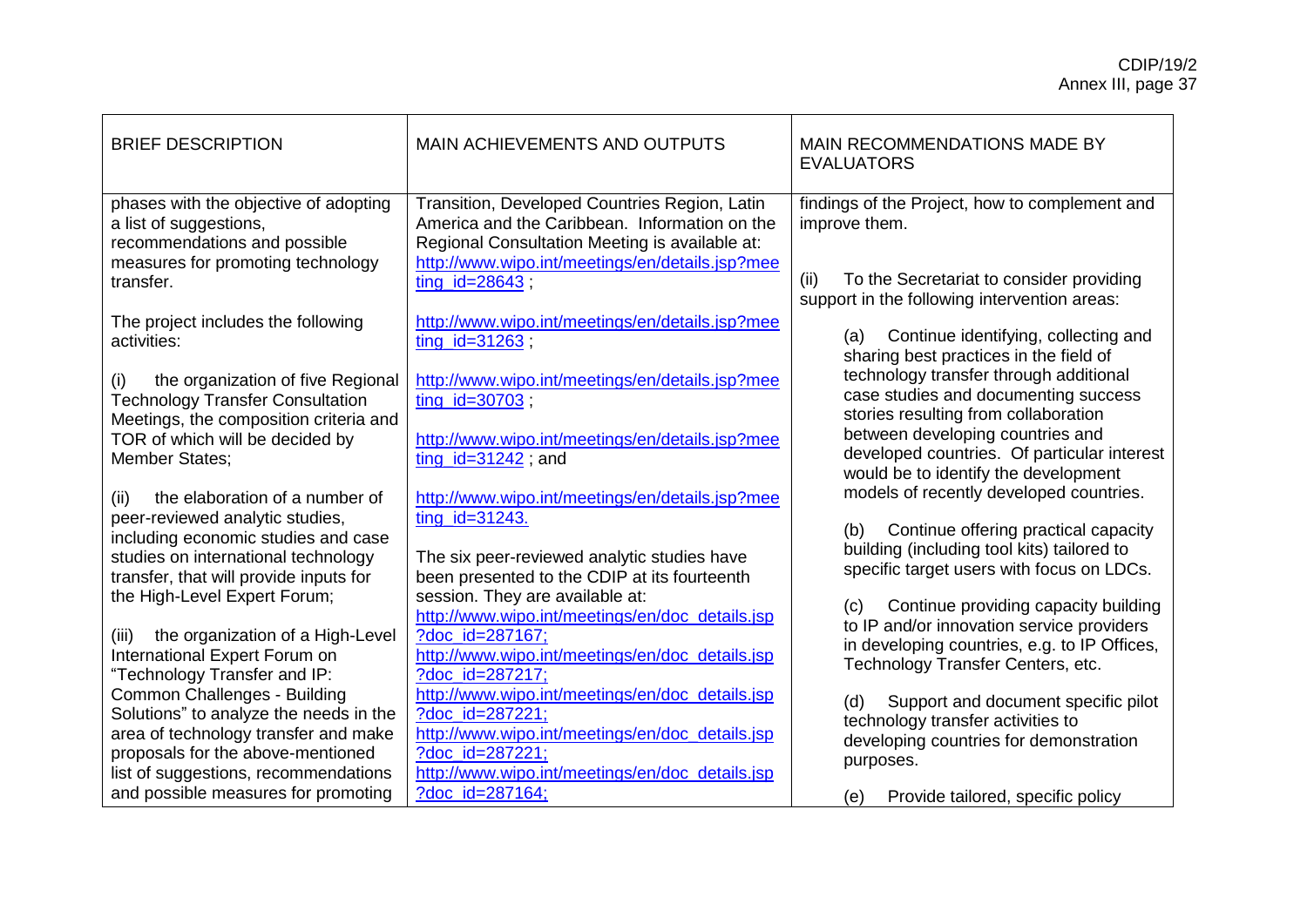| BRIEF DESCRIPTION | MAIN ACHIEVEMENTS AND OUTPUTS | MAIN RECOMMENDATIONS MADE BY EVALUATORS |
|---|---|---|
| phases with the objective of adopting a list of suggestions, recommendations and possible measures for promoting technology transfer.<br><br>The project includes the following activities:<br><br>(i) the organization of five Regional Technology Transfer Consultation Meetings, the composition criteria and TOR of which will be decided by Member States;<br><br>(ii) the elaboration of a number of peer-reviewed analytic studies, including economic studies and case studies on international technology transfer, that will provide inputs for the High-Level Expert Forum;<br><br>(iii) the organization of a High-Level International Expert Forum on "Technology Transfer and IP: Common Challenges - Building Solutions" to analyze the needs in the area of technology transfer and make proposals for the above-mentioned list of suggestions, recommendations and possible measures for promoting | Transition, Developed Countries Region, Latin America and the Caribbean. Information on the Regional Consultation Meeting is available at: http://www.wipo.int/meetings/en/details.jsp?meeting_id=28643 ;<br><br>http://www.wipo.int/meetings/en/details.jsp?meeting_id=31263 ;<br><br>http://www.wipo.int/meetings/en/details.jsp?meeting_id=30703 ;<br><br>http://www.wipo.int/meetings/en/details.jsp?meeting_id=31242 ; and<br><br>http://www.wipo.int/meetings/en/details.jsp?meeting_id=31243.<br><br>The six peer-reviewed analytic studies have been presented to the CDIP at its fourteenth session. They are available at:<br>http://www.wipo.int/meetings/en/doc_details.jsp?doc_id=287167;<br>http://www.wipo.int/meetings/en/doc_details.jsp?doc_id=287217;<br>http://www.wipo.int/meetings/en/doc_details.jsp?doc_id=287221;<br>http://www.wipo.int/meetings/en/doc_details.jsp?doc_id=287221;<br>http://www.wipo.int/meetings/en/doc_details.jsp?doc_id=287164; | findings of the Project, how to complement and improve them.<br><br>(ii) To the Secretariat to consider providing support in the following intervention areas:<br><br>(a) Continue identifying, collecting and sharing best practices in the field of technology transfer through additional case studies and documenting success stories resulting from collaboration between developing countries and developed countries. Of particular interest would be to identify the development models of recently developed countries.<br><br>(b) Continue offering practical capacity building (including tool kits) tailored to specific target users with focus on LDCs.<br><br>(c) Continue providing capacity building to IP and/or innovation service providers in developing countries, e.g. to IP Offices, Technology Transfer Centers, etc.<br><br>(d) Support and document specific pilot technology transfer activities to developing countries for demonstration purposes.<br><br>(e) Provide tailored, specific policy |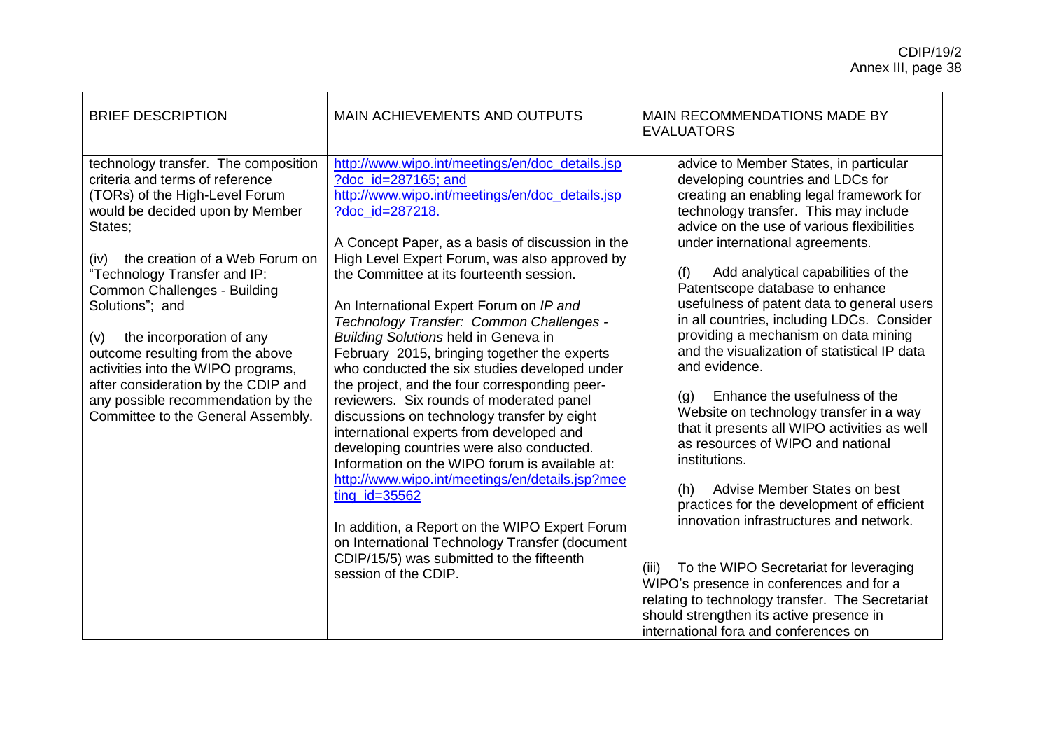| BRIEF DESCRIPTION | MAIN ACHIEVEMENTS AND OUTPUTS | MAIN RECOMMENDATIONS MADE BY EVALUATORS |
|---|---|---|
| technology transfer. The composition criteria and terms of reference (TORs) of the High-Level Forum would be decided upon by Member States;<br><br>(iv) the creation of a Web Forum on "Technology Transfer and IP: Common Challenges - Building Solutions"; and<br><br>(v) the incorporation of any outcome resulting from the above activities into the WIPO programs, after consideration by the CDIP and any possible recommendation by the Committee to the General Assembly. | http://www.wipo.int/meetings/en/doc_details.jsp?doc_id=287165; and http://www.wipo.int/meetings/en/doc_details.jsp?doc_id=287218.<br><br>A Concept Paper, as a basis of discussion in the High Level Expert Forum, was also approved by the Committee at its fourteenth session.<br><br>An International Expert Forum on *IP and Technology Transfer: Common Challenges - Building Solutions* held in Geneva in February 2015, bringing together the experts who conducted the six studies developed under the project, and the four corresponding peer-reviewers. Six rounds of moderated panel discussions on technology transfer by eight international experts from developed and developing countries were also conducted. Information on the WIPO forum is available at: http://www.wipo.int/meetings/en/details.jsp?meeting_id=35562<br><br>In addition, a Report on the WIPO Expert Forum on International Technology Transfer (document CDIP/15/5) was submitted to the fifteenth session of the CDIP. | advice to Member States, in particular developing countries and LDCs for creating an enabling legal framework for technology transfer. This may include advice on the use of various flexibilities under international agreements.<br><br>(f) Add analytical capabilities of the Patentscope database to enhance usefulness of patent data to general users in all countries, including LDCs. Consider providing a mechanism on data mining and the visualization of statistical IP data and evidence.<br><br>(g) Enhance the usefulness of the Website on technology transfer in a way that it presents all WIPO activities as well as resources of WIPO and national institutions.<br><br>(h) Advise Member States on best practices for the development of efficient innovation infrastructures and network.<br><br>(iii) To the WIPO Secretariat for leveraging WIPO's presence in conferences and for a relating to technology transfer. The Secretariat should strengthen its active presence in international fora and conferences on |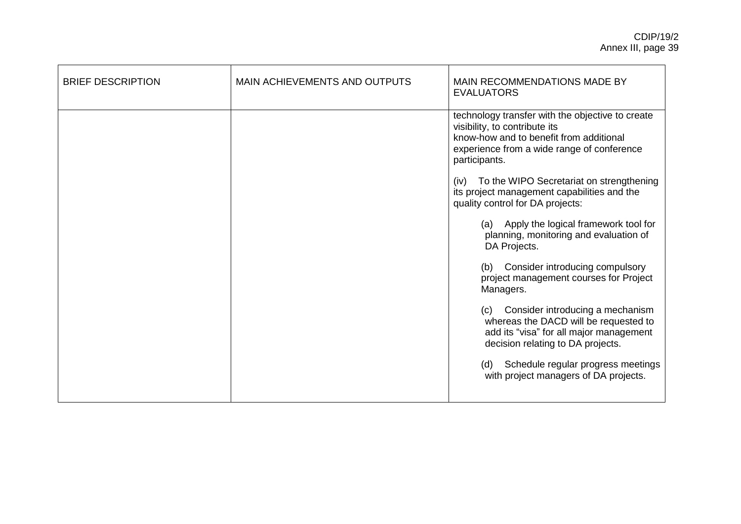| BRIEF DESCRIPTION | MAIN ACHIEVEMENTS AND OUTPUTS | MAIN RECOMMENDATIONS MADE BY EVALUATORS |
|---|---|---|
| | | technology transfer with the objective to create visibility, to contribute its know-how and to benefit from additional experience from a wide range of conference participants.<br><br>(iv) To the WIPO Secretariat on strengthening its project management capabilities and the quality control for DA projects:<br><br>(a) Apply the logical framework tool for planning, monitoring and evaluation of DA Projects.<br><br>(b) Consider introducing compulsory project management courses for Project Managers.<br><br>(c) Consider introducing a mechanism whereas the DACD will be requested to add its "visa" for all major management decision relating to DA projects.<br><br>(d) Schedule regular progress meetings with project managers of DA projects. |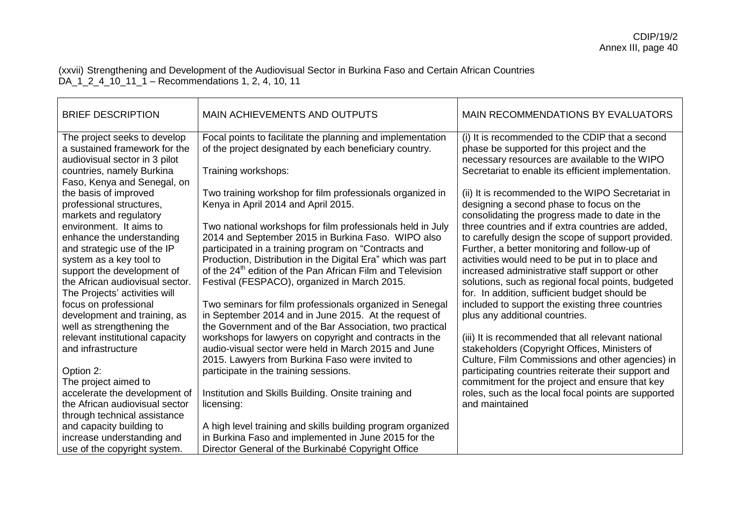(xxvii) Strengthening and Development of the Audiovisual Sector in Burkina Faso and Certain African Countries
DA_1_2_4_10_11_1 – Recommendations 1, 2, 4, 10, 11

| BRIEF DESCRIPTION | MAIN ACHIEVEMENTS AND OUTPUTS | MAIN RECOMMENDATIONS BY EVALUATORS |
|---|---|---|
| The project seeks to develop a sustained framework for the audiovisual sector in 3 pilot countries, namely Burkina Faso, Kenya and Senegal, on the basis of improved professional structures, markets and regulatory environment. It aims to enhance the understanding and strategic use of the IP system as a key tool to support the development of the African audiovisual sector. The Projects' activities will focus on professional development and training, as well as strengthening the relevant institutional capacity and infrastructure<br><br>Option 2:<br>The project aimed to accelerate the development of the African audiovisual sector through technical assistance and capacity building to increase understanding and use of the copyright system. | Focal points to facilitate the planning and implementation of the project designated by each beneficiary country.<br><br>Training workshops:<br><br>Two training workshop for film professionals organized in Kenya in April 2014 and April 2015.<br><br>Two national workshops for film professionals held in July 2014 and September 2015 in Burkina Faso. WIPO also participated in a training program on "Contracts and Production, Distribution in the Digital Era" which was part of the 24th edition of the Pan African Film and Television Festival (FESPACO), organized in March 2015.<br><br>Two seminars for film professionals organized in Senegal in September 2014 and in June 2015. At the request of the Government and of the Bar Association, two practical workshops for lawyers on copyright and contracts in the audio-visual sector were held in March 2015 and June 2015. Lawyers from Burkina Faso were invited to participate in the training sessions.<br><br>Institution and Skills Building. Onsite training and licensing:<br><br>A high level training and skills building program organized in Burkina Faso and implemented in June 2015 for the Director General of the Burkinabé Copyright Office | (i) It is recommended to the CDIP that a second phase be supported for this project and the necessary resources are available to the WIPO Secretariat to enable its efficient implementation.<br><br>(ii) It is recommended to the WIPO Secretariat in designing a second phase to focus on the consolidating the progress made to date in the three countries and if extra countries are added, to carefully design the scope of support provided. Further, a better monitoring and follow-up of activities would need to be put in to place and increased administrative staff support or other solutions, such as regional focal points, budgeted for. In addition, sufficient budget should be included to support the existing three countries plus any additional countries.<br><br>(iii) It is recommended that all relevant national stakeholders (Copyright Offices, Ministers of Culture, Film Commissions and other agencies) in participating countries reiterate their support and commitment for the project and ensure that key roles, such as the local focal points are supported and maintained |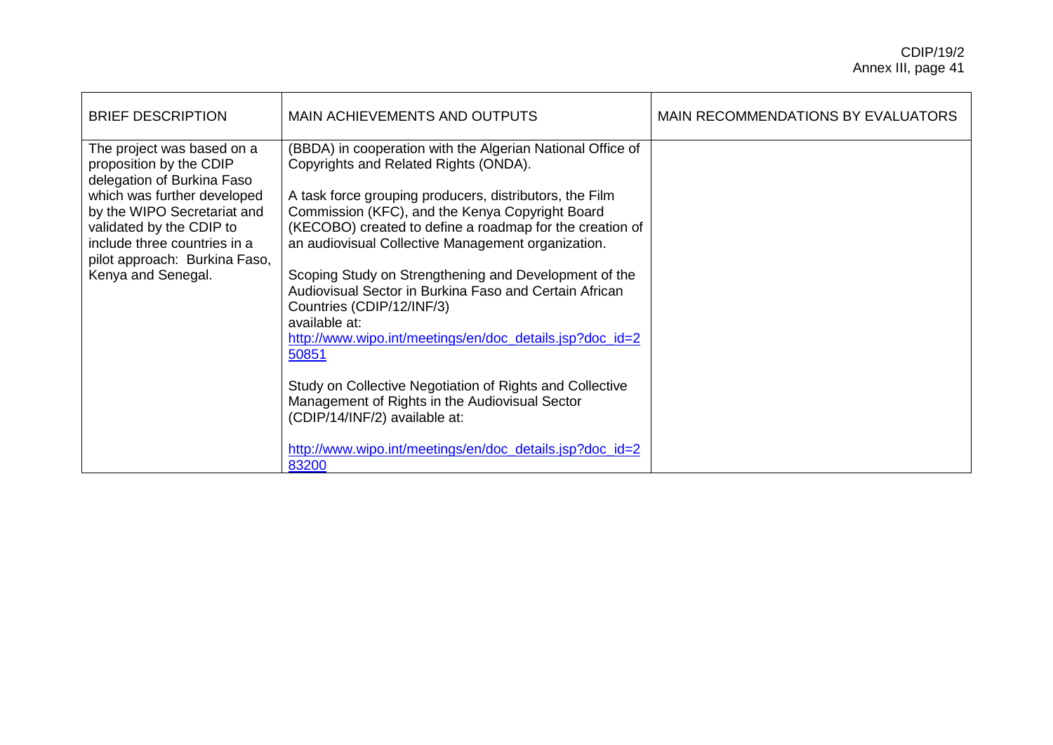| BRIEF DESCRIPTION | MAIN ACHIEVEMENTS AND OUTPUTS | MAIN RECOMMENDATIONS BY EVALUATORS |
|---|---|---|
| The project was based on a proposition by the CDIP delegation of Burkina Faso which was further developed by the WIPO Secretariat and validated by the CDIP to include three countries in a pilot approach: Burkina Faso, Kenya and Senegal. | (BBDA) in cooperation with the Algerian National Office of Copyrights and Related Rights (ONDA).<br><br>A task force grouping producers, distributors, the Film Commission (KFC), and the Kenya Copyright Board (KECOBO) created to define a roadmap for the creation of an audiovisual Collective Management organization.<br><br>Scoping Study on Strengthening and Development of the Audiovisual Sector in Burkina Faso and Certain African Countries (CDIP/12/INF/3) available at: http://www.wipo.int/meetings/en/doc_details.jsp?doc_id=250851<br><br>Study on Collective Negotiation of Rights and Collective Management of Rights in the Audiovisual Sector (CDIP/14/INF/2) available at:<br><br>http://www.wipo.int/meetings/en/doc_details.jsp?doc_id=283200 | |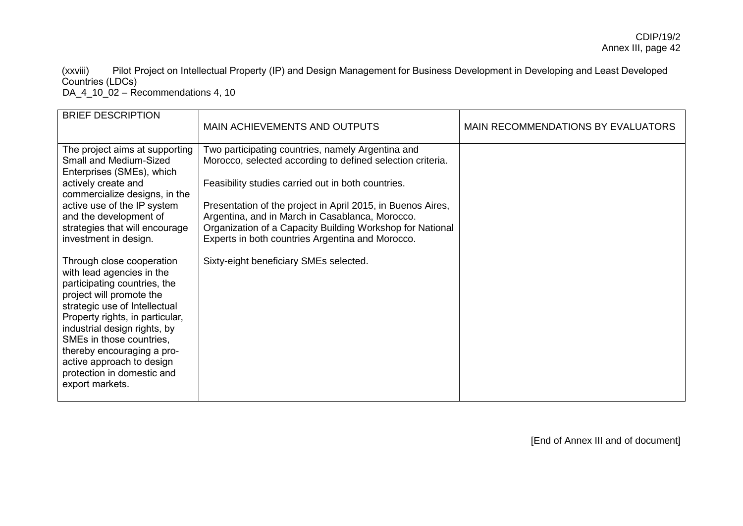(xxviii) Pilot Project on Intellectual Property (IP) and Design Management for Business Development in Developing and Least Developed Countries (LDCs)
DA_4_10_02 – Recommendations 4, 10

| BRIEF DESCRIPTION | MAIN ACHIEVEMENTS AND OUTPUTS | MAIN RECOMMENDATIONS BY EVALUATORS |
|---|---|---|
| The project aims at supporting Small and Medium-Sized Enterprises (SMEs), which actively create and commercialize designs, in the active use of the IP system and the development of strategies that will encourage investment in design.<br><br>Through close cooperation with lead agencies in the participating countries, the project will promote the strategic use of Intellectual Property rights, in particular, industrial design rights, by SMEs in those countries, thereby encouraging a pro-active approach to design protection in domestic and export markets. | Two participating countries, namely Argentina and Morocco, selected according to defined selection criteria.<br><br>Feasibility studies carried out in both countries.<br><br>Presentation of the project in April 2015, in Buenos Aires, Argentina, and in March in Casablanca, Morocco. Organization of a Capacity Building Workshop for National Experts in both countries Argentina and Morocco.<br><br>Sixty-eight beneficiary SMEs selected. | |

[End of Annex III and of document]